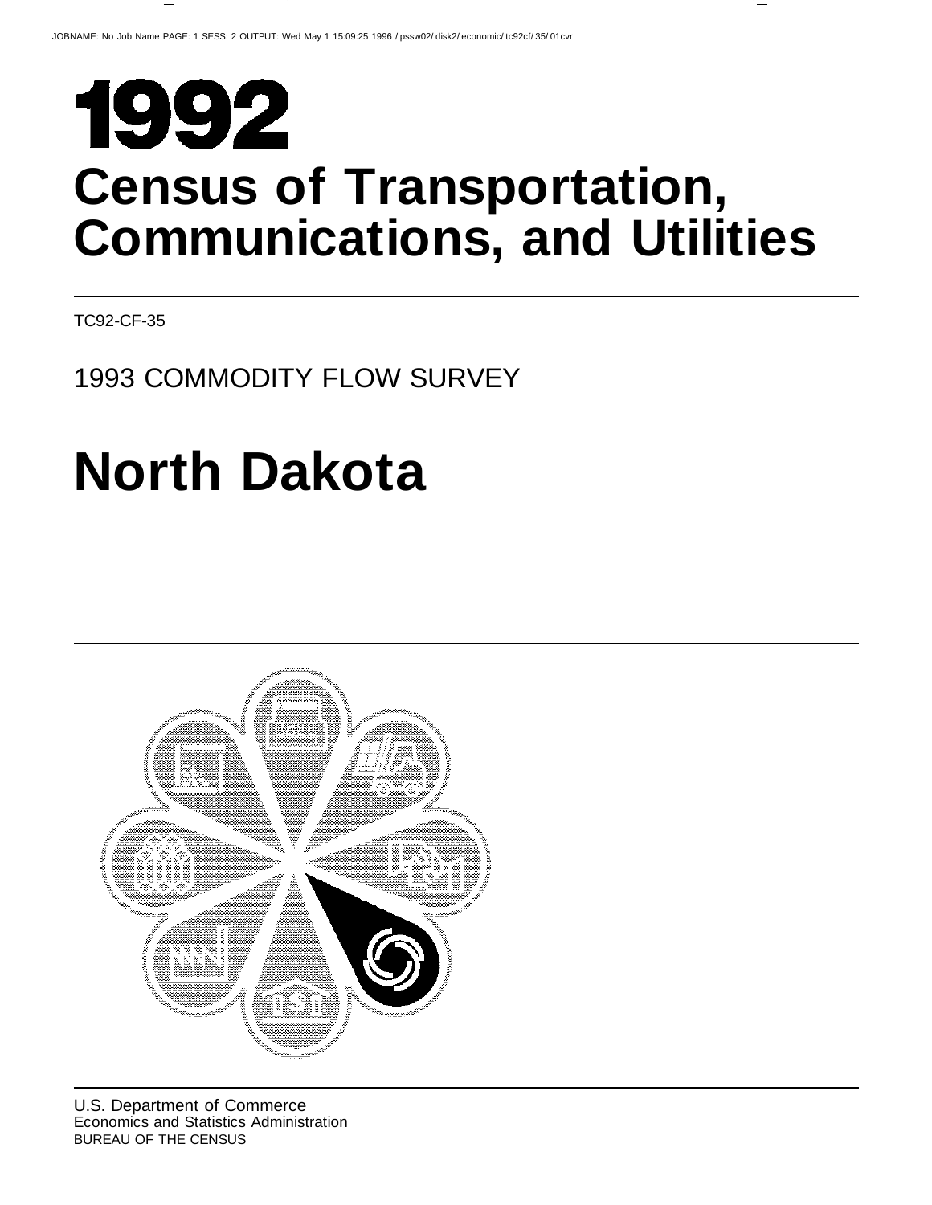# 1992

# Census of Transportation, Communications, and Utilities

TC92-CF-35

## 1993 COMMODITY FLOW SURVEY

# North Dakota

U.S. Department of Commerce
Economics and Statistics Administration
BUREAU OF THE CENSUS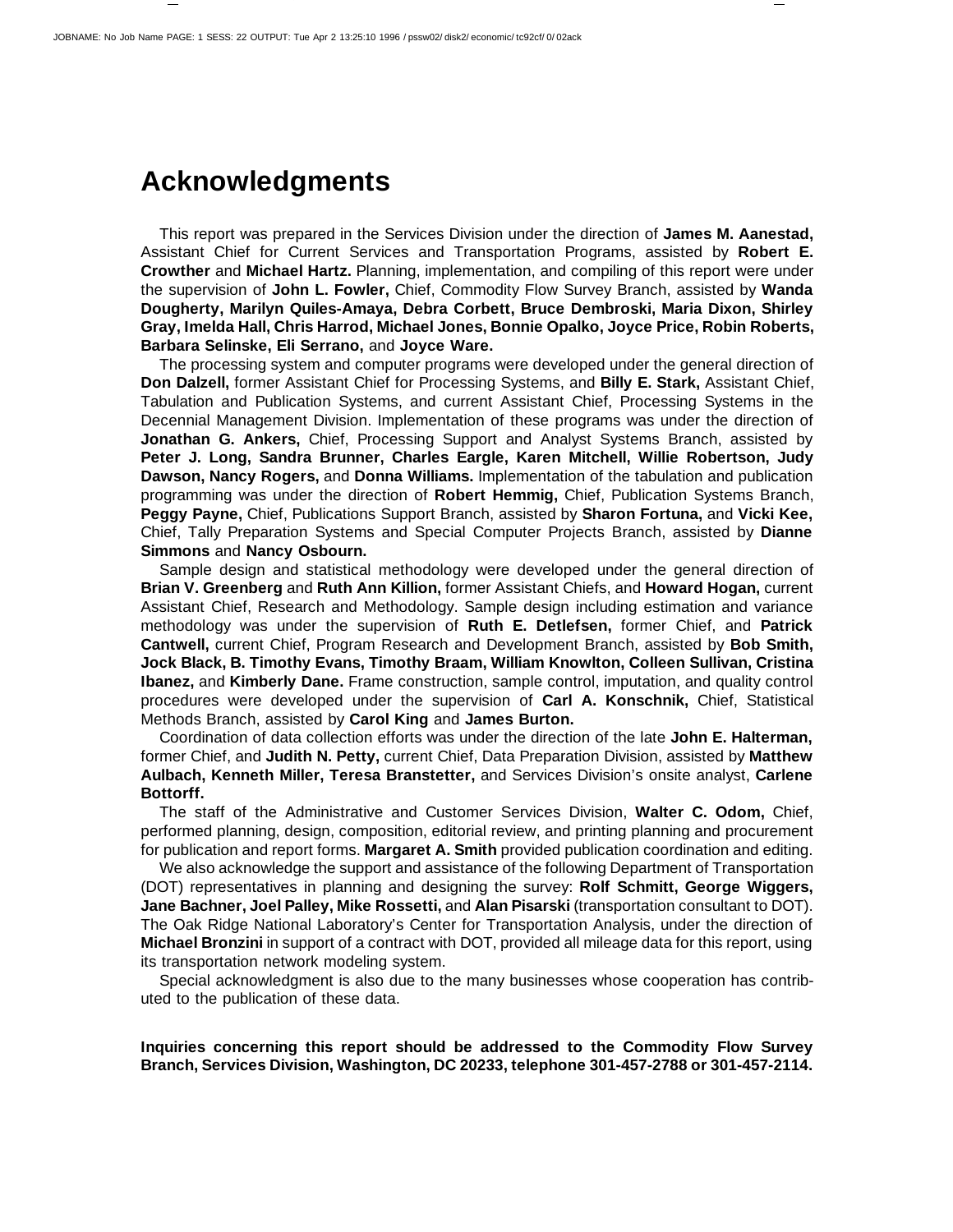# Acknowledgments

This report was prepared in the Services Division under the direction of **James M. Aanestad,** Assistant Chief for Current Services and Transportation Programs, assisted by **Robert E. Crowther** and **Michael Hartz.** Planning, implementation, and compiling of this report were under the supervision of **John L. Fowler,** Chief, Commodity Flow Survey Branch, assisted by **Wanda Dougherty, Marilyn Quiles-Amaya, Debra Corbett, Bruce Dembroski, Maria Dixon, Shirley Gray, Imelda Hall, Chris Harrod, Michael Jones, Bonnie Opalko, Joyce Price, Robin Roberts, Barbara Selinske, Eli Serrano,** and **Joyce Ware.**

The processing system and computer programs were developed under the general direction of **Don Dalzell,** former Assistant Chief for Processing Systems, and **Billy E. Stark,** Assistant Chief, Tabulation and Publication Systems, and current Assistant Chief, Processing Systems in the Decennial Management Division. Implementation of these programs was under the direction of **Jonathan G. Ankers,** Chief, Processing Support and Analyst Systems Branch, assisted by **Peter J. Long, Sandra Brunner, Charles Eargle, Karen Mitchell, Willie Robertson, Judy Dawson, Nancy Rogers,** and **Donna Williams.** Implementation of the tabulation and publication programming was under the direction of **Robert Hemmig,** Chief, Publication Systems Branch, **Peggy Payne,** Chief, Publications Support Branch, assisted by **Sharon Fortuna,** and **Vicki Kee,** Chief, Tally Preparation Systems and Special Computer Projects Branch, assisted by **Dianne Simmons** and **Nancy Osbourn.**

Sample design and statistical methodology were developed under the general direction of **Brian V. Greenberg** and **Ruth Ann Killion,** former Assistant Chiefs, and **Howard Hogan,** current Assistant Chief, Research and Methodology. Sample design including estimation and variance methodology was under the supervision of **Ruth E. Detlefsen,** former Chief, and **Patrick Cantwell,** current Chief, Program Research and Development Branch, assisted by **Bob Smith, Jock Black, B. Timothy Evans, Timothy Braam, William Knowlton, Colleen Sullivan, Cristina Ibanez,** and **Kimberly Dane.** Frame construction, sample control, imputation, and quality control procedures were developed under the supervision of **Carl A. Konschnik,** Chief, Statistical Methods Branch, assisted by **Carol King** and **James Burton.**

Coordination of data collection efforts was under the direction of the late **John E. Halterman,** former Chief, and **Judith N. Petty,** current Chief, Data Preparation Division, assisted by **Matthew Aulbach, Kenneth Miller, Teresa Branstetter,** and Services Division's onsite analyst, **Carlene Bottorff.**

The staff of the Administrative and Customer Services Division, **Walter C. Odom,** Chief, performed planning, design, composition, editorial review, and printing planning and procurement for publication and report forms. **Margaret A. Smith** provided publication coordination and editing.

We also acknowledge the support and assistance of the following Department of Transportation (DOT) representatives in planning and designing the survey: **Rolf Schmitt, George Wiggers, Jane Bachner, Joel Palley, Mike Rossetti,** and **Alan Pisarski** (transportation consultant to DOT). The Oak Ridge National Laboratory's Center for Transportation Analysis, under the direction of **Michael Bronzini** in support of a contract with DOT, provided all mileage data for this report, using its transportation network modeling system.

Special acknowledgment is also due to the many businesses whose cooperation has contributed to the publication of these data.

**Inquiries concerning this report should be addressed to the Commodity Flow Survey Branch, Services Division, Washington, DC 20233, telephone 301-457-2788 or 301-457-2114.**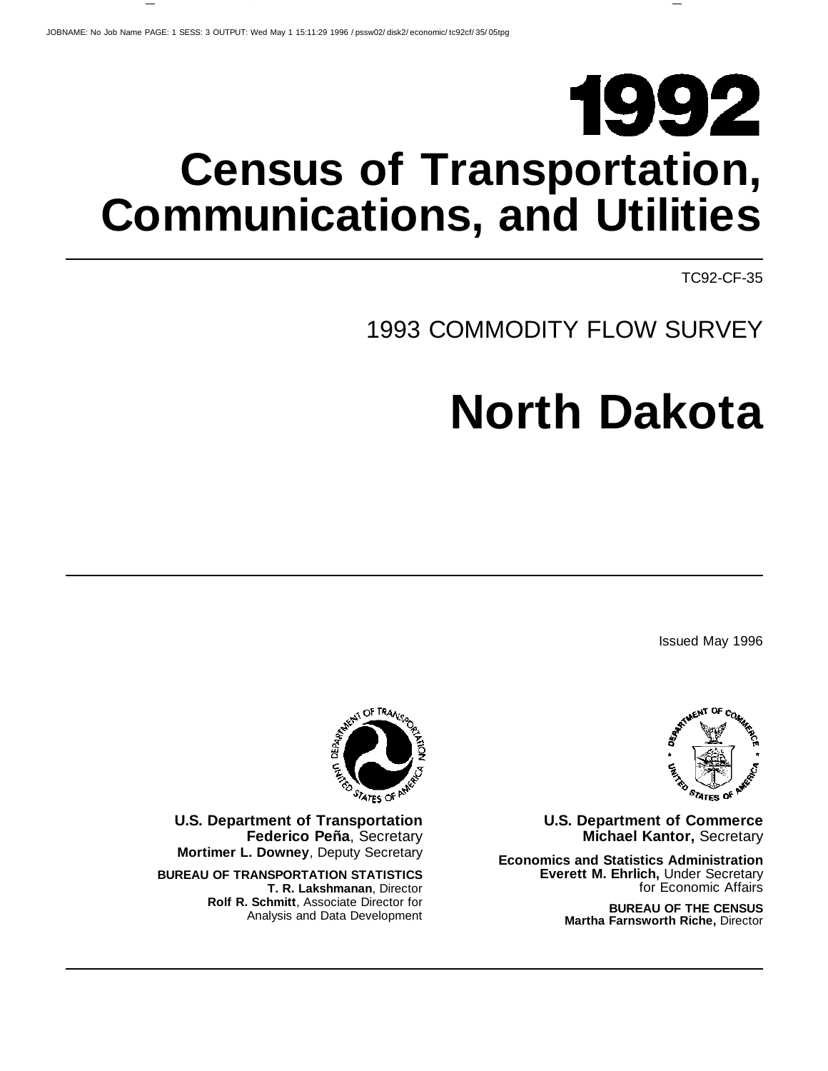# 1992

# Census of Transportation, Communications, and Utilities

TC92-CF-35

## 1993 COMMODITY FLOW SURVEY

# North Dakota

Issued May 1996

**U.S. Department of Transportation**
**Federico Peña**, Secretary
**Mortimer L. Downey**, Deputy Secretary

**BUREAU OF TRANSPORTATION STATISTICS**
**T. R. Lakshmanan**, Director
**Rolf R. Schmitt**, Associate Director for Analysis and Data Development

**U.S. Department of Commerce**
**Michael Kantor,** Secretary

**Economics and Statistics Administration**
**Everett M. Ehrlich,** Under Secretary for Economic Affairs

**BUREAU OF THE CENSUS**
**Martha Farnsworth Riche,** Director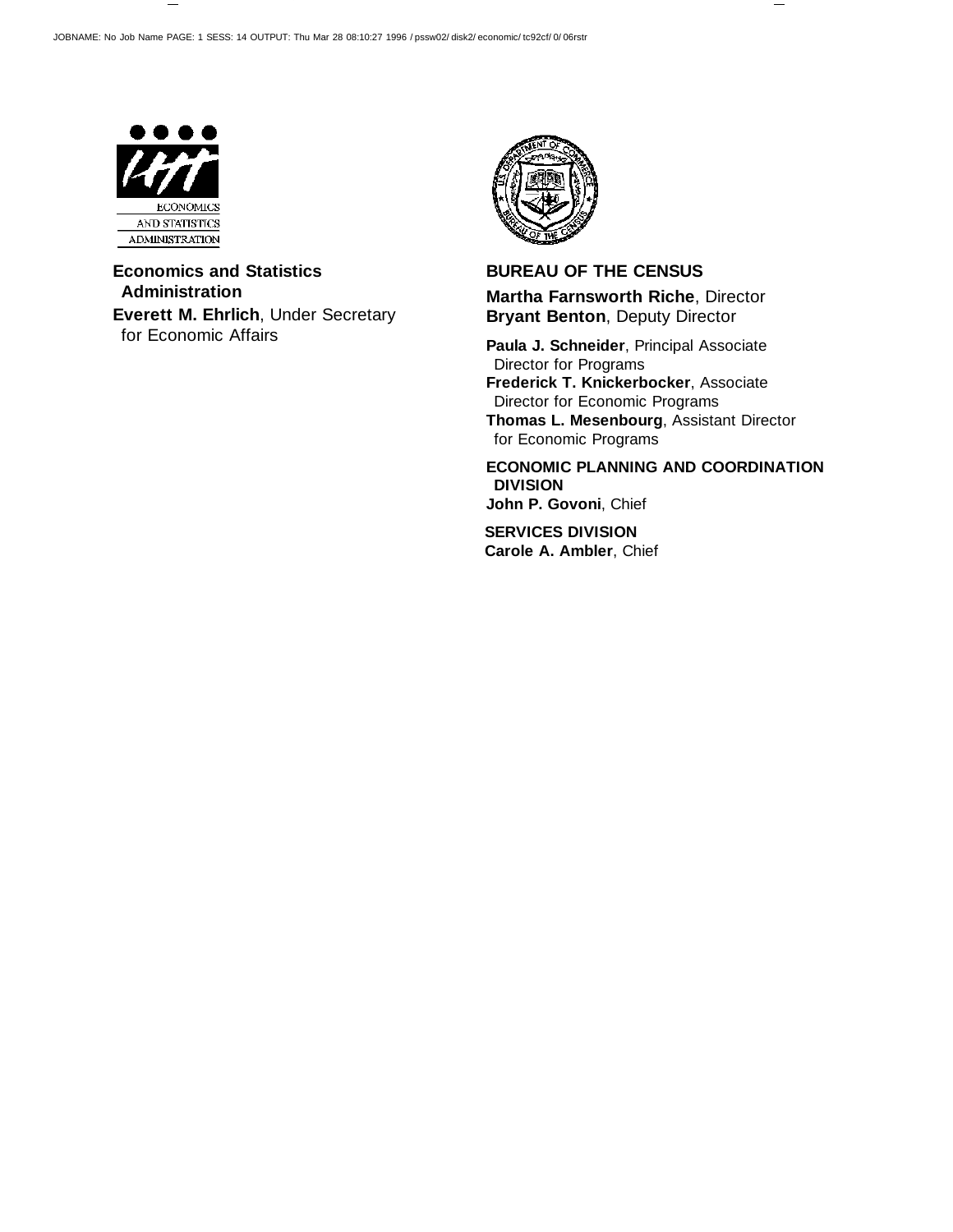**Economics and Statistics Administration**

**Everett M. Ehrlich**, Under Secretary for Economic Affairs

**BUREAU OF THE CENSUS**

**Martha Farnsworth Riche**, Director
**Bryant Benton**, Deputy Director

**Paula J. Schneider**, Principal Associate Director for Programs
**Frederick T. Knickerbocker**, Associate Director for Economic Programs
**Thomas L. Mesenbourg**, Assistant Director for Economic Programs

**ECONOMIC PLANNING AND COORDINATION DIVISION**
**John P. Govoni**, Chief

**SERVICES DIVISION**
**Carole A. Ambler**, Chief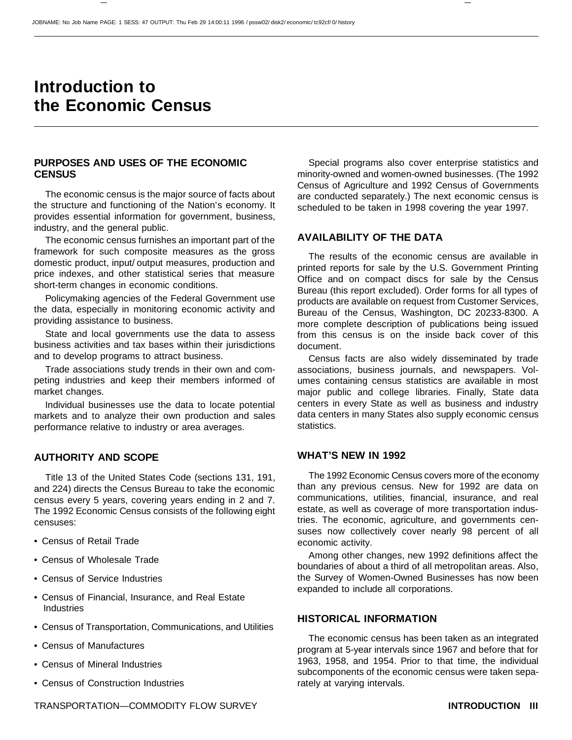# Introduction to the Economic Census

## PURPOSES AND USES OF THE ECONOMIC CENSUS

The economic census is the major source of facts about the structure and functioning of the Nation's economy. It provides essential information for government, business, industry, and the general public.

The economic census furnishes an important part of the framework for such composite measures as the gross domestic product, input/output measures, production and price indexes, and other statistical series that measure short-term changes in economic conditions.

Policymaking agencies of the Federal Government use the data, especially in monitoring economic activity and providing assistance to business.

State and local governments use the data to assess business activities and tax bases within their jurisdictions and to develop programs to attract business.

Trade associations study trends in their own and competing industries and keep their members informed of market changes.

Individual businesses use the data to locate potential markets and to analyze their own production and sales performance relative to industry or area averages.

## AUTHORITY AND SCOPE

Title 13 of the United States Code (sections 131, 191, and 224) directs the Census Bureau to take the economic census every 5 years, covering years ending in 2 and 7. The 1992 Economic Census consists of the following eight censuses:

- Census of Retail Trade
- Census of Wholesale Trade
- Census of Service Industries
- Census of Financial, Insurance, and Real Estate Industries
- Census of Transportation, Communications, and Utilities
- Census of Manufactures
- Census of Mineral Industries
- Census of Construction Industries

Special programs also cover enterprise statistics and minority-owned and women-owned businesses. (The 1992 Census of Agriculture and 1992 Census of Governments are conducted separately.) The next economic census is scheduled to be taken in 1998 covering the year 1997.

## AVAILABILITY OF THE DATA

The results of the economic census are available in printed reports for sale by the U.S. Government Printing Office and on compact discs for sale by the Census Bureau (this report excluded). Order forms for all types of products are available on request from Customer Services, Bureau of the Census, Washington, DC 20233-8300. A more complete description of publications being issued from this census is on the inside back cover of this document.

Census facts are also widely disseminated by trade associations, business journals, and newspapers. Volumes containing census statistics are available in most major public and college libraries. Finally, State data centers in every State as well as business and industry data centers in many States also supply economic census statistics.

## WHAT'S NEW IN 1992

The 1992 Economic Census covers more of the economy than any previous census. New for 1992 are data on communications, utilities, financial, insurance, and real estate, as well as coverage of more transportation industries. The economic, agriculture, and governments censuses now collectively cover nearly 98 percent of all economic activity.

Among other changes, new 1992 definitions affect the boundaries of about a third of all metropolitan areas. Also, the Survey of Women-Owned Businesses has now been expanded to include all corporations.

## HISTORICAL INFORMATION

The economic census has been taken as an integrated program at 5-year intervals since 1967 and before that for 1963, 1958, and 1954. Prior to that time, the individual subcomponents of the economic census were taken separately at varying intervals.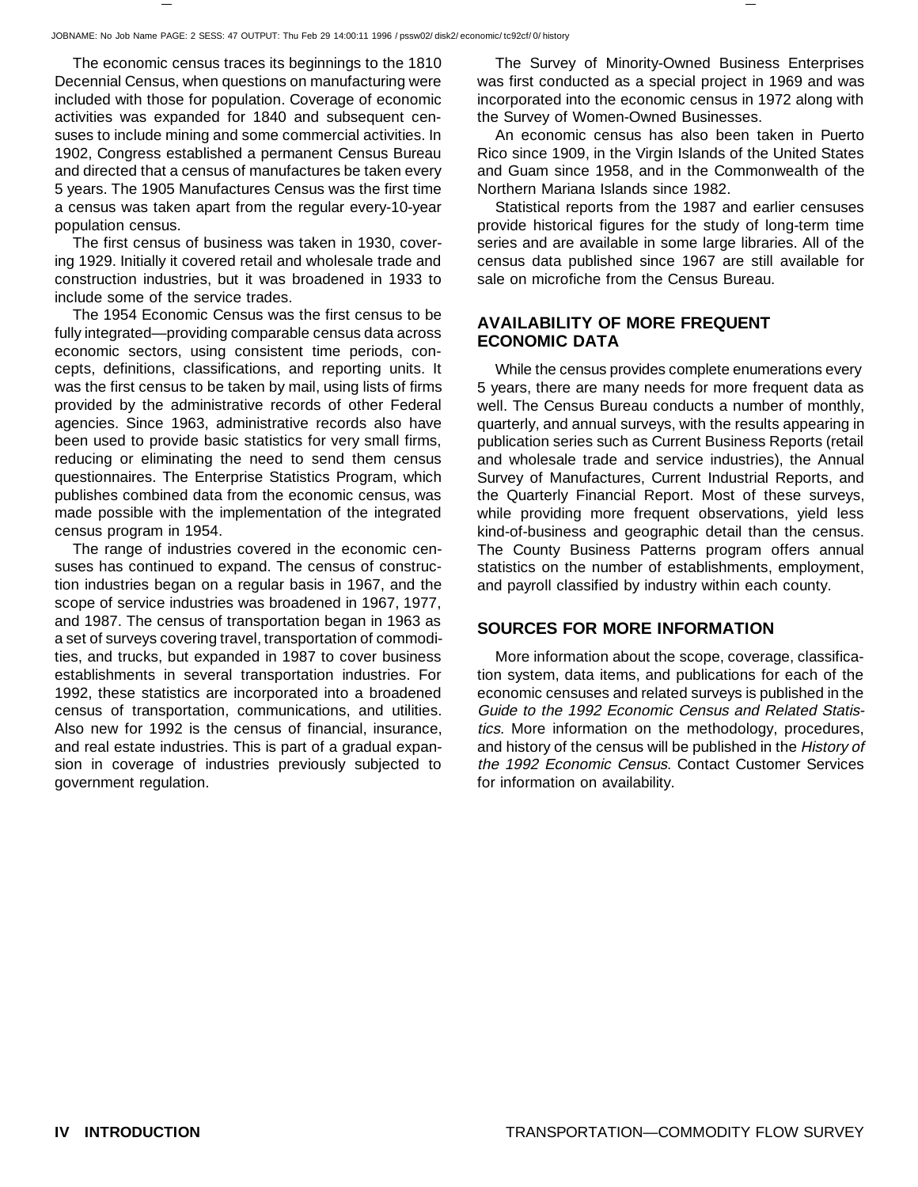The economic census traces its beginnings to the 1810 Decennial Census, when questions on manufacturing were included with those for population. Coverage of economic activities was expanded for 1840 and subsequent censuses to include mining and some commercial activities. In 1902, Congress established a permanent Census Bureau and directed that a census of manufactures be taken every 5 years. The 1905 Manufactures Census was the first time a census was taken apart from the regular every-10-year population census.

The first census of business was taken in 1930, covering 1929. Initially it covered retail and wholesale trade and construction industries, but it was broadened in 1933 to include some of the service trades.

The 1954 Economic Census was the first census to be fully integrated—providing comparable census data across economic sectors, using consistent time periods, concepts, definitions, classifications, and reporting units. It was the first census to be taken by mail, using lists of firms provided by the administrative records of other Federal agencies. Since 1963, administrative records also have been used to provide basic statistics for very small firms, reducing or eliminating the need to send them census questionnaires. The Enterprise Statistics Program, which publishes combined data from the economic census, was made possible with the implementation of the integrated census program in 1954.

The range of industries covered in the economic censuses has continued to expand. The census of construction industries began on a regular basis in 1967, and the scope of service industries was broadened in 1967, 1977, and 1987. The census of transportation began in 1963 as a set of surveys covering travel, transportation of commodities, and trucks, but expanded in 1987 to cover business establishments in several transportation industries. For 1992, these statistics are incorporated into a broadened census of transportation, communications, and utilities. Also new for 1992 is the census of financial, insurance, and real estate industries. This is part of a gradual expansion in coverage of industries previously subjected to government regulation.

The Survey of Minority-Owned Business Enterprises was first conducted as a special project in 1969 and was incorporated into the economic census in 1972 along with the Survey of Women-Owned Businesses.

An economic census has also been taken in Puerto Rico since 1909, in the Virgin Islands of the United States and Guam since 1958, and in the Commonwealth of the Northern Mariana Islands since 1982.

Statistical reports from the 1987 and earlier censuses provide historical figures for the study of long-term time series and are available in some large libraries. All of the census data published since 1967 are still available for sale on microfiche from the Census Bureau.

## AVAILABILITY OF MORE FREQUENT ECONOMIC DATA

While the census provides complete enumerations every 5 years, there are many needs for more frequent data as well. The Census Bureau conducts a number of monthly, quarterly, and annual surveys, with the results appearing in publication series such as Current Business Reports (retail and wholesale trade and service industries), the Annual Survey of Manufactures, Current Industrial Reports, and the Quarterly Financial Report. Most of these surveys, while providing more frequent observations, yield less kind-of-business and geographic detail than the census. The County Business Patterns program offers annual statistics on the number of establishments, employment, and payroll classified by industry within each county.

## SOURCES FOR MORE INFORMATION

More information about the scope, coverage, classification system, data items, and publications for each of the economic censuses and related surveys is published in the *Guide to the 1992 Economic Census and Related Statistics*. More information on the methodology, procedures, and history of the census will be published in the *History of the 1992 Economic Census*. Contact Customer Services for information on availability.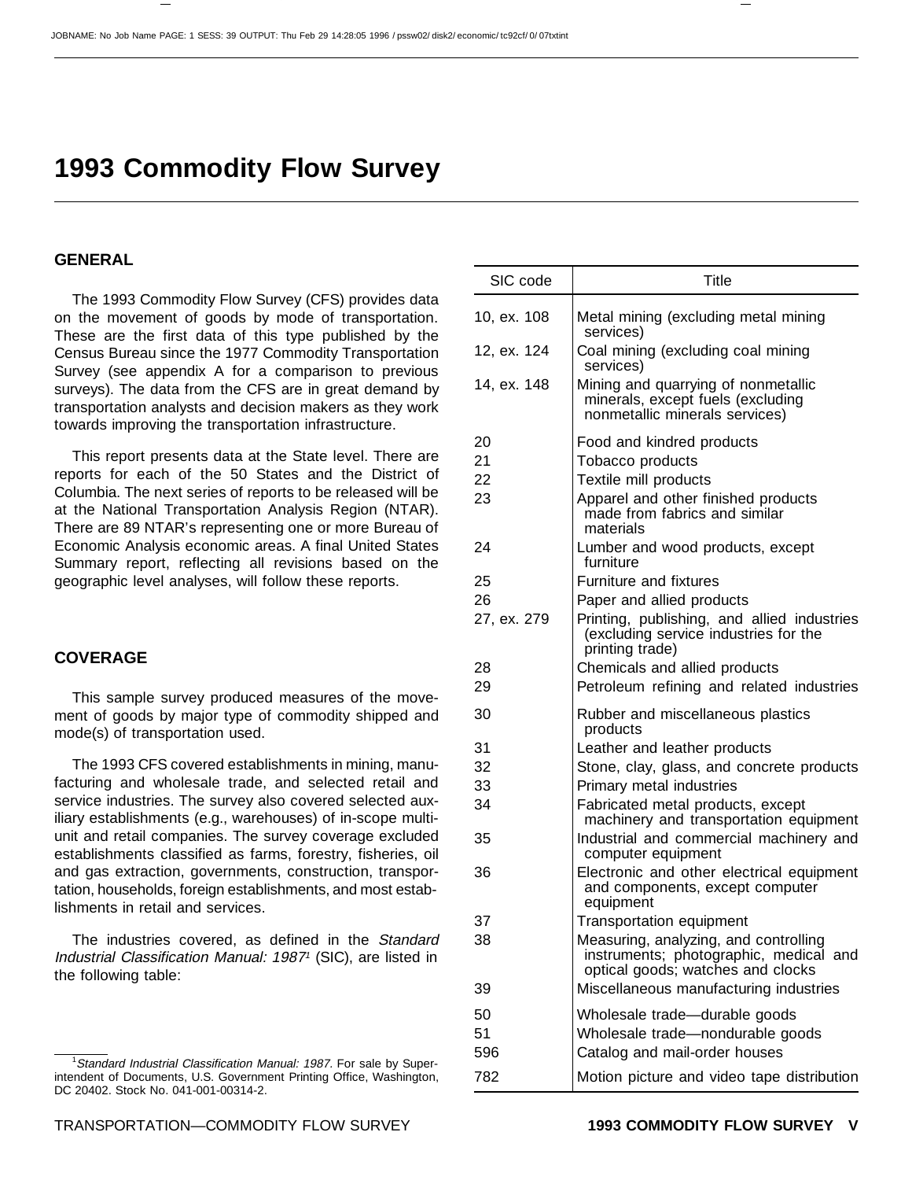# 1993 Commodity Flow Survey

## GENERAL

The 1993 Commodity Flow Survey (CFS) provides data on the movement of goods by mode of transportation. These are the first data of this type published by the Census Bureau since the 1977 Commodity Transportation Survey (see appendix A for a comparison to previous surveys). The data from the CFS are in great demand by transportation analysts and decision makers as they work towards improving the transportation infrastructure.

This report presents data at the State level. There are reports for each of the 50 States and the District of Columbia. The next series of reports to be released will be at the National Transportation Analysis Region (NTAR). There are 89 NTAR's representing one or more Bureau of Economic Analysis economic areas. A final United States Summary report, reflecting all revisions based on the geographic level analyses, will follow these reports.

## COVERAGE

This sample survey produced measures of the movement of goods by major type of commodity shipped and mode(s) of transportation used.

The 1993 CFS covered establishments in mining, manufacturing and wholesale trade, and selected retail and service industries. The survey also covered selected auxiliary establishments (e.g., warehouses) of in-scope multiunit and retail companies. The survey coverage excluded establishments classified as farms, forestry, fisheries, oil and gas extraction, governments, construction, transportation, households, foreign establishments, and most establishments in retail and services.

The industries covered, as defined in the *Standard Industrial Classification Manual: 1987*[1] (SIC), are listed in the following table:

| SIC code | Title |
|---|---|
| 10, ex. 108 | Metal mining (excluding metal mining services) |
| 12, ex. 124 | Coal mining (excluding coal mining services) |
| 14, ex. 148 | Mining and quarrying of nonmetallic minerals, except fuels (excluding nonmetallic minerals services) |
| 20 | Food and kindred products |
| 21 | Tobacco products |
| 22 | Textile mill products |
| 23 | Apparel and other finished products made from fabrics and similar materials |
| 24 | Lumber and wood products, except furniture |
| 25 | Furniture and fixtures |
| 26 | Paper and allied products |
| 27, ex. 279 | Printing, publishing, and allied industries (excluding service industries for the printing trade) |
| 28 | Chemicals and allied products |
| 29 | Petroleum refining and related industries |
| 30 | Rubber and miscellaneous plastics products |
| 31 | Leather and leather products |
| 32 | Stone, clay, glass, and concrete products |
| 33 | Primary metal industries |
| 34 | Fabricated metal products, except machinery and transportation equipment |
| 35 | Industrial and commercial machinery and computer equipment |
| 36 | Electronic and other electrical equipment and components, except computer equipment |
| 37 | Transportation equipment |
| 38 | Measuring, analyzing, and controlling instruments; photographic, medical and optical goods; watches and clocks |
| 39 | Miscellaneous manufacturing industries |
| 50 | Wholesale trade—durable goods |
| 51 | Wholesale trade—nondurable goods |
| 596 | Catalog and mail-order houses |
| 782 | Motion picture and video tape distribution |

[1] *Standard Industrial Classification Manual: 1987.* For sale by Superintendent of Documents, U.S. Government Printing Office, Washington, DC 20402. Stock No. 041-001-00314-2.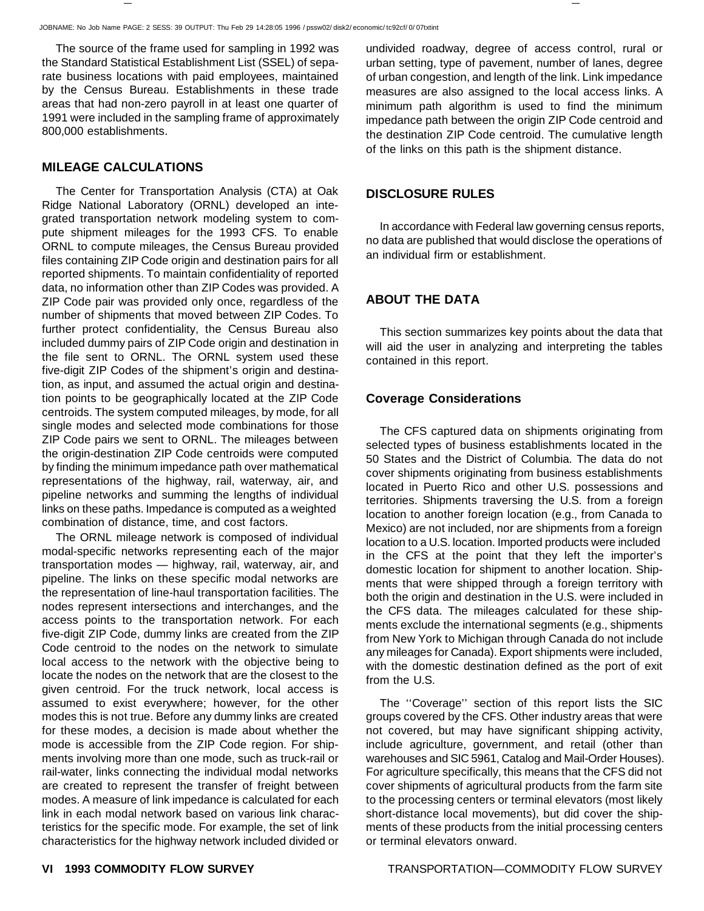The source of the frame used for sampling in 1992 was the Standard Statistical Establishment List (SSEL) of separate business locations with paid employees, maintained by the Census Bureau. Establishments in these trade areas that had non-zero payroll in at least one quarter of 1991 were included in the sampling frame of approximately 800,000 establishments.

## MILEAGE CALCULATIONS

The Center for Transportation Analysis (CTA) at Oak Ridge National Laboratory (ORNL) developed an integrated transportation network modeling system to compute shipment mileages for the 1993 CFS. To enable ORNL to compute mileages, the Census Bureau provided files containing ZIP Code origin and destination pairs for all reported shipments. To maintain confidentiality of reported data, no information other than ZIP Codes was provided. A ZIP Code pair was provided only once, regardless of the number of shipments that moved between ZIP Codes. To further protect confidentiality, the Census Bureau also included dummy pairs of ZIP Code origin and destination in the file sent to ORNL. The ORNL system used these five-digit ZIP Codes of the shipment's origin and destination, as input, and assumed the actual origin and destination points to be geographically located at the ZIP Code centroids. The system computed mileages, by mode, for all single modes and selected mode combinations for those ZIP Code pairs we sent to ORNL. The mileages between the origin-destination ZIP Code centroids were computed by finding the minimum impedance path over mathematical representations of the highway, rail, waterway, air, and pipeline networks and summing the lengths of individual links on these paths. Impedance is computed as a weighted combination of distance, time, and cost factors.

The ORNL mileage network is composed of individual modal-specific networks representing each of the major transportation modes — highway, rail, waterway, air, and pipeline. The links on these specific modal networks are the representation of line-haul transportation facilities. The nodes represent intersections and interchanges, and the access points to the transportation network. For each five-digit ZIP Code, dummy links are created from the ZIP Code centroid to the nodes on the network to simulate local access to the network with the objective being to locate the nodes on the network that are the closest to the given centroid. For the truck network, local access is assumed to exist everywhere; however, for the other modes this is not true. Before any dummy links are created for these modes, a decision is made about whether the mode is accessible from the ZIP Code region. For shipments involving more than one mode, such as truck-rail or rail-water, links connecting the individual modal networks are created to represent the transfer of freight between modes. A measure of link impedance is calculated for each link in each modal network based on various link characteristics for the specific mode. For example, the set of link characteristics for the highway network included divided or undivided roadway, degree of access control, rural or urban setting, type of pavement, number of lanes, degree of urban congestion, and length of the link. Link impedance measures are also assigned to the local access links. A minimum path algorithm is used to find the minimum impedance path between the origin ZIP Code centroid and the destination ZIP Code centroid. The cumulative length of the links on this path is the shipment distance.

## DISCLOSURE RULES

In accordance with Federal law governing census reports, no data are published that would disclose the operations of an individual firm or establishment.

## ABOUT THE DATA

This section summarizes key points about the data that will aid the user in analyzing and interpreting the tables contained in this report.

### Coverage Considerations

The CFS captured data on shipments originating from selected types of business establishments located in the 50 States and the District of Columbia. The data do not cover shipments originating from business establishments located in Puerto Rico and other U.S. possessions and territories. Shipments traversing the U.S. from a foreign location to another foreign location (e.g., from Canada to Mexico) are not included, nor are shipments from a foreign location to a U.S. location. Imported products were included in the CFS at the point that they left the importer's domestic location for shipment to another location. Shipments that were shipped through a foreign territory with both the origin and destination in the U.S. were included in the CFS data. The mileages calculated for these shipments exclude the international segments (e.g., shipments from New York to Michigan through Canada do not include any mileages for Canada). Export shipments were included, with the domestic destination defined as the port of exit from the U.S.

The ''Coverage'' section of this report lists the SIC groups covered by the CFS. Other industry areas that were not covered, but may have significant shipping activity, include agriculture, government, and retail (other than warehouses and SIC 5961, Catalog and Mail-Order Houses). For agriculture specifically, this means that the CFS did not cover shipments of agricultural products from the farm site to the processing centers or terminal elevators (most likely short-distance local movements), but did cover the shipments of these products from the initial processing centers or terminal elevators onward.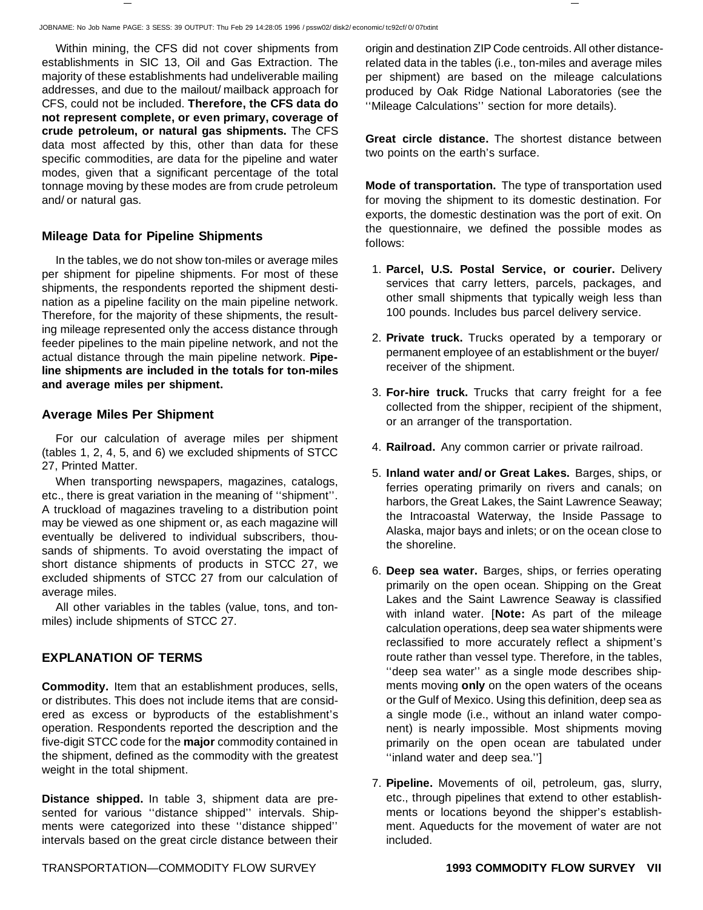Within mining, the CFS did not cover shipments from establishments in SIC 13, Oil and Gas Extraction. The majority of these establishments had undeliverable mailing addresses, and due to the mailout/ mailback approach for CFS, could not be included. **Therefore, the CFS data do not represent complete, or even primary, coverage of crude petroleum, or natural gas shipments.** The CFS data most affected by this, other than data for these specific commodities, are data for the pipeline and water modes, given that a significant percentage of the total tonnage moving by these modes are from crude petroleum and/ or natural gas.

### Mileage Data for Pipeline Shipments

In the tables, we do not show ton-miles or average miles per shipment for pipeline shipments. For most of these shipments, the respondents reported the shipment destination as a pipeline facility on the main pipeline network. Therefore, for the majority of these shipments, the resulting mileage represented only the access distance through feeder pipelines to the main pipeline network, and not the actual distance through the main pipeline network. **Pipeline shipments are included in the totals for ton-miles and average miles per shipment.**

### Average Miles Per Shipment

For our calculation of average miles per shipment (tables 1, 2, 4, 5, and 6) we excluded shipments of STCC 27, Printed Matter.

When transporting newspapers, magazines, catalogs, etc., there is great variation in the meaning of ''shipment''. A truckload of magazines traveling to a distribution point may be viewed as one shipment or, as each magazine will eventually be delivered to individual subscribers, thousands of shipments. To avoid overstating the impact of short distance shipments of products in STCC 27, we excluded shipments of STCC 27 from our calculation of average miles.

All other variables in the tables (value, tons, and ton-miles) include shipments of STCC 27.

## EXPLANATION OF TERMS

**Commodity.** Item that an establishment produces, sells, or distributes. This does not include items that are considered as excess or byproducts of the establishment's operation. Respondents reported the description and the five-digit STCC code for the **major** commodity contained in the shipment, defined as the commodity with the greatest weight in the total shipment.

**Distance shipped.** In table 3, shipment data are presented for various ''distance shipped'' intervals. Shipments were categorized into these ''distance shipped'' intervals based on the great circle distance between their origin and destination ZIP Code centroids. All other distance-related data in the tables (i.e., ton-miles and average miles per shipment) are based on the mileage calculations produced by Oak Ridge National Laboratories (see the ''Mileage Calculations'' section for more details).

**Great circle distance.** The shortest distance between two points on the earth's surface.

**Mode of transportation.** The type of transportation used for moving the shipment to its domestic destination. For exports, the domestic destination was the port of exit. On the questionnaire, we defined the possible modes as follows:

1. **Parcel, U.S. Postal Service, or courier.** Delivery services that carry letters, parcels, packages, and other small shipments that typically weigh less than 100 pounds. Includes bus parcel delivery service.
2. **Private truck.** Trucks operated by a temporary or permanent employee of an establishment or the buyer/ receiver of the shipment.
3. **For-hire truck.** Trucks that carry freight for a fee collected from the shipper, recipient of the shipment, or an arranger of the transportation.
4. **Railroad.** Any common carrier or private railroad.
5. **Inland water and/ or Great Lakes.** Barges, ships, or ferries operating primarily on rivers and canals; on harbors, the Great Lakes, the Saint Lawrence Seaway; the Intracoastal Waterway, the Inside Passage to Alaska, major bays and inlets; or on the ocean close to the shoreline.
6. **Deep sea water.** Barges, ships, or ferries operating primarily on the open ocean. Shipping on the Great Lakes and the Saint Lawrence Seaway is classified with inland water. [**Note:** As part of the mileage calculation operations, deep sea water shipments were reclassified to more accurately reflect a shipment's route rather than vessel type. Therefore, in the tables, ''deep sea water'' as a single mode describes shipments moving **only** on the open waters of the oceans or the Gulf of Mexico. Using this definition, deep sea as a single mode (i.e., without an inland water component) is nearly impossible. Most shipments moving primarily on the open ocean are tabulated under ''inland water and deep sea.'']
7. **Pipeline.** Movements of oil, petroleum, gas, slurry, etc., through pipelines that extend to other establishments or locations beyond the shipper's establishment. Aqueducts for the movement of water are not included.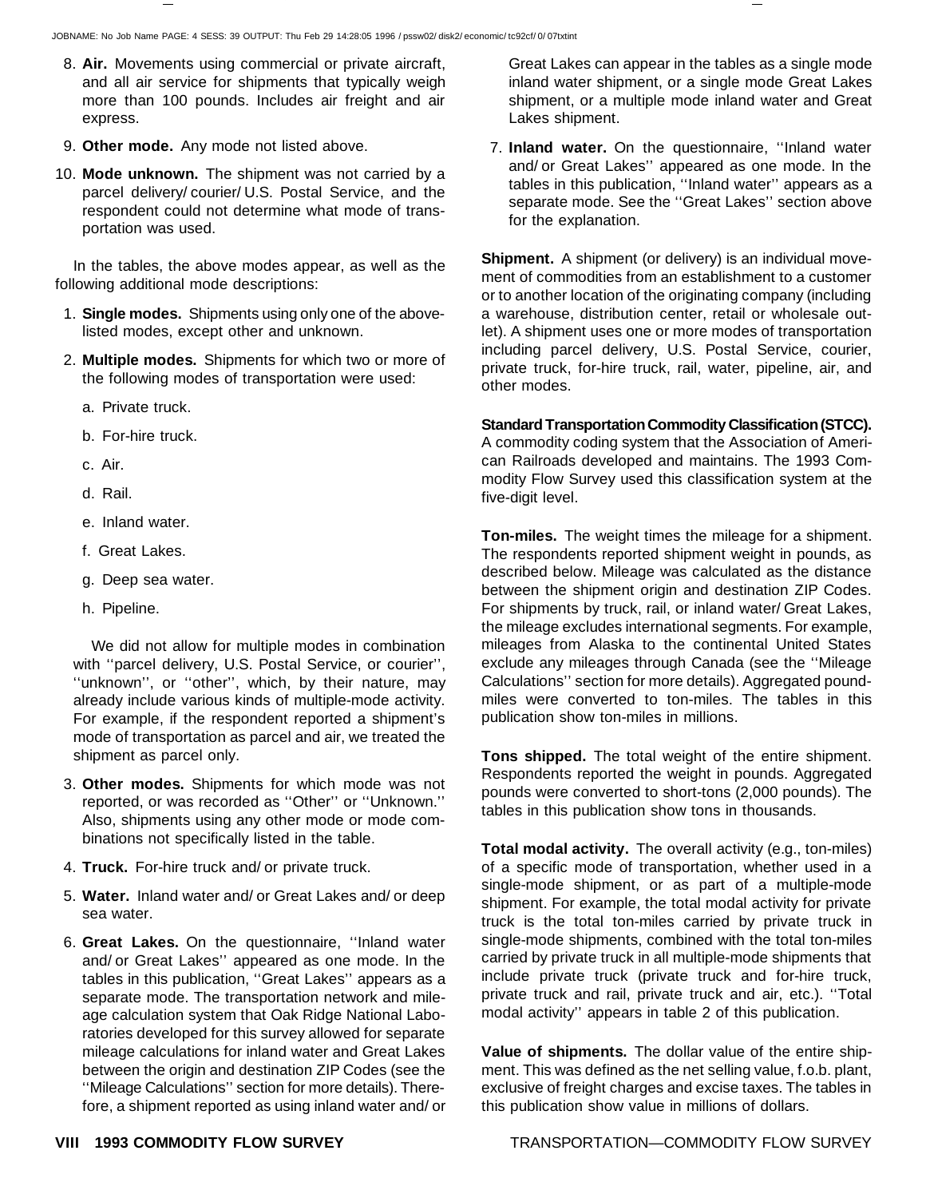8. **Air.** Movements using commercial or private aircraft, and all air service for shipments that typically weigh more than 100 pounds. Includes air freight and air express.

9. **Other mode.** Any mode not listed above.

10. **Mode unknown.** The shipment was not carried by a parcel delivery/ courier/ U.S. Postal Service, and the respondent could not determine what mode of transportation was used.

In the tables, the above modes appear, as well as the following additional mode descriptions:

1. **Single modes.** Shipments using only one of the above-listed modes, except other and unknown.

2. **Multiple modes.** Shipments for which two or more of the following modes of transportation were used:

   a. Private truck.

   b. For-hire truck.

   c. Air.

   d. Rail.

   e. Inland water.

   f. Great Lakes.

   g. Deep sea water.

   h. Pipeline.

   We did not allow for multiple modes in combination with ''parcel delivery, U.S. Postal Service, or courier'', ''unknown'', or ''other'', which, by their nature, may already include various kinds of multiple-mode activity. For example, if the respondent reported a shipment's mode of transportation as parcel and air, we treated the shipment as parcel only.

3. **Other modes.** Shipments for which mode was not reported, or was recorded as ''Other'' or ''Unknown.'' Also, shipments using any other mode or mode combinations not specifically listed in the table.

4. **Truck.** For-hire truck and/ or private truck.

5. **Water.** Inland water and/ or Great Lakes and/ or deep sea water.

6. **Great Lakes.** On the questionnaire, ''Inland water and/ or Great Lakes'' appeared as one mode. In the tables in this publication, ''Great Lakes'' appears as a separate mode. The transportation network and mileage calculation system that Oak Ridge National Laboratories developed for this survey allowed for separate mileage calculations for inland water and Great Lakes between the origin and destination ZIP Codes (see the ''Mileage Calculations'' section for more details). Therefore, a shipment reported as using inland water and/ or Great Lakes can appear in the tables as a single mode inland water shipment, or a single mode Great Lakes shipment, or a multiple mode inland water and Great Lakes shipment.

7. **Inland water.** On the questionnaire, ''Inland water and/ or Great Lakes'' appeared as one mode. In the tables in this publication, ''Inland water'' appears as a separate mode. See the ''Great Lakes'' section above for the explanation.

**Shipment.** A shipment (or delivery) is an individual movement of commodities from an establishment to a customer or to another location of the originating company (including a warehouse, distribution center, retail or wholesale outlet). A shipment uses one or more modes of transportation including parcel delivery, U.S. Postal Service, courier, private truck, for-hire truck, rail, water, pipeline, air, and other modes.

**Standard Transportation Commodity Classification (STCC).** A commodity coding system that the Association of American Railroads developed and maintains. The 1993 Commodity Flow Survey used this classification system at the five-digit level.

**Ton-miles.** The weight times the mileage for a shipment. The respondents reported shipment weight in pounds, as described below. Mileage was calculated as the distance between the shipment origin and destination ZIP Codes. For shipments by truck, rail, or inland water/ Great Lakes, the mileage excludes international segments. For example, mileages from Alaska to the continental United States exclude any mileages through Canada (see the ''Mileage Calculations'' section for more details). Aggregated pound-miles were converted to ton-miles. The tables in this publication show ton-miles in millions.

**Tons shipped.** The total weight of the entire shipment. Respondents reported the weight in pounds. Aggregated pounds were converted to short-tons (2,000 pounds). The tables in this publication show tons in thousands.

**Total modal activity.** The overall activity (e.g., ton-miles) of a specific mode of transportation, whether used in a single-mode shipment, or as part of a multiple-mode shipment. For example, the total modal activity for private truck is the total ton-miles carried by private truck in single-mode shipments, combined with the total ton-miles carried by private truck in all multiple-mode shipments that include private truck (private truck and for-hire truck, private truck and rail, private truck and air, etc.). ''Total modal activity'' appears in table 2 of this publication.

**Value of shipments.** The dollar value of the entire shipment. This was defined as the net selling value, f.o.b. plant, exclusive of freight charges and excise taxes. The tables in this publication show value in millions of dollars.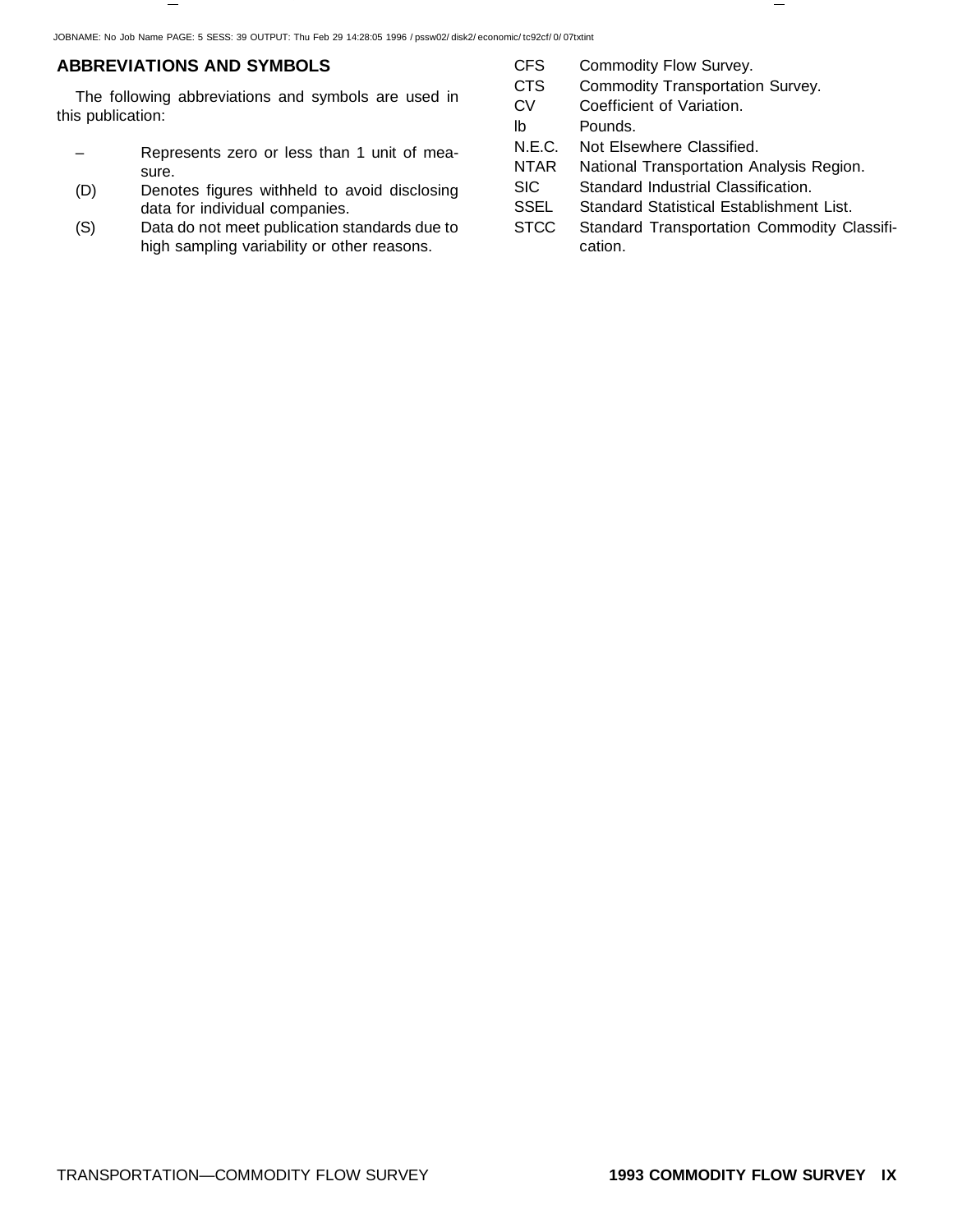## ABBREVIATIONS AND SYMBOLS

The following abbreviations and symbols are used in this publication:

| | |
|---|---|
| – | Represents zero or less than 1 unit of measure. |
| (D) | Denotes figures withheld to avoid disclosing data for individual companies. |
| (S) | Data do not meet publication standards due to high sampling variability or other reasons. |
| CFS | Commodity Flow Survey. |
| CTS | Commodity Transportation Survey. |
| CV | Coefficient of Variation. |
| lb | Pounds. |
| N.E.C. | Not Elsewhere Classified. |
| NTAR | National Transportation Analysis Region. |
| SIC | Standard Industrial Classification. |
| SSEL | Standard Statistical Establishment List. |
| STCC | Standard Transportation Commodity Classification. |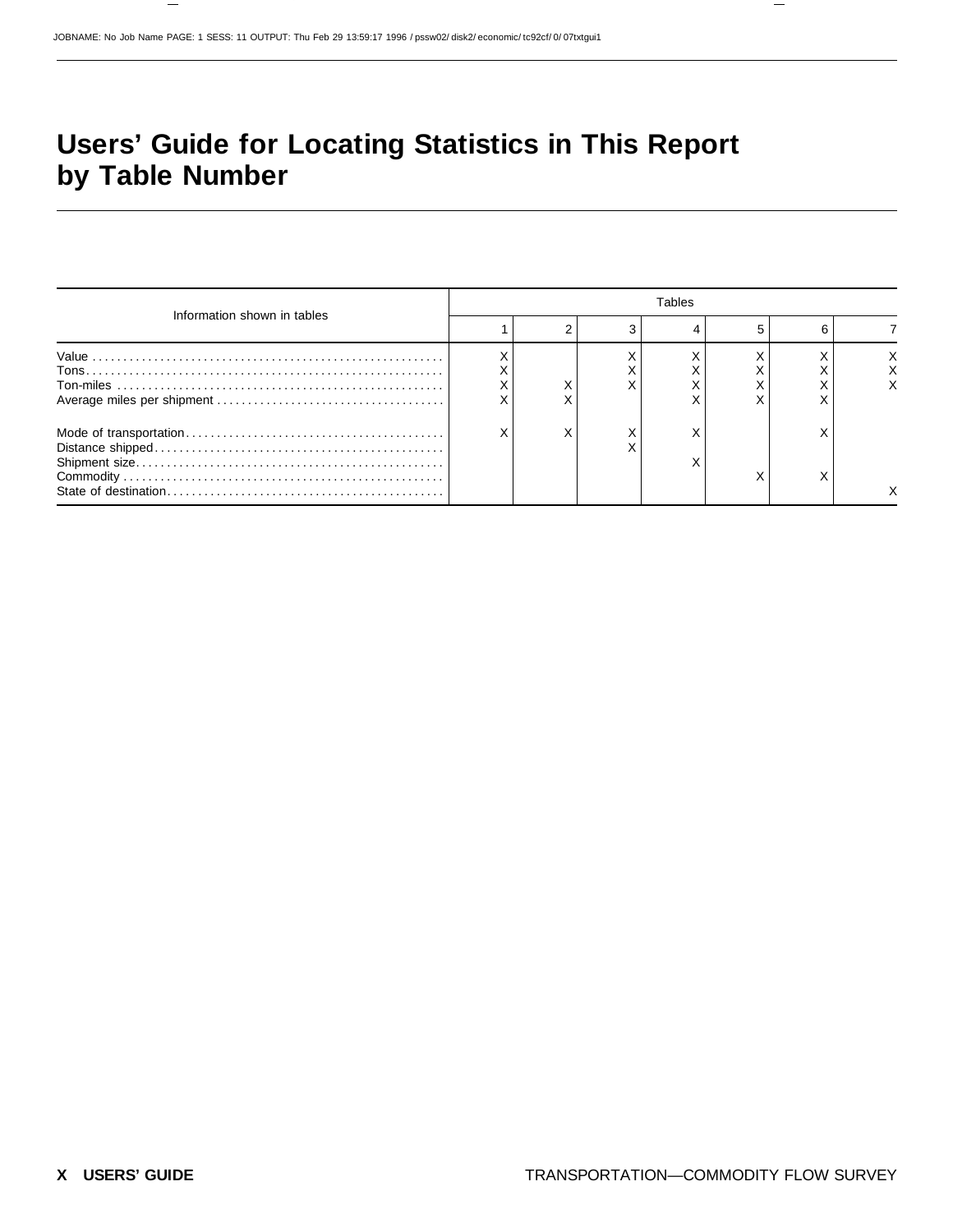# Users' Guide for Locating Statistics in This Report by Table Number

| Information shown in tables | Tables | | | | | | |
|---|---|---|---|---|---|---|---|
| | 1 | 2 | 3 | 4 | 5 | 6 | 7 |
| Value | X | | X | X | X | X | X |
| Tons | X | | X | X | X | X | X |
| Ton-miles | X | X | X | X | X | X | X |
| Average miles per shipment | X | X | | X | X | X | |
| Mode of transportation | X | X | X | X | | X | |
| Distance shipped | | | X | | | | |
| Shipment size | | | | X | | | |
| Commodity | | | | | X | X | |
| State of destination | | | | | | | X |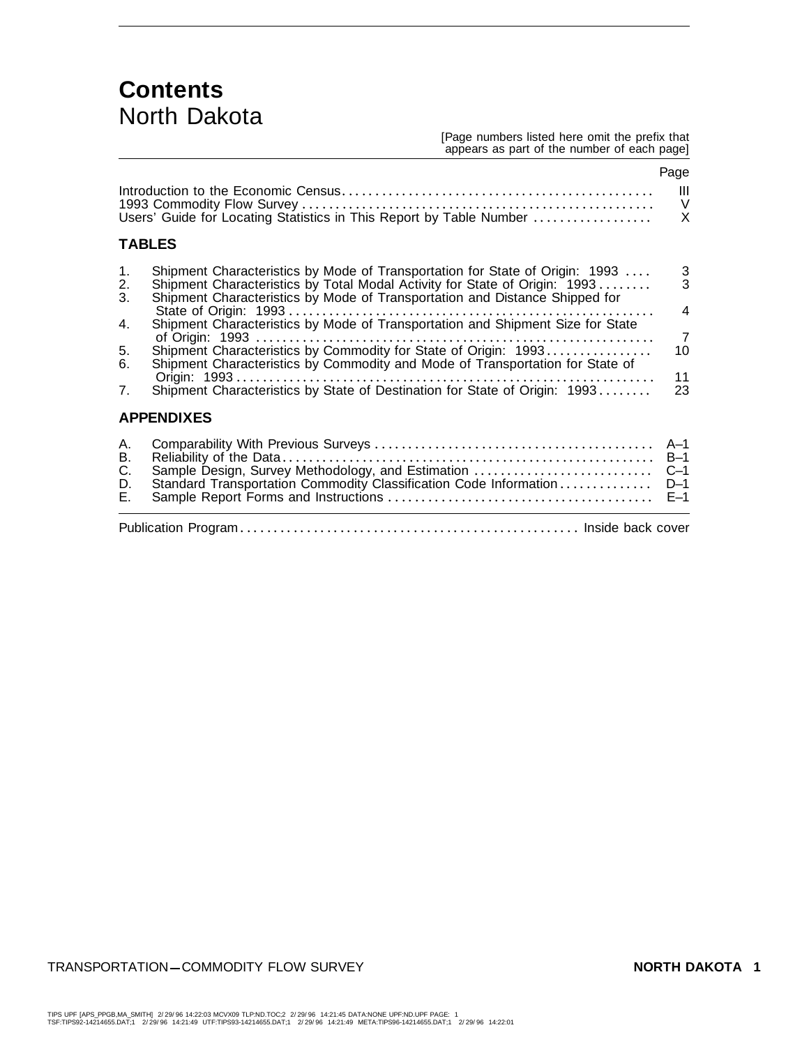# Contents
## North Dakota

[Page numbers listed here omit the prefix that appears as part of the number of each page]

| | Page |
|---|---|
| Introduction to the Economic Census | III |
| 1993 Commodity Flow Survey | V |
| Users' Guide for Locating Statistics in This Report by Table Number | X |

### TABLES

| | | Page |
|---|---|---|
| 1. | Shipment Characteristics by Mode of Transportation for State of Origin: 1993 | 3 |
| 2. | Shipment Characteristics by Total Modal Activity for State of Origin: 1993 | 3 |
| 3. | Shipment Characteristics by Mode of Transportation and Distance Shipped for State of Origin: 1993 | 4 |
| 4. | Shipment Characteristics by Mode of Transportation and Shipment Size for State of Origin: 1993 | 7 |
| 5. | Shipment Characteristics by Commodity for State of Origin: 1993 | 10 |
| 6. | Shipment Characteristics by Commodity and Mode of Transportation for State of Origin: 1993 | 11 |
| 7. | Shipment Characteristics by State of Destination for State of Origin: 1993 | 23 |

### APPENDIXES

| | | Page |
|---|---|---|
| A. | Comparability With Previous Surveys | A–1 |
| B. | Reliability of the Data | B–1 |
| C. | Sample Design, Survey Methodology, and Estimation | C–1 |
| D. | Standard Transportation Commodity Classification Code Information | D–1 |
| E. | Sample Report Forms and Instructions | E–1 |

Publication Program . . . . . . . . . . Inside back cover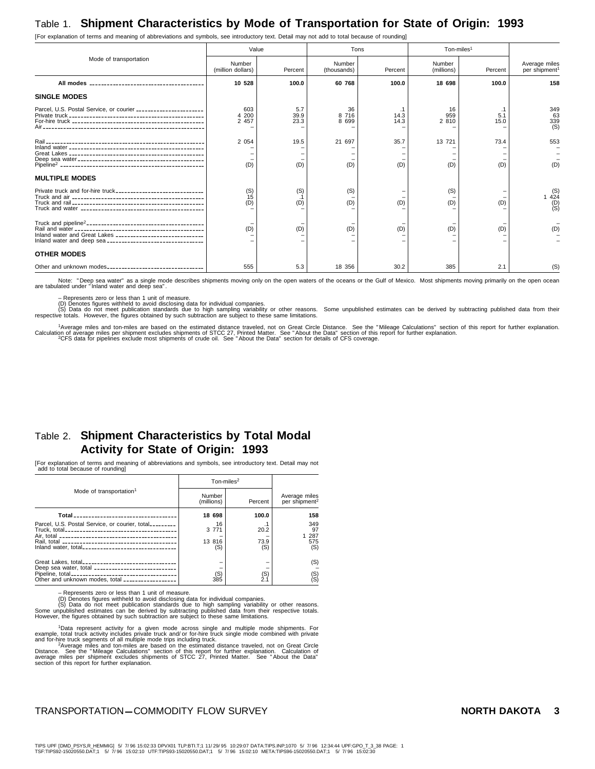## Table 1. Shipment Characteristics by Mode of Transportation for State of Origin: 1993

[For explanation of terms and meaning of abbreviations and symbols, see introductory text. Detail may not add to total because of rounding]

| Mode of transportation | Value | | Tons | | Ton-miles[1] | | Average miles per shipment[1] |
|---|---|---|---|---|---|---|---|
| | Number (million dollars) | Percent | Number (thousands) | Percent | Number (millions) | Percent | |
| **All modes** | **10 528** | **100.0** | **60 768** | **100.0** | **18 698** | **100.0** | **158** |
| **SINGLE MODES** | | | | | | | |
| Parcel, U.S. Postal Service, or courier | 603 | 5.7 | 36 | .1 | 16 | .1 | 349 |
| Private truck | 4 200 | 39.9 | 8 716 | 14.3 | 959 | 5.1 | 63 |
| For-hire truck | 2 457 | 23.3 | 8 699 | 14.3 | 2 810 | 15.0 | 339 |
| Air | – | – | – | – | – | – | (S) |
| Rail | 2 054 | 19.5 | 21 697 | 35.7 | 13 721 | 73.4 | 553 |
| Inland water | – | – | – | – | – | – | – |
| Great Lakes | – | – | – | – | – | – | – |
| Deep sea water | – | – | – | – | – | – | – |
| Pipeline[2] | (D) | (D) | (D) | (D) | (D) | (D) | (D) |
| **MULTIPLE MODES** | | | | | | | |
| Private truck and for-hire truck | (S) | (S) | (S) | – | (S) | – | (S) |
| Truck and air | 15 | .1 | – | – | – | – | 1 424 |
| Truck and rail | (D) | (D) | (D) | (D) | (D) | (D) | (D) |
| Truck and water | – | – | – | – | – | – | (S) |
| Truck and pipeline[2] | – | – | – | – | – | – | – |
| Rail and water | (D) | (D) | (D) | (D) | (D) | (D) | (D) |
| Inland water and Great Lakes | – | – | – | – | – | – | – |
| Inland water and deep sea | – | – | – | – | – | – | – |
| **OTHER MODES** | | | | | | | |
| Other and unknown modes | 555 | 5.3 | 18 356 | 30.2 | 385 | 2.1 | (S) |

Note: "Deep sea water" as a single mode describes shipments moving only on the open waters of the oceans or the Gulf of Mexico. Most shipments moving primarily on the open ocean are tabulated under "Inland water and deep sea".

– Represents zero or less than 1 unit of measure.
(D) Denotes figures withheld to avoid disclosing data for individual companies.
(S) Data do not meet publication standards due to high sampling variability or other reasons. Some unpublished estimates can be derived by subtracting published data from their respective totals. However, the figures obtained by such subtraction are subject to these same limitations.

[1]Average miles and ton-miles are based on the estimated distance traveled, not on Great Circle Distance. See the "Mileage Calculations" section of this report for further explanation. Calculation of average miles per shipment excludes shipments of STCC 27, Printed Matter. See "About the Data" section of this report for further explanation.
[2]CFS data for pipelines exclude most shipments of crude oil. See "About the Data" section for details of CFS coverage.

## Table 2. Shipment Characteristics by Total Modal Activity for State of Origin: 1993

[For explanation of terms and meaning of abbreviations and symbols, see introductory text. Detail may not add to total because of rounding]

| Mode of transportation[1] | Ton-miles[2] | | Average miles per shipment[2] |
|---|---|---|---|
| | Number (millions) | Percent | |
| **Total** | **18 698** | **100.0** | **158** |
| Parcel, U.S. Postal Service, or courier, total | 16 | .1 | 349 |
| Truck, total | 3 771 | 20.2 | 97 |
| Air, total | – | – | 1 287 |
| Rail, total | 13 816 | 73.9 | 575 |
| Inland water, total | (S) | (S) | (S) |
| Great Lakes, total | – | – | (S) |
| Deep sea water, total | – | – | – |
| Pipeline, total | (S) | (S) | (S) |
| Other and unknown modes, total | 385 | 2.1 | (S) |

– Represents zero or less than 1 unit of measure.
(D) Denotes figures withheld to avoid disclosing data for individual companies.
(S) Data do not meet publication standards due to high sampling variability or other reasons. Some unpublished estimates can be derived by subtracting published data from their respective totals. However, the figures obtained by such subtraction are subject to these same limitations.

[1]Data represent activity for a given mode across single and multiple mode shipments. For example, total truck activity includes private truck and/or for-hire truck single mode combined with private and for-hire truck segments of all multiple mode trips including truck.
[2]Average miles and ton-miles are based on the estimated distance traveled, not on Great Circle Distance. See the "Mileage Calculations" section of this report for further explanation. Calculation of average miles per shipment excludes shipments of STCC 27, Printed Matter. See "About the Data" section of this report for further explanation.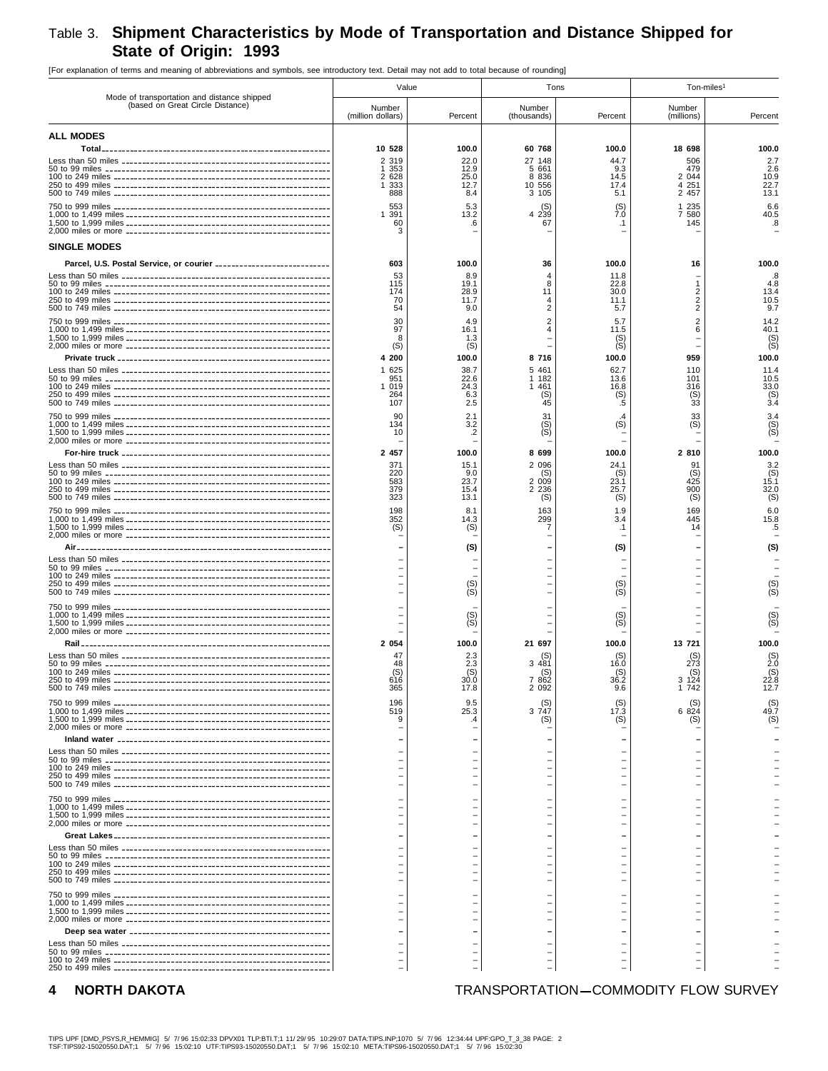# Table 3. Shipment Characteristics by Mode of Transportation and Distance Shipped for State of Origin: 1993

[For explanation of terms and meaning of abbreviations and symbols, see introductory text. Detail may not add to total because of rounding]

| Mode of transportation and distance shipped (based on Great Circle Distance) | Value | | Tons | | Ton-miles[1] | |
|---|---|---|---|---|---|---|
| | Number (million dollars) | Percent | Number (thousands) | Percent | Number (millions) | Percent |
| **ALL MODES** | | | | | | |
| **Total** | **10 528** | **100.0** | **60 768** | **100.0** | **18 698** | **100.0** |
| Less than 50 miles | 2 319 | 22.0 | 27 148 | 44.7 | 506 | 2.7 |
| 50 to 99 miles | 1 353 | 12.9 | 5 661 | 9.3 | 479 | 2.6 |
| 100 to 249 miles | 2 628 | 25.0 | 8 836 | 14.5 | 2 044 | 10.9 |
| 250 to 499 miles | 1 333 | 12.7 | 10 556 | 17.4 | 4 251 | 22.7 |
| 500 to 749 miles | 888 | 8.4 | 3 105 | 5.1 | 2 457 | 13.1 |
| 750 to 999 miles | 553 | 5.3 | (S) | (S) | 1 235 | 6.6 |
| 1,000 to 1,499 miles | 1 391 | 13.2 | 4 239 | 7.0 | 7 580 | 40.5 |
| 1,500 to 1,999 miles | 60 | .6 | 67 | .1 | 145 | .8 |
| 2,000 miles or more | 3 | – | – | – | – | – |
| **SINGLE MODES** | | | | | | |
| **Parcel, U.S. Postal Service, or courier** | **603** | **100.0** | **36** | **100.0** | **16** | **100.0** |
| Less than 50 miles | 53 | 8.9 | 4 | 11.8 | – | .8 |
| 50 to 99 miles | 115 | 19.1 | 8 | 22.8 | 1 | 4.8 |
| 100 to 249 miles | 174 | 28.9 | 11 | 30.0 | 2 | 13.4 |
| 250 to 499 miles | 70 | 11.7 | 4 | 11.1 | 2 | 10.5 |
| 500 to 749 miles | 54 | 9.0 | 2 | 5.7 | 2 | 9.7 |
| 750 to 999 miles | 30 | 4.9 | 2 | 5.7 | 2 | 14.2 |
| 1,000 to 1,499 miles | 97 | 16.1 | 4 | 11.5 | 6 | 40.1 |
| 1,500 to 1,999 miles | 8 | 1.3 | – | (S) | – | (S) |
| 2,000 miles or more | (S) | (S) | – | (S) | – | (S) |
| **Private truck** | **4 200** | **100.0** | **8 716** | **100.0** | **959** | **100.0** |
| Less than 50 miles | 1 625 | 38.7 | 5 461 | 62.7 | 110 | 11.4 |
| 50 to 99 miles | 951 | 22.6 | 1 182 | 13.6 | 101 | 10.5 |
| 100 to 249 miles | 1 019 | 24.3 | 1 461 | 16.8 | 316 | 33.0 |
| 250 to 499 miles | 264 | 6.3 | (S) | (S) | (S) | (S) |
| 500 to 749 miles | 107 | 2.5 | 45 | .5 | 33 | 3.4 |
| 750 to 999 miles | 90 | 2.1 | 31 | .4 | 33 | 3.4 |
| 1,000 to 1,499 miles | 134 | 3.2 | (S) | (S) | (S) | (S) |
| 1,500 to 1,999 miles | 10 | .2 | (S) | – | – | (S) |
| 2,000 miles or more | – | – | – | – | – | – |
| **For-hire truck** | **2 457** | **100.0** | **8 699** | **100.0** | **2 810** | **100.0** |
| Less than 50 miles | 371 | 15.1 | 2 096 | 24.1 | 91 | 3.2 |
| 50 to 99 miles | 220 | 9.0 | (S) | (S) | (S) | (S) |
| 100 to 249 miles | 583 | 23.7 | 2 009 | 23.1 | 425 | 15.1 |
| 250 to 499 miles | 379 | 15.4 | 2 236 | 25.7 | 900 | 32.0 |
| 500 to 749 miles | 323 | 13.1 | (S) | (S) | (S) | (S) |
| 750 to 999 miles | 198 | 8.1 | 163 | 1.9 | 169 | 6.0 |
| 1,000 to 1,499 miles | 352 | 14.3 | 299 | 3.4 | 445 | 15.8 |
| 1,500 to 1,999 miles | (S) | (S) | 7 | .1 | 14 | .5 |
| 2,000 miles or more | – | – | – | – | – | – |
| **Air** | **–** | **(S)** | **–** | **(S)** | **–** | **(S)** |
| Less than 50 miles | – | – | – | – | – | – |
| 50 to 99 miles | – | – | – | – | – | – |
| 100 to 249 miles | – | – | – | – | – | – |
| 250 to 499 miles | – | (S) | – | (S) | – | (S) |
| 500 to 749 miles | – | (S) | – | (S) | – | (S) |
| 750 to 999 miles | – | – | – | – | – | – |
| 1,000 to 1,499 miles | – | (S) | – | (S) | – | (S) |
| 1,500 to 1,999 miles | – | (S) | – | (S) | – | (S) |
| 2,000 miles or more | – | – | – | – | – | – |
| **Rail** | **2 054** | **100.0** | **21 697** | **100.0** | **13 721** | **100.0** |
| Less than 50 miles | 47 | 2.3 | (S) | (S) | (S) | (S) |
| 50 to 99 miles | 48 | 2.3 | 3 481 | 16.0 | 273 | 2.0 |
| 100 to 249 miles | (S) | (S) | (S) | (S) | (S) | (S) |
| 250 to 499 miles | 616 | 30.0 | 7 862 | 36.2 | 3 124 | 22.8 |
| 500 to 749 miles | 365 | 17.8 | 2 092 | 9.6 | 1 742 | 12.7 |
| 750 to 999 miles | 196 | 9.5 | (S) | (S) | (S) | (S) |
| 1,000 to 1,499 miles | 519 | 25.3 | 3 747 | 17.3 | 6 824 | 49.7 |
| 1,500 to 1,999 miles | 9 | .4 | (S) | (S) | (S) | (S) |
| 2,000 miles or more | – | – | – | – | – | – |
| **Inland water** | **–** | **–** | **–** | **–** | **–** | **–** |
| Less than 50 miles | – | – | – | – | – | – |
| 50 to 99 miles | – | – | – | – | – | – |
| 100 to 249 miles | – | – | – | – | – | – |
| 250 to 499 miles | – | – | – | – | – | – |
| 500 to 749 miles | – | – | – | – | – | – |
| 750 to 999 miles | – | – | – | – | – | – |
| 1,000 to 1,499 miles | – | – | – | – | – | – |
| 1,500 to 1,999 miles | – | – | – | – | – | – |
| 2,000 miles or more | – | – | – | – | – | – |
| **Great Lakes** | **–** | **–** | **–** | **–** | **–** | **–** |
| Less than 50 miles | – | – | – | – | – | – |
| 50 to 99 miles | – | – | – | – | – | – |
| 100 to 249 miles | – | – | – | – | – | – |
| 250 to 499 miles | – | – | – | – | – | – |
| 500 to 749 miles | – | – | – | – | – | – |
| 750 to 999 miles | – | – | – | – | – | – |
| 1,000 to 1,499 miles | – | – | – | – | – | – |
| 1,500 to 1,999 miles | – | – | – | – | – | – |
| 2,000 miles or more | – | – | – | – | – | – |
| **Deep sea water** | **–** | **–** | **–** | **–** | **–** | **–** |
| Less than 50 miles | – | – | – | – | – | – |
| 50 to 99 miles | – | – | – | – | – | – |
| 100 to 249 miles | – | – | – | – | – | – |
| 250 to 499 miles | – | – | – | – | – | – |

**4 NORTH DAKOTA** TRANSPORTATION—COMMODITY FLOW SURVEY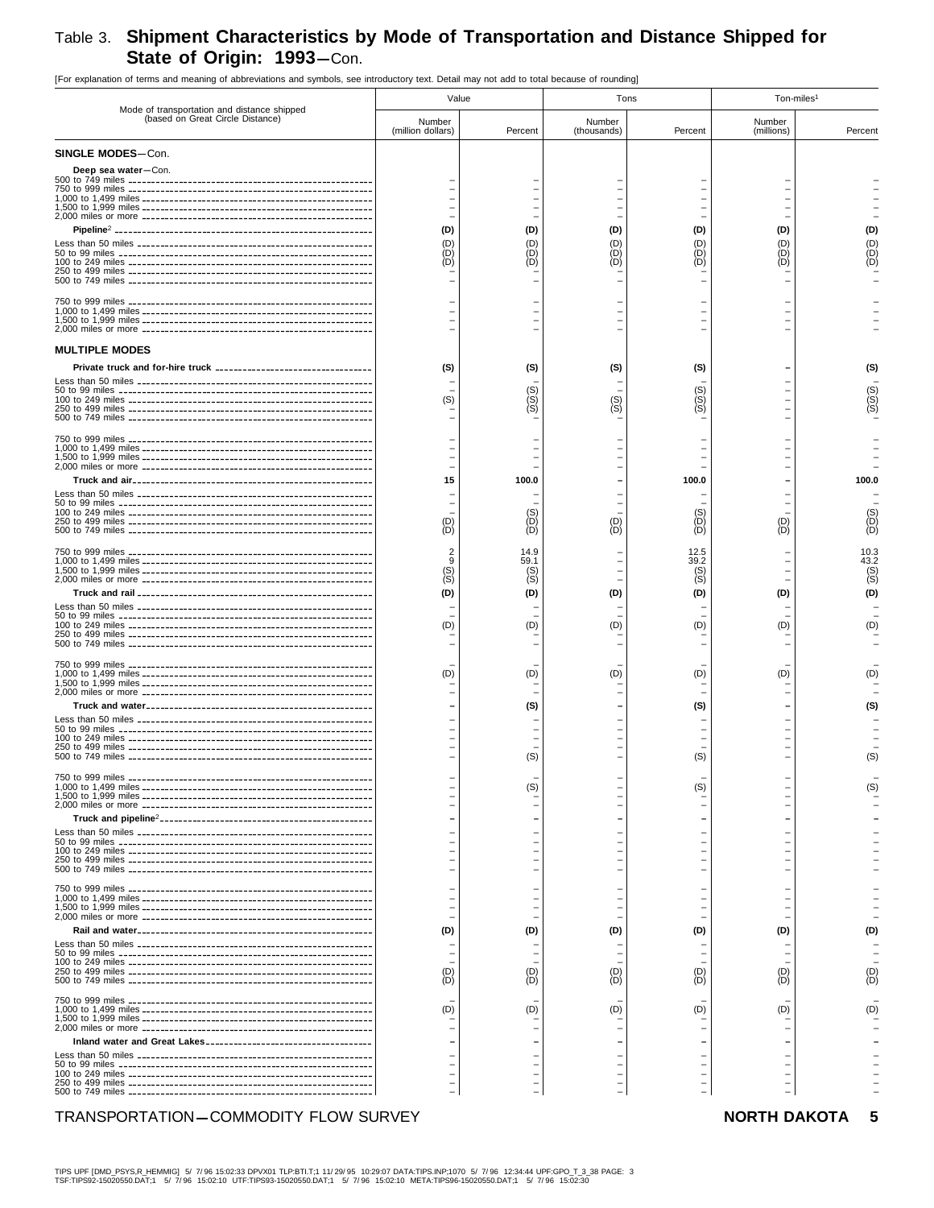# Table 3. Shipment Characteristics by Mode of Transportation and Distance Shipped for State of Origin: 1993—Con.

[For explanation of terms and meaning of abbreviations and symbols, see introductory text. Detail may not add to total because of rounding]

| Mode of transportation and distance shipped (based on Great Circle Distance) | Value | | Tons | | Ton-miles[1] | |
|---|---|---|---|---|---|---|
| | Number (million dollars) | Percent | Number (thousands) | Percent | Number (millions) | Percent |
| **SINGLE MODES**—Con. | | | | | | |
| **Deep sea water**—Con. | | | | | | |
| 500 to 749 miles | – | – | – | – | – | – |
| 750 to 999 miles | – | – | – | – | – | – |
| 1,000 to 1,499 miles | – | – | – | – | – | – |
| 1,500 to 1,999 miles | – | – | – | – | – | – |
| 2,000 miles or more | – | – | – | – | – | – |
| **Pipeline**[2] | **(D)** | **(D)** | **(D)** | **(D)** | **(D)** | **(D)** |
| Less than 50 miles | (D) | (D) | (D) | (D) | (D) | (D) |
| 50 to 99 miles | (D) | (D) | (D) | (D) | (D) | (D) |
| 100 to 249 miles | (D) | (D) | (D) | (D) | (D) | (D) |
| 250 to 499 miles | – | – | – | – | – | – |
| 500 to 749 miles | – | – | – | – | – | – |
| 750 to 999 miles | – | – | – | – | – | – |
| 1,000 to 1,499 miles | – | – | – | – | – | – |
| 1,500 to 1,999 miles | – | – | – | – | – | – |
| 2,000 miles or more | – | – | – | – | – | – |
| **MULTIPLE MODES** | | | | | | |
| **Private truck and for-hire truck** | **(S)** | **(S)** | **(S)** | **(S)** | **–** | **(S)** |
| Less than 50 miles | – | – | – | – | – | – |
| 50 to 99 miles | – | (S) | – | (S) | – | (S) |
| 100 to 249 miles | (S) | (S) | (S) | (S) | – | (S) |
| 250 to 499 miles | – | (S) | (S) | (S) | – | (S) |
| 500 to 749 miles | – | – | – | – | – | – |
| 750 to 999 miles | – | – | – | – | – | – |
| 1,000 to 1,499 miles | – | – | – | – | – | – |
| 1,500 to 1,999 miles | – | – | – | – | – | – |
| 2,000 miles or more | – | – | – | – | – | – |
| **Truck and air** | **15** | **100.0** | **–** | **100.0** | **–** | **100.0** |
| Less than 50 miles | – | – | – | – | – | – |
| 50 to 99 miles | – | – | – | – | – | – |
| 100 to 249 miles | – | (S) | – | (S) | – | (S) |
| 250 to 499 miles | (D) | (D) | (D) | (D) | (D) | (D) |
| 500 to 749 miles | (D) | (D) | (D) | (D) | (D) | (D) |
| 750 to 999 miles | 2 | 14.9 | – | 12.5 | – | 10.3 |
| 1,000 to 1,499 miles | 9 | 59.1 | – | 39.2 | – | 43.2 |
| 1,500 to 1,999 miles | (S) | (S) | – | (S) | – | (S) |
| 2,000 miles or more | (S) | (S) | – | (S) | – | (S) |
| **Truck and rail** | **(D)** | **(D)** | **(D)** | **(D)** | **(D)** | **(D)** |
| Less than 50 miles | – | – | – | – | – | – |
| 50 to 99 miles | – | – | – | – | – | – |
| 100 to 249 miles | (D) | (D) | (D) | (D) | (D) | (D) |
| 250 to 499 miles | – | – | – | – | – | – |
| 500 to 749 miles | – | – | – | – | – | – |
| 750 to 999 miles | – | – | – | – | – | – |
| 1,000 to 1,499 miles | (D) | (D) | (D) | (D) | (D) | (D) |
| 1,500 to 1,999 miles | – | – | – | – | – | – |
| 2,000 miles or more | – | – | – | – | – | – |
| **Truck and water** | **–** | **(S)** | **–** | **(S)** | **–** | **(S)** |
| Less than 50 miles | – | – | – | – | – | – |
| 50 to 99 miles | – | – | – | – | – | – |
| 100 to 249 miles | – | – | – | – | – | – |
| 250 to 499 miles | – | – | – | – | – | – |
| 500 to 749 miles | – | (S) | – | (S) | – | (S) |
| 750 to 999 miles | – | – | – | – | – | – |
| 1,000 to 1,499 miles | – | (S) | – | (S) | – | (S) |
| 1,500 to 1,999 miles | – | – | – | – | – | – |
| 2,000 miles or more | – | – | – | – | – | – |
| **Truck and pipeline**[2] | **–** | **–** | **–** | **–** | **–** | **–** |
| Less than 50 miles | – | – | – | – | – | – |
| 50 to 99 miles | – | – | – | – | – | – |
| 100 to 249 miles | – | – | – | – | – | – |
| 250 to 499 miles | – | – | – | – | – | – |
| 500 to 749 miles | – | – | – | – | – | – |
| 750 to 999 miles | – | – | – | – | – | – |
| 1,000 to 1,499 miles | – | – | – | – | – | – |
| 1,500 to 1,999 miles | – | – | – | – | – | – |
| 2,000 miles or more | – | – | – | – | – | – |
| **Rail and water** | **(D)** | **(D)** | **(D)** | **(D)** | **(D)** | **(D)** |
| Less than 50 miles | – | – | – | – | – | – |
| 50 to 99 miles | – | – | – | – | – | – |
| 100 to 249 miles | – | – | – | – | – | – |
| 250 to 499 miles | (D) | (D) | (D) | (D) | (D) | (D) |
| 500 to 749 miles | (D) | (D) | (D) | (D) | (D) | (D) |
| 750 to 999 miles | – | – | – | – | – | – |
| 1,000 to 1,499 miles | (D) | (D) | (D) | (D) | (D) | (D) |
| 1,500 to 1,999 miles | – | – | – | – | – | – |
| 2,000 miles or more | – | – | – | – | – | – |
| **Inland water and Great Lakes** | **–** | **–** | **–** | **–** | **–** | **–** |
| Less than 50 miles | – | – | – | – | – | – |
| 50 to 99 miles | – | – | – | – | – | – |
| 100 to 249 miles | – | – | – | – | – | – |
| 250 to 499 miles | – | – | – | – | – | – |
| 500 to 749 miles | – | – | – | – | – | – |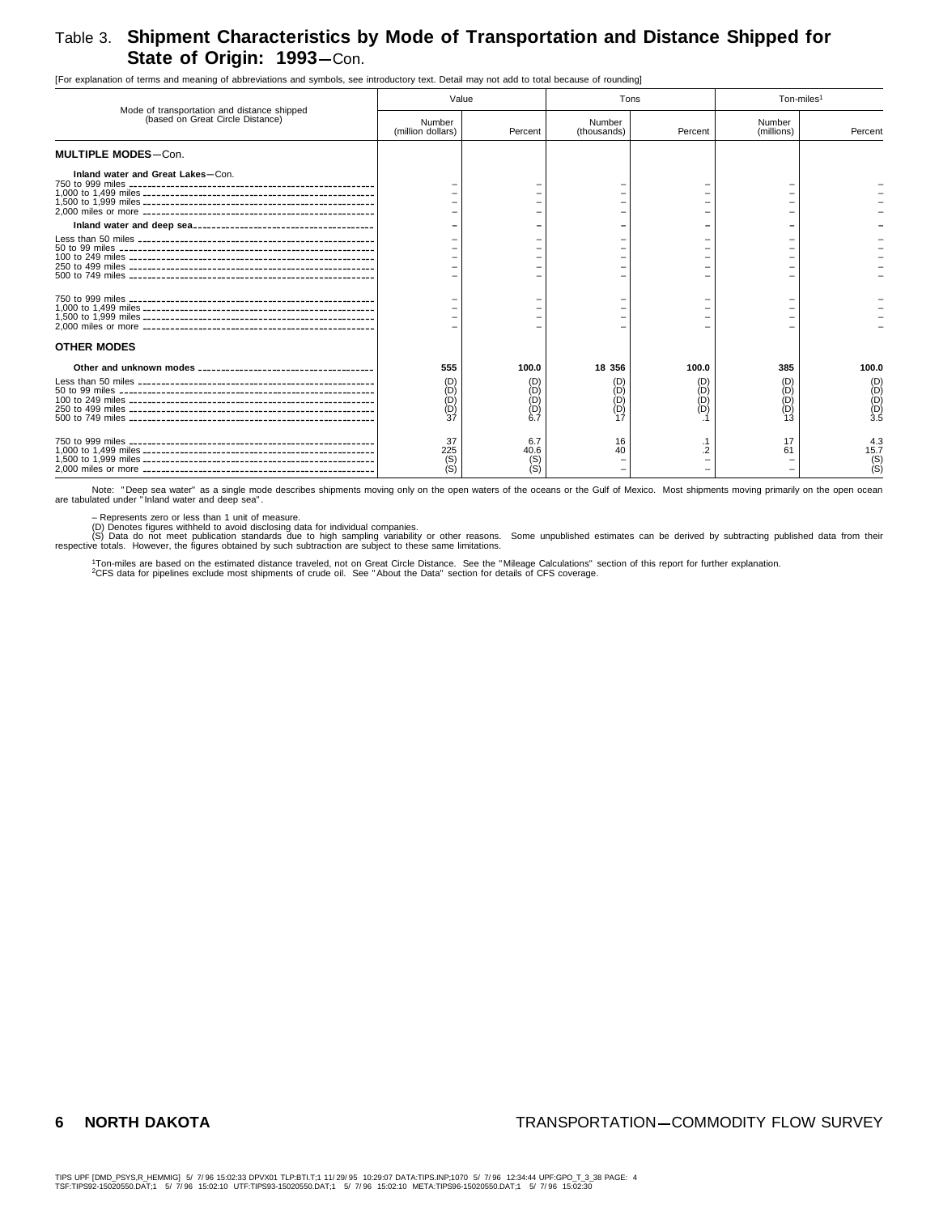# Table 3. Shipment Characteristics by Mode of Transportation and Distance Shipped for State of Origin: 1993—Con.

[For explanation of terms and meaning of abbreviations and symbols, see introductory text. Detail may not add to total because of rounding]

| Mode of transportation and distance shipped (based on Great Circle Distance) | Value | | Tons | | Ton-miles[1] | |
|---|---|---|---|---|---|---|
| | Number (million dollars) | Percent | Number (thousands) | Percent | Number (millions) | Percent |
| **MULTIPLE MODES**—Con. | | | | | | |
| **Inland water and Great Lakes**—Con. | | | | | | |
| 750 to 999 miles | – | – | – | – | – | – |
| 1,000 to 1,499 miles | – | – | – | – | – | – |
| 1,500 to 1,999 miles | – | – | – | – | – | – |
| 2,000 miles or more | – | – | – | – | – | – |
| **Inland water and deep sea** | – | – | – | – | – | – |
| Less than 50 miles | – | – | – | – | – | – |
| 50 to 99 miles | – | – | – | – | – | – |
| 100 to 249 miles | – | – | – | – | – | – |
| 250 to 499 miles | – | – | – | – | – | – |
| 500 to 749 miles | – | – | – | – | – | – |
| 750 to 999 miles | – | – | – | – | – | – |
| 1,000 to 1,499 miles | – | – | – | – | – | – |
| 1,500 to 1,999 miles | – | – | – | – | – | – |
| 2,000 miles or more | – | – | – | – | – | – |
| **OTHER MODES** | | | | | | |
| **Other and unknown modes** | **555** | **100.0** | **18 356** | **100.0** | **385** | **100.0** |
| Less than 50 miles | (D) | (D) | (D) | (D) | (D) | (D) |
| 50 to 99 miles | (D) | (D) | (D) | (D) | (D) | (D) |
| 100 to 249 miles | (D) | (D) | (D) | (D) | (D) | (D) |
| 250 to 499 miles | (D) | (D) | (D) | (D) | (D) | (D) |
| 500 to 749 miles | 37 | 6.7 | 17 | .1 | 13 | 3.5 |
| 750 to 999 miles | 37 | 6.7 | 16 | .1 | 17 | 4.3 |
| 1,000 to 1,499 miles | 225 | 40.6 | 40 | .2 | 61 | 15.7 |
| 1,500 to 1,999 miles | (S) | (S) | – | – | – | (S) |
| 2,000 miles or more | (S) | (S) | – | – | – | (S) |

Note: "Deep sea water" as a single mode describes shipments moving only on the open waters of the oceans or the Gulf of Mexico. Most shipments moving primarily on the open ocean are tabulated under "Inland water and deep sea".

– Represents zero or less than 1 unit of measure.
(D) Denotes figures withheld to avoid disclosing data for individual companies.
(S) Data do not meet publication standards due to high sampling variability or other reasons. Some unpublished estimates can be derived by subtracting published data from their respective totals. However, the figures obtained by such subtraction are subject to these same limitations.

[1]Ton-miles are based on the estimated distance traveled, not on Great Circle Distance. See the "Mileage Calculations" section of this report for further explanation.
[2]CFS data for pipelines exclude most shipments of crude oil. See "About the Data" section for details of CFS coverage.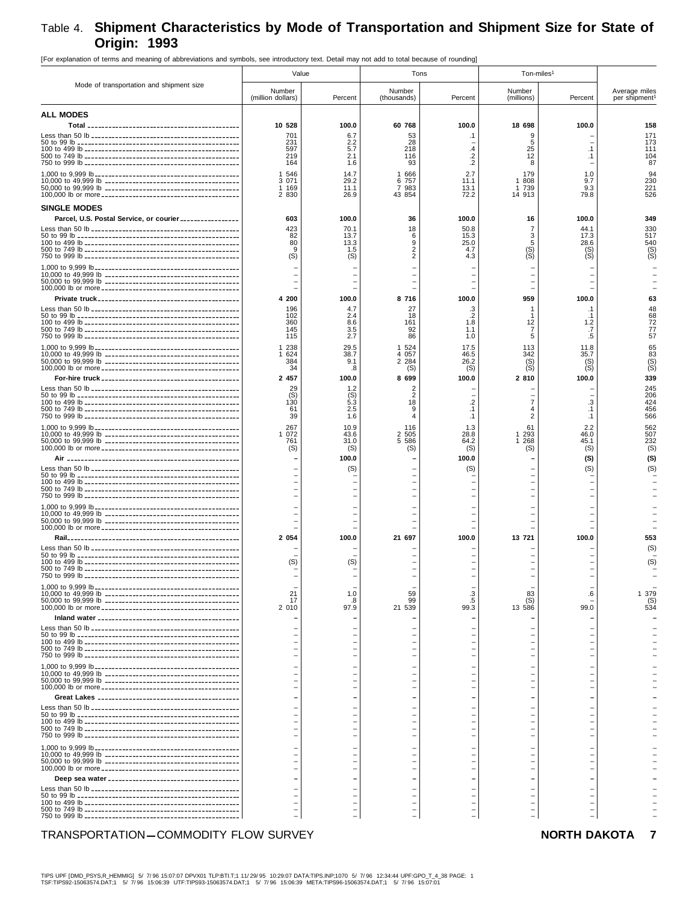# Table 4. Shipment Characteristics by Mode of Transportation and Shipment Size for State of Origin: 1993

[For explanation of terms and meaning of abbreviations and symbols, see introductory text. Detail may not add to total because of rounding]

| Mode of transportation and shipment size | Value | | Tons | | Ton-miles[1] | | Average miles per shipment[1] |
|---|---|---|---|---|---|---|---|
| | Number (million dollars) | Percent | Number (thousands) | Percent | Number (millions) | Percent | |
| **ALL MODES** | | | | | | | |
| **Total** | **10 528** | **100.0** | **60 768** | **100.0** | **18 698** | **100.0** | **158** |
| Less than 50 lb | 701 | 6.7 | 53 | .1 | 9 | – | 171 |
| 50 to 99 lb | 231 | 2.2 | 28 | – | 5 | – | 173 |
| 100 to 499 lb | 597 | 5.7 | 218 | .4 | 25 | .1 | 111 |
| 500 to 749 lb | 219 | 2.1 | 116 | .2 | 12 | .1 | 104 |
| 750 to 999 lb | 164 | 1.6 | 93 | .2 | 8 | – | 87 |
| 1,000 to 9,999 lb | 1 546 | 14.7 | 1 666 | 2.7 | 179 | 1.0 | 94 |
| 10,000 to 49,999 lb | 3 071 | 29.2 | 6 757 | 11.1 | 1 808 | 9.7 | 230 |
| 50,000 to 99,999 lb | 1 169 | 11.1 | 7 983 | 13.1 | 1 739 | 9.3 | 221 |
| 100,000 lb or more | 2 830 | 26.9 | 43 854 | 72.2 | 14 913 | 79.8 | 526 |
| **SINGLE MODES** | | | | | | | |
| **Parcel, U.S. Postal Service, or courier** | **603** | **100.0** | **36** | **100.0** | **16** | **100.0** | **349** |
| Less than 50 lb | 423 | 70.1 | 18 | 50.8 | 7 | 44.1 | 330 |
| 50 to 99 lb | 82 | 13.7 | 6 | 15.3 | 3 | 17.3 | 517 |
| 100 to 499 lb | 80 | 13.3 | 9 | 25.0 | 5 | 28.6 | 540 |
| 500 to 749 lb | 9 | 1.5 | 2 | 4.7 | (S) | (S) | (S) |
| 750 to 999 lb | (S) | (S) | 2 | 4.3 | (S) | (S) | (S) |
| 1,000 to 9,999 lb | – | – | – | – | – | – | – |
| 10,000 to 49,999 lb | – | – | – | – | – | – | – |
| 50,000 to 99,999 lb | – | – | – | – | – | – | – |
| 100,000 lb or more | – | – | – | – | – | – | – |
| **Private truck** | **4 200** | **100.0** | **8 716** | **100.0** | **959** | **100.0** | **63** |
| Less than 50 lb | 196 | 4.7 | 27 | .3 | 1 | .1 | 48 |
| 50 to 99 lb | 102 | 2.4 | 18 | .2 | 1 | .1 | 68 |
| 100 to 499 lb | 360 | 8.6 | 161 | 1.8 | 12 | 1.2 | 72 |
| 500 to 749 lb | 145 | 3.5 | 92 | 1.1 | 7 | .7 | 77 |
| 750 to 999 lb | 115 | 2.7 | 86 | 1.0 | 5 | .5 | 57 |
| 1,000 to 9,999 lb | 1 238 | 29.5 | 1 524 | 17.5 | 113 | 11.8 | 65 |
| 10,000 to 49,999 lb | 1 624 | 38.7 | 4 057 | 46.5 | 342 | 35.7 | 83 |
| 50,000 to 99,999 lb | 384 | 9.1 | 2 284 | 26.2 | (S) | (S) | (S) |
| 100,000 lb or more | 34 | .8 | (S) | (S) | (S) | (S) | (S) |
| **For-hire truck** | **2 457** | **100.0** | **8 699** | **100.0** | **2 810** | **100.0** | **339** |
| Less than 50 lb | 29 | 1.2 | 2 | – | – | – | 245 |
| 50 to 99 lb | (S) | (S) | 2 | – | – | – | 206 |
| 100 to 499 lb | 130 | 5.3 | 18 | .2 | 7 | .3 | 424 |
| 500 to 749 lb | 61 | 2.5 | 9 | .1 | 4 | .1 | 456 |
| 750 to 999 lb | 39 | 1.6 | 4 | .1 | 2 | .1 | 566 |
| 1,000 to 9,999 lb | 267 | 10.9 | 116 | 1.3 | 61 | 2.2 | 562 |
| 10,000 to 49,999 lb | 1 072 | 43.6 | 2 505 | 28.8 | 1 293 | 46.0 | 507 |
| 50,000 to 99,999 lb | 761 | 31.0 | 5 586 | 64.2 | 1 268 | 45.1 | 232 |
| 100,000 lb or more | (S) | (S) | (S) | (S) | (S) | (S) | (S) |
| **Air** | **–** | **100.0** | **–** | **100.0** | **–** | **(S)** | **(S)** |
| Less than 50 lb | – | (S) | – | (S) | – | (S) | (S) |
| 50 to 99 lb | – | – | – | – | – | – | – |
| 100 to 499 lb | – | – | – | – | – | – | – |
| 500 to 749 lb | – | – | – | – | – | – | – |
| 750 to 999 lb | – | – | – | – | – | – | – |
| 1,000 to 9,999 lb | – | – | – | – | – | – | – |
| 10,000 to 49,999 lb | – | – | – | – | – | – | – |
| 50,000 to 99,999 lb | – | – | – | – | – | – | – |
| 100,000 lb or more | – | – | – | – | – | – | – |
| **Rail** | **2 054** | **100.0** | **21 697** | **100.0** | **13 721** | **100.0** | **553** |
| Less than 50 lb | – | – | – | – | – | – | (S) |
| 50 to 99 lb | – | – | – | – | – | – | – |
| 100 to 499 lb | (S) | (S) | – | – | – | – | (S) |
| 500 to 749 lb | – | – | – | – | – | – | – |
| 750 to 999 lb | – | – | – | – | – | – | – |
| 1,000 to 9,999 lb | – | – | – | – | – | – | – |
| 10,000 to 49,999 lb | 21 | 1.0 | 59 | .3 | 83 | .6 | 1 379 |
| 50,000 to 99,999 lb | 17 | .8 | 99 | .5 | (S) | – | (S) |
| 100,000 lb or more | 2 010 | 97.9 | 21 539 | 99.3 | 13 586 | 99.0 | 534 |
| **Inland water** | **–** | **–** | **–** | **–** | **–** | **–** | **–** |
| Less than 50 lb | – | – | – | – | – | – | – |
| 50 to 99 lb | – | – | – | – | – | – | – |
| 100 to 499 lb | – | – | – | – | – | – | – |
| 500 to 749 lb | – | – | – | – | – | – | – |
| 750 to 999 lb | – | – | – | – | – | – | – |
| 1,000 to 9,999 lb | – | – | – | – | – | – | – |
| 10,000 to 49,999 lb | – | – | – | – | – | – | – |
| 50,000 to 99,999 lb | – | – | – | – | – | – | – |
| 100,000 lb or more | – | – | – | – | – | – | – |
| **Great Lakes** | **–** | **–** | **–** | **–** | **–** | **–** | **–** |
| Less than 50 lb | – | – | – | – | – | – | – |
| 50 to 99 lb | – | – | – | – | – | – | – |
| 100 to 499 lb | – | – | – | – | – | – | – |
| 500 to 749 lb | – | – | – | – | – | – | – |
| 750 to 999 lb | – | – | – | – | – | – | – |
| 1,000 to 9,999 lb | – | – | – | – | – | – | – |
| 10,000 to 49,999 lb | – | – | – | – | – | – | – |
| 50,000 to 99,999 lb | – | – | – | – | – | – | – |
| 100,000 lb or more | – | – | – | – | – | – | – |
| **Deep sea water** | **–** | **–** | **–** | **–** | **–** | **–** | **–** |
| Less than 50 lb | – | – | – | – | – | – | – |
| 50 to 99 lb | – | – | – | – | – | – | – |
| 100 to 499 lb | – | – | – | – | – | – | – |
| 500 to 749 lb | – | – | – | – | – | – | – |
| 750 to 999 lb | – | – | – | – | – | – | – |

TIPS UPF [DMD_PSYS,R_HEMMIG] 5/ 7/96 15:07:07 DPVX01 TLP:BTI.T;1 11/29/95 10:29:07 DATA:TIPS.INP:1070 5/ 7/96 12:34:44 UPF:GPO_T_4_38 PAGE: 1
TSF:TIPS92-15063574.DAT;1 5/ 7/96 15:06:39 UTF:TIPS93-15063574.DAT;1 5/ 7/96 15:06:39 META:TIPS96-15063574.DAT;1 5/ 7/96 15:07:01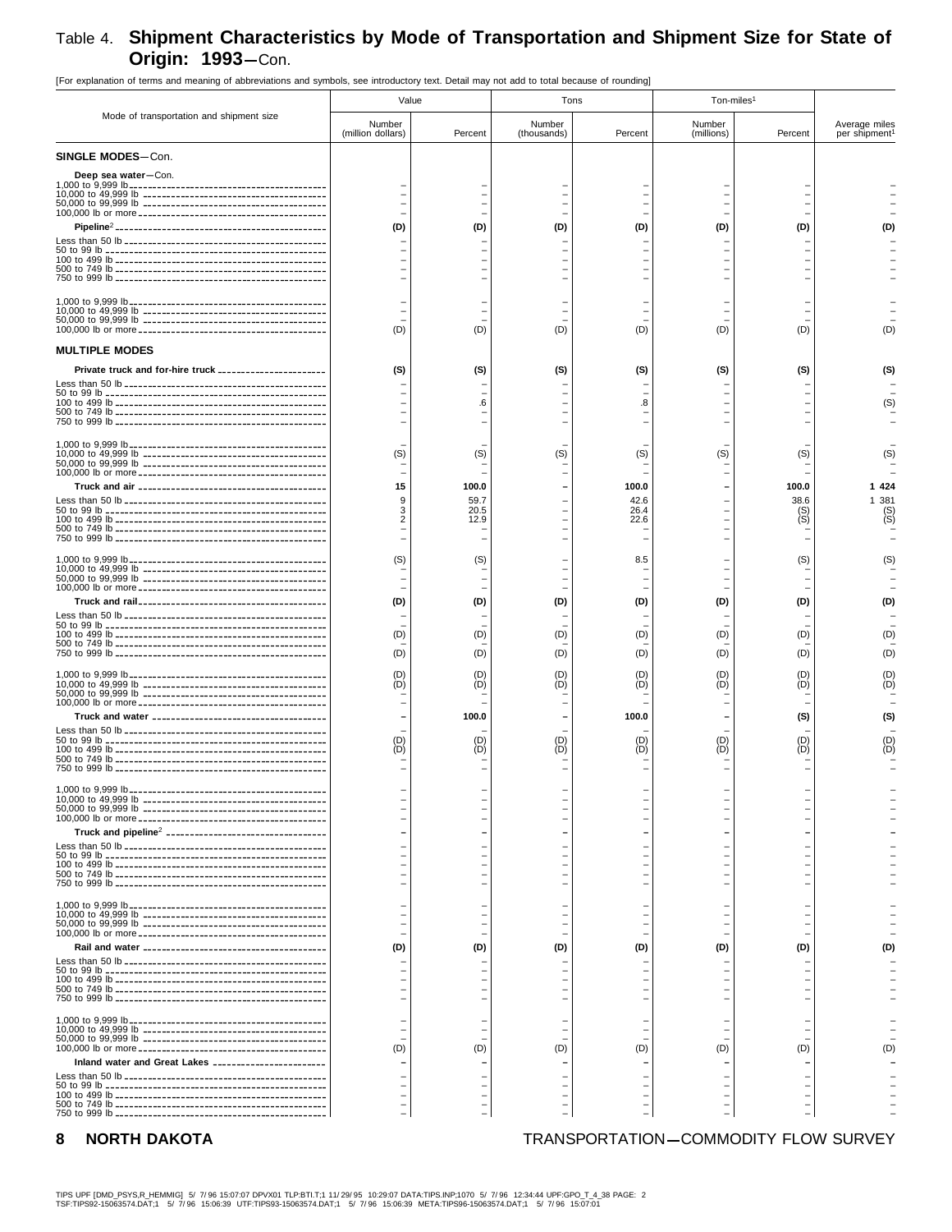# Table 4. Shipment Characteristics by Mode of Transportation and Shipment Size for State of Origin: 1993—Con.

[For explanation of terms and meaning of abbreviations and symbols, see introductory text. Detail may not add to total because of rounding]

| Mode of transportation and shipment size | Value | | Tons | | Ton-miles[1] | | Average miles per shipment[1] |
|---|---|---|---|---|---|---|---|
| | Number (million dollars) | Percent | Number (thousands) | Percent | Number (millions) | Percent | |
| **SINGLE MODES**—Con. | | | | | | | |
| **Deep sea water**—Con. | | | | | | | |
| 1,000 to 9,999 lb | – | – | – | – | – | – | – |
| 10,000 to 49,999 lb | – | – | – | – | – | – | – |
| 50,000 to 99,999 lb | – | – | – | – | – | – | – |
| 100,000 lb or more | – | – | – | – | – | – | – |
| **Pipeline**[2] | **(D)** | **(D)** | **(D)** | **(D)** | **(D)** | **(D)** | **(D)** |
| Less than 50 lb | – | – | – | – | – | – | – |
| 50 to 99 lb | – | – | – | – | – | – | – |
| 100 to 499 lb | – | – | – | – | – | – | – |
| 500 to 749 lb | – | – | – | – | – | – | – |
| 750 to 999 lb | – | – | – | – | – | – | – |
| 1,000 to 9,999 lb | – | – | – | – | – | – | – |
| 10,000 to 49,999 lb | – | – | – | – | – | – | – |
| 50,000 to 99,999 lb | – | – | – | – | – | – | – |
| 100,000 lb or more | (D) | (D) | (D) | (D) | (D) | (D) | (D) |
| **MULTIPLE MODES** | | | | | | | |
| **Private truck and for-hire truck** | **(S)** | **(S)** | **(S)** | **(S)** | **(S)** | **(S)** | **(S)** |
| Less than 50 lb | – | – | – | – | – | – | – |
| 50 to 99 lb | – | – | – | – | – | – | – |
| 100 to 499 lb | – | .6 | – | .8 | – | – | (S) |
| 500 to 749 lb | – | – | – | – | – | – | – |
| 750 to 999 lb | – | – | – | – | – | – | – |
| 1,000 to 9,999 lb | – | – | – | – | – | – | – |
| 10,000 to 49,999 lb | (S) | (S) | (S) | (S) | (S) | (S) | (S) |
| 50,000 to 99,999 lb | – | – | – | – | – | – | – |
| 100,000 lb or more | – | – | – | – | – | – | – |
| **Truck and air** | **15** | **100.0** | **–** | **100.0** | **–** | **100.0** | **1 424** |
| Less than 50 lb | 9 | 59.7 | – | 42.6 | – | 38.6 | 1 381 |
| 50 to 99 lb | 3 | 20.5 | – | 26.4 | – | (S) | (S) |
| 100 to 499 lb | 2 | 12.9 | – | 22.6 | – | (S) | (S) |
| 500 to 749 lb | – | – | – | – | – | – | – |
| 750 to 999 lb | – | – | – | – | – | – | – |
| 1,000 to 9,999 lb | (S) | (S) | – | 8.5 | – | (S) | (S) |
| 10,000 to 49,999 lb | – | – | – | – | – | – | – |
| 50,000 to 99,999 lb | – | – | – | – | – | – | – |
| 100,000 lb or more | – | – | – | – | – | – | – |
| **Truck and rail** | **(D)** | **(D)** | **(D)** | **(D)** | **(D)** | **(D)** | **(D)** |
| Less than 50 lb | – | – | – | – | – | – | – |
| 50 to 99 lb | – | – | – | – | – | – | – |
| 100 to 499 lb | (D) | (D) | (D) | (D) | (D) | (D) | (D) |
| 500 to 749 lb | – | – | – | – | – | – | – |
| 750 to 999 lb | (D) | (D) | (D) | (D) | (D) | (D) | (D) |
| 1,000 to 9,999 lb | (D) | (D) | (D) | (D) | (D) | (D) | (D) |
| 10,000 to 49,999 lb | (D) | (D) | (D) | (D) | (D) | (D) | (D) |
| 50,000 to 99,999 lb | – | – | – | – | – | – | – |
| 100,000 lb or more | – | – | – | – | – | – | – |
| **Truck and water** | **–** | **100.0** | **–** | **100.0** | **–** | **(S)** | **(S)** |
| Less than 50 lb | – | – | – | – | – | – | – |
| 50 to 99 lb | (D) | (D) | (D) | (D) | (D) | (D) | (D) |
| 100 to 499 lb | (D) | (D) | (D) | (D) | (D) | (D) | (D) |
| 500 to 749 lb | – | – | – | – | – | – | – |
| 750 to 999 lb | – | – | – | – | – | – | – |
| 1,000 to 9,999 lb | – | – | – | – | – | – | – |
| 10,000 to 49,999 lb | – | – | – | – | – | – | – |
| 50,000 to 99,999 lb | – | – | – | – | – | – | – |
| 100,000 lb or more | – | – | – | – | – | – | – |
| **Truck and pipeline**[2] | **–** | **–** | **–** | **–** | **–** | **–** | **–** |
| Less than 50 lb | – | – | – | – | – | – | – |
| 50 to 99 lb | – | – | – | – | – | – | – |
| 100 to 499 lb | – | – | – | – | – | – | – |
| 500 to 749 lb | – | – | – | – | – | – | – |
| 750 to 999 lb | – | – | – | – | – | – | – |
| 1,000 to 9,999 lb | – | – | – | – | – | – | – |
| 10,000 to 49,999 lb | – | – | – | – | – | – | – |
| 50,000 to 99,999 lb | – | – | – | – | – | – | – |
| 100,000 lb or more | – | – | – | – | – | – | – |
| **Rail and water** | **(D)** | **(D)** | **(D)** | **(D)** | **(D)** | **(D)** | **(D)** |
| Less than 50 lb | – | – | – | – | – | – | – |
| 50 to 99 lb | – | – | – | – | – | – | – |
| 100 to 499 lb | – | – | – | – | – | – | – |
| 500 to 749 lb | – | – | – | – | – | – | – |
| 750 to 999 lb | – | – | – | – | – | – | – |
| 1,000 to 9,999 lb | – | – | – | – | – | – | – |
| 10,000 to 49,999 lb | – | – | – | – | – | – | – |
| 50,000 to 99,999 lb | – | – | – | – | – | – | – |
| 100,000 lb or more | (D) | (D) | (D) | (D) | (D) | (D) | (D) |
| **Inland water and Great Lakes** | **–** | **–** | **–** | **–** | **–** | **–** | **–** |
| Less than 50 lb | – | – | – | – | – | – | – |
| 50 to 99 lb | – | – | – | – | – | – | – |
| 100 to 499 lb | – | – | – | – | – | – | – |
| 500 to 749 lb | – | – | – | – | – | – | – |
| 750 to 999 lb | – | – | – | – | – | – | – |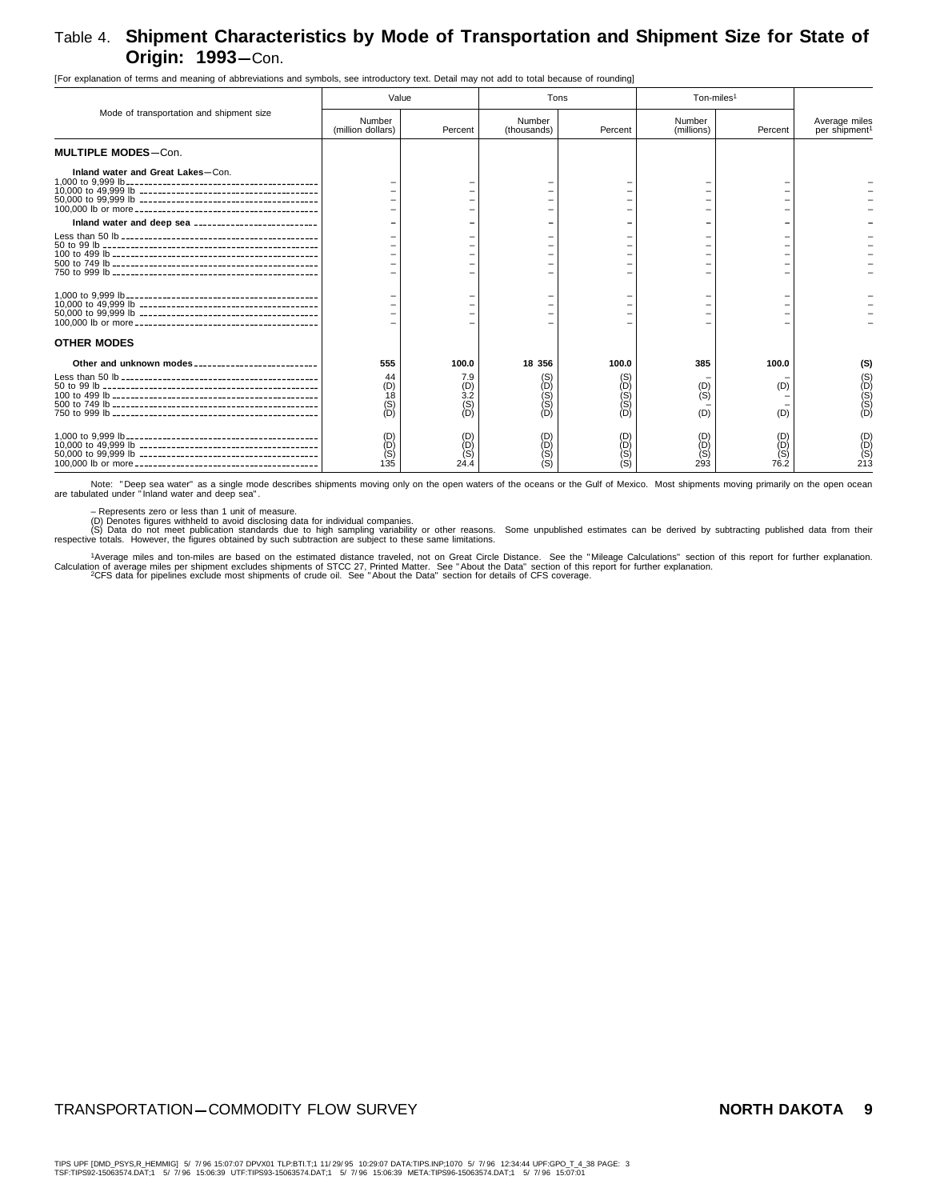## Table 4. Shipment Characteristics by Mode of Transportation and Shipment Size for State of Origin: 1993—Con.

[For explanation of terms and meaning of abbreviations and symbols, see introductory text. Detail may not add to total because of rounding]

| Mode of transportation and shipment size | Value | | Tons | | Ton-miles[1] | | |
|---|---|---|---|---|---|---|---|
| | Number (million dollars) | Percent | Number (thousands) | Percent | Number (millions) | Percent | Average miles per shipment[1] |
| **MULTIPLE MODES**—Con. | | | | | | | |
| **Inland water and Great Lakes**—Con. | | | | | | | |
| 1,000 to 9,999 lb | – | – | – | – | – | – | – |
| 10,000 to 49,999 lb | – | – | – | – | – | – | – |
| 50,000 to 99,999 lb | – | – | – | – | – | – | – |
| 100,000 lb or more | – | – | – | – | – | – | – |
| **Inland water and deep sea** | **–** | **–** | **–** | **–** | **–** | **–** | **–** |
| Less than 50 lb | – | – | – | – | – | – | – |
| 50 to 99 lb | – | – | – | – | – | – | – |
| 100 to 499 lb | – | – | – | – | – | – | – |
| 500 to 749 lb | – | – | – | – | – | – | – |
| 750 to 999 lb | – | – | – | – | – | – | – |
| 1,000 to 9,999 lb | – | – | – | – | – | – | – |
| 10,000 to 49,999 lb | – | – | – | – | – | – | – |
| 50,000 to 99,999 lb | – | – | – | – | – | – | – |
| 100,000 lb or more | – | – | – | – | – | – | – |
| **OTHER MODES** | | | | | | | |
| **Other and unknown modes** | **555** | **100.0** | **18 356** | **100.0** | **385** | **100.0** | **(S)** |
| Less than 50 lb | 44 | 7.9 | (S) | (S) | – | – | (S) |
| 50 to 99 lb | (D) | (D) | (D) | (D) | (D) | (D) | (D) |
| 100 to 499 lb | 18 | 3.2 | (S) | (S) | (S) | – | (S) |
| 500 to 749 lb | (S) | (S) | (S) | (S) | – | – | (S) |
| 750 to 999 lb | (D) | (D) | (D) | (D) | (D) | (D) | (D) |
| 1,000 to 9,999 lb | (D) | (D) | (D) | (D) | (D) | (D) | (D) |
| 10,000 to 49,999 lb | (D) | (D) | (D) | (D) | (D) | (D) | (D) |
| 50,000 to 99,999 lb | (S) | (S) | (S) | (S) | (S) | (S) | (S) |
| 100,000 lb or more | 135 | 24.4 | (S) | (S) | 293 | 76.2 | 213 |

Note: "Deep sea water" as a single mode describes shipments moving only on the open waters of the oceans or the Gulf of Mexico. Most shipments moving primarily on the open ocean are tabulated under "Inland water and deep sea".

– Represents zero or less than 1 unit of measure.
(D) Denotes figures withheld to avoid disclosing data for individual companies.
(S) Data do not meet publication standards due to high sampling variability or other reasons. Some unpublished estimates can be derived by subtracting published data from their respective totals. However, the figures obtained by such subtraction are subject to these same limitations.

[1]Average miles and ton-miles are based on the estimated distance traveled, not on Great Circle Distance. See the "Mileage Calculations" section of this report for further explanation. Calculation of average miles per shipment excludes shipments of STCC 27, Printed Matter. See "About the Data" section of this report for further explanation.
[2]CFS data for pipelines exclude most shipments of crude oil. See "About the Data" section for details of CFS coverage.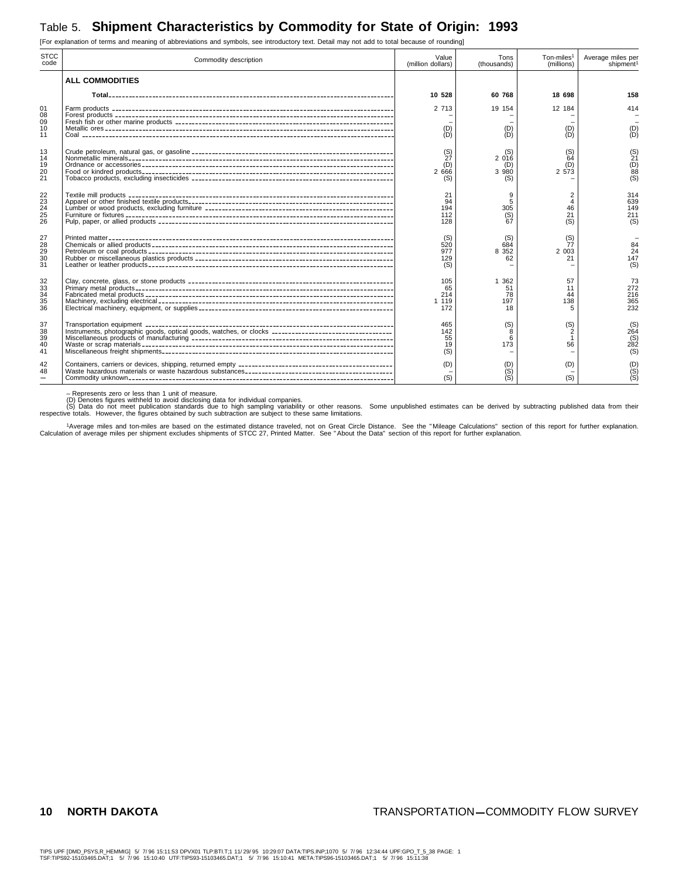# Table 5. **Shipment Characteristics by Commodity for State of Origin: 1993**

[For explanation of terms and meaning of abbreviations and symbols, see introductory text. Detail may not add to total because of rounding]

| STCC code | Commodity description | Value (million dollars) | Tons (thousands) | Ton-miles[1] (millions) | Average miles per shipment[1] |
|---|---|---|---|---|---|
| | **ALL COMMODITIES** | | | | |
| | **Total** | **10 528** | **60 768** | **18 698** | **158** |
| 01 | Farm products | 2 713 | 19 154 | 12 184 | 414 |
| 08 | Forest products | – | – | – | – |
| 09 | Fresh fish or other marine products | – | – | – | – |
| 10 | Metallic ores | (D) | (D) | (D) | (D) |
| 11 | Coal | (D) | (D) | (D) | (D) |
| 13 | Crude petroleum, natural gas, or gasoline | (S) | (S) | (S) | (S) |
| 14 | Nonmetallic minerals | 27 | 2 016 | 64 | 21 |
| 19 | Ordnance or accessories | (D) | (D) | (D) | (D) |
| 20 | Food or kindred products | 2 666 | 3 980 | 2 573 | 88 |
| 21 | Tobacco products, excluding insecticides | (S) | (S) | – | (S) |
| 22 | Textile mill products | 21 | 9 | 2 | 314 |
| 23 | Apparel or other finished textile products | 94 | 5 | 4 | 639 |
| 24 | Lumber or wood products, excluding furniture | 194 | 305 | 46 | 149 |
| 25 | Furniture or fixtures | 112 | (S) | 21 | 211 |
| 26 | Pulp, paper, or allied products | 128 | 67 | (S) | (S) |
| 27 | Printed matter | (S) | (S) | (S) | – |
| 28 | Chemicals or allied products | 520 | 684 | 77 | 84 |
| 29 | Petroleum or coal products | 977 | 8 352 | 2 003 | 24 |
| 30 | Rubber or miscellaneous plastics products | 129 | 62 | 21 | 147 |
| 31 | Leather or leather products | (S) | – | – | (S) |
| 32 | Clay, concrete, glass, or stone products | 105 | 1 362 | 57 | 73 |
| 33 | Primary metal products | 65 | 51 | 11 | 272 |
| 34 | Fabricated metal products | 214 | 78 | 44 | 216 |
| 35 | Machinery, excluding electrical | 1 119 | 197 | 138 | 365 |
| 36 | Electrical machinery, equipment, or supplies | 172 | 18 | 5 | 232 |
| 37 | Transportation equipment | 465 | (S) | (S) | (S) |
| 38 | Instruments, photographic goods, optical goods, watches, or clocks | 142 | 8 | 2 | 264 |
| 39 | Miscellaneous products of manufacturing | 55 | 6 | 1 | (S) |
| 40 | Waste or scrap materials | 19 | 173 | 56 | 282 |
| 41 | Miscellaneous freight shipments | (S) | – | – | (S) |
| 42 | Containers, carriers or devices, shipping, returned empty | (D) | (D) | (D) | (D) |
| 48 | Waste hazardous materials or waste hazardous substances | – | (S) | – | (S) |
| – | Commodity unknown | (S) | (S) | (S) | (S) |

– Represents zero or less than 1 unit of measure.
(D) Denotes figures withheld to avoid disclosing data for individual companies.
(S) Data do not meet publication standards due to high sampling variability or other reasons. Some unpublished estimates can be derived by subtracting published data from their respective totals. However, the figures obtained by such subtraction are subject to these same limitations.

[1]Average miles and ton-miles are based on the estimated distance traveled, not on Great Circle Distance. See the "Mileage Calculations" section of this report for further explanation. Calculation of average miles per shipment excludes shipments of STCC 27, Printed Matter. See "About the Data" section of this report for further explanation.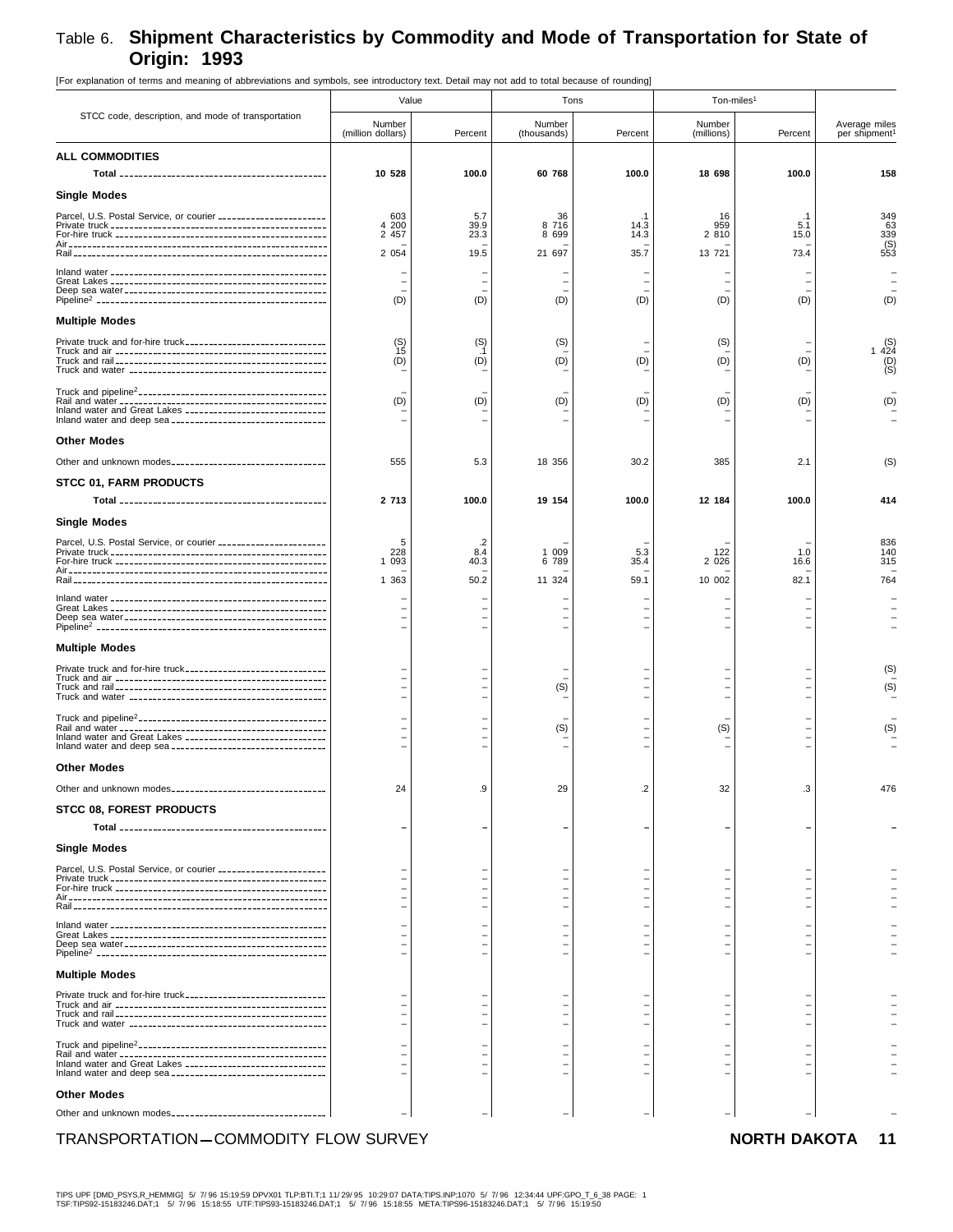# Table 6. Shipment Characteristics by Commodity and Mode of Transportation for State of Origin: 1993

[For explanation of terms and meaning of abbreviations and symbols, see introductory text. Detail may not add to total because of rounding]

| STCC code, description, and mode of transportation | Value | | Tons | | Ton-miles[1] | | Average miles per shipment[1] |
|---|---|---|---|---|---|---|---|
| | Number (million dollars) | Percent | Number (thousands) | Percent | Number (millions) | Percent | |
| **ALL COMMODITIES** | | | | | | | |
| **Total** | **10 528** | **100.0** | **60 768** | **100.0** | **18 698** | **100.0** | **158** |
| **Single Modes** | | | | | | | |
| Parcel, U.S. Postal Service, or courier | 603 | 5.7 | 36 | .1 | 16 | .1 | 349 |
| Private truck | 4 200 | 39.9 | 8 716 | 14.3 | 959 | 5.1 | 63 |
| For-hire truck | 2 457 | 23.3 | 8 699 | 14.3 | 2 810 | 15.0 | 339 |
| Air | – | – | – | – | – | – | (S) |
| Rail | 2 054 | 19.5 | 21 697 | 35.7 | 13 721 | 73.4 | 553 |
| Inland water | – | – | – | – | – | – | – |
| Great Lakes | – | – | – | – | – | – | – |
| Deep sea water | – | – | – | – | – | – | – |
| Pipeline[2] | (D) | (D) | (D) | (D) | (D) | (D) | (D) |
| **Multiple Modes** | | | | | | | |
| Private truck and for-hire truck | (S) | (S) | (S) | – | (S) | – | (S) |
| Truck and air | 15 | .1 | – | – | – | – | 1 424 |
| Truck and rail | (D) | (D) | (D) | (D) | (D) | (D) | (D) |
| Truck and water | – | – | – | – | – | – | (S) |
| Truck and pipeline[2] | – | – | – | – | – | – | – |
| Rail and water | (D) | (D) | (D) | (D) | (D) | (D) | (D) |
| Inland water and Great Lakes | – | – | – | – | – | – | – |
| Inland water and deep sea | – | – | – | – | – | – | – |
| **Other Modes** | | | | | | | |
| Other and unknown modes | 555 | 5.3 | 18 356 | 30.2 | 385 | 2.1 | (S) |
| **STCC 01, FARM PRODUCTS** | | | | | | | |
| **Total** | **2 713** | **100.0** | **19 154** | **100.0** | **12 184** | **100.0** | **414** |
| **Single Modes** | | | | | | | |
| Parcel, U.S. Postal Service, or courier | 5 | .2 | – | – | – | – | 836 |
| Private truck | 228 | 8.4 | 1 009 | 5.3 | 122 | 1.0 | 140 |
| For-hire truck | 1 093 | 40.3 | 6 789 | 35.4 | 2 026 | 16.6 | 315 |
| Air | – | – | – | – | – | – | – |
| Rail | 1 363 | 50.2 | 11 324 | 59.1 | 10 002 | 82.1 | 764 |
| Inland water | – | – | – | – | – | – | – |
| Great Lakes | – | – | – | – | – | – | – |
| Deep sea water | – | – | – | – | – | – | – |
| Pipeline[2] | – | – | – | – | – | – | – |
| **Multiple Modes** | | | | | | | |
| Private truck and for-hire truck | – | – | – | – | – | – | (S) |
| Truck and air | – | – | – | – | – | – | – |
| Truck and rail | – | – | (S) | – | – | – | (S) |
| Truck and water | – | – | – | – | – | – | – |
| Truck and pipeline[2] | – | – | – | – | – | – | – |
| Rail and water | – | – | (S) | – | (S) | – | (S) |
| Inland water and Great Lakes | – | – | – | – | – | – | – |
| Inland water and deep sea | – | – | – | – | – | – | – |
| **Other Modes** | | | | | | | |
| Other and unknown modes | 24 | .9 | 29 | .2 | 32 | .3 | 476 |
| **STCC 08, FOREST PRODUCTS** | | | | | | | |
| **Total** | **–** | **–** | **–** | **–** | **–** | **–** | **–** |
| **Single Modes** | | | | | | | |
| Parcel, U.S. Postal Service, or courier | – | – | – | – | – | – | – |
| Private truck | – | – | – | – | – | – | – |
| For-hire truck | – | – | – | – | – | – | – |
| Air | – | – | – | – | – | – | – |
| Rail | – | – | – | – | – | – | – |
| Inland water | – | – | – | – | – | – | – |
| Great Lakes | – | – | – | – | – | – | – |
| Deep sea water | – | – | – | – | – | – | – |
| Pipeline[2] | – | – | – | – | – | – | – |
| **Multiple Modes** | | | | | | | |
| Private truck and for-hire truck | – | – | – | – | – | – | – |
| Truck and air | – | – | – | – | – | – | – |
| Truck and rail | – | – | – | – | – | – | – |
| Truck and water | – | – | – | – | – | – | – |
| Truck and pipeline[2] | – | – | – | – | – | – | – |
| Rail and water | – | – | – | – | – | – | – |
| Inland water and Great Lakes | – | – | – | – | – | – | – |
| Inland water and deep sea | – | – | – | – | – | – | – |
| **Other Modes** | | | | | | | |
| Other and unknown modes | – | – | – | – | – | – | – |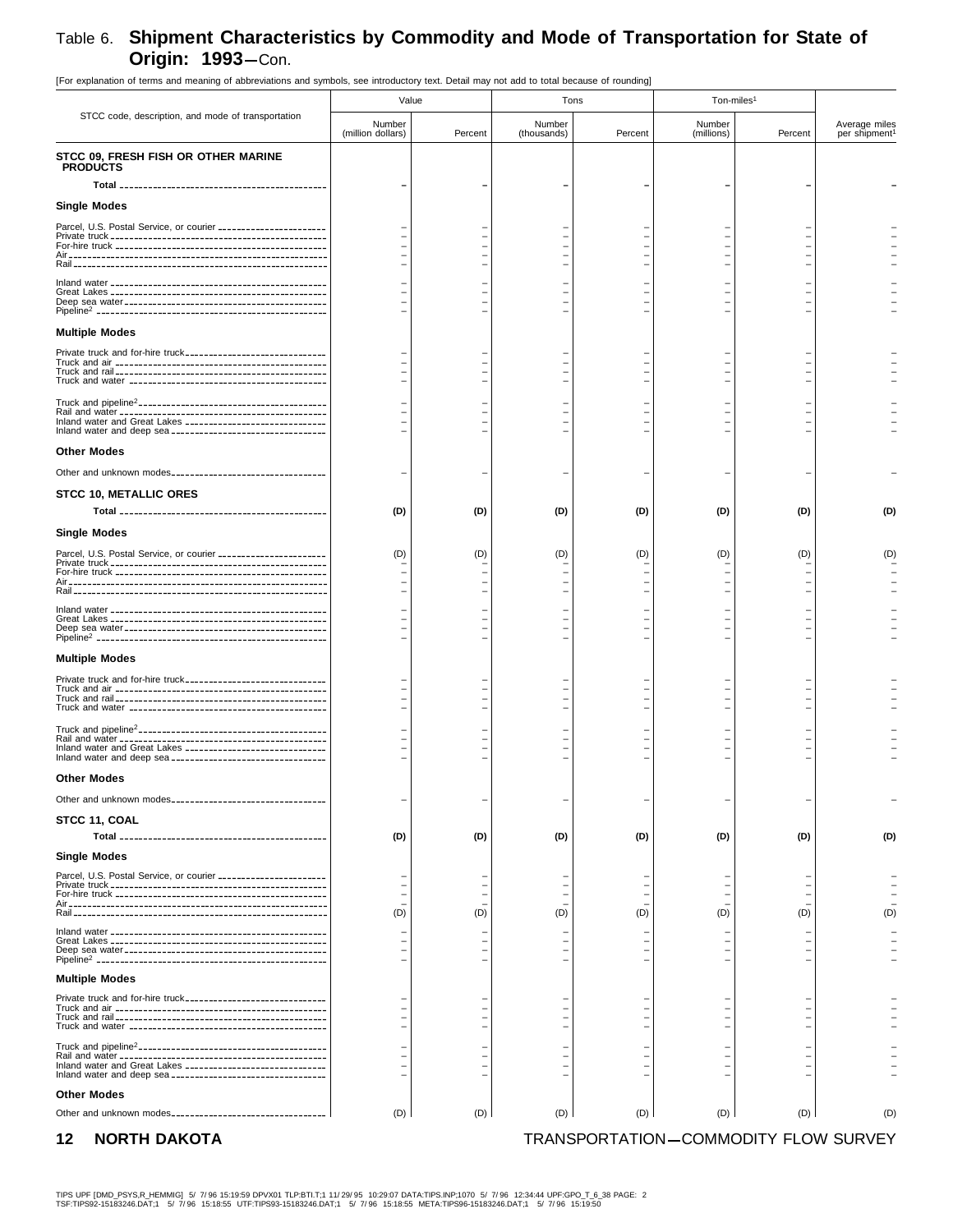# Table 6. Shipment Characteristics by Commodity and Mode of Transportation for State of Origin: 1993—Con.

[For explanation of terms and meaning of abbreviations and symbols, see introductory text. Detail may not add to total because of rounding]

| STCC code, description, and mode of transportation | Value | | Tons | | Ton-miles[1] | | |
|---|---|---|---|---|---|---|---|
| | Number (million dollars) | Percent | Number (thousands) | Percent | Number (millions) | Percent | Average miles per shipment[1] |
| **STCC 09, FRESH FISH OR OTHER MARINE PRODUCTS** | | | | | | | |
| **Total** | **–** | **–** | **–** | **–** | **–** | **–** | **–** |
| **Single Modes** | | | | | | | |
| Parcel, U.S. Postal Service, or courier | – | – | – | – | – | – | – |
| Private truck | – | – | – | – | – | – | – |
| For-hire truck | – | – | – | – | – | – | – |
| Air | – | – | – | – | – | – | – |
| Rail | – | – | – | – | – | – | – |
| Inland water | – | – | – | – | – | – | – |
| Great Lakes | – | – | – | – | – | – | – |
| Deep sea water | – | – | – | – | – | – | – |
| Pipeline[2] | – | – | – | – | – | – | – |
| **Multiple Modes** | | | | | | | |
| Private truck and for-hire truck | – | – | – | – | – | – | – |
| Truck and air | – | – | – | – | – | – | – |
| Truck and rail | – | – | – | – | – | – | – |
| Truck and water | – | – | – | – | – | – | – |
| Truck and pipeline[2] | – | – | – | – | – | – | – |
| Rail and water | – | – | – | – | – | – | – |
| Inland water and Great Lakes | – | – | – | – | – | – | – |
| Inland water and deep sea | – | – | – | – | – | – | – |
| **Other Modes** | | | | | | | |
| Other and unknown modes | – | – | – | – | – | – | – |
| **STCC 10, METALLIC ORES** | | | | | | | |
| **Total** | **(D)** | **(D)** | **(D)** | **(D)** | **(D)** | **(D)** | **(D)** |
| **Single Modes** | | | | | | | |
| Parcel, U.S. Postal Service, or courier | (D) | (D) | (D) | (D) | (D) | (D) | (D) |
| Private truck | – | – | – | – | – | – | – |
| For-hire truck | – | – | – | – | – | – | – |
| Air | – | – | – | – | – | – | – |
| Rail | – | – | – | – | – | – | – |
| Inland water | – | – | – | – | – | – | – |
| Great Lakes | – | – | – | – | – | – | – |
| Deep sea water | – | – | – | – | – | – | – |
| Pipeline[2] | – | – | – | – | – | – | – |
| **Multiple Modes** | | | | | | | |
| Private truck and for-hire truck | – | – | – | – | – | – | – |
| Truck and air | – | – | – | – | – | – | – |
| Truck and rail | – | – | – | – | – | – | – |
| Truck and water | – | – | – | – | – | – | – |
| Truck and pipeline[2] | – | – | – | – | – | – | – |
| Rail and water | – | – | – | – | – | – | – |
| Inland water and Great Lakes | – | – | – | – | – | – | – |
| Inland water and deep sea | – | – | – | – | – | – | – |
| **Other Modes** | | | | | | | |
| Other and unknown modes | – | – | – | – | – | – | – |
| **STCC 11, COAL** | | | | | | | |
| **Total** | **(D)** | **(D)** | **(D)** | **(D)** | **(D)** | **(D)** | **(D)** |
| **Single Modes** | | | | | | | |
| Parcel, U.S. Postal Service, or courier | – | – | – | – | – | – | – |
| Private truck | – | – | – | – | – | – | – |
| For-hire truck | – | – | – | – | – | – | – |
| Air | – | – | – | – | – | – | – |
| Rail | (D) | (D) | (D) | (D) | (D) | (D) | (D) |
| Inland water | – | – | – | – | – | – | – |
| Great Lakes | – | – | – | – | – | – | – |
| Deep sea water | – | – | – | – | – | – | – |
| Pipeline[2] | – | – | – | – | – | – | – |
| **Multiple Modes** | | | | | | | |
| Private truck and for-hire truck | – | – | – | – | – | – | – |
| Truck and air | – | – | – | – | – | – | – |
| Truck and rail | – | – | – | – | – | – | – |
| Truck and water | – | – | – | – | – | – | – |
| Truck and pipeline[2] | – | – | – | – | – | – | – |
| Rail and water | – | – | – | – | – | – | – |
| Inland water and Great Lakes | – | – | – | – | – | – | – |
| Inland water and deep sea | – | – | – | – | – | – | – |
| **Other Modes** | | | | | | | |
| Other and unknown modes | (D) | (D) | (D) | (D) | (D) | (D) | (D) |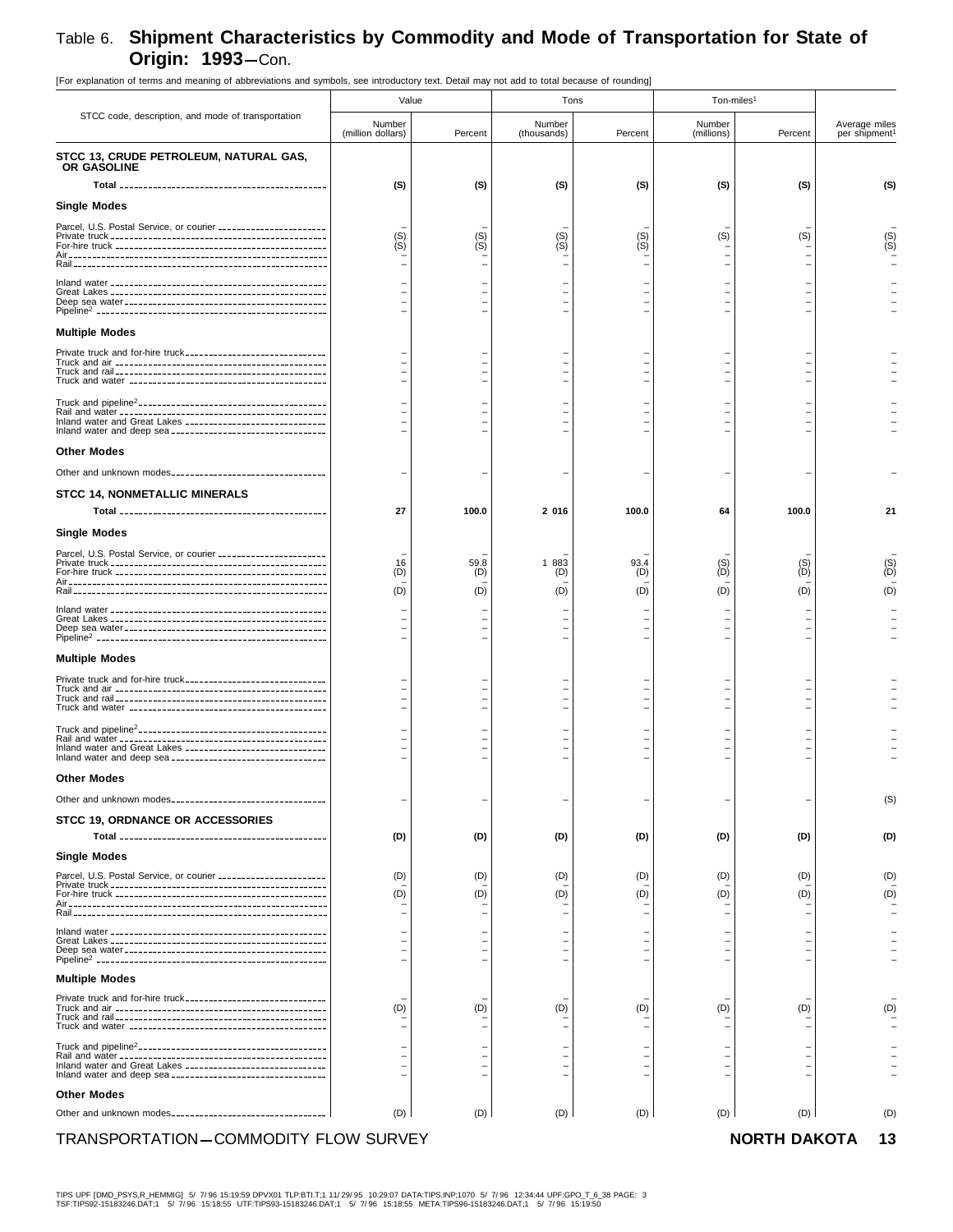## Table 6. Shipment Characteristics by Commodity and Mode of Transportation for State of Origin: 1993—Con.

[For explanation of terms and meaning of abbreviations and symbols, see introductory text. Detail may not add to total because of rounding]

| STCC code, description, and mode of transportation | Value | | Tons | | Ton-miles[1] | | Average miles per shipment[1] |
|---|---|---|---|---|---|---|---|
| | Number (million dollars) | Percent | Number (thousands) | Percent | Number (millions) | Percent | |
| **STCC 13, CRUDE PETROLEUM, NATURAL GAS, OR GASOLINE** | | | | | | | |
| **Total** | **(S)** | **(S)** | **(S)** | **(S)** | **(S)** | **(S)** | **(S)** |
| **Single Modes** | | | | | | | |
| Parcel, U.S. Postal Service, or courier | – | – | – | – | – | – | – |
| Private truck | (S) | (S) | (S) | (S) | (S) | (S) | (S) |
| For-hire truck | (S) | (S) | (S) | (S) | – | – | (S) |
| Air | – | – | – | – | – | – | – |
| Rail | – | – | – | – | – | – | – |
| Inland water | – | – | – | – | – | – | – |
| Great Lakes | – | – | – | – | – | – | – |
| Deep sea water | – | – | – | – | – | – | – |
| Pipeline[2] | – | – | – | – | – | – | – |
| **Multiple Modes** | | | | | | | |
| Private truck and for-hire truck | – | – | – | – | – | – | – |
| Truck and air | – | – | – | – | – | – | – |
| Truck and rail | – | – | – | – | – | – | – |
| Truck and water | – | – | – | – | – | – | – |
| Truck and pipeline[2] | – | – | – | – | – | – | – |
| Rail and water | – | – | – | – | – | – | – |
| Inland water and Great Lakes | – | – | – | – | – | – | – |
| Inland water and deep sea | – | – | – | – | – | – | – |
| **Other Modes** | | | | | | | |
| Other and unknown modes | – | – | – | – | – | – | – |
| **STCC 14, NONMETALLIC MINERALS** | | | | | | | |
| **Total** | **27** | **100.0** | **2 016** | **100.0** | **64** | **100.0** | **21** |
| **Single Modes** | | | | | | | |
| Parcel, U.S. Postal Service, or courier | – | – | – | – | – | – | – |
| Private truck | 16 | 59.8 | 1 883 | 93.4 | (S) | (S) | (S) |
| For-hire truck | (D) | (D) | (D) | (D) | (D) | (D) | (D) |
| Air | – | – | – | – | – | – | – |
| Rail | (D) | (D) | (D) | (D) | (D) | (D) | (D) |
| Inland water | – | – | – | – | – | – | – |
| Great Lakes | – | – | – | – | – | – | – |
| Deep sea water | – | – | – | – | – | – | – |
| Pipeline[2] | – | – | – | – | – | – | – |
| **Multiple Modes** | | | | | | | |
| Private truck and for-hire truck | – | – | – | – | – | – | – |
| Truck and air | – | – | – | – | – | – | – |
| Truck and rail | – | – | – | – | – | – | – |
| Truck and water | – | – | – | – | – | – | – |
| Truck and pipeline[2] | – | – | – | – | – | – | – |
| Rail and water | – | – | – | – | – | – | – |
| Inland water and Great Lakes | – | – | – | – | – | – | – |
| Inland water and deep sea | – | – | – | – | – | – | – |
| **Other Modes** | | | | | | | |
| Other and unknown modes | – | – | – | – | – | – | (S) |
| **STCC 19, ORDNANCE OR ACCESSORIES** | | | | | | | |
| **Total** | **(D)** | **(D)** | **(D)** | **(D)** | **(D)** | **(D)** | **(D)** |
| **Single Modes** | | | | | | | |
| Parcel, U.S. Postal Service, or courier | (D) | (D) | (D) | (D) | (D) | (D) | (D) |
| Private truck | – | – | – | – | – | – | – |
| For-hire truck | (D) | (D) | (D) | (D) | (D) | (D) | (D) |
| Air | – | – | – | – | – | – | – |
| Rail | – | – | – | – | – | – | – |
| Inland water | – | – | – | – | – | – | – |
| Great Lakes | – | – | – | – | – | – | – |
| Deep sea water | – | – | – | – | – | – | – |
| Pipeline[2] | – | – | – | – | – | – | – |
| **Multiple Modes** | | | | | | | |
| Private truck and for-hire truck | – | – | – | – | – | – | – |
| Truck and air | (D) | (D) | (D) | (D) | (D) | (D) | (D) |
| Truck and rail | – | – | – | – | – | – | – |
| Truck and water | – | – | – | – | – | – | – |
| Truck and pipeline[2] | – | – | – | – | – | – | – |
| Rail and water | – | – | – | – | – | – | – |
| Inland water and Great Lakes | – | – | – | – | – | – | – |
| Inland water and deep sea | – | – | – | – | – | – | – |
| **Other Modes** | | | | | | | |
| Other and unknown modes | (D) | (D) | (D) | (D) | (D) | (D) | (D) |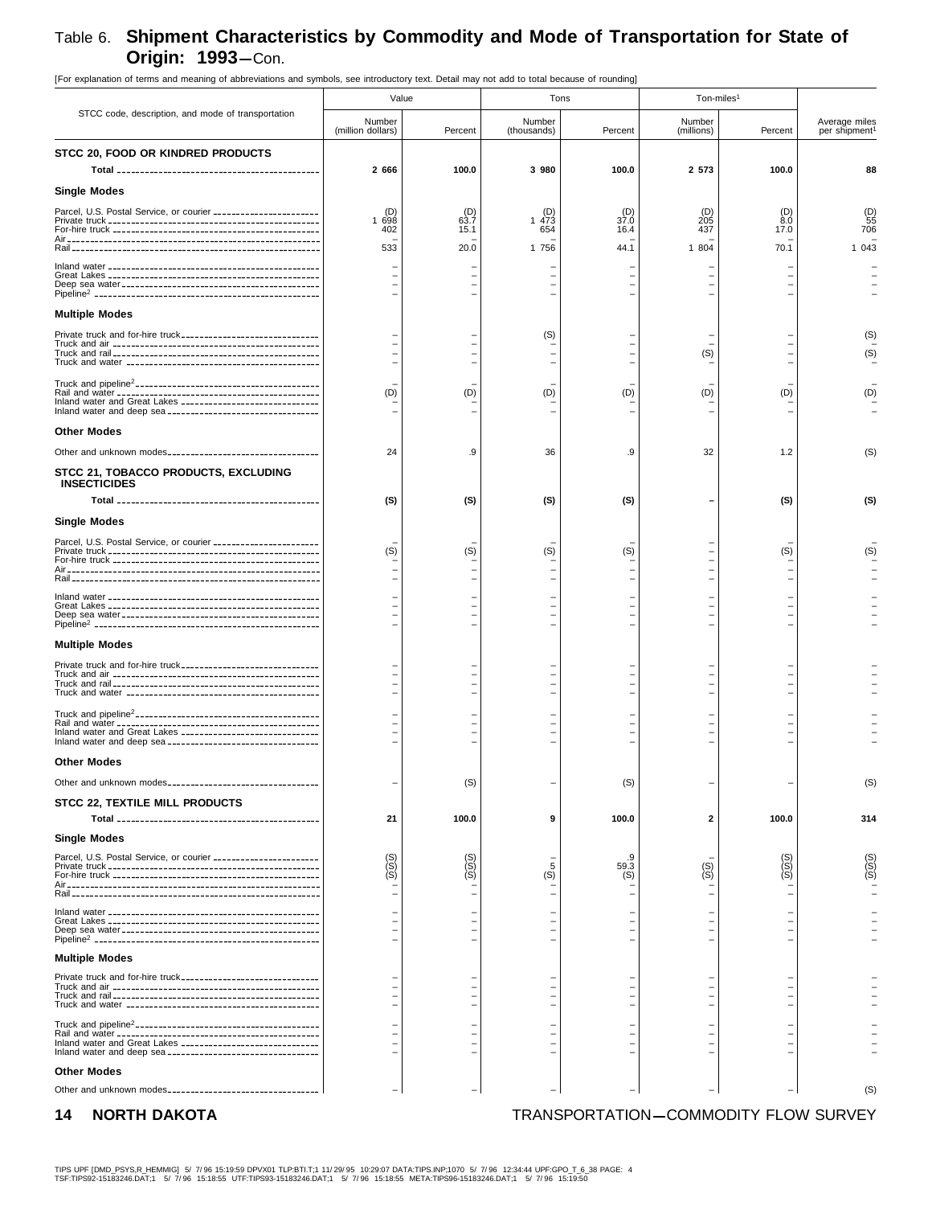# Table 6. Shipment Characteristics by Commodity and Mode of Transportation for State of Origin: 1993—Con.

[For explanation of terms and meaning of abbreviations and symbols, see introductory text. Detail may not add to total because of rounding]

| STCC code, description, and mode of transportation | Value | | Tons | | Ton-miles[1] | | Average miles per shipment[1] |
|---|---|---|---|---|---|---|---|
| | Number (million dollars) | Percent | Number (thousands) | Percent | Number (millions) | Percent | |
| **STCC 20, FOOD OR KINDRED PRODUCTS** | | | | | | | |
| **Total** | **2 666** | **100.0** | **3 980** | **100.0** | **2 573** | **100.0** | **88** |
| **Single Modes** | | | | | | | |
| Parcel, U.S. Postal Service, or courier | (D) | (D) | (D) | (D) | (D) | (D) | (D) |
| Private truck | 1 698 | 63.7 | 1 473 | 37.0 | 205 | 8.0 | 55 |
| For-hire truck | 402 | 15.1 | 654 | 16.4 | 437 | 17.0 | 706 |
| Air | – | – | – | – | – | – | – |
| Rail | 533 | 20.0 | 1 756 | 44.1 | 1 804 | 70.1 | 1 043 |
| Inland water | – | – | – | – | – | – | – |
| Great Lakes | – | – | – | – | – | – | – |
| Deep sea water | – | – | – | – | – | – | – |
| Pipeline[2] | – | – | – | – | – | – | – |
| **Multiple Modes** | | | | | | | |
| Private truck and for-hire truck | – | – | (S) | – | – | – | (S) |
| Truck and air | – | – | – | – | – | – | – |
| Truck and rail | – | – | – | – | (S) | – | (S) |
| Truck and water | – | – | – | – | – | – | – |
| Truck and pipeline[2] | – | – | – | – | – | – | – |
| Rail and water | (D) | (D) | (D) | (D) | (D) | (D) | (D) |
| Inland water and Great Lakes | – | – | – | – | – | – | – |
| Inland water and deep sea | – | – | – | – | – | – | – |
| **Other Modes** | | | | | | | |
| Other and unknown modes | 24 | .9 | 36 | .9 | 32 | 1.2 | (S) |
| **STCC 21, TOBACCO PRODUCTS, EXCLUDING INSECTICIDES** | | | | | | | |
| **Total** | **(S)** | **(S)** | **(S)** | **(S)** | **–** | **(S)** | **(S)** |
| **Single Modes** | | | | | | | |
| Parcel, U.S. Postal Service, or courier | – | – | – | – | – | – | – |
| Private truck | (S) | (S) | (S) | (S) | – | (S) | (S) |
| For-hire truck | – | – | – | – | – | – | – |
| Air | – | – | – | – | – | – | – |
| Rail | – | – | – | – | – | – | – |
| Inland water | – | – | – | – | – | – | – |
| Great Lakes | – | – | – | – | – | – | – |
| Deep sea water | – | – | – | – | – | – | – |
| Pipeline[2] | – | – | – | – | – | – | – |
| **Multiple Modes** | | | | | | | |
| Private truck and for-hire truck | – | – | – | – | – | – | – |
| Truck and air | – | – | – | – | – | – | – |
| Truck and rail | – | – | – | – | – | – | – |
| Truck and water | – | – | – | – | – | – | – |
| Truck and pipeline[2] | – | – | – | – | – | – | – |
| Rail and water | – | – | – | – | – | – | – |
| Inland water and Great Lakes | – | – | – | – | – | – | – |
| Inland water and deep sea | – | – | – | – | – | – | – |
| **Other Modes** | | | | | | | |
| Other and unknown modes | – | (S) | – | (S) | – | – | (S) |
| **STCC 22, TEXTILE MILL PRODUCTS** | | | | | | | |
| **Total** | **21** | **100.0** | **9** | **100.0** | **2** | **100.0** | **314** |
| **Single Modes** | | | | | | | |
| Parcel, U.S. Postal Service, or courier | (S) | (S) | – | .9 | – | (S) | (S) |
| Private truck | (S) | (S) | 5 | 59.3 | (S) | (S) | (S) |
| For-hire truck | (S) | (S) | (S) | (S) | (S) | (S) | (S) |
| Air | – | – | – | – | – | – | – |
| Rail | – | – | – | – | – | – | – |
| Inland water | – | – | – | – | – | – | – |
| Great Lakes | – | – | – | – | – | – | – |
| Deep sea water | – | – | – | – | – | – | – |
| Pipeline[2] | – | – | – | – | – | – | – |
| **Multiple Modes** | | | | | | | |
| Private truck and for-hire truck | – | – | – | – | – | – | – |
| Truck and air | – | – | – | – | – | – | – |
| Truck and rail | – | – | – | – | – | – | – |
| Truck and water | – | – | – | – | – | – | – |
| Truck and pipeline[2] | – | – | – | – | – | – | – |
| Rail and water | – | – | – | – | – | – | – |
| Inland water and Great Lakes | – | – | – | – | – | – | – |
| Inland water and deep sea | – | – | – | – | – | – | – |
| **Other Modes** | | | | | | | |
| Other and unknown modes | – | – | – | – | – | – | (S) |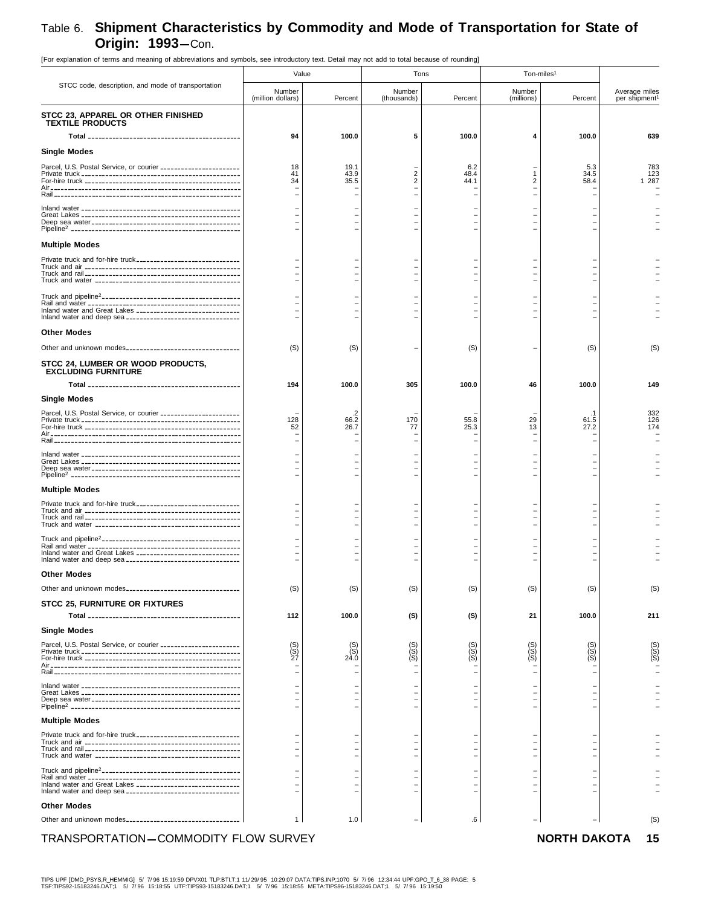# Table 6. Shipment Characteristics by Commodity and Mode of Transportation for State of Origin: 1993—Con.

[For explanation of terms and meaning of abbreviations and symbols, see introductory text. Detail may not add to total because of rounding]

| STCC code, description, and mode of transportation | Value | | Tons | | Ton-miles[1] | | Average miles per shipment[1] |
|---|---|---|---|---|---|---|---|
| | Number (million dollars) | Percent | Number (thousands) | Percent | Number (millions) | Percent | |
| **STCC 23, APPAREL OR OTHER FINISHED TEXTILE PRODUCTS** | | | | | | | |
| **Total** | **94** | **100.0** | **5** | **100.0** | **4** | **100.0** | **639** |
| **Single Modes** | | | | | | | |
| Parcel, U.S. Postal Service, or courier | 18 | 19.1 | – | 6.2 | – | 5.3 | 783 |
| Private truck | 41 | 43.9 | 2 | 48.4 | 1 | 34.5 | 123 |
| For-hire truck | 34 | 35.5 | 2 | 44.1 | 2 | 58.4 | 1 287 |
| Air | – | – | – | – | – | – | – |
| Rail | – | – | – | – | – | – | – |
| Inland water | – | – | – | – | – | – | – |
| Great Lakes | – | – | – | – | – | – | – |
| Deep sea water | – | – | – | – | – | – | – |
| Pipeline[2] | – | – | – | – | – | – | – |
| **Multiple Modes** | | | | | | | |
| Private truck and for-hire truck | – | – | – | – | – | – | – |
| Truck and air | – | – | – | – | – | – | – |
| Truck and rail | – | – | – | – | – | – | – |
| Truck and water | – | – | – | – | – | – | – |
| Truck and pipeline[2] | – | – | – | – | – | – | – |
| Rail and water | – | – | – | – | – | – | – |
| Inland water and Great Lakes | – | – | – | – | – | – | – |
| Inland water and deep sea | – | – | – | – | – | – | – |
| **Other Modes** | | | | | | | |
| Other and unknown modes | (S) | (S) | – | (S) | – | (S) | (S) |
| **STCC 24, LUMBER OR WOOD PRODUCTS, EXCLUDING FURNITURE** | | | | | | | |
| **Total** | **194** | **100.0** | **305** | **100.0** | **46** | **100.0** | **149** |
| **Single Modes** | | | | | | | |
| Parcel, U.S. Postal Service, or courier | – | .2 | – | – | – | .1 | 332 |
| Private truck | 128 | 66.2 | 170 | 55.8 | 29 | 61.5 | 126 |
| For-hire truck | 52 | 26.7 | 77 | 25.3 | 13 | 27.2 | 174 |
| Air | – | – | – | – | – | – | – |
| Rail | – | – | – | – | – | – | – |
| Inland water | – | – | – | – | – | – | – |
| Great Lakes | – | – | – | – | – | – | – |
| Deep sea water | – | – | – | – | – | – | – |
| Pipeline[2] | – | – | – | – | – | – | – |
| **Multiple Modes** | | | | | | | |
| Private truck and for-hire truck | – | – | – | – | – | – | – |
| Truck and air | – | – | – | – | – | – | – |
| Truck and rail | – | – | – | – | – | – | – |
| Truck and water | – | – | – | – | – | – | – |
| Truck and pipeline[2] | – | – | – | – | – | – | – |
| Rail and water | – | – | – | – | – | – | – |
| Inland water and Great Lakes | – | – | – | – | – | – | – |
| Inland water and deep sea | – | – | – | – | – | – | – |
| **Other Modes** | | | | | | | |
| Other and unknown modes | (S) | (S) | (S) | (S) | (S) | (S) | (S) |
| **STCC 25, FURNITURE OR FIXTURES** | | | | | | | |
| **Total** | **112** | **100.0** | **(S)** | **(S)** | **21** | **100.0** | **211** |
| **Single Modes** | | | | | | | |
| Parcel, U.S. Postal Service, or courier | (S) | (S) | (S) | (S) | (S) | (S) | (S) |
| Private truck | (S) | (S) | (S) | (S) | (S) | (S) | (S) |
| For-hire truck | 27 | 24.0 | (S) | (S) | (S) | (S) | (S) |
| Air | – | – | – | – | – | – | – |
| Rail | – | – | – | – | – | – | – |
| Inland water | – | – | – | – | – | – | – |
| Great Lakes | – | – | – | – | – | – | – |
| Deep sea water | – | – | – | – | – | – | – |
| Pipeline[2] | – | – | – | – | – | – | – |
| **Multiple Modes** | | | | | | | |
| Private truck and for-hire truck | – | – | – | – | – | – | – |
| Truck and air | – | – | – | – | – | – | – |
| Truck and rail | – | – | – | – | – | – | – |
| Truck and water | – | – | – | – | – | – | – |
| Truck and pipeline[2] | – | – | – | – | – | – | – |
| Rail and water | – | – | – | – | – | – | – |
| Inland water and Great Lakes | – | – | – | – | – | – | – |
| Inland water and deep sea | – | – | – | – | – | – | – |
| **Other Modes** | | | | | | | |
| Other and unknown modes | 1 | 1.0 | – | .6 | – | – | (S) |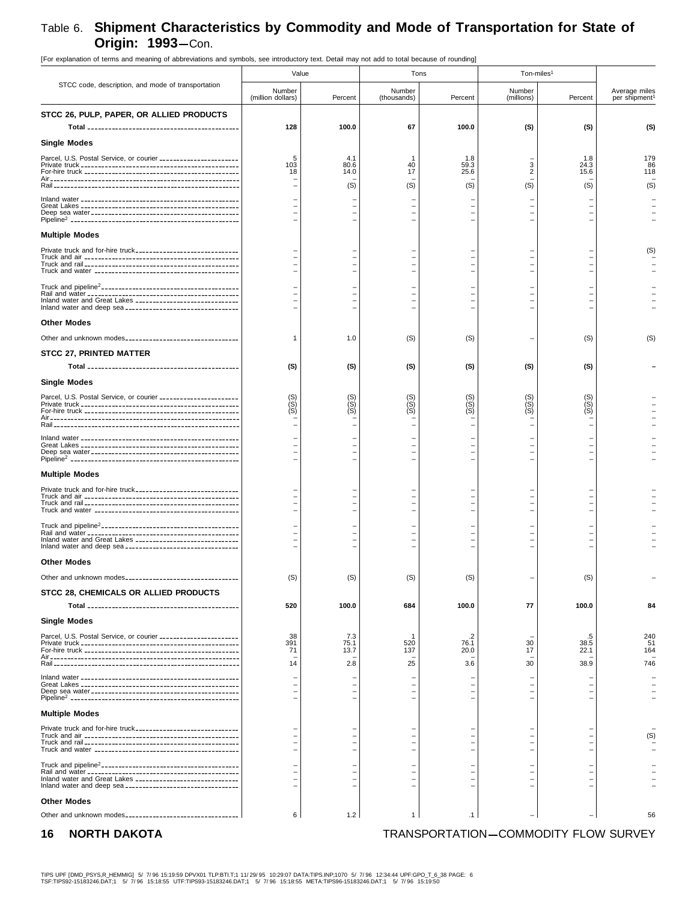## Table 6. Shipment Characteristics by Commodity and Mode of Transportation for State of Origin: 1993—Con.

[For explanation of terms and meaning of abbreviations and symbols, see introductory text. Detail may not add to total because of rounding]

| STCC code, description, and mode of transportation | Value | | Tons | | Ton-miles[1] | | |
|---|---|---|---|---|---|---|---|
| | Number (million dollars) | Percent | Number (thousands) | Percent | Number (millions) | Percent | Average miles per shipment[1] |
| **STCC 26, PULP, PAPER, OR ALLIED PRODUCTS** | | | | | | | |
| **Total** | **128** | **100.0** | **67** | **100.0** | **(S)** | **(S)** | **(S)** |
| **Single Modes** | | | | | | | |
| Parcel, U.S. Postal Service, or courier | 5 | 4.1 | 1 | 1.8 | – | 1.8 | 179 |
| Private truck | 103 | 80.6 | 40 | 59.3 | 3 | 24.3 | 86 |
| For-hire truck | 18 | 14.0 | 17 | 25.6 | 2 | 15.6 | 118 |
| Air | – | – | – | – | – | – | – |
| Rail | – | (S) | (S) | (S) | (S) | (S) | (S) |
| Inland water | – | – | – | – | – | – | – |
| Great Lakes | – | – | – | – | – | – | – |
| Deep sea water | – | – | – | – | – | – | – |
| Pipeline[2] | – | – | – | – | – | – | – |
| **Multiple Modes** | | | | | | | |
| Private truck and for-hire truck | – | – | – | – | – | – | (S) |
| Truck and air | – | – | – | – | – | – | – |
| Truck and rail | – | – | – | – | – | – | – |
| Truck and water | – | – | – | – | – | – | – |
| Truck and pipeline[2] | – | – | – | – | – | – | – |
| Rail and water | – | – | – | – | – | – | – |
| Inland water and Great Lakes | – | – | – | – | – | – | – |
| Inland water and deep sea | – | – | – | – | – | – | – |
| **Other Modes** | | | | | | | |
| Other and unknown modes | 1 | 1.0 | (S) | (S) | – | (S) | (S) |
| **STCC 27, PRINTED MATTER** | | | | | | | |
| **Total** | **(S)** | **(S)** | **(S)** | **(S)** | **(S)** | **(S)** | **–** |
| **Single Modes** | | | | | | | |
| Parcel, U.S. Postal Service, or courier | (S) | (S) | (S) | (S) | (S) | (S) | – |
| Private truck | (S) | (S) | (S) | (S) | (S) | (S) | – |
| For-hire truck | (S) | (S) | (S) | (S) | (S) | (S) | – |
| Air | – | – | – | – | – | – | – |
| Rail | – | – | – | – | – | – | – |
| Inland water | – | – | – | – | – | – | – |
| Great Lakes | – | – | – | – | – | – | – |
| Deep sea water | – | – | – | – | – | – | – |
| Pipeline[2] | – | – | – | – | – | – | – |
| **Multiple Modes** | | | | | | | |
| Private truck and for-hire truck | – | – | – | – | – | – | – |
| Truck and air | – | – | – | – | – | – | – |
| Truck and rail | – | – | – | – | – | – | – |
| Truck and water | – | – | – | – | – | – | – |
| Truck and pipeline[2] | – | – | – | – | – | – | – |
| Rail and water | – | – | – | – | – | – | – |
| Inland water and Great Lakes | – | – | – | – | – | – | – |
| Inland water and deep sea | – | – | – | – | – | – | – |
| **Other Modes** | | | | | | | |
| Other and unknown modes | (S) | (S) | (S) | (S) | – | (S) | – |
| **STCC 28, CHEMICALS OR ALLIED PRODUCTS** | | | | | | | |
| **Total** | **520** | **100.0** | **684** | **100.0** | **77** | **100.0** | **84** |
| **Single Modes** | | | | | | | |
| Parcel, U.S. Postal Service, or courier | 38 | 7.3 | 1 | .2 | – | .5 | 240 |
| Private truck | 391 | 75.1 | 520 | 76.1 | 30 | 38.5 | 51 |
| For-hire truck | 71 | 13.7 | 137 | 20.0 | 17 | 22.1 | 164 |
| Air | – | – | – | – | – | – | – |
| Rail | 14 | 2.8 | 25 | 3.6 | 30 | 38.9 | 746 |
| Inland water | – | – | – | – | – | – | – |
| Great Lakes | – | – | – | – | – | – | – |
| Deep sea water | – | – | – | – | – | – | – |
| Pipeline[2] | – | – | – | – | – | – | – |
| **Multiple Modes** | | | | | | | |
| Private truck and for-hire truck | – | – | – | – | – | – | – |
| Truck and air | – | – | – | – | – | – | (S) |
| Truck and rail | – | – | – | – | – | – | – |
| Truck and water | – | – | – | – | – | – | – |
| Truck and pipeline[2] | – | – | – | – | – | – | – |
| Rail and water | – | – | – | – | – | – | – |
| Inland water and Great Lakes | – | – | – | – | – | – | – |
| Inland water and deep sea | – | – | – | – | – | – | – |
| **Other Modes** | | | | | | | |
| Other and unknown modes | 6 | 1.2 | 1 | .1 | – | – | 56 |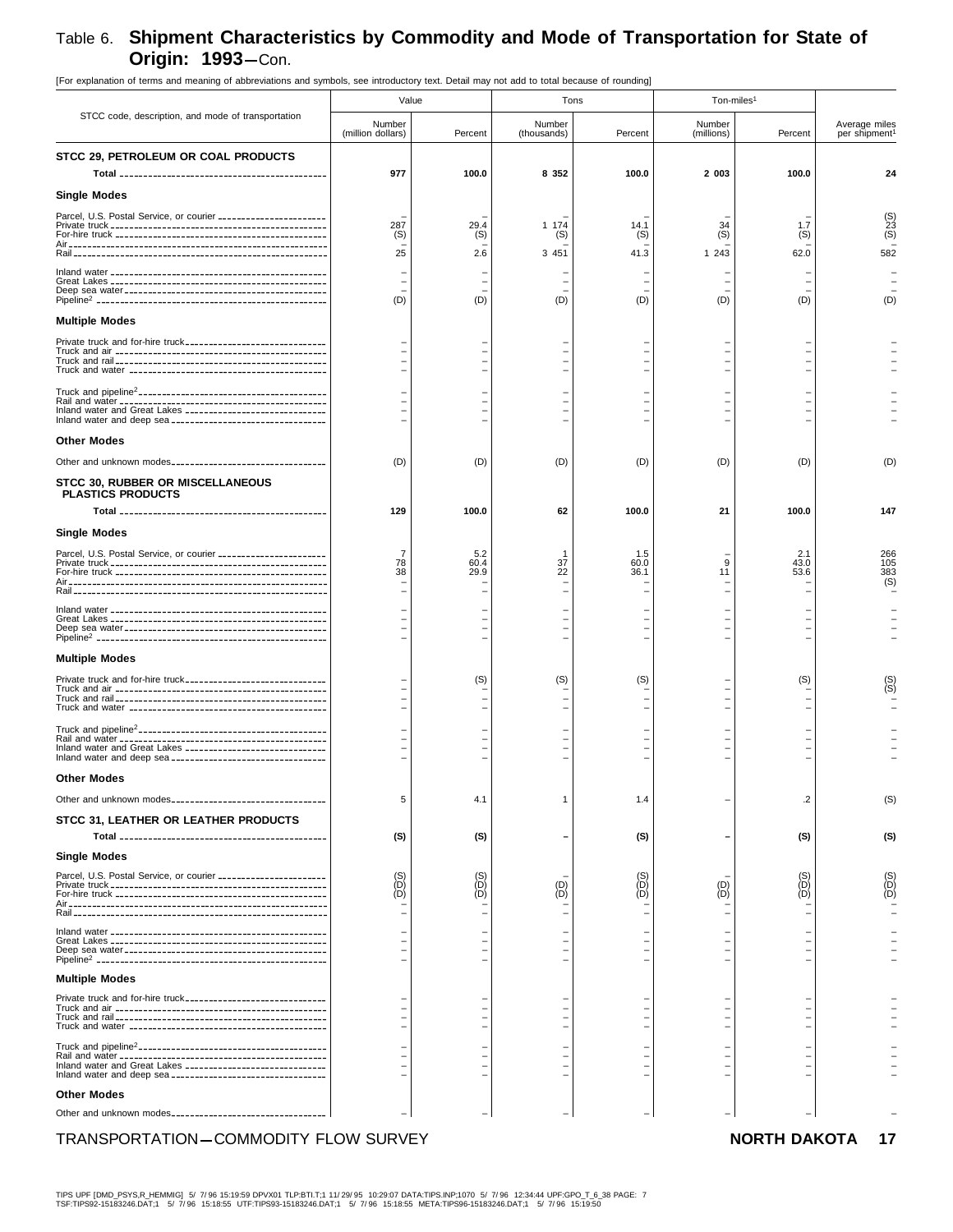# Table 6. Shipment Characteristics by Commodity and Mode of Transportation for State of Origin: 1993—Con.

[For explanation of terms and meaning of abbreviations and symbols, see introductory text. Detail may not add to total because of rounding]

| STCC code, description, and mode of transportation | Value | | Tons | | Ton-miles[1] | | Average miles per shipment[1] |
|---|---|---|---|---|---|---|---|
| | Number (million dollars) | Percent | Number (thousands) | Percent | Number (millions) | Percent | |
| **STCC 29, PETROLEUM OR COAL PRODUCTS** | | | | | | | |
| **Total** | **977** | **100.0** | **8 352** | **100.0** | **2 003** | **100.0** | **24** |
| **Single Modes** | | | | | | | |
| Parcel, U.S. Postal Service, or courier | – | – | – | – | – | – | (S) |
| Private truck | 287 | 29.4 | 1 174 | 14.1 | 34 | 1.7 | 23 |
| For-hire truck | (S) | (S) | (S) | (S) | (S) | (S) | (S) |
| Air | – | – | – | – | – | – | – |
| Rail | 25 | 2.6 | 3 451 | 41.3 | 1 243 | 62.0 | 582 |
| Inland water | – | – | – | – | – | – | – |
| Great Lakes | – | – | – | – | – | – | – |
| Deep sea water | – | – | – | – | – | – | – |
| Pipeline[2] | (D) | (D) | (D) | (D) | (D) | (D) | (D) |
| **Multiple Modes** | | | | | | | |
| Private truck and for-hire truck | – | – | – | – | – | – | – |
| Truck and air | – | – | – | – | – | – | – |
| Truck and rail | – | – | – | – | – | – | – |
| Truck and water | – | – | – | – | – | – | – |
| Truck and pipeline[2] | – | – | – | – | – | – | – |
| Rail and water | – | – | – | – | – | – | – |
| Inland water and Great Lakes | – | – | – | – | – | – | – |
| Inland water and deep sea | – | – | – | – | – | – | – |
| **Other Modes** | | | | | | | |
| Other and unknown modes | (D) | (D) | (D) | (D) | (D) | (D) | (D) |
| **STCC 30, RUBBER OR MISCELLANEOUS PLASTICS PRODUCTS** | | | | | | | |
| **Total** | **129** | **100.0** | **62** | **100.0** | **21** | **100.0** | **147** |
| **Single Modes** | | | | | | | |
| Parcel, U.S. Postal Service, or courier | 7 | 5.2 | 1 | 1.5 | – | 2.1 | 266 |
| Private truck | 78 | 60.4 | 37 | 60.0 | 9 | 43.0 | 105 |
| For-hire truck | 38 | 29.9 | 22 | 36.1 | 11 | 53.6 | 383 |
| Air | – | – | – | – | – | – | (S) |
| Rail | – | – | – | – | – | – | – |
| Inland water | – | – | – | – | – | – | – |
| Great Lakes | – | – | – | – | – | – | – |
| Deep sea water | – | – | – | – | – | – | – |
| Pipeline[2] | – | – | – | – | – | – | – |
| **Multiple Modes** | | | | | | | |
| Private truck and for-hire truck | – | (S) | (S) | (S) | – | (S) | (S) |
| Truck and air | – | – | – | – | – | – | (S) |
| Truck and rail | – | – | – | – | – | – | – |
| Truck and water | – | – | – | – | – | – | – |
| Truck and pipeline[2] | – | – | – | – | – | – | – |
| Rail and water | – | – | – | – | – | – | – |
| Inland water and Great Lakes | – | – | – | – | – | – | – |
| Inland water and deep sea | – | – | – | – | – | – | – |
| **Other Modes** | | | | | | | |
| Other and unknown modes | 5 | 4.1 | 1 | 1.4 | – | .2 | (S) |
| **STCC 31, LEATHER OR LEATHER PRODUCTS** | | | | | | | |
| **Total** | **(S)** | **(S)** | **–** | **(S)** | **–** | **(S)** | **(S)** |
| **Single Modes** | | | | | | | |
| Parcel, U.S. Postal Service, or courier | (S) | (S) | – | (S) | – | (S) | (S) |
| Private truck | (D) | (D) | (D) | (D) | (D) | (D) | (D) |
| For-hire truck | (D) | (D) | (D) | (D) | (D) | (D) | (D) |
| Air | – | – | – | – | – | – | – |
| Rail | – | – | – | – | – | – | – |
| Inland water | – | – | – | – | – | – | – |
| Great Lakes | – | – | – | – | – | – | – |
| Deep sea water | – | – | – | – | – | – | – |
| Pipeline[2] | – | – | – | – | – | – | – |
| **Multiple Modes** | | | | | | | |
| Private truck and for-hire truck | – | – | – | – | – | – | – |
| Truck and air | – | – | – | – | – | – | – |
| Truck and rail | – | – | – | – | – | – | – |
| Truck and water | – | – | – | – | – | – | – |
| Truck and pipeline[2] | – | – | – | – | – | – | – |
| Rail and water | – | – | – | – | – | – | – |
| Inland water and Great Lakes | – | – | – | – | – | – | – |
| Inland water and deep sea | – | – | – | – | – | – | – |
| **Other Modes** | | | | | | | |
| Other and unknown modes | – | – | – | – | – | – | – |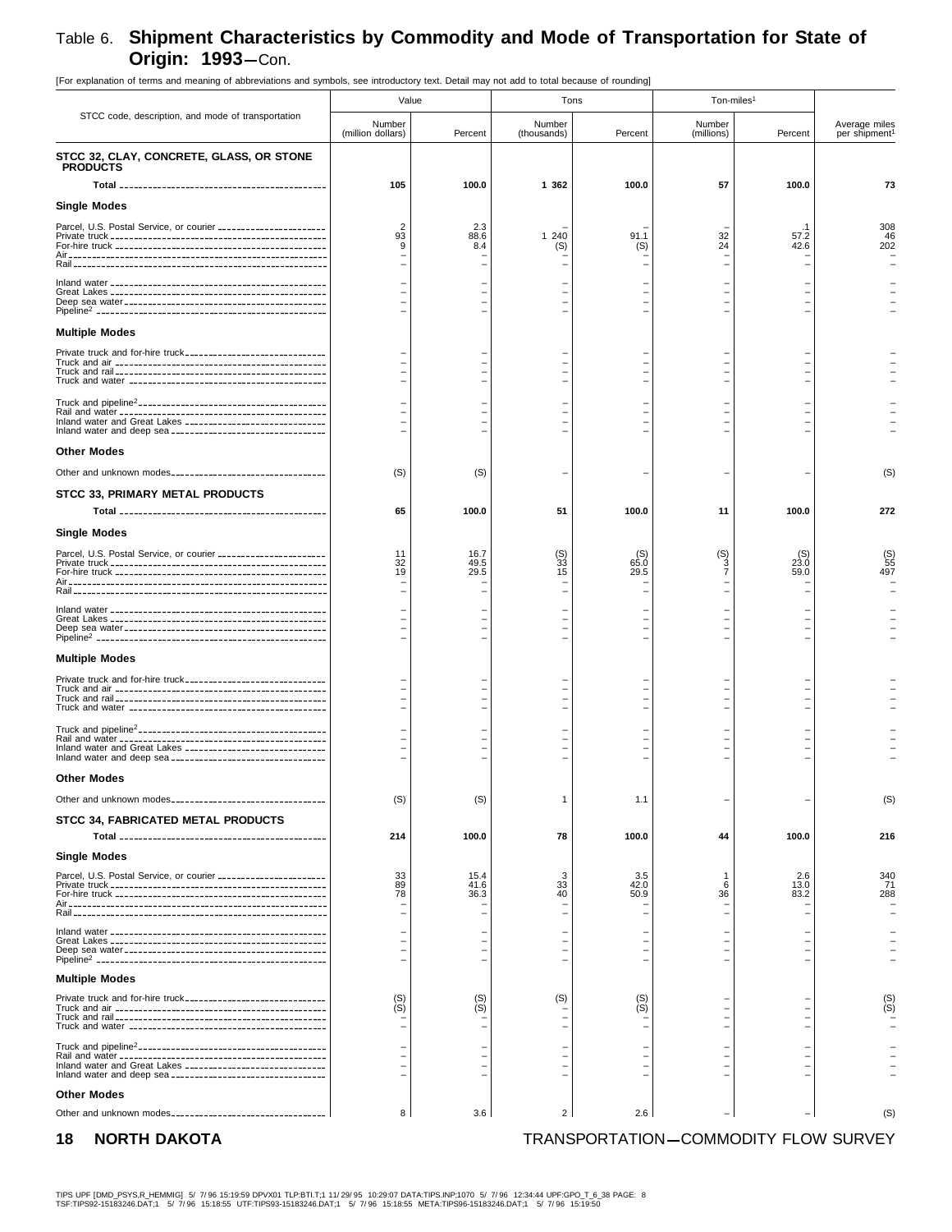# Table 6. Shipment Characteristics by Commodity and Mode of Transportation for State of Origin: 1993—Con.

[For explanation of terms and meaning of abbreviations and symbols, see introductory text. Detail may not add to total because of rounding]

| STCC code, description, and mode of transportation | Value | | Tons | | Ton-miles[1] | | Average miles per shipment[1] |
|---|---|---|---|---|---|---|---|
| | Number (million dollars) | Percent | Number (thousands) | Percent | Number (millions) | Percent | |
| **STCC 32, CLAY, CONCRETE, GLASS, OR STONE PRODUCTS** | | | | | | | |
| **Total** | **105** | **100.0** | **1 362** | **100.0** | **57** | **100.0** | **73** |
| **Single Modes** | | | | | | | |
| Parcel, U.S. Postal Service, or courier | 2 | 2.3 | – | – | – | .1 | 308 |
| Private truck | 93 | 88.6 | 1 240 | 91.1 | 32 | 57.2 | 46 |
| For-hire truck | 9 | 8.4 | (S) | (S) | 24 | 42.6 | 202 |
| Air | – | – | – | – | – | – | – |
| Rail | – | – | – | – | – | – | – |
| Inland water | – | – | – | – | – | – | – |
| Great Lakes | – | – | – | – | – | – | – |
| Deep sea water | – | – | – | – | – | – | – |
| Pipeline[2] | – | – | – | – | – | – | – |
| **Multiple Modes** | | | | | | | |
| Private truck and for-hire truck | – | – | – | – | – | – | – |
| Truck and air | – | – | – | – | – | – | – |
| Truck and rail | – | – | – | – | – | – | – |
| Truck and water | – | – | – | – | – | – | – |
| Truck and pipeline[2] | – | – | – | – | – | – | – |
| Rail and water | – | – | – | – | – | – | – |
| Inland water and Great Lakes | – | – | – | – | – | – | – |
| Inland water and deep sea | – | – | – | – | – | – | – |
| **Other Modes** | | | | | | | |
| Other and unknown modes | (S) | (S) | – | – | – | – | (S) |
| **STCC 33, PRIMARY METAL PRODUCTS** | | | | | | | |
| **Total** | **65** | **100.0** | **51** | **100.0** | **11** | **100.0** | **272** |
| **Single Modes** | | | | | | | |
| Parcel, U.S. Postal Service, or courier | 11 | 16.7 | (S) | (S) | (S) | (S) | (S) |
| Private truck | 32 | 49.5 | 33 | 65.0 | 3 | 23.0 | 55 |
| For-hire truck | 19 | 29.5 | 15 | 29.5 | 7 | 59.0 | 497 |
| Air | – | – | – | – | – | – | – |
| Rail | – | – | – | – | – | – | – |
| Inland water | – | – | – | – | – | – | – |
| Great Lakes | – | – | – | – | – | – | – |
| Deep sea water | – | – | – | – | – | – | – |
| Pipeline[2] | – | – | – | – | – | – | – |
| **Multiple Modes** | | | | | | | |
| Private truck and for-hire truck | – | – | – | – | – | – | – |
| Truck and air | – | – | – | – | – | – | – |
| Truck and rail | – | – | – | – | – | – | – |
| Truck and water | – | – | – | – | – | – | – |
| Truck and pipeline[2] | – | – | – | – | – | – | – |
| Rail and water | – | – | – | – | – | – | – |
| Inland water and Great Lakes | – | – | – | – | – | – | – |
| Inland water and deep sea | – | – | – | – | – | – | – |
| **Other Modes** | | | | | | | |
| Other and unknown modes | (S) | (S) | 1 | 1.1 | – | – | (S) |
| **STCC 34, FABRICATED METAL PRODUCTS** | | | | | | | |
| **Total** | **214** | **100.0** | **78** | **100.0** | **44** | **100.0** | **216** |
| **Single Modes** | | | | | | | |
| Parcel, U.S. Postal Service, or courier | 33 | 15.4 | 3 | 3.5 | 1 | 2.6 | 340 |
| Private truck | 89 | 41.6 | 33 | 42.0 | 6 | 13.0 | 71 |
| For-hire truck | 78 | 36.3 | 40 | 50.9 | 36 | 83.2 | 288 |
| Air | – | – | – | – | – | – | – |
| Rail | – | – | – | – | – | – | – |
| Inland water | – | – | – | – | – | – | – |
| Great Lakes | – | – | – | – | – | – | – |
| Deep sea water | – | – | – | – | – | – | – |
| Pipeline[2] | – | – | – | – | – | – | – |
| **Multiple Modes** | | | | | | | |
| Private truck and for-hire truck | (S) | (S) | (S) | (S) | – | – | (S) |
| Truck and air | (S) | (S) | – | (S) | – | – | (S) |
| Truck and rail | – | – | – | – | – | – | – |
| Truck and water | – | – | – | – | – | – | – |
| Truck and pipeline[2] | – | – | – | – | – | – | – |
| Rail and water | – | – | – | – | – | – | – |
| Inland water and Great Lakes | – | – | – | – | – | – | – |
| Inland water and deep sea | – | – | – | – | – | – | – |
| **Other Modes** | | | | | | | |
| Other and unknown modes | 8 | 3.6 | 2 | 2.6 | – | – | (S) |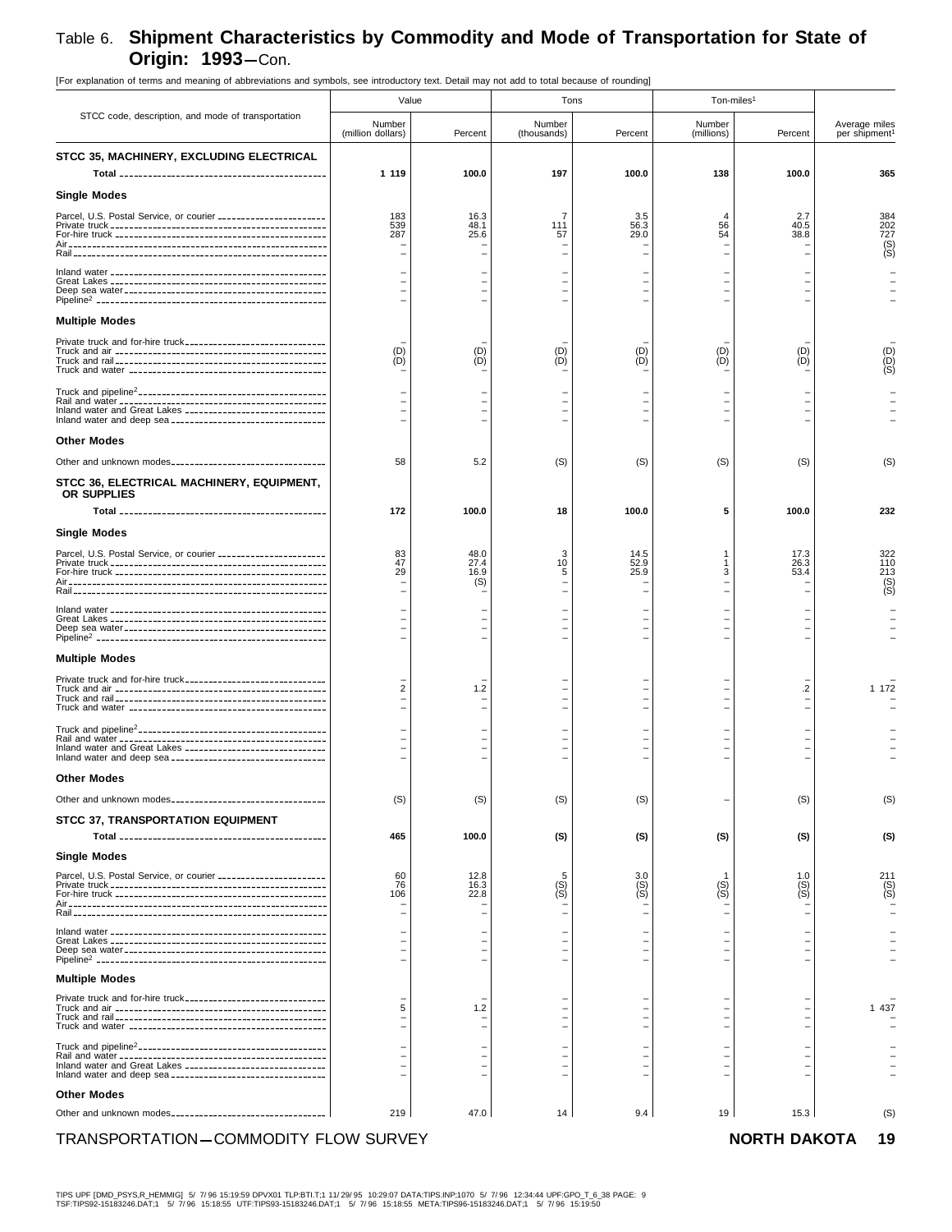# Table 6. Shipment Characteristics by Commodity and Mode of Transportation for State of Origin: 1993—Con.

[For explanation of terms and meaning of abbreviations and symbols, see introductory text. Detail may not add to total because of rounding]

| STCC code, description, and mode of transportation | Value | | Tons | | Ton-miles[1] | | Average miles per shipment[1] |
|---|---|---|---|---|---|---|---|
| | Number (million dollars) | Percent | Number (thousands) | Percent | Number (millions) | Percent | |
| **STCC 35, MACHINERY, EXCLUDING ELECTRICAL** | | | | | | | |
| **Total** | **1 119** | **100.0** | **197** | **100.0** | **138** | **100.0** | **365** |
| **Single Modes** | | | | | | | |
| Parcel, U.S. Postal Service, or courier | 183 | 16.3 | 7 | 3.5 | 4 | 2.7 | 384 |
| Private truck | 539 | 48.1 | 111 | 56.3 | 56 | 40.5 | 202 |
| For-hire truck | 287 | 25.6 | 57 | 29.0 | 54 | 38.8 | 727 |
| Air | – | – | – | – | – | – | (S) |
| Rail | – | – | – | – | – | – | (S) |
| Inland water | – | – | – | – | – | – | – |
| Great Lakes | – | – | – | – | – | – | – |
| Deep sea water | – | – | – | – | – | – | – |
| Pipeline[2] | – | – | – | – | – | – | – |
| **Multiple Modes** | | | | | | | |
| Private truck and for-hire truck | – | – | – | – | – | – | – |
| Truck and air | (D) | (D) | (D) | (D) | (D) | (D) | (D) |
| Truck and rail | (D) | (D) | (D) | (D) | (D) | (D) | (D) |
| Truck and water | – | – | – | – | – | – | (S) |
| Truck and pipeline[2] | – | – | – | – | – | – | – |
| Rail and water | – | – | – | – | – | – | – |
| Inland water and Great Lakes | – | – | – | – | – | – | – |
| Inland water and deep sea | – | – | – | – | – | – | – |
| **Other Modes** | | | | | | | |
| Other and unknown modes | 58 | 5.2 | (S) | (S) | (S) | (S) | (S) |
| **STCC 36, ELECTRICAL MACHINERY, EQUIPMENT, OR SUPPLIES** | | | | | | | |
| **Total** | **172** | **100.0** | **18** | **100.0** | **5** | **100.0** | **232** |
| **Single Modes** | | | | | | | |
| Parcel, U.S. Postal Service, or courier | 83 | 48.0 | 3 | 14.5 | 1 | 17.3 | 322 |
| Private truck | 47 | 27.4 | 10 | 52.9 | 1 | 26.3 | 110 |
| For-hire truck | 29 | 16.9 | 5 | 25.9 | 3 | 53.4 | 213 |
| Air | – | (S) | – | – | – | – | (S) |
| Rail | – | – | – | – | – | – | (S) |
| Inland water | – | – | – | – | – | – | – |
| Great Lakes | – | – | – | – | – | – | – |
| Deep sea water | – | – | – | – | – | – | – |
| Pipeline[2] | – | – | – | – | – | – | – |
| **Multiple Modes** | | | | | | | |
| Private truck and for-hire truck | – | – | – | – | – | – | – |
| Truck and air | 2 | 1.2 | – | – | – | .2 | 1 172 |
| Truck and rail | – | – | – | – | – | – | – |
| Truck and water | – | – | – | – | – | – | – |
| Truck and pipeline[2] | – | – | – | – | – | – | – |
| Rail and water | – | – | – | – | – | – | – |
| Inland water and Great Lakes | – | – | – | – | – | – | – |
| Inland water and deep sea | – | – | – | – | – | – | – |
| **Other Modes** | | | | | | | |
| Other and unknown modes | (S) | (S) | (S) | (S) | – | (S) | (S) |
| **STCC 37, TRANSPORTATION EQUIPMENT** | | | | | | | |
| **Total** | **465** | **100.0** | **(S)** | **(S)** | **(S)** | **(S)** | **(S)** |
| **Single Modes** | | | | | | | |
| Parcel, U.S. Postal Service, or courier | 60 | 12.8 | 5 | 3.0 | 1 | 1.0 | 211 |
| Private truck | 76 | 16.3 | (S) | (S) | (S) | (S) | (S) |
| For-hire truck | 106 | 22.8 | (S) | (S) | (S) | (S) | (S) |
| Air | – | – | – | – | – | – | – |
| Rail | – | – | – | – | – | – | – |
| Inland water | – | – | – | – | – | – | – |
| Great Lakes | – | – | – | – | – | – | – |
| Deep sea water | – | – | – | – | – | – | – |
| Pipeline[2] | – | – | – | – | – | – | – |
| **Multiple Modes** | | | | | | | |
| Private truck and for-hire truck | – | – | – | – | – | – | – |
| Truck and air | 5 | 1.2 | – | – | – | – | 1 437 |
| Truck and rail | – | – | – | – | – | – | – |
| Truck and water | – | – | – | – | – | – | – |
| Truck and pipeline[2] | – | – | – | – | – | – | – |
| Rail and water | – | – | – | – | – | – | – |
| Inland water and Great Lakes | – | – | – | – | – | – | – |
| Inland water and deep sea | – | – | – | – | – | – | – |
| **Other Modes** | | | | | | | |
| Other and unknown modes | 219 | 47.0 | 14 | 9.4 | 19 | 15.3 | (S) |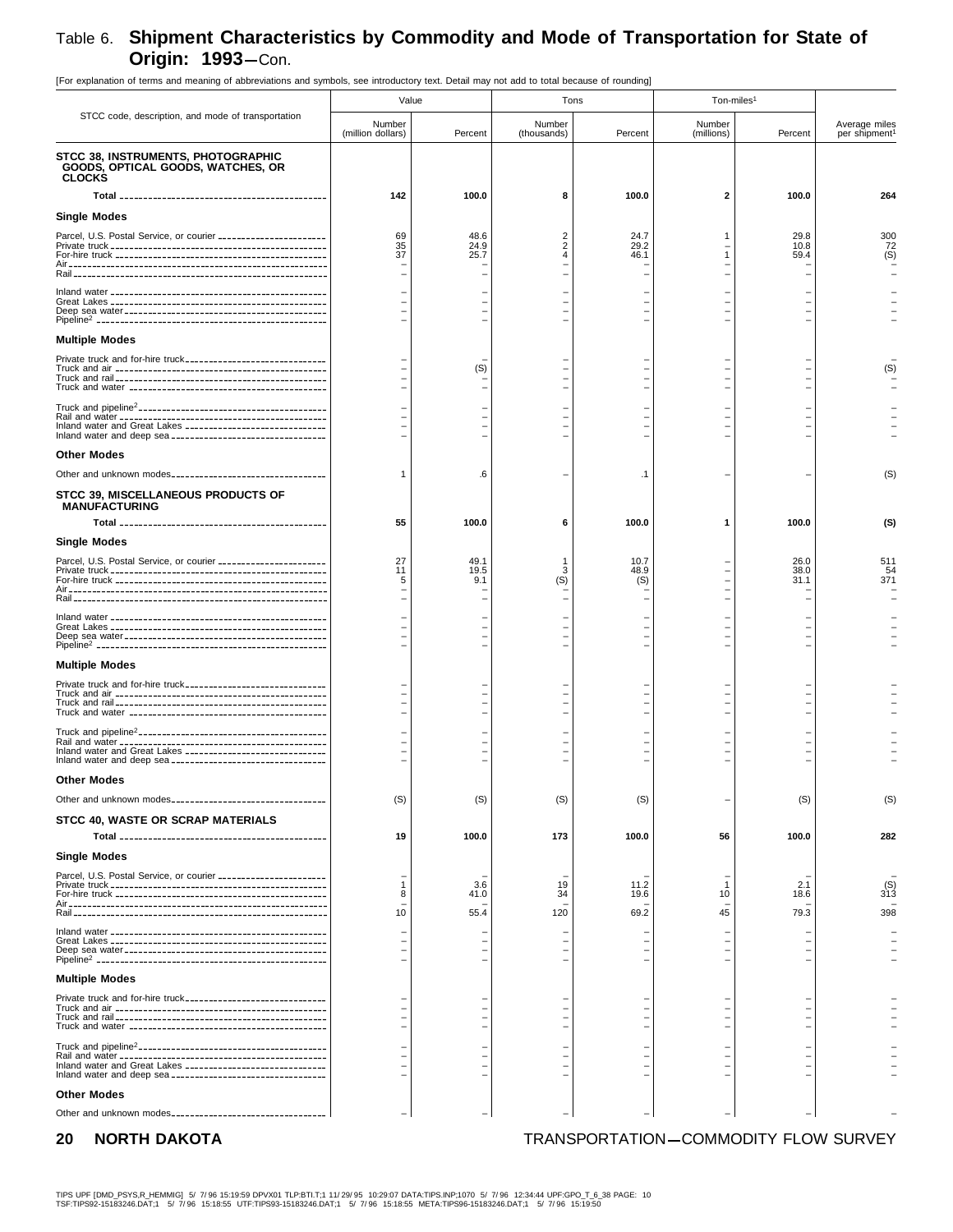# Table 6. Shipment Characteristics by Commodity and Mode of Transportation for State of Origin: 1993—Con.

[For explanation of terms and meaning of abbreviations and symbols, see introductory text. Detail may not add to total because of rounding]

| STCC code, description, and mode of transportation | Value | | Tons | | Ton-miles[1] | | Average miles per shipment[1] |
|---|---|---|---|---|---|---|---|
| | Number (million dollars) | Percent | Number (thousands) | Percent | Number (millions) | Percent | |
| **STCC 38, INSTRUMENTS, PHOTOGRAPHIC GOODS, OPTICAL GOODS, WATCHES, OR CLOCKS** | | | | | | | |
| **Total** | **142** | **100.0** | **8** | **100.0** | **2** | **100.0** | **264** |
| **Single Modes** | | | | | | | |
| Parcel, U.S. Postal Service, or courier | 69 | 48.6 | 2 | 24.7 | 1 | 29.8 | 300 |
| Private truck | 35 | 24.9 | 2 | 29.2 | – | 10.8 | 72 |
| For-hire truck | 37 | 25.7 | 4 | 46.1 | 1 | 59.4 | (S) |
| Air | – | – | – | – | – | – | – |
| Rail | – | – | – | – | – | – | – |
| Inland water | – | – | – | – | – | – | – |
| Great Lakes | – | – | – | – | – | – | – |
| Deep sea water | – | – | – | – | – | – | – |
| Pipeline[2] | – | – | – | – | – | – | – |
| **Multiple Modes** | | | | | | | |
| Private truck and for-hire truck | – | – | – | – | – | – | – |
| Truck and air | – | (S) | – | – | – | – | (S) |
| Truck and rail | – | – | – | – | – | – | – |
| Truck and water | – | – | – | – | – | – | – |
| Truck and pipeline[2] | – | – | – | – | – | – | – |
| Rail and water | – | – | – | – | – | – | – |
| Inland water and Great Lakes | – | – | – | – | – | – | – |
| Inland water and deep sea | – | – | – | – | – | – | – |
| **Other Modes** | | | | | | | |
| Other and unknown modes | 1 | .6 | – | .1 | – | – | (S) |
| **STCC 39, MISCELLANEOUS PRODUCTS OF MANUFACTURING** | | | | | | | |
| **Total** | **55** | **100.0** | **6** | **100.0** | **1** | **100.0** | **(S)** |
| **Single Modes** | | | | | | | |
| Parcel, U.S. Postal Service, or courier | 27 | 49.1 | 1 | 10.7 | – | 26.0 | 511 |
| Private truck | 11 | 19.5 | 3 | 48.9 | – | 38.0 | 54 |
| For-hire truck | 5 | 9.1 | (S) | (S) | – | 31.1 | 371 |
| Air | – | – | – | – | – | – | – |
| Rail | – | – | – | – | – | – | – |
| Inland water | – | – | – | – | – | – | – |
| Great Lakes | – | – | – | – | – | – | – |
| Deep sea water | – | – | – | – | – | – | – |
| Pipeline[2] | – | – | – | – | – | – | – |
| **Multiple Modes** | | | | | | | |
| Private truck and for-hire truck | – | – | – | – | – | – | – |
| Truck and air | – | – | – | – | – | – | – |
| Truck and rail | – | – | – | – | – | – | – |
| Truck and water | – | – | – | – | – | – | – |
| Truck and pipeline[2] | – | – | – | – | – | – | – |
| Rail and water | – | – | – | – | – | – | – |
| Inland water and Great Lakes | – | – | – | – | – | – | – |
| Inland water and deep sea | – | – | – | – | – | – | – |
| **Other Modes** | | | | | | | |
| Other and unknown modes | (S) | (S) | (S) | (S) | – | (S) | (S) |
| **STCC 40, WASTE OR SCRAP MATERIALS** | | | | | | | |
| **Total** | **19** | **100.0** | **173** | **100.0** | **56** | **100.0** | **282** |
| **Single Modes** | | | | | | | |
| Parcel, U.S. Postal Service, or courier | – | – | – | – | – | – | – |
| Private truck | 1 | 3.6 | 19 | 11.2 | 1 | 2.1 | (S) |
| For-hire truck | 8 | 41.0 | 34 | 19.6 | 10 | 18.6 | 313 |
| Air | – | – | – | – | – | – | – |
| Rail | 10 | 55.4 | 120 | 69.2 | 45 | 79.3 | 398 |
| Inland water | – | – | – | – | – | – | – |
| Great Lakes | – | – | – | – | – | – | – |
| Deep sea water | – | – | – | – | – | – | – |
| Pipeline[2] | – | – | – | – | – | – | – |
| **Multiple Modes** | | | | | | | |
| Private truck and for-hire truck | – | – | – | – | – | – | – |
| Truck and air | – | – | – | – | – | – | – |
| Truck and rail | – | – | – | – | – | – | – |
| Truck and water | – | – | – | – | – | – | – |
| Truck and pipeline[2] | – | – | – | – | – | – | – |
| Rail and water | – | – | – | – | – | – | – |
| Inland water and Great Lakes | – | – | – | – | – | – | – |
| Inland water and deep sea | – | – | – | – | – | – | – |
| **Other Modes** | | | | | | | |
| Other and unknown modes | – | – | – | – | – | – | – |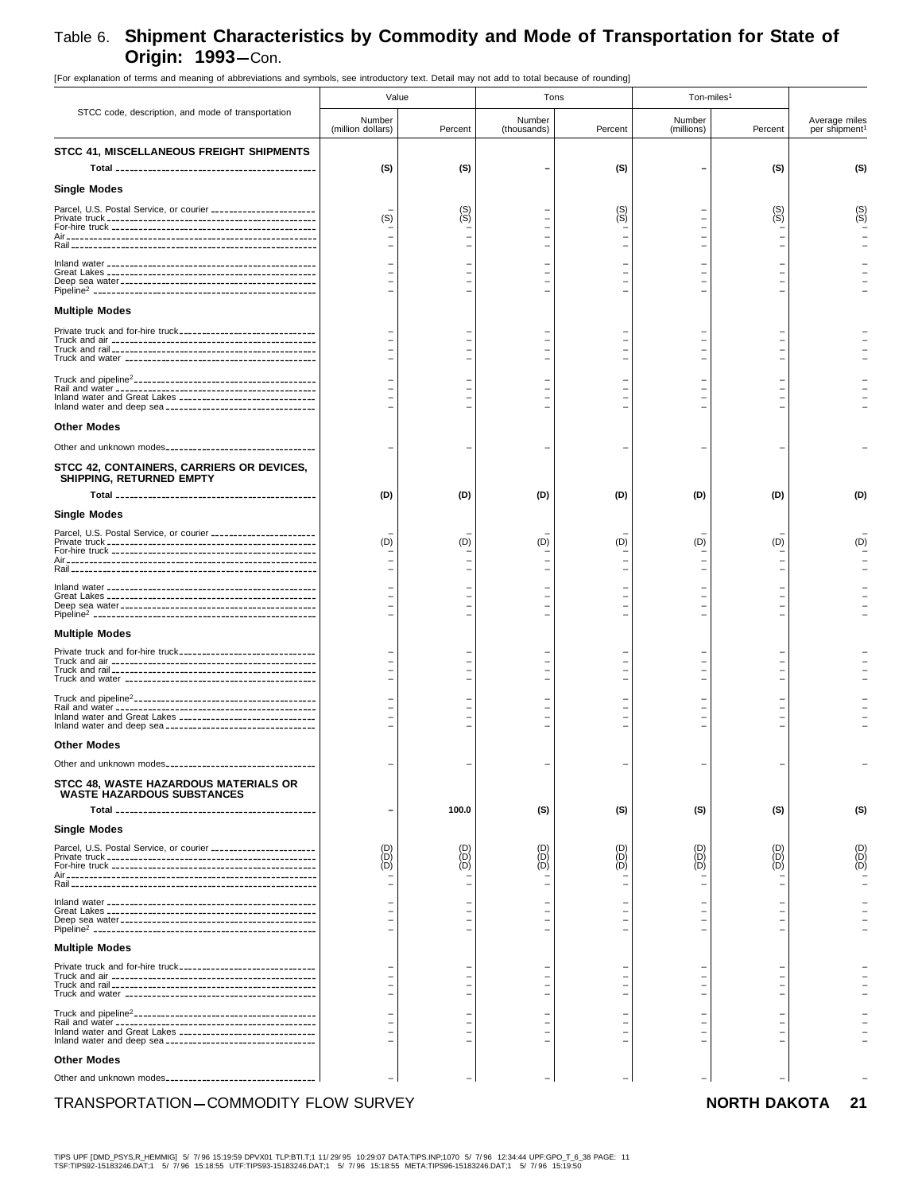# Table 6. Shipment Characteristics by Commodity and Mode of Transportation for State of Origin: 1993—Con.

[For explanation of terms and meaning of abbreviations and symbols, see introductory text. Detail may not add to total because of rounding]

| STCC code, description, and mode of transportation | Value | | Tons | | Ton-miles[1] | | Average miles per shipment[1] |
|---|---|---|---|---|---|---|---|
| | Number (million dollars) | Percent | Number (thousands) | Percent | Number (millions) | Percent | |
| **STCC 41, MISCELLANEOUS FREIGHT SHIPMENTS** | | | | | | | |
| **Total** | **(S)** | **(S)** | **–** | **(S)** | **–** | **(S)** | **(S)** |
| **Single Modes** | | | | | | | |
| Parcel, U.S. Postal Service, or courier | – | (S) | – | (S) | – | (S) | (S) |
| Private truck | (S) | (S) | – | (S) | – | (S) | (S) |
| For-hire truck | – | – | – | – | – | – | – |
| Air | – | – | – | – | – | – | – |
| Rail | – | – | – | – | – | – | – |
| Inland water | – | – | – | – | – | – | – |
| Great Lakes | – | – | – | – | – | – | – |
| Deep sea water | – | – | – | – | – | – | – |
| Pipeline[2] | – | – | – | – | – | – | – |
| **Multiple Modes** | | | | | | | |
| Private truck and for-hire truck | – | – | – | – | – | – | – |
| Truck and air | – | – | – | – | – | – | – |
| Truck and rail | – | – | – | – | – | – | – |
| Truck and water | – | – | – | – | – | – | – |
| Truck and pipeline[2] | – | – | – | – | – | – | – |
| Rail and water | – | – | – | – | – | – | – |
| Inland water and Great Lakes | – | – | – | – | – | – | – |
| Inland water and deep sea | – | – | – | – | – | – | – |
| **Other Modes** | | | | | | | |
| Other and unknown modes | – | – | – | – | – | – | – |
| **STCC 42, CONTAINERS, CARRIERS OR DEVICES, SHIPPING, RETURNED EMPTY** | | | | | | | |
| **Total** | **(D)** | **(D)** | **(D)** | **(D)** | **(D)** | **(D)** | **(D)** |
| **Single Modes** | | | | | | | |
| Parcel, U.S. Postal Service, or courier | – | – | – | – | – | – | – |
| Private truck | (D) | (D) | (D) | (D) | (D) | (D) | (D) |
| For-hire truck | – | – | – | – | – | – | – |
| Air | – | – | – | – | – | – | – |
| Rail | – | – | – | – | – | – | – |
| Inland water | – | – | – | – | – | – | – |
| Great Lakes | – | – | – | – | – | – | – |
| Deep sea water | – | – | – | – | – | – | – |
| Pipeline[2] | – | – | – | – | – | – | – |
| **Multiple Modes** | | | | | | | |
| Private truck and for-hire truck | – | – | – | – | – | – | – |
| Truck and air | – | – | – | – | – | – | – |
| Truck and rail | – | – | – | – | – | – | – |
| Truck and water | – | – | – | – | – | – | – |
| Truck and pipeline[2] | – | – | – | – | – | – | – |
| Rail and water | – | – | – | – | – | – | – |
| Inland water and Great Lakes | – | – | – | – | – | – | – |
| Inland water and deep sea | – | – | – | – | – | – | – |
| **Other Modes** | | | | | | | |
| Other and unknown modes | – | – | – | – | – | – | – |
| **STCC 48, WASTE HAZARDOUS MATERIALS OR WASTE HAZARDOUS SUBSTANCES** | | | | | | | |
| **Total** | **–** | **100.0** | **(S)** | **(S)** | **(S)** | **(S)** | **(S)** |
| **Single Modes** | | | | | | | |
| Parcel, U.S. Postal Service, or courier | (D) | (D) | (D) | (D) | (D) | (D) | (D) |
| Private truck | (D) | (D) | (D) | (D) | (D) | (D) | (D) |
| For-hire truck | (D) | (D) | (D) | (D) | (D) | (D) | (D) |
| Air | – | – | – | – | – | – | – |
| Rail | – | – | – | – | – | – | – |
| Inland water | – | – | – | – | – | – | – |
| Great Lakes | – | – | – | – | – | – | – |
| Deep sea water | – | – | – | – | – | – | – |
| Pipeline[2] | – | – | – | – | – | – | – |
| **Multiple Modes** | | | | | | | |
| Private truck and for-hire truck | – | – | – | – | – | – | – |
| Truck and air | – | – | – | – | – | – | – |
| Truck and rail | – | – | – | – | – | – | – |
| Truck and water | – | – | – | – | – | – | – |
| Truck and pipeline[2] | – | – | – | – | – | – | – |
| Rail and water | – | – | – | – | – | – | – |
| Inland water and Great Lakes | – | – | – | – | – | – | – |
| Inland water and deep sea | – | – | – | – | – | – | – |
| **Other Modes** | | | | | | | |
| Other and unknown modes | – | – | – | – | – | – | – |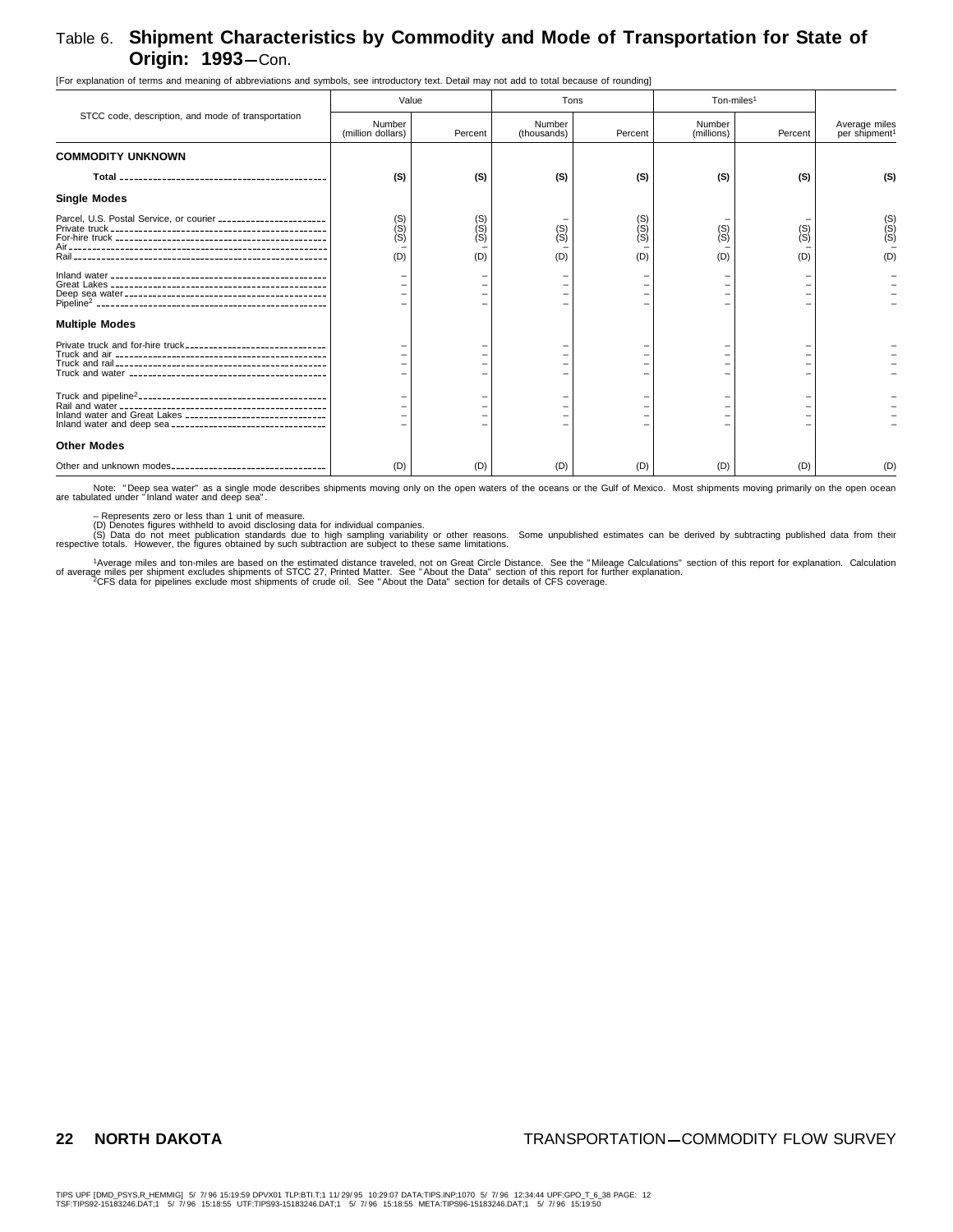# Table 6. **Shipment Characteristics by Commodity and Mode of Transportation for State of Origin: 1993**—Con.

[For explanation of terms and meaning of abbreviations and symbols, see introductory text. Detail may not add to total because of rounding]

| STCC code, description, and mode of transportation | Value | | Tons | | Ton-miles[1] | | Average miles per shipment[1] |
|---|---|---|---|---|---|---|---|
| | Number (million dollars) | Percent | Number (thousands) | Percent | Number (millions) | Percent | |
| **COMMODITY UNKNOWN** | | | | | | | |
| **Total** | **(S)** | **(S)** | **(S)** | **(S)** | **(S)** | **(S)** | **(S)** |
| **Single Modes** | | | | | | | |
| Parcel, U.S. Postal Service, or courier | (S) | (S) | – | (S) | – | – | (S) |
| Private truck | (S) | (S) | (S) | (S) | (S) | (S) | (S) |
| For-hire truck | (S) | (S) | (S) | (S) | (S) | (S) | (S) |
| Air | – | – | – | – | – | – | – |
| Rail | (D) | (D) | (D) | (D) | (D) | (D) | (D) |
| Inland water | – | – | – | – | – | – | – |
| Great Lakes | – | – | – | – | – | – | – |
| Deep sea water | – | – | – | – | – | – | – |
| Pipeline[2] | – | – | – | – | – | – | – |
| **Multiple Modes** | | | | | | | |
| Private truck and for-hire truck | – | – | – | – | – | – | – |
| Truck and air | – | – | – | – | – | – | – |
| Truck and rail | – | – | – | – | – | – | – |
| Truck and water | – | – | – | – | – | – | – |
| Truck and pipeline[2] | – | – | – | – | – | – | – |
| Rail and water | – | – | – | – | – | – | – |
| Inland water and Great Lakes | – | – | – | – | – | – | – |
| Inland water and deep sea | – | – | – | – | – | – | – |
| **Other Modes** | | | | | | | |
| Other and unknown modes | (D) | (D) | (D) | (D) | (D) | (D) | (D) |

Note: "Deep sea water" as a single mode describes shipments moving only on the open waters of the oceans or the Gulf of Mexico. Most shipments moving primarily on the open ocean are tabulated under "Inland water and deep sea".

– Represents zero or less than 1 unit of measure.
(D) Denotes figures withheld to avoid disclosing data for individual companies.
(S) Data do not meet publication standards due to high sampling variability or other reasons. Some unpublished estimates can be derived by subtracting published data from their respective totals. However, the figures obtained by such subtraction are subject to these same limitations.

[1]Average miles and ton-miles are based on the estimated distance traveled, not on Great Circle Distance. See the "Mileage Calculations" section of this report for explanation. Calculation of average miles per shipment excludes shipments of STCC 27, Printed Matter. See "About the Data" section of this report for further explanation.
[2]CFS data for pipelines exclude most shipments of crude oil. See "About the Data" section for details of CFS coverage.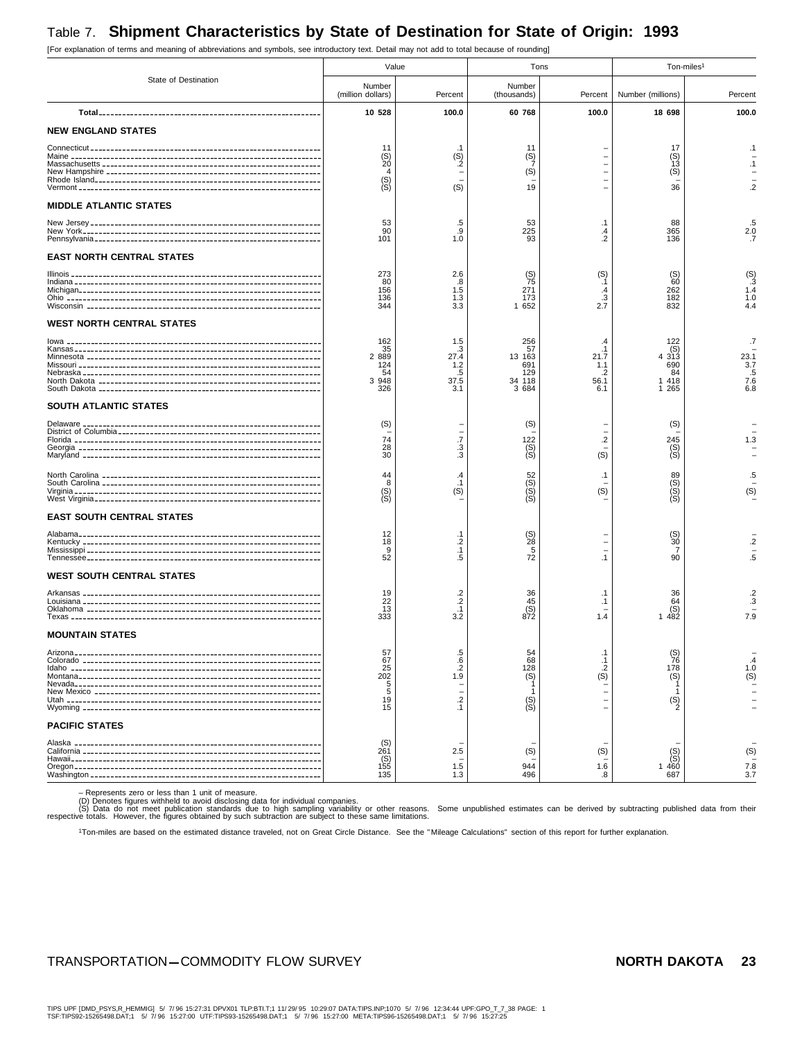# Table 7. Shipment Characteristics by State of Destination for State of Origin: 1993

[For explanation of terms and meaning of abbreviations and symbols, see introductory text. Detail may not add to total because of rounding]

| State of Destination | Value | | Tons | | Ton-miles[1] | |
|---|---|---|---|---|---|---|
| | Number (million dollars) | Percent | Number (thousands) | Percent | Number (millions) | Percent |
| **Total** | **10 528** | **100.0** | **60 768** | **100.0** | **18 698** | **100.0** |
| **NEW ENGLAND STATES** | | | | | | |
| Connecticut | 11 | .1 | 11 | – | 17 | .1 |
| Maine | (S) | (S) | (S) | – | (S) | – |
| Massachusetts | 20 | .2 | 7 | – | 13 | .1 |
| New Hampshire | 4 | – | (S) | – | (S) | – |
| Rhode Island | (S) | – | – | – | – | – |
| Vermont | (S) | (S) | 19 | – | 36 | .2 |
| **MIDDLE ATLANTIC STATES** | | | | | | |
| New Jersey | 53 | .5 | 53 | .1 | 88 | .5 |
| New York | 90 | .9 | 225 | .4 | 365 | 2.0 |
| Pennsylvania | 101 | 1.0 | 93 | .2 | 136 | .7 |
| **EAST NORTH CENTRAL STATES** | | | | | | |
| Illinois | 273 | 2.6 | (S) | (S) | (S) | (S) |
| Indiana | 80 | .8 | 75 | .1 | 60 | .3 |
| Michigan | 156 | 1.5 | 271 | .4 | 262 | 1.4 |
| Ohio | 136 | 1.3 | 173 | .3 | 182 | 1.0 |
| Wisconsin | 344 | 3.3 | 1 652 | 2.7 | 832 | 4.4 |
| **WEST NORTH CENTRAL STATES** | | | | | | |
| Iowa | 162 | 1.5 | 256 | .4 | 122 | .7 |
| Kansas | 35 | .3 | 57 | .1 | (S) | – |
| Minnesota | 2 889 | 27.4 | 13 163 | 21.7 | 4 313 | 23.1 |
| Missouri | 124 | 1.2 | 691 | 1.1 | 690 | 3.7 |
| Nebraska | 54 | .5 | 129 | .2 | 84 | .5 |
| North Dakota | 3 948 | 37.5 | 34 118 | 56.1 | 1 418 | 7.6 |
| South Dakota | 326 | 3.1 | 3 684 | 6.1 | 1 265 | 6.8 |
| **SOUTH ATLANTIC STATES** | | | | | | |
| Delaware | (S) | – | (S) | – | (S) | – |
| District of Columbia | – | – | – | – | – | – |
| Florida | 74 | .7 | 122 | .2 | 245 | 1.3 |
| Georgia | 28 | .3 | (S) | – | (S) | – |
| Maryland | 30 | .3 | (S) | (S) | (S) | – |
| North Carolina | 44 | .4 | 52 | .1 | 89 | .5 |
| South Carolina | 8 | .1 | (S) | – | (S) | – |
| Virginia | (S) | (S) | (S) | (S) | (S) | (S) |
| West Virginia | (S) | – | (S) | – | (S) | – |
| **EAST SOUTH CENTRAL STATES** | | | | | | |
| Alabama | 12 | .1 | (S) | – | (S) | – |
| Kentucky | 18 | .2 | 28 | – | 30 | .2 |
| Mississippi | 9 | .1 | 5 | – | 7 | – |
| Tennessee | 52 | .5 | 72 | .1 | 90 | .5 |
| **WEST SOUTH CENTRAL STATES** | | | | | | |
| Arkansas | 19 | .2 | 36 | .1 | 36 | .2 |
| Louisiana | 22 | .2 | 45 | .1 | 64 | .3 |
| Oklahoma | 13 | .1 | (S) | – | (S) | – |
| Texas | 333 | 3.2 | 872 | 1.4 | 1 482 | 7.9 |
| **MOUNTAIN STATES** | | | | | | |
| Arizona | 57 | .5 | 54 | .1 | (S) | – |
| Colorado | 67 | .6 | 68 | .1 | 76 | .4 |
| Idaho | 25 | .2 | 128 | .2 | 178 | 1.0 |
| Montana | 202 | 1.9 | (S) | (S) | (S) | (S) |
| Nevada | 5 | – | 1 | – | 1 | – |
| New Mexico | 5 | – | 1 | – | 1 | – |
| Utah | 19 | .2 | (S) | – | (S) | – |
| Wyoming | 15 | .1 | (S) | – | 2 | – |
| **PACIFIC STATES** | | | | | | |
| Alaska | (S) | – | – | – | – | – |
| California | 261 | 2.5 | (S) | (S) | (S) | (S) |
| Hawaii | (S) | – | – | – | (S) | – |
| Oregon | 155 | 1.5 | 944 | 1.6 | 1 460 | 7.8 |
| Washington | 135 | 1.3 | 496 | .8 | 687 | 3.7 |

– Represents zero or less than 1 unit of measure.
(D) Denotes figures withheld to avoid disclosing data for individual companies.
(S) Data do not meet publication standards due to high sampling variability or other reasons. Some unpublished estimates can be derived by subtracting published data from their respective totals. However, the figures obtained by such subtraction are subject to these same limitations.

[1]Ton-miles are based on the estimated distance traveled, not on Great Circle Distance. See the "Mileage Calculations" section of this report for further explanation.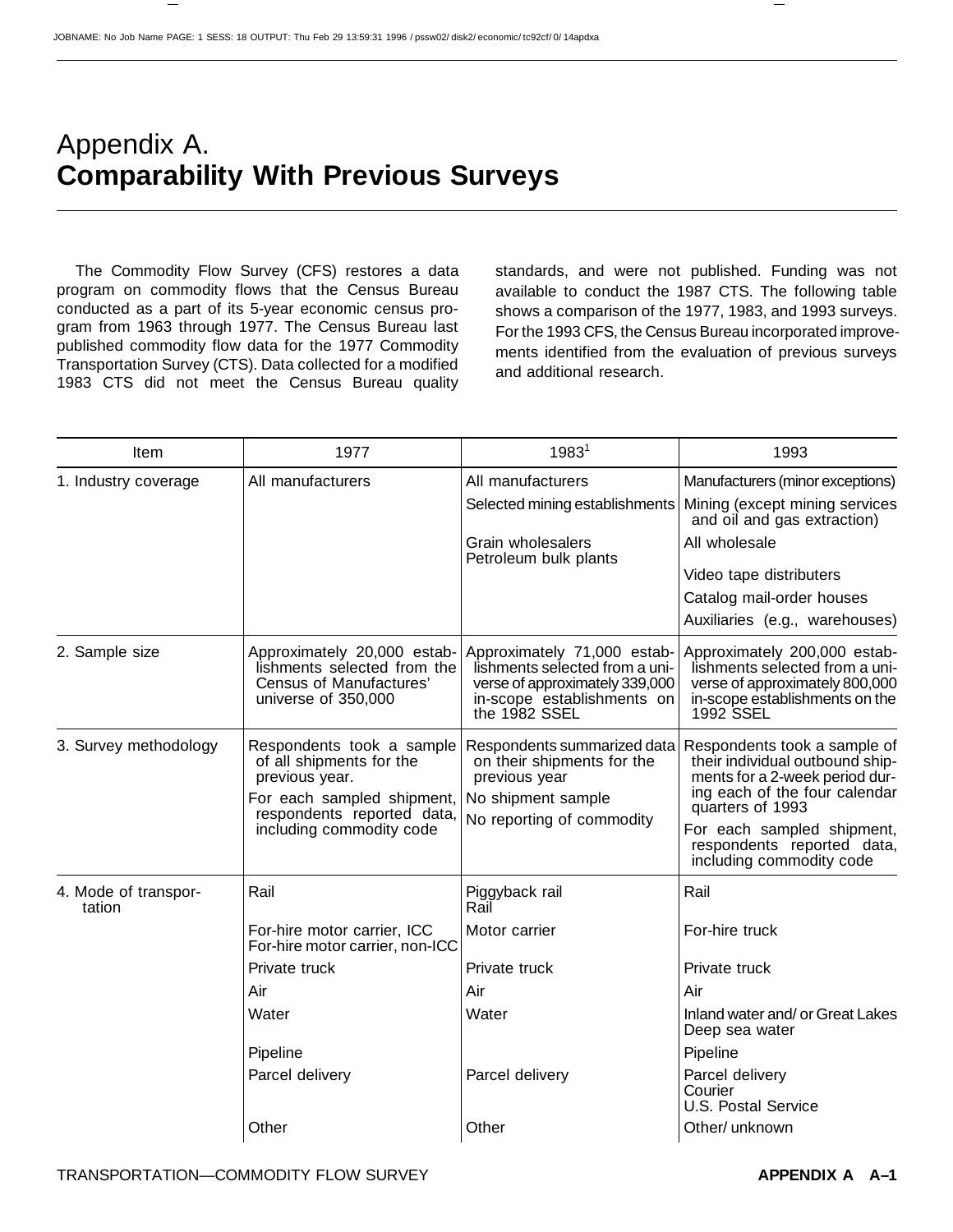# Appendix A. **Comparability With Previous Surveys**

The Commodity Flow Survey (CFS) restores a data program on commodity flows that the Census Bureau conducted as a part of its 5-year economic census program from 1963 through 1977. The Census Bureau last published commodity flow data for the 1977 Commodity Transportation Survey (CTS). Data collected for a modified 1983 CTS did not meet the Census Bureau quality standards, and were not published. Funding was not available to conduct the 1987 CTS. The following table shows a comparison of the 1977, 1983, and 1993 surveys. For the 1993 CFS, the Census Bureau incorporated improvements identified from the evaluation of previous surveys and additional research.

| Item | 1977 | 1983[1] | 1993 |
|---|---|---|---|
| 1. Industry coverage | All manufacturers | All manufacturers | Manufacturers (minor exceptions) |
| | | Selected mining establishments | Mining (except mining services and oil and gas extraction) |
| | | Grain wholesalers<br>Petroleum bulk plants | All wholesale |
| | | | Video tape distributers |
| | | | Catalog mail-order houses |
| | | | Auxiliaries (e.g., warehouses) |
| 2. Sample size | Approximately 20,000 establishments selected from the Census of Manufactures' universe of 350,000 | Approximately 71,000 establishments selected from a universe of approximately 339,000 in-scope establishments on the 1982 SSEL | Approximately 200,000 establishments selected from a universe of approximately 800,000 in-scope establishments on the 1992 SSEL |
| 3. Survey methodology | Respondents took a sample of all shipments for the previous year. | Respondents summarized data on their shipments for the previous year | Respondents took a sample of their individual outbound shipments for a 2-week period during each of the four calendar quarters of 1993 |
| | For each sampled shipment, respondents reported data, including commodity code | No shipment sample<br>No reporting of commodity | For each sampled shipment, respondents reported data, including commodity code |
| 4. Mode of transportation | Rail | Piggyback rail<br>Rail | Rail |
| | For-hire motor carrier, ICC<br>For-hire motor carrier, non-ICC | Motor carrier | For-hire truck |
| | Private truck | Private truck | Private truck |
| | Air | Air | Air |
| | Water | Water | Inland water and/ or Great Lakes<br>Deep sea water |
| | Pipeline | | Pipeline |
| | Parcel delivery | Parcel delivery | Parcel delivery<br>Courier<br>U.S. Postal Service |
| | Other | Other | Other/ unknown |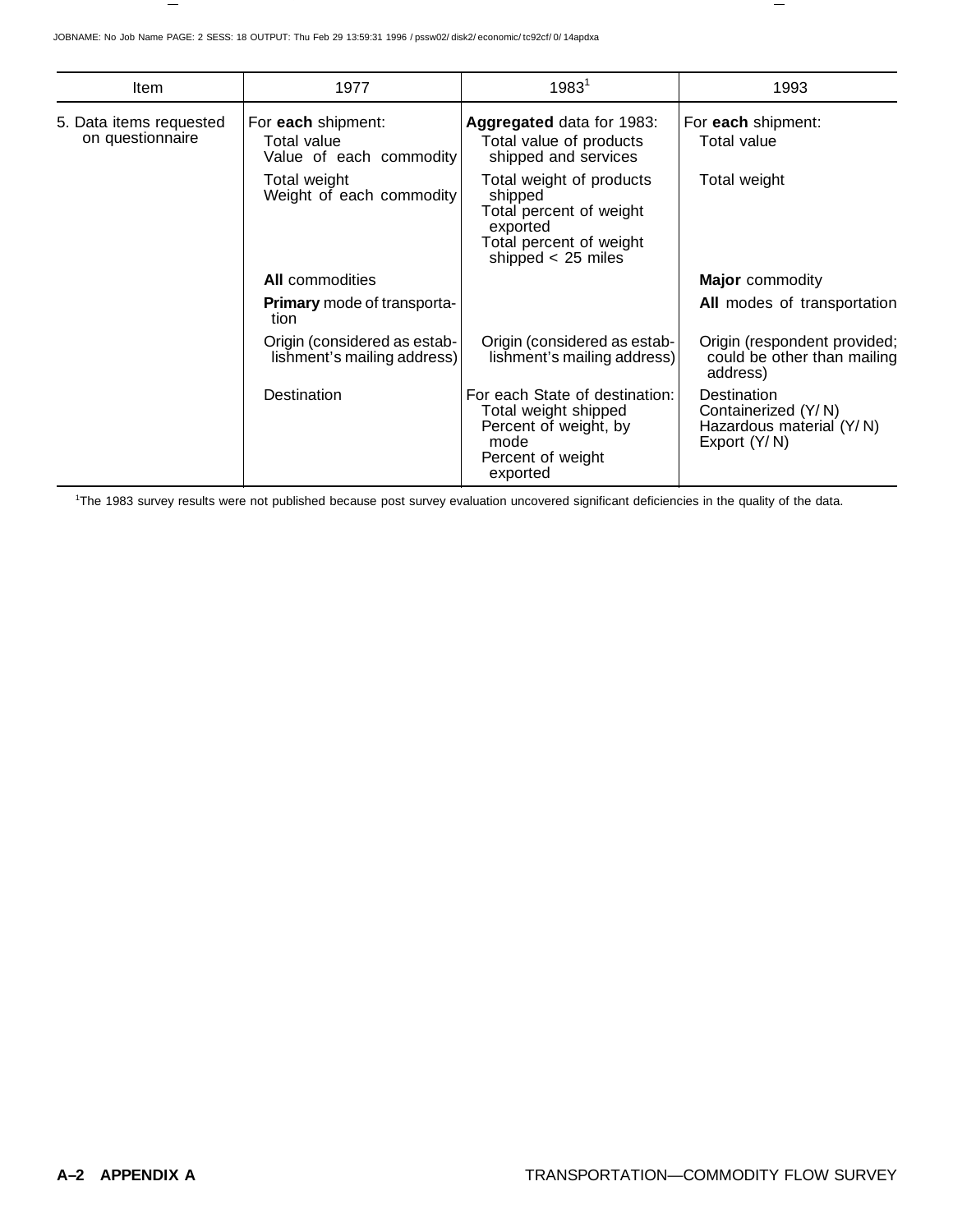| Item | 1977 | 1983[1] | 1993 |
|---|---|---|---|
| 5. Data items requested on questionnaire | For **each** shipment:<br>Total value<br>Value of each commodity | **Aggregated** data for 1983:<br>Total value of products shipped and services | For **each** shipment:<br>Total value |
| | Total weight<br>Weight of each commodity | Total weight of products shipped<br>Total percent of weight exported<br>Total percent of weight shipped < 25 miles | Total weight |
| | **All** commodities | | **Major** commodity |
| | **Primary** mode of transportation | | **All** modes of transportation |
| | Origin (considered as establishment's mailing address) | Origin (considered as establishment's mailing address) | Origin (respondent provided; could be other than mailing address) |
| | Destination | For each State of destination:<br>Total weight shipped<br>Percent of weight, by mode<br>Percent of weight exported | Destination<br>Containerized (Y/N)<br>Hazardous material (Y/N)<br>Export (Y/N) |

[1]The 1983 survey results were not published because post survey evaluation uncovered significant deficiencies in the quality of the data.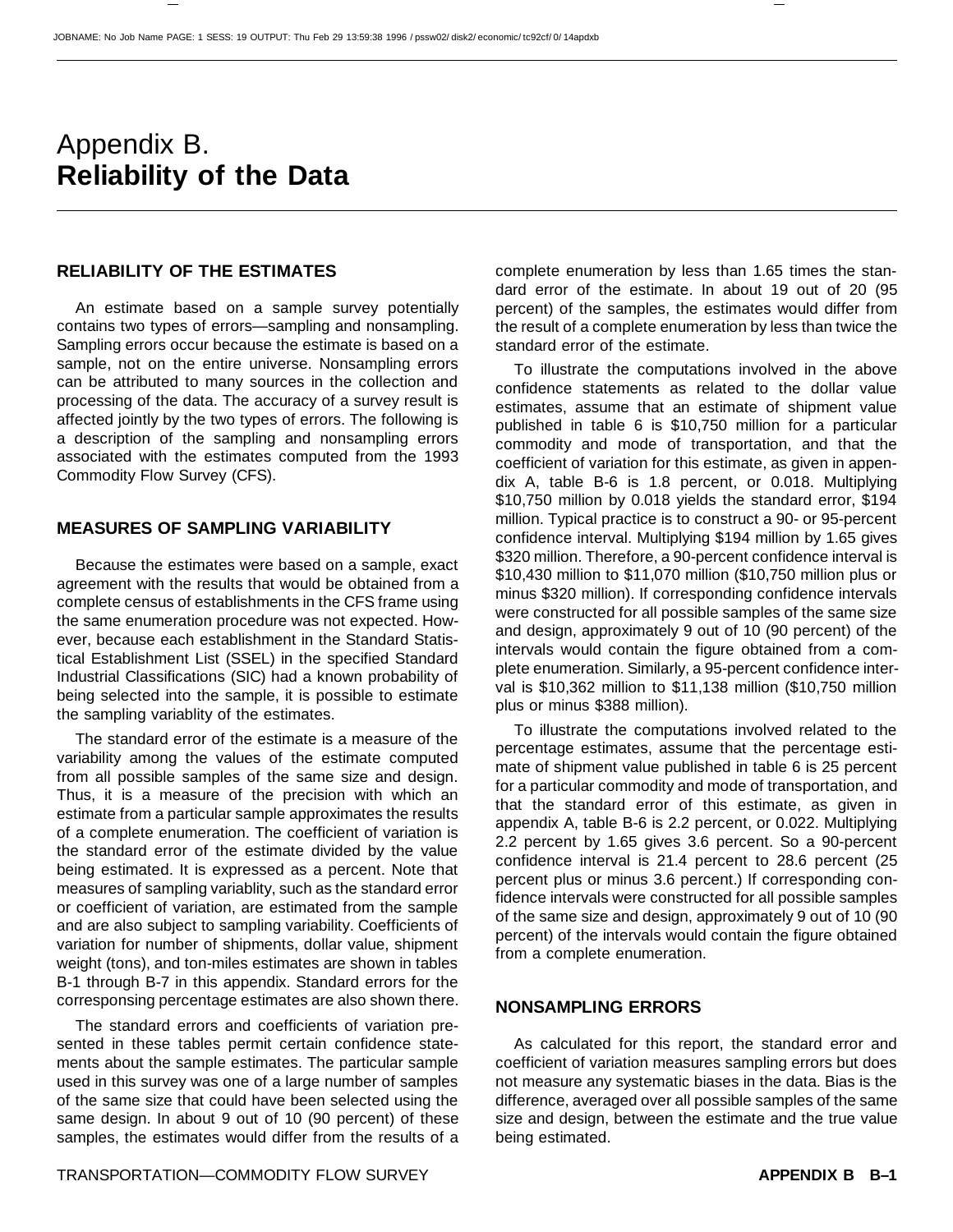# Appendix B. **Reliability of the Data**

## RELIABILITY OF THE ESTIMATES

An estimate based on a sample survey potentially contains two types of errors—sampling and nonsampling. Sampling errors occur because the estimate is based on a sample, not on the entire universe. Nonsampling errors can be attributed to many sources in the collection and processing of the data. The accuracy of a survey result is affected jointly by the two types of errors. The following is a description of the sampling and nonsampling errors associated with the estimates computed from the 1993 Commodity Flow Survey (CFS).

## MEASURES OF SAMPLING VARIABILITY

Because the estimates were based on a sample, exact agreement with the results that would be obtained from a complete census of establishments in the CFS frame using the same enumeration procedure was not expected. However, because each establishment in the Standard Statistical Establishment List (SSEL) in the specified Standard Industrial Classifications (SIC) had a known probability of being selected into the sample, it is possible to estimate the sampling variablity of the estimates.

The standard error of the estimate is a measure of the variability among the values of the estimate computed from all possible samples of the same size and design. Thus, it is a measure of the precision with which an estimate from a particular sample approximates the results of a complete enumeration. The coefficient of variation is the standard error of the estimate divided by the value being estimated. It is expressed as a percent. Note that measures of sampling variablity, such as the standard error or coefficient of variation, are estimated from the sample and are also subject to sampling variability. Coefficients of variation for number of shipments, dollar value, shipment weight (tons), and ton-miles estimates are shown in tables B-1 through B-7 in this appendix. Standard errors for the corresponsing percentage estimates are also shown there.

The standard errors and coefficients of variation presented in these tables permit certain confidence statements about the sample estimates. The particular sample used in this survey was one of a large number of samples of the same size that could have been selected using the same design. In about 9 out of 10 (90 percent) of these samples, the estimates would differ from the results of a complete enumeration by less than 1.65 times the standard error of the estimate. In about 19 out of 20 (95 percent) of the samples, the estimates would differ from the result of a complete enumeration by less than twice the standard error of the estimate.

To illustrate the computations involved in the above confidence statements as related to the dollar value estimates, assume that an estimate of shipment value published in table 6 is $10,750 million for a particular commodity and mode of transportation, and that the coefficient of variation for this estimate, as given in appendix A, table B-6 is 1.8 percent, or 0.018. Multiplying $10,750 million by 0.018 yields the standard error, $194 million. Typical practice is to construct a 90- or 95-percent confidence interval. Multiplying $194 million by 1.65 gives $320 million. Therefore, a 90-percent confidence interval is $10,430 million to $11,070 million ($10,750 million plus or minus $320 million). If corresponding confidence intervals were constructed for all possible samples of the same size and design, approximately 9 out of 10 (90 percent) of the intervals would contain the figure obtained from a complete enumeration. Similarly, a 95-percent confidence interval is $10,362 million to $11,138 million ($10,750 million plus or minus $388 million).

To illustrate the computations involved related to the percentage estimates, assume that the percentage estimate of shipment value published in table 6 is 25 percent for a particular commodity and mode of transportation, and that the standard error of this estimate, as given in appendix A, table B-6 is 2.2 percent, or 0.022. Multiplying 2.2 percent by 1.65 gives 3.6 percent. So a 90-percent confidence interval is 21.4 percent to 28.6 percent (25 percent plus or minus 3.6 percent.) If corresponding confidence intervals were constructed for all possible samples of the same size and design, approximately 9 out of 10 (90 percent) of the intervals would contain the figure obtained from a complete enumeration.

## NONSAMPLING ERRORS

As calculated for this report, the standard error and coefficient of variation measures sampling errors but does not measure any systematic biases in the data. Bias is the difference, averaged over all possible samples of the same size and design, between the estimate and the true value being estimated.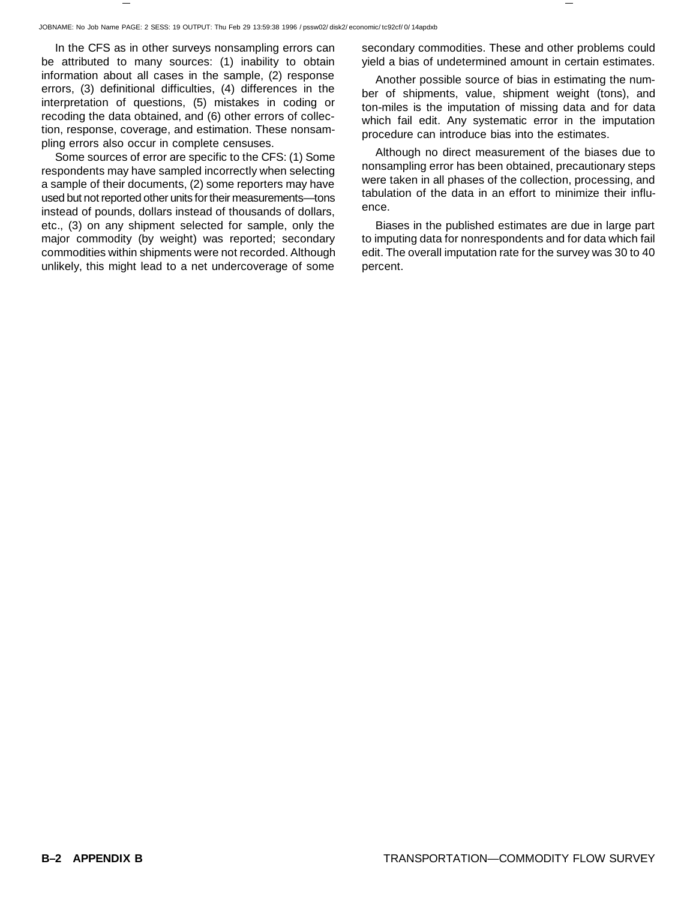In the CFS as in other surveys nonsampling errors can be attributed to many sources: (1) inability to obtain information about all cases in the sample, (2) response errors, (3) definitional difficulties, (4) differences in the interpretation of questions, (5) mistakes in coding or recoding the data obtained, and (6) other errors of collection, response, coverage, and estimation. These nonsampling errors also occur in complete censuses.

Some sources of error are specific to the CFS: (1) Some respondents may have sampled incorrectly when selecting a sample of their documents, (2) some reporters may have used but not reported other units for their measurements—tons instead of pounds, dollars instead of thousands of dollars, etc., (3) on any shipment selected for sample, only the major commodity (by weight) was reported; secondary commodities within shipments were not recorded. Although unlikely, this might lead to a net undercoverage of some secondary commodities. These and other problems could yield a bias of undetermined amount in certain estimates.

Another possible source of bias in estimating the number of shipments, value, shipment weight (tons), and ton-miles is the imputation of missing data and for data which fail edit. Any systematic error in the imputation procedure can introduce bias into the estimates.

Although no direct measurement of the biases due to nonsampling error has been obtained, precautionary steps were taken in all phases of the collection, processing, and tabulation of the data in an effort to minimize their influence.

Biases in the published estimates are due in large part to imputing data for nonrespondents and for data which fail edit. The overall imputation rate for the survey was 30 to 40 percent.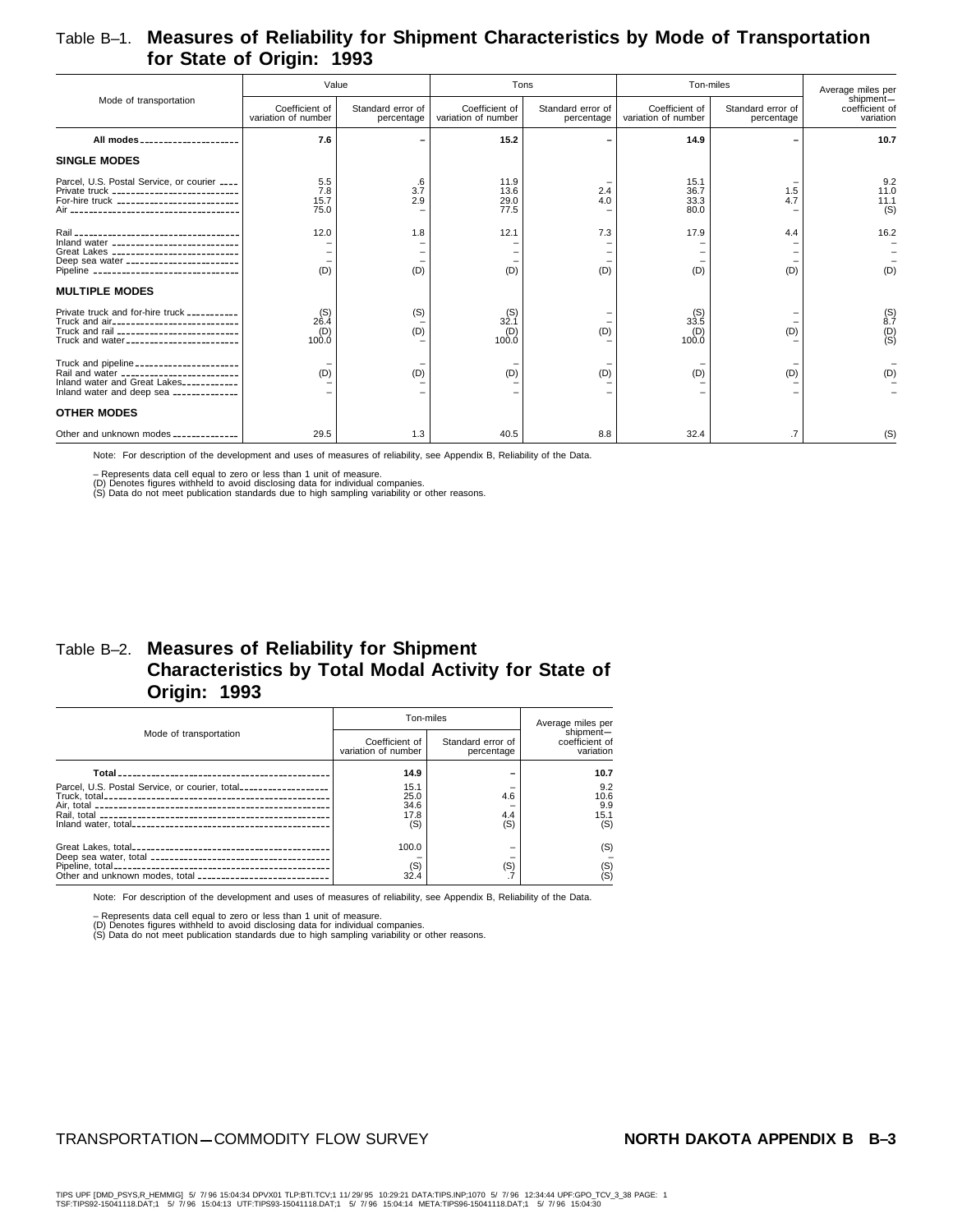## Table B–1. Measures of Reliability for Shipment Characteristics by Mode of Transportation for State of Origin: 1993

| Mode of transportation | Value | | Tons | | Ton-miles | | Average miles per shipment—coefficient of variation |
|---|---|---|---|---|---|---|---|
| | Coefficient of variation of number | Standard error of percentage | Coefficient of variation of number | Standard error of percentage | Coefficient of variation of number | Standard error of percentage | |
| **All modes** | **7.6** | **–** | **15.2** | **–** | **14.9** | **–** | **10.7** |
| **SINGLE MODES** | | | | | | | |
| Parcel, U.S. Postal Service, or courier | 5.5 | .6 | 11.9 | – | 15.1 | – | 9.2 |
| Private truck | 7.8 | 3.7 | 13.6 | 2.4 | 36.7 | 1.5 | 11.0 |
| For-hire truck | 15.7 | 2.9 | 29.0 | 4.0 | 33.3 | 4.7 | 11.1 |
| Air | 75.0 | – | 77.5 | – | 80.0 | – | (S) |
| Rail | 12.0 | 1.8 | 12.1 | 7.3 | 17.9 | 4.4 | 16.2 |
| Inland water | – | – | – | – | – | – | – |
| Great Lakes | – | – | – | – | – | – | – |
| Deep sea water | – | – | – | – | – | – | – |
| Pipeline | (D) | (D) | (D) | (D) | (D) | (D) | (D) |
| **MULTIPLE MODES** | | | | | | | |
| Private truck and for-hire truck | (S) | (S) | (S) | – | (S) | – | (S) |
| Truck and air | 26.4 | – | 32.1 | – | 33.5 | – | 8.7 |
| Truck and rail | (D) | (D) | (D) | (D) | (D) | (D) | (D) |
| Truck and water | 100.0 | – | 100.0 | – | 100.0 | – | (S) |
| Truck and pipeline | – | – | – | – | – | – | – |
| Rail and water | (D) | (D) | (D) | (D) | (D) | (D) | (D) |
| Inland water and Great Lakes | – | – | – | – | – | – | – |
| Inland water and deep sea | – | – | – | – | – | – | – |
| **OTHER MODES** | | | | | | | |
| Other and unknown modes | 29.5 | 1.3 | 40.5 | 8.8 | 32.4 | .7 | (S) |

Note: For description of the development and uses of measures of reliability, see Appendix B, Reliability of the Data.

– Represents data cell equal to zero or less than 1 unit of measure.
(D) Denotes figures withheld to avoid disclosing data for individual companies.
(S) Data do not meet publication standards due to high sampling variability or other reasons.

## Table B–2. Measures of Reliability for Shipment Characteristics by Total Modal Activity for State of Origin: 1993

| Mode of transportation | Ton-miles | | Average miles per shipment—coefficient of variation |
|---|---|---|---|
| | Coefficient of variation of number | Standard error of percentage | |
| **Total** | **14.9** | **–** | **10.7** |
| Parcel, U.S. Postal Service, or courier, total | 15.1 | – | 9.2 |
| Truck, total | 25.0 | 4.6 | 10.6 |
| Air, total | 34.6 | – | 9.9 |
| Rail, total | 17.8 | 4.4 | 15.1 |
| Inland water, total | (S) | (S) | (S) |
| Great Lakes, total | 100.0 | – | (S) |
| Deep sea water, total | – | – | – |
| Pipeline, total | (S) | (S) | (S) |
| Other and unknown modes, total | 32.4 | .7 | (S) |

Note: For description of the development and uses of measures of reliability, see Appendix B, Reliability of the Data.

– Represents data cell equal to zero or less than 1 unit of measure.
(D) Denotes figures withheld to avoid disclosing data for individual companies.
(S) Data do not meet publication standards due to high sampling variability or other reasons.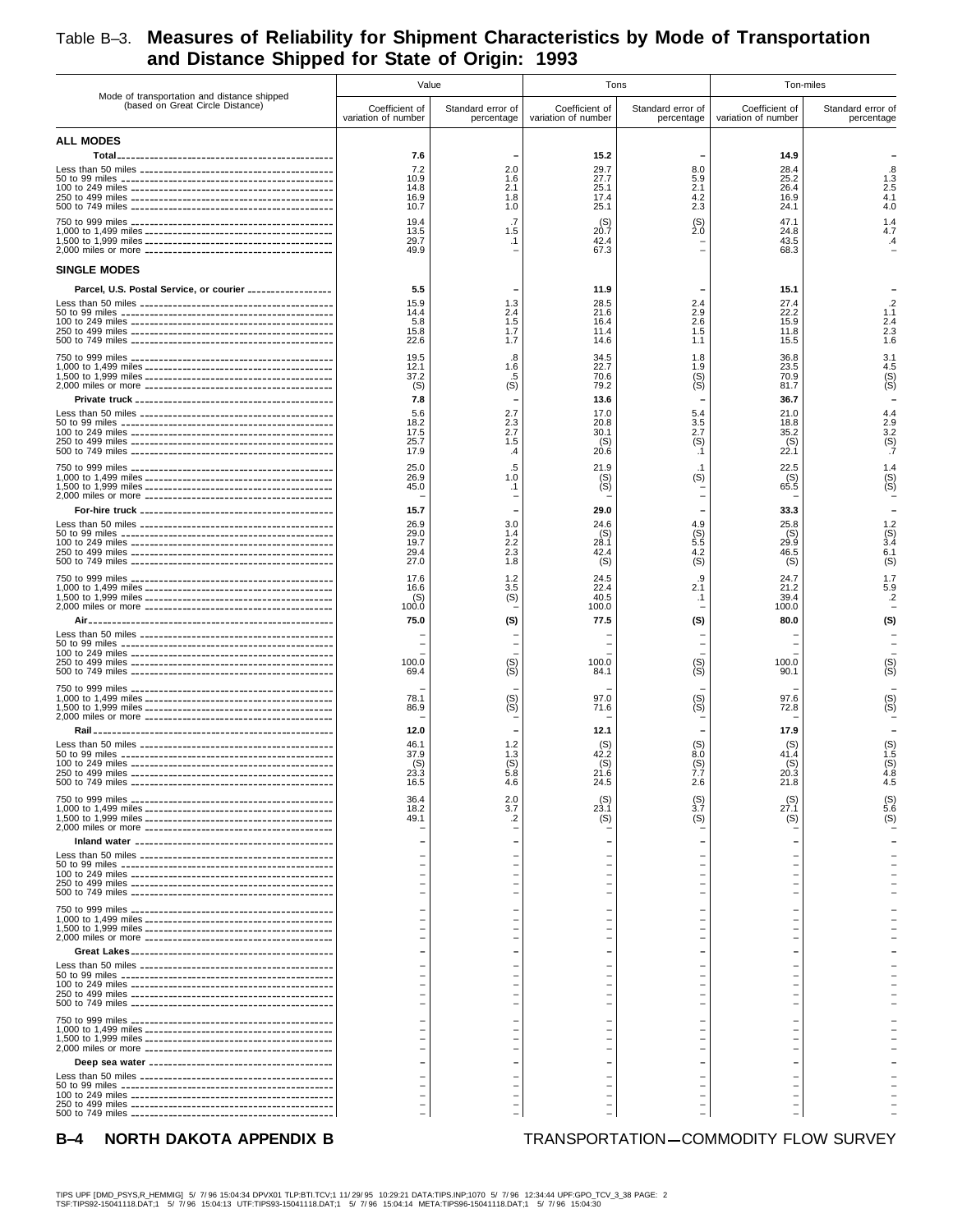# Table B–3. Measures of Reliability for Shipment Characteristics by Mode of Transportation and Distance Shipped for State of Origin: 1993

| Mode of transportation and distance shipped (based on Great Circle Distance) | Value | | Tons | | Ton-miles | |
|---|---|---|---|---|---|---|
| | Coefficient of variation of number | Standard error of percentage | Coefficient of variation of number | Standard error of percentage | Coefficient of variation of number | Standard error of percentage |
| **ALL MODES** | | | | | | |
| **Total** | **7.6** | **–** | **15.2** | **–** | **14.9** | **–** |
| Less than 50 miles | 7.2 | 2.0 | 29.7 | 8.0 | 28.4 | .8 |
| 50 to 99 miles | 10.9 | 1.6 | 27.7 | 5.9 | 25.2 | 1.3 |
| 100 to 249 miles | 14.8 | 2.1 | 25.1 | 2.1 | 26.4 | 2.5 |
| 250 to 499 miles | 16.9 | 1.8 | 17.4 | 4.2 | 16.9 | 4.1 |
| 500 to 749 miles | 10.7 | 1.0 | 25.1 | 2.3 | 24.1 | 4.0 |
| 750 to 999 miles | 19.4 | .7 | (S) | (S) | 47.1 | 1.4 |
| 1,000 to 1,499 miles | 13.5 | 1.5 | 20.7 | 2.0 | 24.8 | 4.7 |
| 1,500 to 1,999 miles | 29.7 | .1 | 42.4 | – | 43.5 | .4 |
| 2,000 miles or more | 49.9 | – | 67.3 | – | 68.3 | – |
| **SINGLE MODES** | | | | | | |
| **Parcel, U.S. Postal Service, or courier** | **5.5** | **–** | **11.9** | **–** | **15.1** | **–** |
| Less than 50 miles | 15.9 | 1.3 | 28.5 | 2.4 | 27.4 | .2 |
| 50 to 99 miles | 14.4 | 2.4 | 21.6 | 2.9 | 22.2 | 1.1 |
| 100 to 249 miles | 5.8 | 1.5 | 16.4 | 2.6 | 15.9 | 2.4 |
| 250 to 499 miles | 15.8 | 1.7 | 11.4 | 1.5 | 11.8 | 2.3 |
| 500 to 749 miles | 22.6 | 1.7 | 14.6 | 1.1 | 15.5 | 1.6 |
| 750 to 999 miles | 19.5 | .8 | 34.5 | 1.8 | 36.8 | 3.1 |
| 1,000 to 1,499 miles | 12.1 | 1.6 | 22.7 | 1.9 | 23.5 | 4.5 |
| 1,500 to 1,999 miles | 37.2 | .5 | 70.6 | (S) | 70.9 | (S) |
| 2,000 miles or more | (S) | (S) | 79.2 | (S) | 81.7 | (S) |
| **Private truck** | **7.8** | **–** | **13.6** | **–** | **36.7** | **–** |
| Less than 50 miles | 5.6 | 2.7 | 17.0 | 5.4 | 21.0 | 4.4 |
| 50 to 99 miles | 18.2 | 2.3 | 20.8 | 3.5 | 18.8 | 2.9 |
| 100 to 249 miles | 17.5 | 2.7 | 30.1 | 2.7 | 35.2 | 3.2 |
| 250 to 499 miles | 25.7 | 1.5 | (S) | (S) | (S) | (S) |
| 500 to 749 miles | 17.9 | .4 | 20.6 | .1 | 22.1 | .7 |
| 750 to 999 miles | 25.0 | .5 | 21.9 | .1 | 22.5 | 1.4 |
| 1,000 to 1,499 miles | 26.9 | 1.0 | (S) | (S) | (S) | (S) |
| 1,500 to 1,999 miles | 45.0 | .1 | (S) | – | 65.5 | (S) |
| 2,000 miles or more | – | – | – | – | – | – |
| **For-hire truck** | **15.7** | **–** | **29.0** | **–** | **33.3** | **–** |
| Less than 50 miles | 26.9 | 3.0 | 24.6 | 4.9 | 25.8 | 1.2 |
| 50 to 99 miles | 29.0 | 1.4 | (S) | (S) | (S) | (S) |
| 100 to 249 miles | 19.7 | 2.2 | 28.1 | 5.5 | 29.9 | 3.4 |
| 250 to 499 miles | 29.4 | 2.3 | 42.4 | 4.2 | 46.5 | 6.1 |
| 500 to 749 miles | 27.0 | 1.8 | (S) | (S) | (S) | (S) |
| 750 to 999 miles | 17.6 | 1.2 | 24.5 | .9 | 24.7 | 1.7 |
| 1,000 to 1,499 miles | 16.6 | 3.5 | 22.4 | 2.1 | 21.2 | 5.9 |
| 1,500 to 1,999 miles | (S) | (S) | 40.5 | .1 | 39.4 | .2 |
| 2,000 miles or more | 100.0 | – | 100.0 | – | 100.0 | – |
| **Air** | **75.0** | **(S)** | **77.5** | **(S)** | **80.0** | **(S)** |
| Less than 50 miles | – | – | – | – | – | – |
| 50 to 99 miles | – | – | – | – | – | – |
| 100 to 249 miles | – | – | – | – | – | – |
| 250 to 499 miles | 100.0 | (S) | 100.0 | (S) | 100.0 | (S) |
| 500 to 749 miles | 69.4 | (S) | 84.1 | (S) | 90.1 | (S) |
| 750 to 999 miles | – | – | – | – | – | – |
| 1,000 to 1,499 miles | 78.1 | (S) | 97.0 | (S) | 97.6 | (S) |
| 1,500 to 1,999 miles | 86.9 | (S) | 71.6 | (S) | 72.8 | (S) |
| 2,000 miles or more | – | – | – | – | – | – |
| **Rail** | **12.0** | **–** | **12.1** | **–** | **17.9** | **–** |
| Less than 50 miles | 46.1 | 1.2 | (S) | (S) | (S) | (S) |
| 50 to 99 miles | 37.9 | 1.3 | 42.2 | 8.0 | 41.4 | 1.5 |
| 100 to 249 miles | (S) | (S) | (S) | (S) | (S) | (S) |
| 250 to 499 miles | 23.3 | 5.8 | 21.6 | 7.7 | 20.3 | 4.8 |
| 500 to 749 miles | 16.5 | 4.6 | 24.5 | 2.6 | 21.8 | 4.5 |
| 750 to 999 miles | 36.4 | 2.0 | (S) | (S) | (S) | (S) |
| 1,000 to 1,499 miles | 18.2 | 3.7 | 23.1 | 3.7 | 27.1 | 5.6 |
| 1,500 to 1,999 miles | 49.1 | .2 | (S) | (S) | (S) | (S) |
| 2,000 miles or more | – | – | – | – | – | – |
| **Inland water** | **–** | **–** | **–** | **–** | **–** | **–** |
| Less than 50 miles | – | – | – | – | – | – |
| 50 to 99 miles | – | – | – | – | – | – |
| 100 to 249 miles | – | – | – | – | – | – |
| 250 to 499 miles | – | – | – | – | – | – |
| 500 to 749 miles | – | – | – | – | – | – |
| 750 to 999 miles | – | – | – | – | – | – |
| 1,000 to 1,499 miles | – | – | – | – | – | – |
| 1,500 to 1,999 miles | – | – | – | – | – | – |
| 2,000 miles or more | – | – | – | – | – | – |
| **Great Lakes** | **–** | **–** | **–** | **–** | **–** | **–** |
| Less than 50 miles | – | – | – | – | – | – |
| 50 to 99 miles | – | – | – | – | – | – |
| 100 to 249 miles | – | – | – | – | – | – |
| 250 to 499 miles | – | – | – | – | – | – |
| 500 to 749 miles | – | – | – | – | – | – |
| 750 to 999 miles | – | – | – | – | – | – |
| 1,000 to 1,499 miles | – | – | – | – | – | – |
| 1,500 to 1,999 miles | – | – | – | – | – | – |
| 2,000 miles or more | – | – | – | – | – | – |
| **Deep sea water** | **–** | **–** | **–** | **–** | **–** | **–** |
| Less than 50 miles | – | – | – | – | – | – |
| 50 to 99 miles | – | – | – | – | – | – |
| 100 to 249 miles | – | – | – | – | – | – |
| 250 to 499 miles | – | – | – | – | – | – |
| 500 to 749 miles | – | – | – | – | – | – |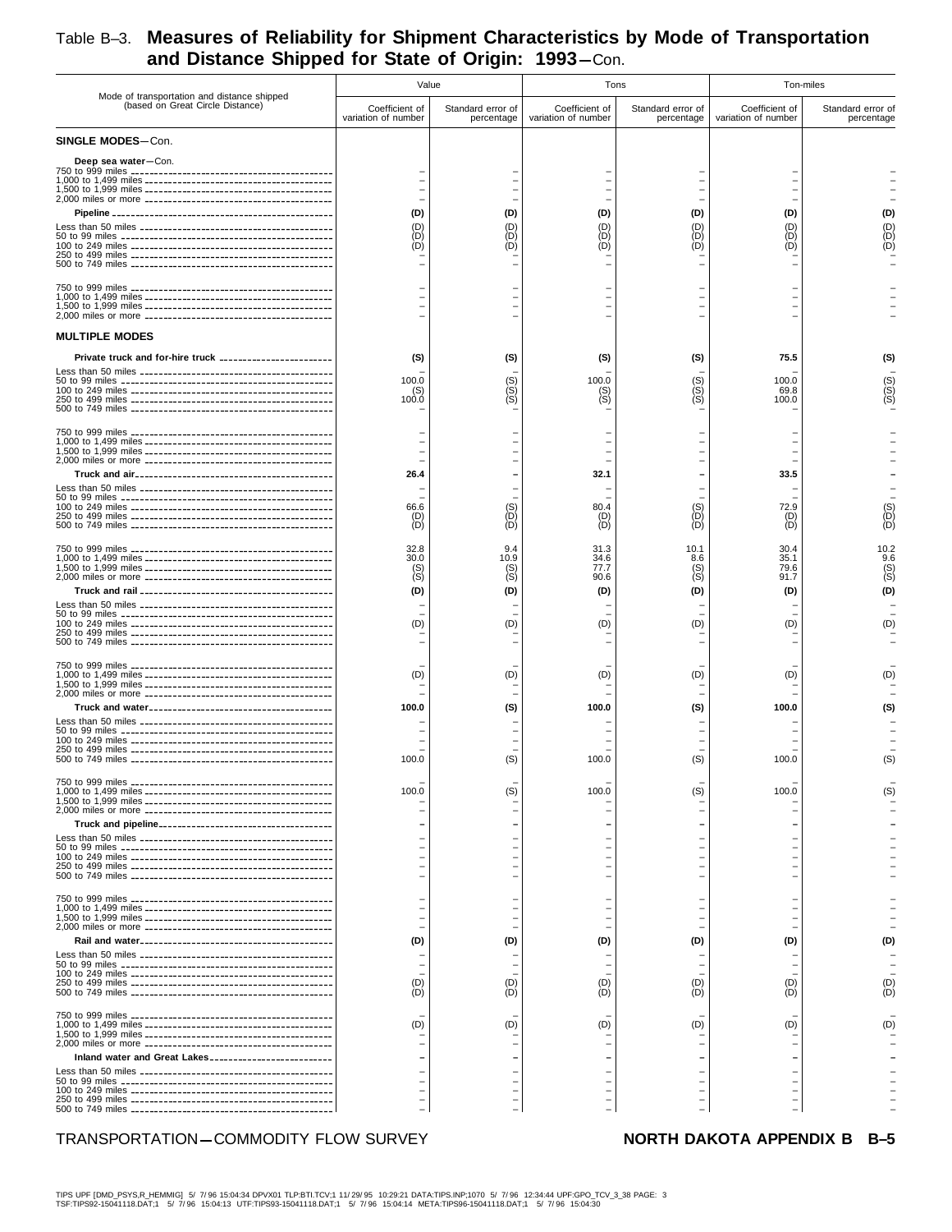# Table B–3. Measures of Reliability for Shipment Characteristics by Mode of Transportation and Distance Shipped for State of Origin: 1993—Con.

| Mode of transportation and distance shipped (based on Great Circle Distance) | Value | | Tons | | Ton-miles | |
|---|---|---|---|---|---|---|
| | Coefficient of variation of number | Standard error of percentage | Coefficient of variation of number | Standard error of percentage | Coefficient of variation of number | Standard error of percentage |
| **SINGLE MODES**—Con. | | | | | | |
| **Deep sea water**—Con. | | | | | | |
| 750 to 999 miles | – | – | – | – | – | – |
| 1,000 to 1,499 miles | – | – | – | – | – | – |
| 1,500 to 1,999 miles | – | – | – | – | – | – |
| 2,000 miles or more | – | – | – | – | – | – |
| **Pipeline** | **(D)** | **(D)** | **(D)** | **(D)** | **(D)** | **(D)** |
| Less than 50 miles | (D) | (D) | (D) | (D) | (D) | (D) |
| 50 to 99 miles | (D) | (D) | (D) | (D) | (D) | (D) |
| 100 to 249 miles | (D) | (D) | (D) | (D) | (D) | (D) |
| 250 to 499 miles | – | – | – | – | – | – |
| 500 to 749 miles | – | – | – | – | – | – |
| 750 to 999 miles | – | – | – | – | – | – |
| 1,000 to 1,499 miles | – | – | – | – | – | – |
| 1,500 to 1,999 miles | – | – | – | – | – | – |
| 2,000 miles or more | – | – | – | – | – | – |
| **MULTIPLE MODES** | | | | | | |
| **Private truck and for-hire truck** | **(S)** | **(S)** | **(S)** | **(S)** | **75.5** | **(S)** |
| Less than 50 miles | – | – | – | – | – | – |
| 50 to 99 miles | 100.0 | (S) | 100.0 | (S) | 100.0 | (S) |
| 100 to 249 miles | (S) | (S) | (S) | (S) | 69.8 | (S) |
| 250 to 499 miles | 100.0 | (S) | (S) | (S) | 100.0 | (S) |
| 500 to 749 miles | – | – | – | – | – | – |
| 750 to 999 miles | – | – | – | – | – | – |
| 1,000 to 1,499 miles | – | – | – | – | – | – |
| 1,500 to 1,999 miles | – | – | – | – | – | – |
| 2,000 miles or more | – | – | – | – | – | – |
| **Truck and air** | **26.4** | **–** | **32.1** | **–** | **33.5** | **–** |
| Less than 50 miles | – | – | – | – | – | – |
| 50 to 99 miles | – | – | – | – | – | – |
| 100 to 249 miles | 66.6 | (S) | 80.4 | (S) | 72.9 | (S) |
| 250 to 499 miles | (D) | (D) | (D) | (D) | (D) | (D) |
| 500 to 749 miles | (D) | (D) | (D) | (D) | (D) | (D) |
| 750 to 999 miles | 32.8 | 9.4 | 31.3 | 10.1 | 30.4 | 10.2 |
| 1,000 to 1,499 miles | 30.0 | 10.9 | 34.6 | 8.6 | 35.1 | 9.6 |
| 1,500 to 1,999 miles | (S) | (S) | 77.7 | (S) | 79.6 | (S) |
| 2,000 miles or more | (S) | (S) | 90.6 | (S) | 91.7 | (S) |
| **Truck and rail** | **(D)** | **(D)** | **(D)** | **(D)** | **(D)** | **(D)** |
| Less than 50 miles | – | – | – | – | – | – |
| 50 to 99 miles | – | – | – | – | – | – |
| 100 to 249 miles | (D) | (D) | (D) | (D) | (D) | (D) |
| 250 to 499 miles | – | – | – | – | – | – |
| 500 to 749 miles | – | – | – | – | – | – |
| 750 to 999 miles | – | – | – | – | – | – |
| 1,000 to 1,499 miles | (D) | (D) | (D) | (D) | (D) | (D) |
| 1,500 to 1,999 miles | – | – | – | – | – | – |
| 2,000 miles or more | – | – | – | – | – | – |
| **Truck and water** | **100.0** | **(S)** | **100.0** | **(S)** | **100.0** | **(S)** |
| Less than 50 miles | – | – | – | – | – | – |
| 50 to 99 miles | – | – | – | – | – | – |
| 100 to 249 miles | – | – | – | – | – | – |
| 250 to 499 miles | – | – | – | – | – | – |
| 500 to 749 miles | 100.0 | (S) | 100.0 | (S) | 100.0 | (S) |
| 750 to 999 miles | – | – | – | – | – | – |
| 1,000 to 1,499 miles | 100.0 | (S) | 100.0 | (S) | 100.0 | (S) |
| 1,500 to 1,999 miles | – | – | – | – | – | – |
| 2,000 miles or more | – | – | – | – | – | – |
| **Truck and pipeline** | **–** | **–** | **–** | **–** | **–** | **–** |
| Less than 50 miles | – | – | – | – | – | – |
| 50 to 99 miles | – | – | – | – | – | – |
| 100 to 249 miles | – | – | – | – | – | – |
| 250 to 499 miles | – | – | – | – | – | – |
| 500 to 749 miles | – | – | – | – | – | – |
| 750 to 999 miles | – | – | – | – | – | – |
| 1,000 to 1,499 miles | – | – | – | – | – | – |
| 1,500 to 1,999 miles | – | – | – | – | – | – |
| 2,000 miles or more | – | – | – | – | – | – |
| **Rail and water** | **(D)** | **(D)** | **(D)** | **(D)** | **(D)** | **(D)** |
| Less than 50 miles | – | – | – | – | – | – |
| 50 to 99 miles | – | – | – | – | – | – |
| 100 to 249 miles | – | – | – | – | – | – |
| 250 to 499 miles | (D) | (D) | (D) | (D) | (D) | (D) |
| 500 to 749 miles | (D) | (D) | (D) | (D) | (D) | (D) |
| 750 to 999 miles | – | – | – | – | – | – |
| 1,000 to 1,499 miles | (D) | (D) | (D) | (D) | (D) | (D) |
| 1,500 to 1,999 miles | – | – | – | – | – | – |
| 2,000 miles or more | – | – | – | – | – | – |
| **Inland water and Great Lakes** | **–** | **–** | **–** | **–** | **–** | **–** |
| Less than 50 miles | – | – | – | – | – | – |
| 50 to 99 miles | – | – | – | – | – | – |
| 100 to 249 miles | – | – | – | – | – | – |
| 250 to 499 miles | – | – | – | – | – | – |
| 500 to 749 miles | – | – | – | – | – | – |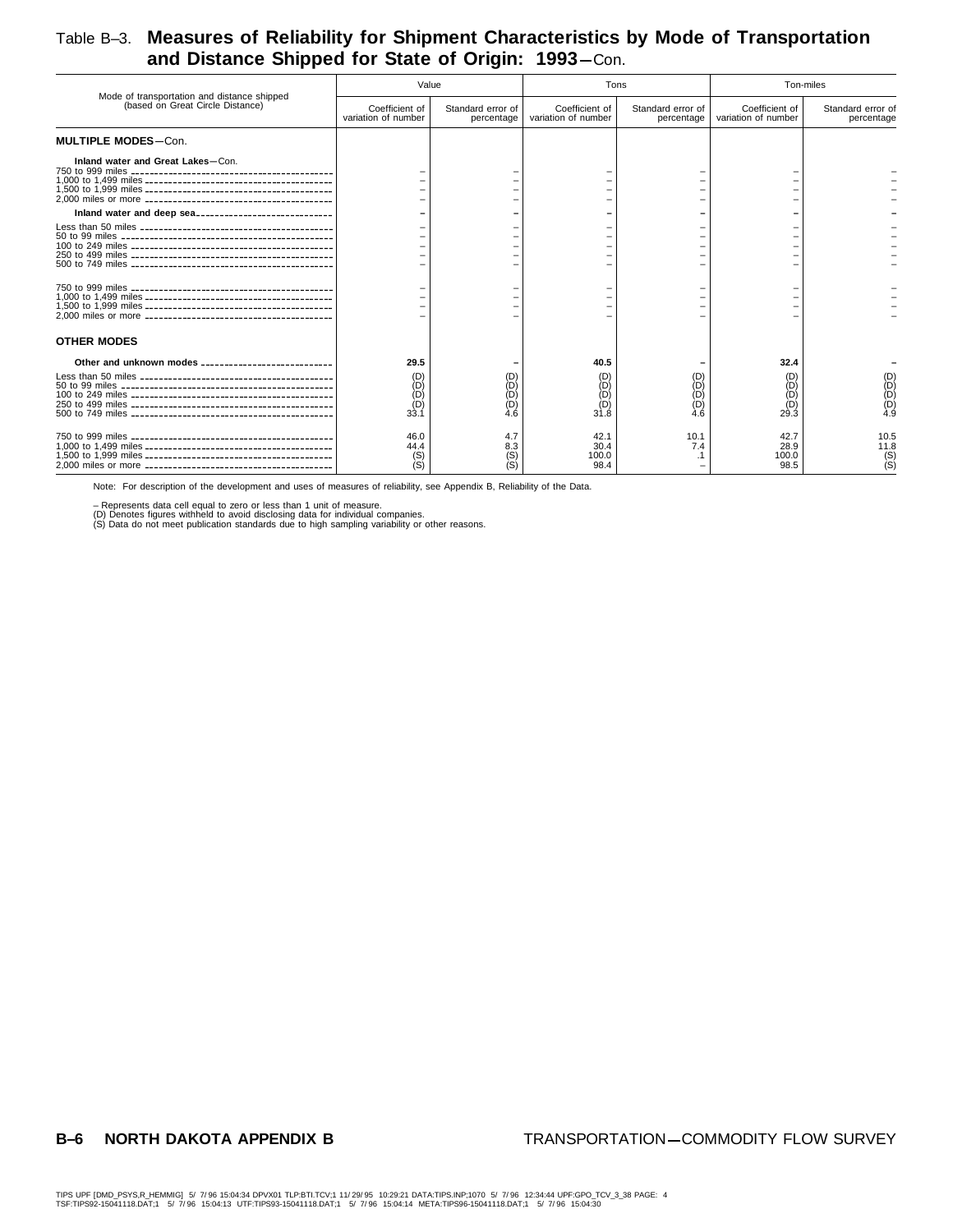# Table B–3. Measures of Reliability for Shipment Characteristics by Mode of Transportation and Distance Shipped for State of Origin: 1993—Con.

| Mode of transportation and distance shipped (based on Great Circle Distance) | Value | | Tons | | Ton-miles | |
|---|---|---|---|---|---|---|
| | Coefficient of variation of number | Standard error of percentage | Coefficient of variation of number | Standard error of percentage | Coefficient of variation of number | Standard error of percentage |
| **MULTIPLE MODES**—Con. | | | | | | |
| **Inland water and Great Lakes**—Con. | | | | | | |
| 750 to 999 miles | – | – | – | – | – | – |
| 1,000 to 1,499 miles | – | – | – | – | – | – |
| 1,500 to 1,999 miles | – | – | – | – | – | – |
| 2,000 miles or more | – | – | – | – | – | – |
| **Inland water and deep sea** | **–** | **–** | **–** | **–** | **–** | **–** |
| Less than 50 miles | – | – | – | – | – | – |
| 50 to 99 miles | – | – | – | – | – | – |
| 100 to 249 miles | – | – | – | – | – | – |
| 250 to 499 miles | – | – | – | – | – | – |
| 500 to 749 miles | – | – | – | – | – | – |
| 750 to 999 miles | – | – | – | – | – | – |
| 1,000 to 1,499 miles | – | – | – | – | – | – |
| 1,500 to 1,999 miles | – | – | – | – | – | – |
| 2,000 miles or more | – | – | – | – | – | – |
| **OTHER MODES** | | | | | | |
| **Other and unknown modes** | **29.5** | **–** | **40.5** | **–** | **32.4** | **–** |
| Less than 50 miles | (D) | (D) | (D) | (D) | (D) | (D) |
| 50 to 99 miles | (D) | (D) | (D) | (D) | (D) | (D) |
| 100 to 249 miles | (D) | (D) | (D) | (D) | (D) | (D) |
| 250 to 499 miles | (D) | (D) | (D) | (D) | (D) | (D) |
| 500 to 749 miles | 33.1 | 4.6 | 31.8 | 4.6 | 29.3 | 4.9 |
| 750 to 999 miles | 46.0 | 4.7 | 42.1 | 10.1 | 42.7 | 10.5 |
| 1,000 to 1,499 miles | 44.4 | 8.3 | 30.4 | 7.4 | 28.9 | 11.8 |
| 1,500 to 1,999 miles | (S) | (S) | 100.0 | .1 | 100.0 | (S) |
| 2,000 miles or more | (S) | (S) | 98.4 | – | 98.5 | (S) |

Note: For description of the development and uses of measures of reliability, see Appendix B, Reliability of the Data.

– Represents data cell equal to zero or less than 1 unit of measure.
(D) Denotes figures withheld to avoid disclosing data for individual companies.
(S) Data do not meet publication standards due to high sampling variability or other reasons.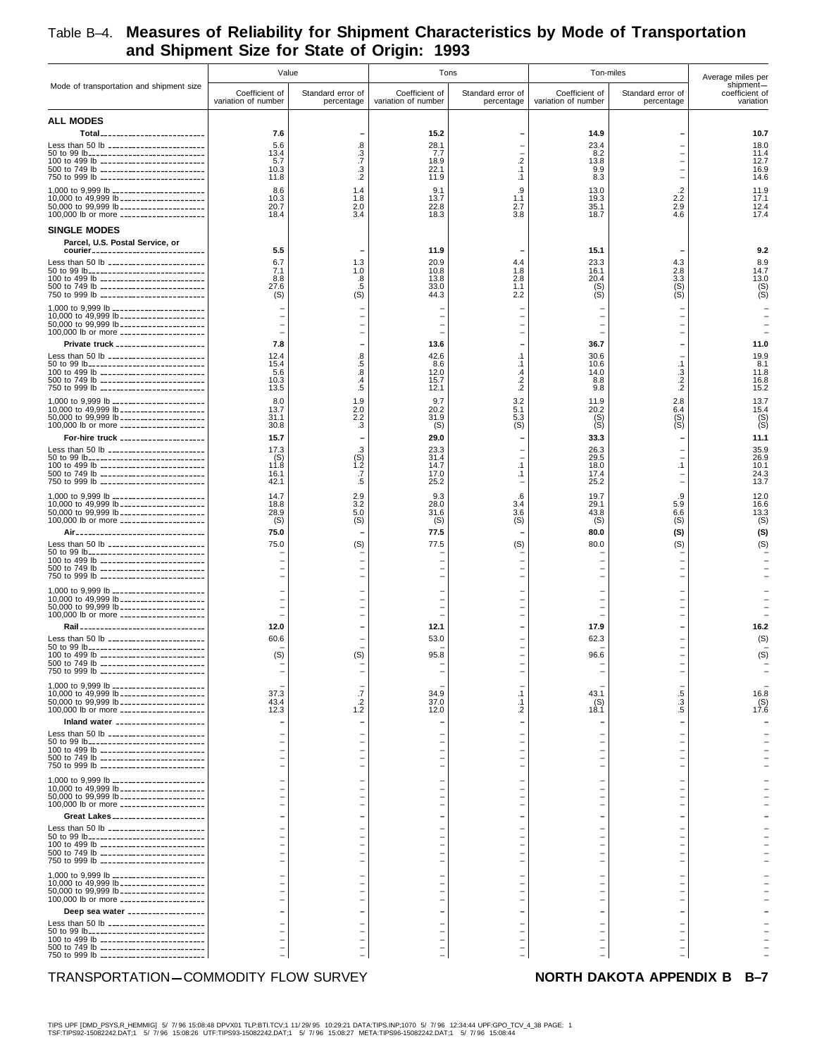# Table B–4. Measures of Reliability for Shipment Characteristics by Mode of Transportation and Shipment Size for State of Origin: 1993

| Mode of transportation and shipment size | Value | | Tons | | Ton-miles | | Average miles per shipment— |
|---|---|---|---|---|---|---|---|
| | Coefficient of variation of number | Standard error of percentage | Coefficient of variation of number | Standard error of percentage | Coefficient of variation of number | Standard error of percentage | coefficient of variation |
| **ALL MODES** | | | | | | | |
| **Total** | **7.6** | **–** | **15.2** | **–** | **14.9** | **–** | **10.7** |
| Less than 50 lb | 5.6 | .8 | 28.1 | – | 23.4 | – | 18.0 |
| 50 to 99 lb | 13.4 | .3 | 7.7 | – | 8.2 | – | 11.4 |
| 100 to 499 lb | 5.7 | .7 | 18.9 | .2 | 13.8 | – | 12.7 |
| 500 to 749 lb | 10.3 | .3 | 22.1 | .1 | 9.9 | – | 16.9 |
| 750 to 999 lb | 11.8 | .2 | 11.9 | .1 | 8.3 | – | 14.6 |
| 1,000 to 9,999 lb | 8.6 | 1.4 | 9.1 | .9 | 13.0 | .2 | 11.9 |
| 10,000 to 49,999 lb | 10.3 | 1.8 | 13.7 | 1.1 | 19.3 | 2.2 | 17.1 |
| 50,000 to 99,999 lb | 20.7 | 2.0 | 22.8 | 2.7 | 35.1 | 2.9 | 12.4 |
| 100,000 lb or more | 18.4 | 3.4 | 18.3 | 3.8 | 18.7 | 4.6 | 17.4 |
| **SINGLE MODES** | | | | | | | |
| **Parcel, U.S. Postal Service, or courier** | **5.5** | **–** | **11.9** | **–** | **15.1** | **–** | **9.2** |
| Less than 50 lb | 6.7 | 1.3 | 20.9 | 4.4 | 23.3 | 4.3 | 8.9 |
| 50 to 99 lb | 7.1 | 1.0 | 10.8 | 1.8 | 16.1 | 2.8 | 14.7 |
| 100 to 499 lb | 8.8 | .8 | 13.8 | 2.8 | 20.4 | 3.3 | 13.0 |
| 500 to 749 lb | 27.6 | .5 | 33.0 | 1.1 | (S) | (S) | (S) |
| 750 to 999 lb | (S) | (S) | 44.3 | 2.2 | (S) | (S) | (S) |
| 1,000 to 9,999 lb | – | – | – | – | – | – | – |
| 10,000 to 49,999 lb | – | – | – | – | – | – | – |
| 50,000 to 99,999 lb | – | – | – | – | – | – | – |
| 100,000 lb or more | – | – | – | – | – | – | – |
| **Private truck** | **7.8** | **–** | **13.6** | **–** | **36.7** | **–** | **11.0** |
| Less than 50 lb | 12.4 | .8 | 42.6 | .1 | 30.6 | – | 19.9 |
| 50 to 99 lb | 15.4 | .5 | 8.6 | .1 | 10.6 | .1 | 8.1 |
| 100 to 499 lb | 5.6 | .8 | 12.0 | .4 | 14.0 | .3 | 11.8 |
| 500 to 749 lb | 10.3 | .4 | 15.7 | .2 | 8.8 | .2 | 16.8 |
| 750 to 999 lb | 13.5 | .5 | 12.1 | .2 | 9.8 | .2 | 15.2 |
| 1,000 to 9,999 lb | 8.0 | 1.9 | 9.7 | 3.2 | 11.9 | 2.8 | 13.7 |
| 10,000 to 49,999 lb | 13.7 | 2.0 | 20.2 | 5.1 | 20.2 | 6.4 | 15.4 |
| 50,000 to 99,999 lb | 31.1 | 2.2 | 31.9 | 5.3 | (S) | (S) | (S) |
| 100,000 lb or more | 30.8 | .3 | (S) | (S) | (S) | (S) | (S) |
| **For-hire truck** | **15.7** | **–** | **29.0** | **–** | **33.3** | **–** | **11.1** |
| Less than 50 lb | 17.3 | .3 | 23.3 | – | 26.3 | – | 35.9 |
| 50 to 99 lb | (S) | (S) | 31.4 | – | 29.5 | – | 26.9 |
| 100 to 499 lb | 11.8 | 1.2 | 14.7 | .1 | 18.0 | .1 | 10.1 |
| 500 to 749 lb | 16.1 | .7 | 17.0 | .1 | 17.4 | – | 24.3 |
| 750 to 999 lb | 42.1 | .5 | 25.2 | – | 25.2 | – | 13.7 |
| 1,000 to 9,999 lb | 14.7 | 2.9 | 9.3 | .6 | 19.7 | .9 | 12.0 |
| 10,000 to 49,999 lb | 18.8 | 3.2 | 28.0 | 3.4 | 29.1 | 5.9 | 16.6 |
| 50,000 to 99,999 lb | 28.9 | 5.0 | 31.6 | 3.6 | 43.8 | 6.6 | 13.3 |
| 100,000 lb or more | (S) | (S) | (S) | (S) | (S) | (S) | (S) |
| **Air** | **75.0** | **–** | **77.5** | **–** | **80.0** | **(S)** | **(S)** |
| Less than 50 lb | 75.0 | (S) | 77.5 | (S) | 80.0 | (S) | (S) |
| 50 to 99 lb | – | – | – | – | – | – | – |
| 100 to 499 lb | – | – | – | – | – | – | – |
| 500 to 749 lb | – | – | – | – | – | – | – |
| 750 to 999 lb | – | – | – | – | – | – | – |
| 1,000 to 9,999 lb | – | – | – | – | – | – | – |
| 10,000 to 49,999 lb | – | – | – | – | – | – | – |
| 50,000 to 99,999 lb | – | – | – | – | – | – | – |
| 100,000 lb or more | – | – | – | – | – | – | – |
| **Rail** | **12.0** | **–** | **12.1** | **–** | **17.9** | **–** | **16.2** |
| Less than 50 lb | 60.6 | – | 53.0 | – | 62.3 | – | (S) |
| 50 to 99 lb | – | – | – | – | – | – | – |
| 100 to 499 lb | (S) | (S) | 95.8 | – | 96.6 | – | (S) |
| 500 to 749 lb | – | – | – | – | – | – | – |
| 750 to 999 lb | – | – | – | – | – | – | – |
| 1,000 to 9,999 lb | – | – | – | – | – | – | – |
| 10,000 to 49,999 lb | 37.3 | .7 | 34.9 | .1 | 43.1 | .5 | 16.8 |
| 50,000 to 99,999 lb | 43.4 | .2 | 37.0 | .1 | (S) | .3 | (S) |
| 100,000 lb or more | 12.3 | 1.2 | 12.0 | .2 | 18.1 | .5 | 17.6 |
| **Inland water** | **–** | **–** | **–** | **–** | **–** | **–** | **–** |
| Less than 50 lb | – | – | – | – | – | – | – |
| 50 to 99 lb | – | – | – | – | – | – | – |
| 100 to 499 lb | – | – | – | – | – | – | – |
| 500 to 749 lb | – | – | – | – | – | – | – |
| 750 to 999 lb | – | – | – | – | – | – | – |
| 1,000 to 9,999 lb | – | – | – | – | – | – | – |
| 10,000 to 49,999 lb | – | – | – | – | – | – | – |
| 50,000 to 99,999 lb | – | – | – | – | – | – | – |
| 100,000 lb or more | – | – | – | – | – | – | – |
| **Great Lakes** | **–** | **–** | **–** | **–** | **–** | **–** | **–** |
| Less than 50 lb | – | – | – | – | – | – | – |
| 50 to 99 lb | – | – | – | – | – | – | – |
| 100 to 499 lb | – | – | – | – | – | – | – |
| 500 to 749 lb | – | – | – | – | – | – | – |
| 750 to 999 lb | – | – | – | – | – | – | – |
| 1,000 to 9,999 lb | – | – | – | – | – | – | – |
| 10,000 to 49,999 lb | – | – | – | – | – | – | – |
| 50,000 to 99,999 lb | – | – | – | – | – | – | – |
| 100,000 lb or more | – | – | – | – | – | – | – |
| **Deep sea water** | **–** | **–** | **–** | **–** | **–** | **–** | **–** |
| Less than 50 lb | – | – | – | – | – | – | – |
| 50 to 99 lb | – | – | – | – | – | – | – |
| 100 to 499 lb | – | – | – | – | – | – | – |
| 500 to 749 lb | – | – | – | – | – | – | – |
| 750 to 999 lb | – | – | – | – | – | – | – |

TRANSPORTATION—COMMODITY FLOW SURVEY

**NORTH DAKOTA APPENDIX B**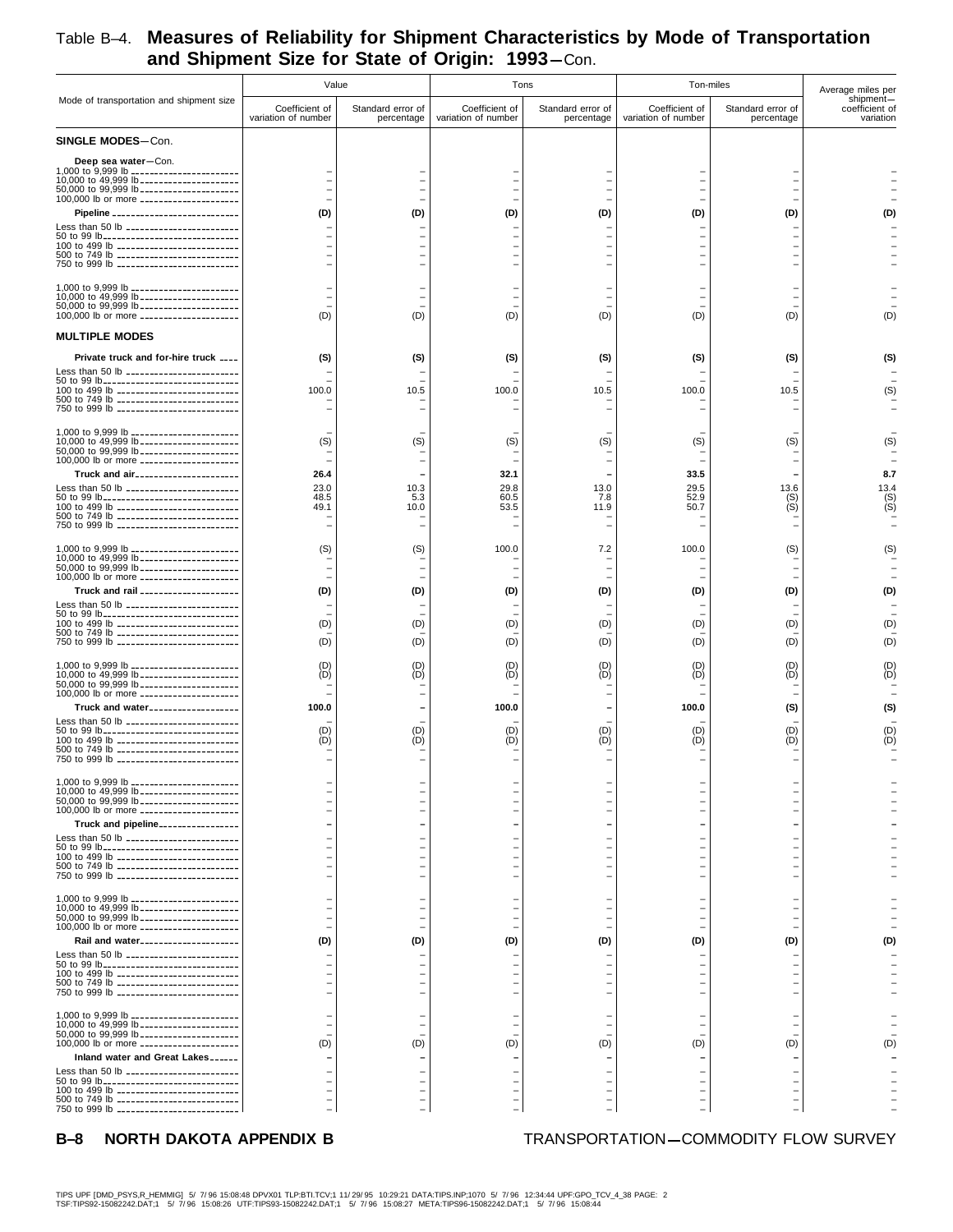# Table B–4. Measures of Reliability for Shipment Characteristics by Mode of Transportation and Shipment Size for State of Origin: 1993—Con.

| Mode of transportation and shipment size | Value | | Tons | | Ton-miles | | Average miles per shipment—coefficient of variation |
|---|---|---|---|---|---|---|---|
| | Coefficient of variation of number | Standard error of percentage | Coefficient of variation of number | Standard error of percentage | Coefficient of variation of number | Standard error of percentage | |
| **SINGLE MODES**—Con. | | | | | | | |
| **Deep sea water**—Con. | | | | | | | |
| 1,000 to 9,999 lb | – | – | – | – | – | – | – |
| 10,000 to 49,999 lb | – | – | – | – | – | – | – |
| 50,000 to 99,999 lb | – | – | – | – | – | – | – |
| 100,000 lb or more | – | – | – | – | – | – | – |
| **Pipeline** | **(D)** | **(D)** | **(D)** | **(D)** | **(D)** | **(D)** | **(D)** |
| Less than 50 lb | – | – | – | – | – | – | – |
| 50 to 99 lb | – | – | – | – | – | – | – |
| 100 to 499 lb | – | – | – | – | – | – | – |
| 500 to 749 lb | – | – | – | – | – | – | – |
| 750 to 999 lb | – | – | – | – | – | – | – |
| 1,000 to 9,999 lb | – | – | – | – | – | – | – |
| 10,000 to 49,999 lb | – | – | – | – | – | – | – |
| 50,000 to 99,999 lb | – | – | – | – | – | – | – |
| 100,000 lb or more | (D) | (D) | (D) | (D) | (D) | (D) | (D) |
| **MULTIPLE MODES** | | | | | | | |
| **Private truck and for-hire truck** | **(S)** | **(S)** | **(S)** | **(S)** | **(S)** | **(S)** | **(S)** |
| Less than 50 lb | – | – | – | – | – | – | – |
| 50 to 99 lb | – | – | – | – | – | – | – |
| 100 to 499 lb | 100.0 | 10.5 | 100.0 | 10.5 | 100.0 | 10.5 | (S) |
| 500 to 749 lb | – | – | – | – | – | – | – |
| 750 to 999 lb | – | – | – | – | – | – | – |
| 1,000 to 9,999 lb | – | – | – | – | – | – | – |
| 10,000 to 49,999 lb | (S) | (S) | (S) | (S) | (S) | (S) | (S) |
| 50,000 to 99,999 lb | – | – | – | – | – | – | – |
| 100,000 lb or more | – | – | – | – | – | – | – |
| **Truck and air** | **26.4** | **–** | **32.1** | **–** | **33.5** | **–** | **8.7** |
| Less than 50 lb | 23.0 | 10.3 | 29.8 | 13.0 | 29.5 | 13.6 | 13.4 |
| 50 to 99 lb | 48.5 | 5.3 | 60.5 | 7.8 | 52.9 | (S) | (S) |
| 100 to 499 lb | 49.1 | 10.0 | 53.5 | 11.9 | 50.7 | (S) | (S) |
| 500 to 749 lb | – | – | – | – | – | – | – |
| 750 to 999 lb | – | – | – | – | – | – | – |
| 1,000 to 9,999 lb | (S) | (S) | 100.0 | 7.2 | 100.0 | (S) | (S) |
| 10,000 to 49,999 lb | – | – | – | – | – | – | – |
| 50,000 to 99,999 lb | – | – | – | – | – | – | – |
| 100,000 lb or more | – | – | – | – | – | – | – |
| **Truck and rail** | **(D)** | **(D)** | **(D)** | **(D)** | **(D)** | **(D)** | **(D)** |
| Less than 50 lb | – | – | – | – | – | – | – |
| 50 to 99 lb | – | – | – | – | – | – | – |
| 100 to 499 lb | (D) | (D) | (D) | (D) | (D) | (D) | (D) |
| 500 to 749 lb | – | – | – | – | – | – | – |
| 750 to 999 lb | (D) | (D) | (D) | (D) | (D) | (D) | (D) |
| 1,000 to 9,999 lb | (D) | (D) | (D) | (D) | (D) | (D) | (D) |
| 10,000 to 49,999 lb | (D) | (D) | (D) | (D) | (D) | (D) | (D) |
| 50,000 to 99,999 lb | – | – | – | – | – | – | – |
| 100,000 lb or more | – | – | – | – | – | – | – |
| **Truck and water** | **100.0** | **–** | **100.0** | **–** | **100.0** | **(S)** | **(S)** |
| Less than 50 lb | – | – | – | – | – | – | – |
| 50 to 99 lb | (D) | (D) | (D) | (D) | (D) | (D) | (D) |
| 100 to 499 lb | (D) | (D) | (D) | (D) | (D) | (D) | (D) |
| 500 to 749 lb | – | – | – | – | – | – | – |
| 750 to 999 lb | – | – | – | – | – | – | – |
| 1,000 to 9,999 lb | – | – | – | – | – | – | – |
| 10,000 to 49,999 lb | – | – | – | – | – | – | – |
| 50,000 to 99,999 lb | – | – | – | – | – | – | – |
| 100,000 lb or more | – | – | – | – | – | – | – |
| **Truck and pipeline** | **–** | **–** | **–** | **–** | **–** | **–** | **–** |
| Less than 50 lb | – | – | – | – | – | – | – |
| 50 to 99 lb | – | – | – | – | – | – | – |
| 100 to 499 lb | – | – | – | – | – | – | – |
| 500 to 749 lb | – | – | – | – | – | – | – |
| 750 to 999 lb | – | – | – | – | – | – | – |
| 1,000 to 9,999 lb | – | – | – | – | – | – | – |
| 10,000 to 49,999 lb | – | – | – | – | – | – | – |
| 50,000 to 99,999 lb | – | – | – | – | – | – | – |
| 100,000 lb or more | – | – | – | – | – | – | – |
| **Rail and water** | **(D)** | **(D)** | **(D)** | **(D)** | **(D)** | **(D)** | **(D)** |
| Less than 50 lb | – | – | – | – | – | – | – |
| 50 to 99 lb | – | – | – | – | – | – | – |
| 100 to 499 lb | – | – | – | – | – | – | – |
| 500 to 749 lb | – | – | – | – | – | – | – |
| 750 to 999 lb | – | – | – | – | – | – | – |
| 1,000 to 9,999 lb | – | – | – | – | – | – | – |
| 10,000 to 49,999 lb | – | – | – | – | – | – | – |
| 50,000 to 99,999 lb | – | – | – | – | – | – | – |
| 100,000 lb or more | (D) | (D) | (D) | (D) | (D) | (D) | (D) |
| **Inland water and Great Lakes** | **–** | **–** | **–** | **–** | **–** | **–** | **–** |
| Less than 50 lb | – | – | – | – | – | – | – |
| 50 to 99 lb | – | – | – | – | – | – | – |
| 100 to 499 lb | – | – | – | – | – | – | – |
| 500 to 749 lb | – | – | – | – | – | – | – |
| 750 to 999 lb | – | – | – | – | – | – | – |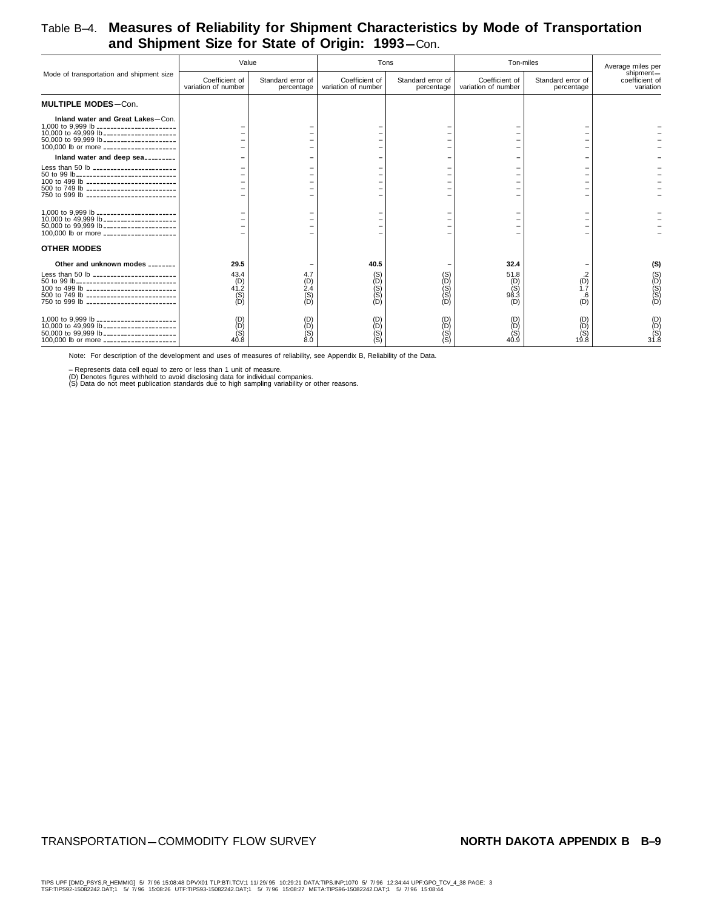# Table B–4. Measures of Reliability for Shipment Characteristics by Mode of Transportation and Shipment Size for State of Origin: 1993—Con.

| Mode of transportation and shipment size | Value | | Tons | | Ton-miles | | Average miles per shipment— |
|---|---|---|---|---|---|---|---|
| | Coefficient of variation of number | Standard error of percentage | Coefficient of variation of number | Standard error of percentage | Coefficient of variation of number | Standard error of percentage | coefficient of variation |
| **MULTIPLE MODES**—Con. | | | | | | | |
| **Inland water and Great Lakes**—Con. | | | | | | | |
| 1,000 to 9,999 lb | – | – | – | – | – | – | – |
| 10,000 to 49,999 lb | – | – | – | – | – | – | – |
| 50,000 to 99,999 lb | – | – | – | – | – | – | – |
| 100,000 lb or more | – | – | – | – | – | – | – |
| **Inland water and deep sea** | **–** | **–** | **–** | **–** | **–** | **–** | **–** |
| Less than 50 lb | – | – | – | – | – | – | – |
| 50 to 99 lb | – | – | – | – | – | – | – |
| 100 to 499 lb | – | – | – | – | – | – | – |
| 500 to 749 lb | – | – | – | – | – | – | – |
| 750 to 999 lb | – | – | – | – | – | – | – |
| 1,000 to 9,999 lb | – | – | – | – | – | – | – |
| 10,000 to 49,999 lb | – | – | – | – | – | – | – |
| 50,000 to 99,999 lb | – | – | – | – | – | – | – |
| 100,000 lb or more | – | – | – | – | – | – | – |
| **OTHER MODES** | | | | | | | |
| **Other and unknown modes** | **29.5** | **–** | **40.5** | **–** | **32.4** | **–** | **(S)** |
| Less than 50 lb | 43.4 | 4.7 | (S) | (S) | 51.8 | .2 | (S) |
| 50 to 99 lb | (D) | (D) | (D) | (D) | (D) | (D) | (D) |
| 100 to 499 lb | 41.2 | 2.4 | (S) | (S) | (S) | 1.7 | (S) |
| 500 to 749 lb | (S) | (S) | (S) | (S) | 98.3 | .6 | (S) |
| 750 to 999 lb | (D) | (D) | (D) | (D) | (D) | (D) | (D) |
| 1,000 to 9,999 lb | (D) | (D) | (D) | (D) | (D) | (D) | (D) |
| 10,000 to 49,999 lb | (D) | (D) | (D) | (D) | (D) | (D) | (D) |
| 50,000 to 99,999 lb | (S) | (S) | (S) | (S) | (S) | (S) | (S) |
| 100,000 lb or more | 40.8 | 8.0 | (S) | (S) | 40.9 | 19.8 | 31.8 |

Note: For description of the development and uses of measures of reliability, see Appendix B, Reliability of the Data.

– Represents data cell equal to zero or less than 1 unit of measure.
(D) Denotes figures withheld to avoid disclosing data for individual companies.
(S) Data do not meet publication standards due to high sampling variability or other reasons.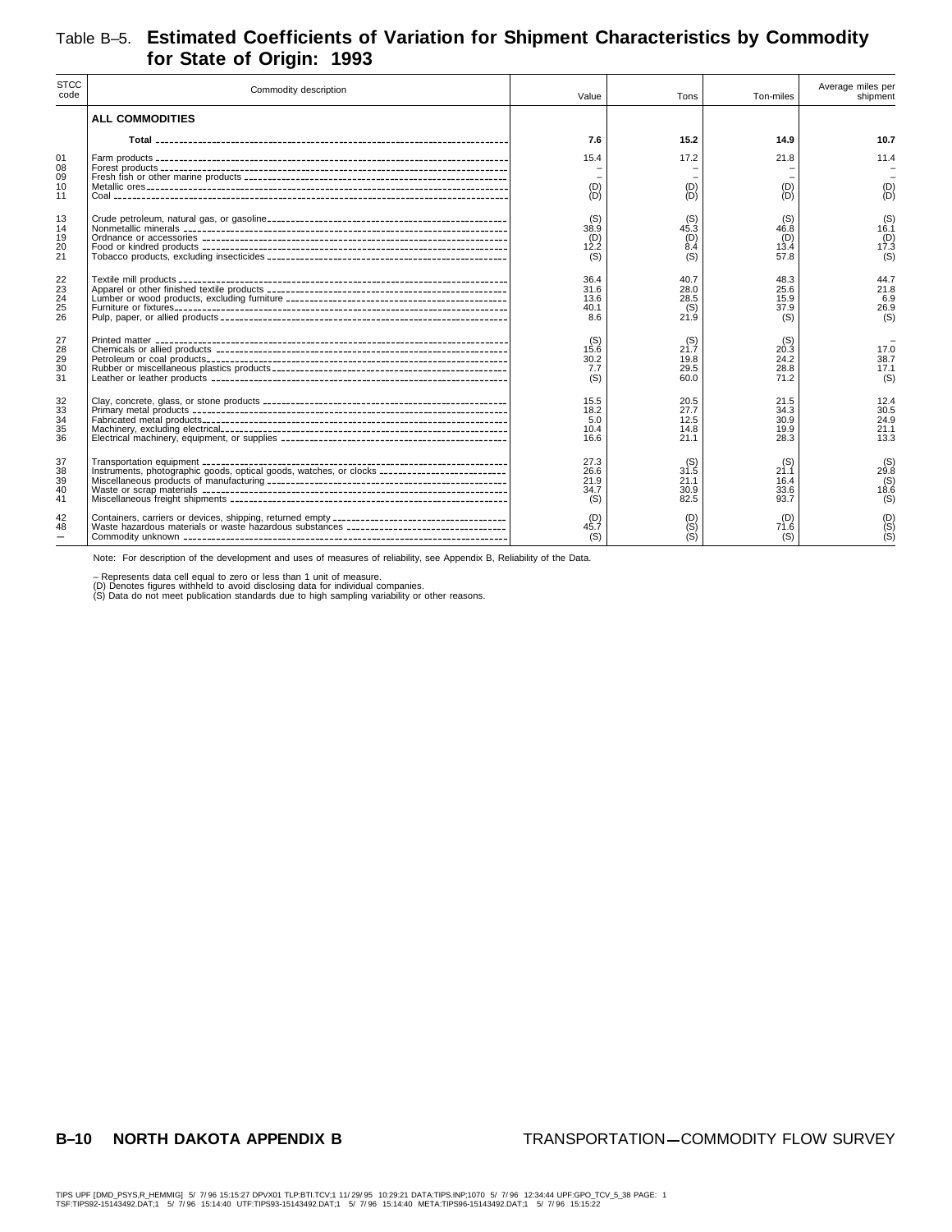# Table B–5. Estimated Coefficients of Variation for Shipment Characteristics by Commodity for State of Origin: 1993

| STCC code | Commodity description | Value | Tons | Ton-miles | Average miles per shipment |
|---|---|---|---|---|---|
| | **ALL COMMODITIES** | | | | |
| | **Total** | **7.6** | **15.2** | **14.9** | **10.7** |
| 01 | Farm products | 15.4 | 17.2 | 21.8 | 11.4 |
| 08 | Forest products | – | – | – | – |
| 09 | Fresh fish or other marine products | – | – | – | – |
| 10 | Metallic ores | (D) | (D) | (D) | (D) |
| 11 | Coal | (D) | (D) | (D) | (D) |
| 13 | Crude petroleum, natural gas, or gasoline | (S) | (S) | (S) | (S) |
| 14 | Nonmetallic minerals | 38.9 | 45.3 | 46.8 | 16.1 |
| 19 | Ordnance or accessories | (D) | (D) | (D) | (D) |
| 20 | Food or kindred products | 12.2 | 8.4 | 13.4 | 17.3 |
| 21 | Tobacco products, excluding insecticides | (S) | (S) | 57.8 | (S) |
| 22 | Textile mill products | 36.4 | 40.7 | 48.3 | 44.7 |
| 23 | Apparel or other finished textile products | 31.6 | 28.0 | 25.6 | 21.8 |
| 24 | Lumber or wood products, excluding furniture | 13.6 | 28.5 | 15.9 | 6.9 |
| 25 | Furniture or fixtures | 40.1 | (S) | 37.9 | 26.9 |
| 26 | Pulp, paper, or allied products | 8.6 | 21.9 | (S) | (S) |
| 27 | Printed matter | (S) | (S) | (S) | – |
| 28 | Chemicals or allied products | 15.6 | 21.7 | 20.3 | 17.0 |
| 29 | Petroleum or coal products | 30.2 | 19.8 | 24.2 | 38.7 |
| 30 | Rubber or miscellaneous plastics products | 7.7 | 29.5 | 28.8 | 17.1 |
| 31 | Leather or leather products | (S) | 60.0 | 71.2 | (S) |
| 32 | Clay, concrete, glass, or stone products | 15.5 | 20.5 | 21.5 | 12.4 |
| 33 | Primary metal products | 18.2 | 27.7 | 34.3 | 30.5 |
| 34 | Fabricated metal products | 5.0 | 12.5 | 30.9 | 24.9 |
| 35 | Machinery, excluding electrical | 10.4 | 14.8 | 19.9 | 21.1 |
| 36 | Electrical machinery, equipment, or supplies | 16.6 | 21.1 | 28.3 | 13.3 |
| 37 | Transportation equipment | 27.3 | (S) | (S) | (S) |
| 38 | Instruments, photographic goods, optical goods, watches, or clocks | 26.6 | 31.5 | 21.1 | 29.8 |
| 39 | Miscellaneous products of manufacturing | 21.9 | 21.1 | 16.4 | (S) |
| 40 | Waste or scrap materials | 34.7 | 30.9 | 33.6 | 18.6 |
| 41 | Miscellaneous freight shipments | (S) | 82.5 | 93.7 | (S) |
| 42 | Containers, carriers or devices, shipping, returned empty | (D) | (D) | (D) | (D) |
| 48 | Waste hazardous materials or waste hazardous substances | 45.7 | (S) | 71.6 | (S) |
| – | Commodity unknown | (S) | (S) | (S) | (S) |

Note: For description of the development and uses of measures of reliability, see Appendix B, Reliability of the Data.

– Represents data cell equal to zero or less than 1 unit of measure.
(D) Denotes figures withheld to avoid disclosing data for individual companies.
(S) Data do not meet publication standards due to high sampling variability or other reasons.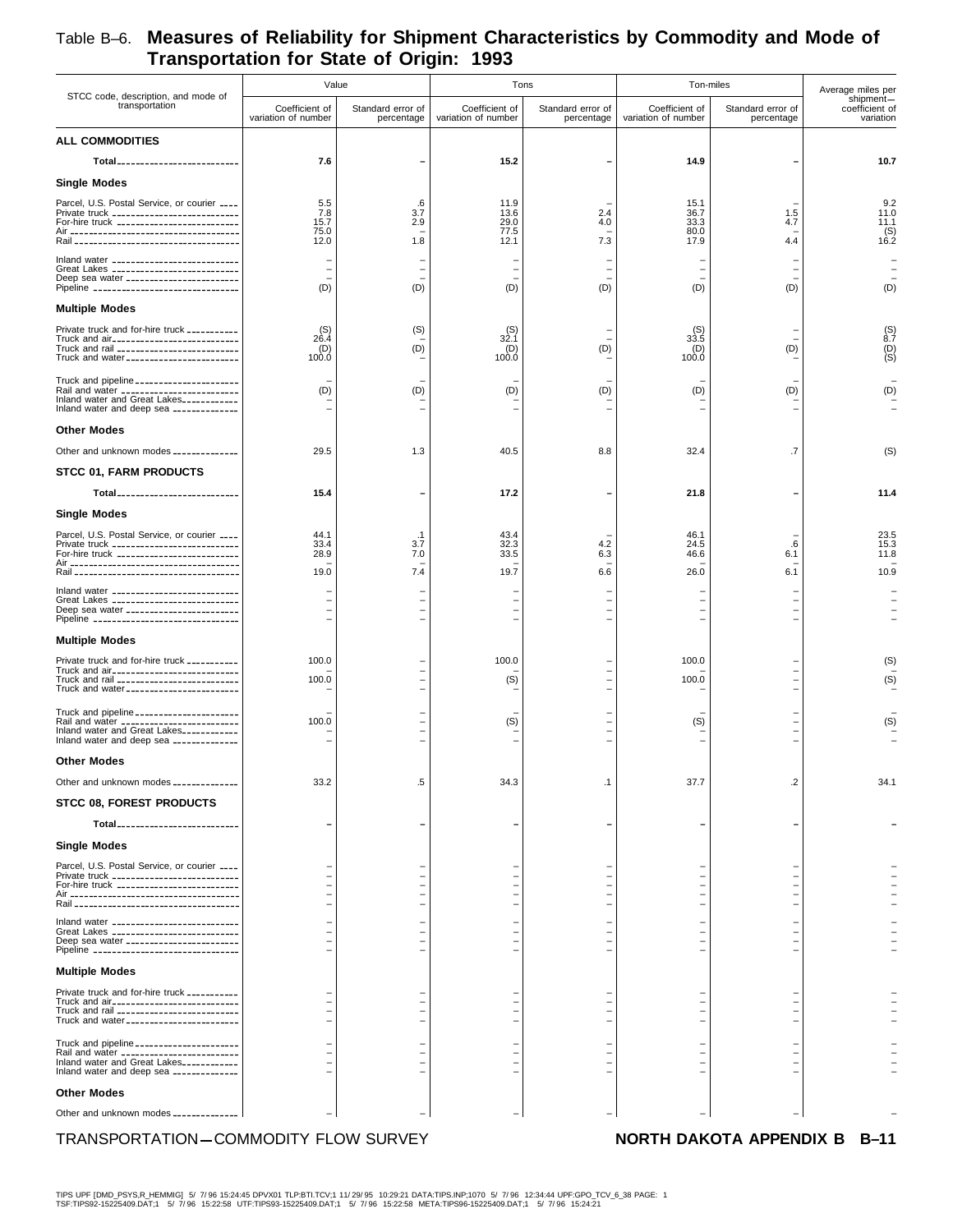# Table B–6. Measures of Reliability for Shipment Characteristics by Commodity and Mode of Transportation for State of Origin: 1993

| STCC code, description, and mode of transportation | Value | | Tons | | Ton-miles | | Average miles per shipment— |
|---|---|---|---|---|---|---|---|
| | Coefficient of variation of number | Standard error of percentage | Coefficient of variation of number | Standard error of percentage | Coefficient of variation of number | Standard error of percentage | coefficient of variation |
| **ALL COMMODITIES** | | | | | | | |
| **Total** | **7.6** | **–** | **15.2** | **–** | **14.9** | **–** | **10.7** |
| **Single Modes** | | | | | | | |
| Parcel, U.S. Postal Service, or courier | 5.5 | .6 | 11.9 | – | 15.1 | – | 9.2 |
| Private truck | 7.8 | 3.7 | 13.6 | 2.4 | 36.7 | 1.5 | 11.0 |
| For-hire truck | 15.7 | 2.9 | 29.0 | 4.0 | 33.3 | 4.7 | 11.1 |
| Air | 75.0 | – | 77.5 | – | 80.0 | – | (S) |
| Rail | 12.0 | 1.8 | 12.1 | 7.3 | 17.9 | 4.4 | 16.2 |
| Inland water | – | – | – | – | – | – | – |
| Great Lakes | – | – | – | – | – | – | – |
| Deep sea water | – | – | – | – | – | – | – |
| Pipeline | (D) | (D) | (D) | (D) | (D) | (D) | (D) |
| **Multiple Modes** | | | | | | | |
| Private truck and for-hire truck | (S) | (S) | (S) | – | (S) | – | (S) |
| Truck and air | 26.4 | – | 32.1 | – | 33.5 | – | 8.7 |
| Truck and rail | (D) | (D) | (D) | (D) | (D) | (D) | (D) |
| Truck and water | 100.0 | – | 100.0 | – | 100.0 | – | (S) |
| Truck and pipeline | – | – | – | – | – | – | – |
| Rail and water | (D) | (D) | (D) | (D) | (D) | (D) | (D) |
| Inland water and Great Lakes | – | – | – | – | – | – | – |
| Inland water and deep sea | – | – | – | – | – | – | – |
| **Other Modes** | | | | | | | |
| Other and unknown modes | 29.5 | 1.3 | 40.5 | 8.8 | 32.4 | .7 | (S) |
| **STCC 01, FARM PRODUCTS** | | | | | | | |
| **Total** | **15.4** | **–** | **17.2** | **–** | **21.8** | **–** | **11.4** |
| **Single Modes** | | | | | | | |
| Parcel, U.S. Postal Service, or courier | 44.1 | .1 | 43.4 | – | 46.1 | – | 23.5 |
| Private truck | 33.4 | 3.7 | 32.3 | 4.2 | 24.5 | .6 | 15.3 |
| For-hire truck | 28.9 | 7.0 | 33.5 | 6.3 | 46.6 | 6.1 | 11.8 |
| Air | – | – | – | – | – | – | – |
| Rail | 19.0 | 7.4 | 19.7 | 6.6 | 26.0 | 6.1 | 10.9 |
| Inland water | – | – | – | – | – | – | – |
| Great Lakes | – | – | – | – | – | – | – |
| Deep sea water | – | – | – | – | – | – | – |
| Pipeline | – | – | – | – | – | – | – |
| **Multiple Modes** | | | | | | | |
| Private truck and for-hire truck | 100.0 | – | 100.0 | – | 100.0 | – | (S) |
| Truck and air | – | – | – | – | – | – | – |
| Truck and rail | 100.0 | – | (S) | – | 100.0 | – | (S) |
| Truck and water | – | – | – | – | – | – | – |
| Truck and pipeline | – | – | – | – | – | – | – |
| Rail and water | 100.0 | – | (S) | – | (S) | – | (S) |
| Inland water and Great Lakes | – | – | – | – | – | – | – |
| Inland water and deep sea | – | – | – | – | – | – | – |
| **Other Modes** | | | | | | | |
| Other and unknown modes | 33.2 | .5 | 34.3 | .1 | 37.7 | .2 | 34.1 |
| **STCC 08, FOREST PRODUCTS** | | | | | | | |
| **Total** | **–** | **–** | **–** | **–** | **–** | **–** | **–** |
| **Single Modes** | | | | | | | |
| Parcel, U.S. Postal Service, or courier | – | – | – | – | – | – | – |
| Private truck | – | – | – | – | – | – | – |
| For-hire truck | – | – | – | – | – | – | – |
| Air | – | – | – | – | – | – | – |
| Rail | – | – | – | – | – | – | – |
| Inland water | – | – | – | – | – | – | – |
| Great Lakes | – | – | – | – | – | – | – |
| Deep sea water | – | – | – | – | – | – | – |
| Pipeline | – | – | – | – | – | – | – |
| **Multiple Modes** | | | | | | | |
| Private truck and for-hire truck | – | – | – | – | – | – | – |
| Truck and air | – | – | – | – | – | – | – |
| Truck and rail | – | – | – | – | – | – | – |
| Truck and water | – | – | – | – | – | – | – |
| Truck and pipeline | – | – | – | – | – | – | – |
| Rail and water | – | – | – | – | – | – | – |
| Inland water and Great Lakes | – | – | – | – | – | – | – |
| Inland water and deep sea | – | – | – | – | – | – | – |
| **Other Modes** | | | | | | | |
| Other and unknown modes | – | – | – | – | – | – | – |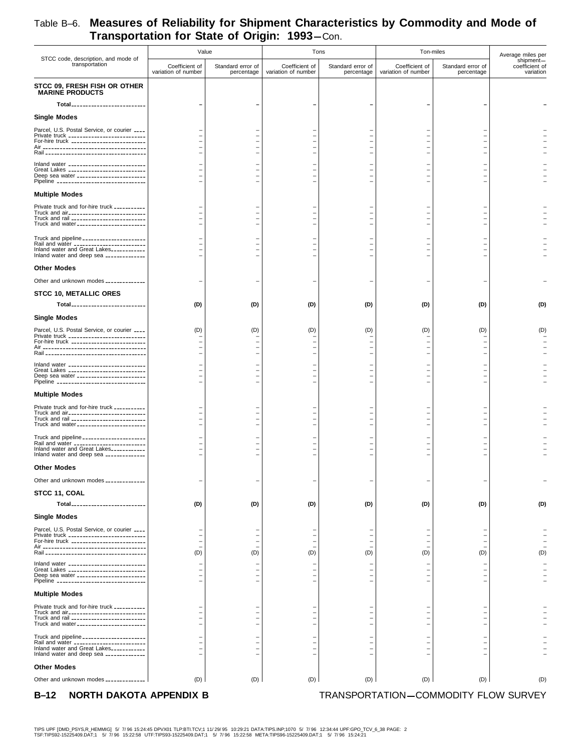# Table B–6. Measures of Reliability for Shipment Characteristics by Commodity and Mode of Transportation for State of Origin: 1993—Con.

| STCC code, description, and mode of transportation | Value | | Tons | | Ton-miles | | Average miles per shipment— |
|---|---|---|---|---|---|---|---|
| | Coefficient of variation of number | Standard error of percentage | Coefficient of variation of number | Standard error of percentage | Coefficient of variation of number | Standard error of percentage | coefficient of variation |
| **STCC 09, FRESH FISH OR OTHER MARINE PRODUCTS** | | | | | | | |
| **Total** | – | – | – | – | – | – | – |
| **Single Modes** | | | | | | | |
| Parcel, U.S. Postal Service, or courier | – | – | – | – | – | – | – |
| Private truck | – | – | – | – | – | – | – |
| For-hire truck | – | – | – | – | – | – | – |
| Air | – | – | – | – | – | – | – |
| Rail | – | – | – | – | – | – | – |
| Inland water | – | – | – | – | – | – | – |
| Great Lakes | – | – | – | – | – | – | – |
| Deep sea water | – | – | – | – | – | – | – |
| Pipeline | – | – | – | – | – | – | – |
| **Multiple Modes** | | | | | | | |
| Private truck and for-hire truck | – | – | – | – | – | – | – |
| Truck and air | – | – | – | – | – | – | – |
| Truck and rail | – | – | – | – | – | – | – |
| Truck and water | – | – | – | – | – | – | – |
| Truck and pipeline | – | – | – | – | – | – | – |
| Rail and water | – | – | – | – | – | – | – |
| Inland water and Great Lakes | – | – | – | – | – | – | – |
| Inland water and deep sea | – | – | – | – | – | – | – |
| **Other Modes** | | | | | | | |
| Other and unknown modes | – | – | – | – | – | – | – |
| **STCC 10, METALLIC ORES** | | | | | | | |
| **Total** | **(D)** | **(D)** | **(D)** | **(D)** | **(D)** | **(D)** | **(D)** |
| **Single Modes** | | | | | | | |
| Parcel, U.S. Postal Service, or courier | (D) | (D) | (D) | (D) | (D) | (D) | (D) |
| Private truck | – | – | – | – | – | – | – |
| For-hire truck | – | – | – | – | – | – | – |
| Air | – | – | – | – | – | – | – |
| Rail | – | – | – | – | – | – | – |
| Inland water | – | – | – | – | – | – | – |
| Great Lakes | – | – | – | – | – | – | – |
| Deep sea water | – | – | – | – | – | – | – |
| Pipeline | – | – | – | – | – | – | – |
| **Multiple Modes** | | | | | | | |
| Private truck and for-hire truck | – | – | – | – | – | – | – |
| Truck and air | – | – | – | – | – | – | – |
| Truck and rail | – | – | – | – | – | – | – |
| Truck and water | – | – | – | – | – | – | – |
| Truck and pipeline | – | – | – | – | – | – | – |
| Rail and water | – | – | – | – | – | – | – |
| Inland water and Great Lakes | – | – | – | – | – | – | – |
| Inland water and deep sea | – | – | – | – | – | – | – |
| **Other Modes** | | | | | | | |
| Other and unknown modes | – | – | – | – | – | – | – |
| **STCC 11, COAL** | | | | | | | |
| **Total** | **(D)** | **(D)** | **(D)** | **(D)** | **(D)** | **(D)** | **(D)** |
| **Single Modes** | | | | | | | |
| Parcel, U.S. Postal Service, or courier | – | – | – | – | – | – | – |
| Private truck | – | – | – | – | – | – | – |
| For-hire truck | – | – | – | – | – | – | – |
| Air | – | – | – | – | – | – | – |
| Rail | (D) | (D) | (D) | (D) | (D) | (D) | (D) |
| Inland water | – | – | – | – | – | – | – |
| Great Lakes | – | – | – | – | – | – | – |
| Deep sea water | – | – | – | – | – | – | – |
| Pipeline | – | – | – | – | – | – | – |
| **Multiple Modes** | | | | | | | |
| Private truck and for-hire truck | – | – | – | – | – | – | – |
| Truck and air | – | – | – | – | – | – | – |
| Truck and rail | – | – | – | – | – | – | – |
| Truck and water | – | – | – | – | – | – | – |
| Truck and pipeline | – | – | – | – | – | – | – |
| Rail and water | – | – | – | – | – | – | – |
| Inland water and Great Lakes | – | – | – | – | – | – | – |
| Inland water and deep sea | – | – | – | – | – | – | – |
| **Other Modes** | | | | | | | |
| Other and unknown modes | (D) | (D) | (D) | (D) | (D) | (D) | (D) |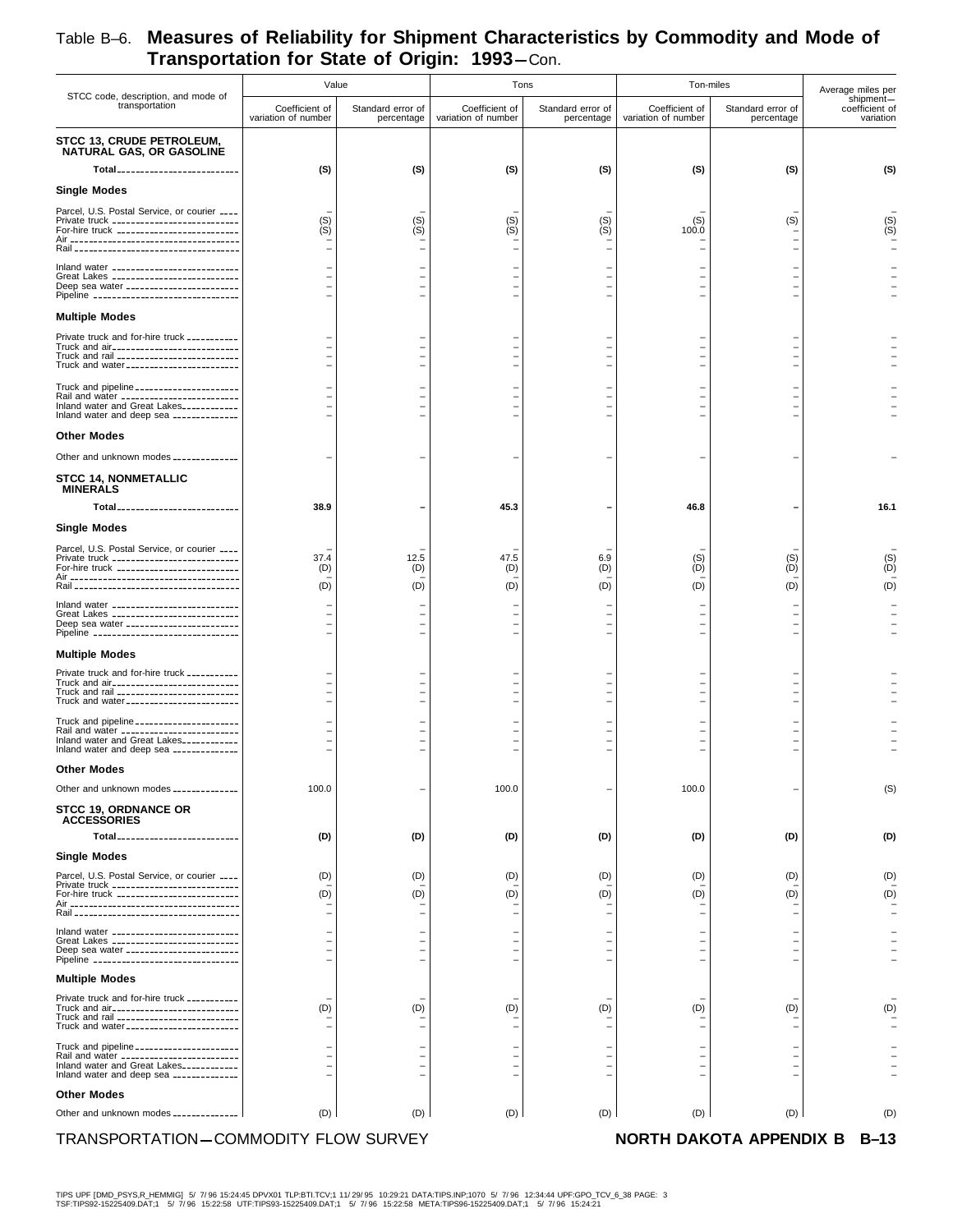# Table B–6. Measures of Reliability for Shipment Characteristics by Commodity and Mode of Transportation for State of Origin: 1993—Con.

| STCC code, description, and mode of transportation | Value | | Tons | | Ton-miles | | Average miles per shipment— |
|---|---|---|---|---|---|---|---|
| | Coefficient of variation of number | Standard error of percentage | Coefficient of variation of number | Standard error of percentage | Coefficient of variation of number | Standard error of percentage | coefficient of variation |
| **STCC 13, CRUDE PETROLEUM, NATURAL GAS, OR GASOLINE** | | | | | | | |
| **Total** | **(S)** | **(S)** | **(S)** | **(S)** | **(S)** | **(S)** | **(S)** |
| **Single Modes** | | | | | | | |
| Parcel, U.S. Postal Service, or courier | – | – | – | – | – | – | – |
| Private truck | (S) | (S) | (S) | (S) | (S) | (S) | (S) |
| For-hire truck | (S) | (S) | (S) | (S) | 100.0 | – | (S) |
| Air | – | – | – | – | – | – | – |
| Rail | – | – | – | – | – | – | – |
| Inland water | – | – | – | – | – | – | – |
| Great Lakes | – | – | – | – | – | – | – |
| Deep sea water | – | – | – | – | – | – | – |
| Pipeline | – | – | – | – | – | – | – |
| **Multiple Modes** | | | | | | | |
| Private truck and for-hire truck | – | – | – | – | – | – | – |
| Truck and air | – | – | – | – | – | – | – |
| Truck and rail | – | – | – | – | – | – | – |
| Truck and water | – | – | – | – | – | – | – |
| Truck and pipeline | – | – | – | – | – | – | – |
| Rail and water | – | – | – | – | – | – | – |
| Inland water and Great Lakes | – | – | – | – | – | – | – |
| Inland water and deep sea | – | – | – | – | – | – | – |
| **Other Modes** | | | | | | | |
| Other and unknown modes | – | – | – | – | – | – | – |
| **STCC 14, NONMETALLIC MINERALS** | | | | | | | |
| **Total** | **38.9** | **–** | **45.3** | **–** | **46.8** | **–** | **16.1** |
| **Single Modes** | | | | | | | |
| Parcel, U.S. Postal Service, or courier | – | – | – | – | – | – | – |
| Private truck | 37.4 | 12.5 | 47.5 | 6.9 | (S) | (S) | (S) |
| For-hire truck | (D) | (D) | (D) | (D) | (D) | (D) | (D) |
| Air | – | – | – | – | – | – | – |
| Rail | (D) | (D) | (D) | (D) | (D) | (D) | (D) |
| Inland water | – | – | – | – | – | – | – |
| Great Lakes | – | – | – | – | – | – | – |
| Deep sea water | – | – | – | – | – | – | – |
| Pipeline | – | – | – | – | – | – | – |
| **Multiple Modes** | | | | | | | |
| Private truck and for-hire truck | – | – | – | – | – | – | – |
| Truck and air | – | – | – | – | – | – | – |
| Truck and rail | – | – | – | – | – | – | – |
| Truck and water | – | – | – | – | – | – | – |
| Truck and pipeline | – | – | – | – | – | – | – |
| Rail and water | – | – | – | – | – | – | – |
| Inland water and Great Lakes | – | – | – | – | – | – | – |
| Inland water and deep sea | – | – | – | – | – | – | – |
| **Other Modes** | | | | | | | |
| Other and unknown modes | 100.0 | – | 100.0 | – | 100.0 | – | (S) |
| **STCC 19, ORDNANCE OR ACCESSORIES** | | | | | | | |
| **Total** | **(D)** | **(D)** | **(D)** | **(D)** | **(D)** | **(D)** | **(D)** |
| **Single Modes** | | | | | | | |
| Parcel, U.S. Postal Service, or courier | (D) | (D) | (D) | (D) | (D) | (D) | (D) |
| Private truck | – | – | – | – | – | – | – |
| For-hire truck | (D) | (D) | (D) | (D) | (D) | (D) | (D) |
| Air | – | – | – | – | – | – | – |
| Rail | – | – | – | – | – | – | – |
| Inland water | – | – | – | – | – | – | – |
| Great Lakes | – | – | – | – | – | – | – |
| Deep sea water | – | – | – | – | – | – | – |
| Pipeline | – | – | – | – | – | – | – |
| **Multiple Modes** | | | | | | | |
| Private truck and for-hire truck | – | – | – | – | – | – | – |
| Truck and air | (D) | (D) | (D) | (D) | (D) | (D) | (D) |
| Truck and rail | – | – | – | – | – | – | – |
| Truck and water | – | – | – | – | – | – | – |
| Truck and pipeline | – | – | – | – | – | – | – |
| Rail and water | – | – | – | – | – | – | – |
| Inland water and Great Lakes | – | – | – | – | – | – | – |
| Inland water and deep sea | – | – | – | – | – | – | – |
| **Other Modes** | | | | | | | |
| Other and unknown modes | (D) | (D) | (D) | (D) | (D) | (D) | (D) |

TIPS UPF [DMD_PSYS,R_HEMMIG] 5/ 7/96 15:24:45 DPVX01 TLP:BTI.TCV;1 11/29/95 10:29:21 DATA:TIPS.INP;1070 5/ 7/96 12:34:44 UPF:GPO_TCV_6_38 PAGE: 3
TSF:TIPS92-15225409.DAT;1 5/ 7/96 15:22:58 UTF:TIPS93-15225409.DAT;1 5/ 7/96 15:22:58 META:TIPS96-15225409.DAT;1 5/ 7/96 15:24:21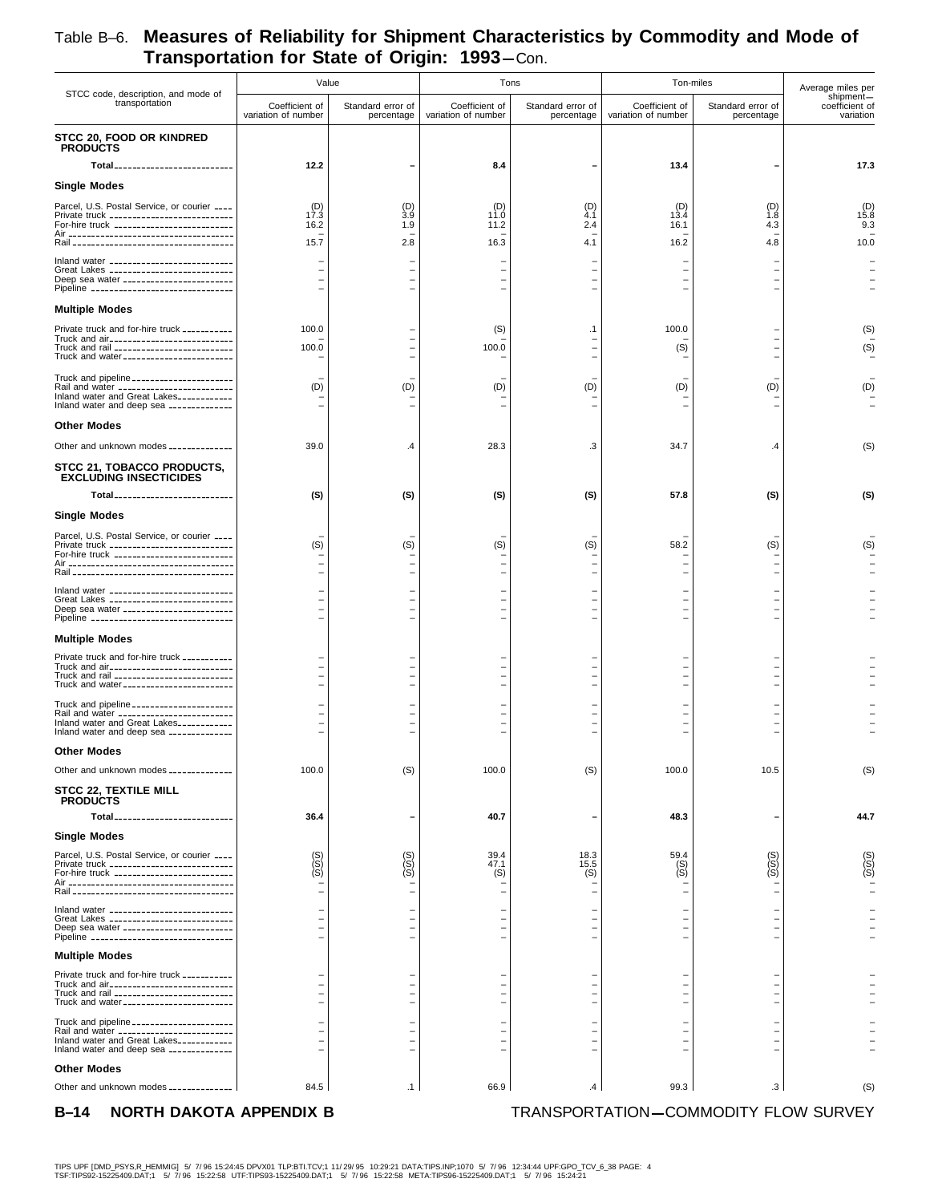## Table B–6. Measures of Reliability for Shipment Characteristics by Commodity and Mode of Transportation for State of Origin: 1993—Con.

| STCC code, description, and mode of transportation | Value | | Tons | | Ton-miles | | Average miles per shipment— |
|---|---|---|---|---|---|---|---|
| | Coefficient of variation of number | Standard error of percentage | Coefficient of variation of number | Standard error of percentage | Coefficient of variation of number | Standard error of percentage | coefficient of variation |
| **STCC 20, FOOD OR KINDRED PRODUCTS** | | | | | | | |
| **Total** | **12.2** | **–** | **8.4** | **–** | **13.4** | **–** | **17.3** |
| **Single Modes** | | | | | | | |
| Parcel, U.S. Postal Service, or courier | (D) | (D) | (D) | (D) | (D) | (D) | (D) |
| Private truck | 17.3 | 3.9 | 11.0 | 4.1 | 13.4 | 1.8 | 15.8 |
| For-hire truck | 16.2 | 1.9 | 11.2 | 2.4 | 16.1 | 4.3 | 9.3 |
| Air | – | – | – | – | – | – | – |
| Rail | 15.7 | 2.8 | 16.3 | 4.1 | 16.2 | 4.8 | 10.0 |
| Inland water | – | – | – | – | – | – | – |
| Great Lakes | – | – | – | – | – | – | – |
| Deep sea water | – | – | – | – | – | – | – |
| Pipeline | – | – | – | – | – | – | – |
| **Multiple Modes** | | | | | | | |
| Private truck and for-hire truck | 100.0 | – | (S) | .1 | 100.0 | – | (S) |
| Truck and air | – | – | – | – | – | – | – |
| Truck and rail | 100.0 | – | 100.0 | – | (S) | – | (S) |
| Truck and water | – | – | – | – | – | – | – |
| Truck and pipeline | – | – | – | – | – | – | – |
| Rail and water | (D) | (D) | (D) | (D) | (D) | (D) | (D) |
| Inland water and Great Lakes | – | – | – | – | – | – | – |
| Inland water and deep sea | – | – | – | – | – | – | – |
| **Other Modes** | | | | | | | |
| Other and unknown modes | 39.0 | .4 | 28.3 | .3 | 34.7 | .4 | (S) |
| **STCC 21, TOBACCO PRODUCTS, EXCLUDING INSECTICIDES** | | | | | | | |
| **Total** | **(S)** | **(S)** | **(S)** | **(S)** | **57.8** | **(S)** | **(S)** |
| **Single Modes** | | | | | | | |
| Parcel, U.S. Postal Service, or courier | – | – | – | – | – | – | – |
| Private truck | (S) | (S) | (S) | (S) | 58.2 | (S) | (S) |
| For-hire truck | – | – | – | – | – | – | – |
| Air | – | – | – | – | – | – | – |
| Rail | – | – | – | – | – | – | – |
| Inland water | – | – | – | – | – | – | – |
| Great Lakes | – | – | – | – | – | – | – |
| Deep sea water | – | – | – | – | – | – | – |
| Pipeline | – | – | – | – | – | – | – |
| **Multiple Modes** | | | | | | | |
| Private truck and for-hire truck | – | – | – | – | – | – | – |
| Truck and air | – | – | – | – | – | – | – |
| Truck and rail | – | – | – | – | – | – | – |
| Truck and water | – | – | – | – | – | – | – |
| Truck and pipeline | – | – | – | – | – | – | – |
| Rail and water | – | – | – | – | – | – | – |
| Inland water and Great Lakes | – | – | – | – | – | – | – |
| Inland water and deep sea | – | – | – | – | – | – | – |
| **Other Modes** | | | | | | | |
| Other and unknown modes | 100.0 | (S) | 100.0 | (S) | 100.0 | 10.5 | (S) |
| **STCC 22, TEXTILE MILL PRODUCTS** | | | | | | | |
| **Total** | **36.4** | **–** | **40.7** | **–** | **48.3** | **–** | **44.7** |
| **Single Modes** | | | | | | | |
| Parcel, U.S. Postal Service, or courier | (S) | (S) | 39.4 | 18.3 | 59.4 | (S) | (S) |
| Private truck | (S) | (S) | 47.1 | 15.5 | (S) | (S) | (S) |
| For-hire truck | (S) | (S) | (S) | (S) | (S) | (S) | (S) |
| Air | – | – | – | – | – | – | – |
| Rail | – | – | – | – | – | – | – |
| Inland water | – | – | – | – | – | – | – |
| Great Lakes | – | – | – | – | – | – | – |
| Deep sea water | – | – | – | – | – | – | – |
| Pipeline | – | – | – | – | – | – | – |
| **Multiple Modes** | | | | | | | |
| Private truck and for-hire truck | – | – | – | – | – | – | – |
| Truck and air | – | – | – | – | – | – | – |
| Truck and rail | – | – | – | – | – | – | – |
| Truck and water | – | – | – | – | – | – | – |
| Truck and pipeline | – | – | – | – | – | – | – |
| Rail and water | – | – | – | – | – | – | – |
| Inland water and Great Lakes | – | – | – | – | – | – | – |
| Inland water and deep sea | – | – | – | – | – | – | – |
| **Other Modes** | | | | | | | |
| Other and unknown modes | 84.5 | .1 | 66.9 | .4 | 99.3 | .3 | (S) |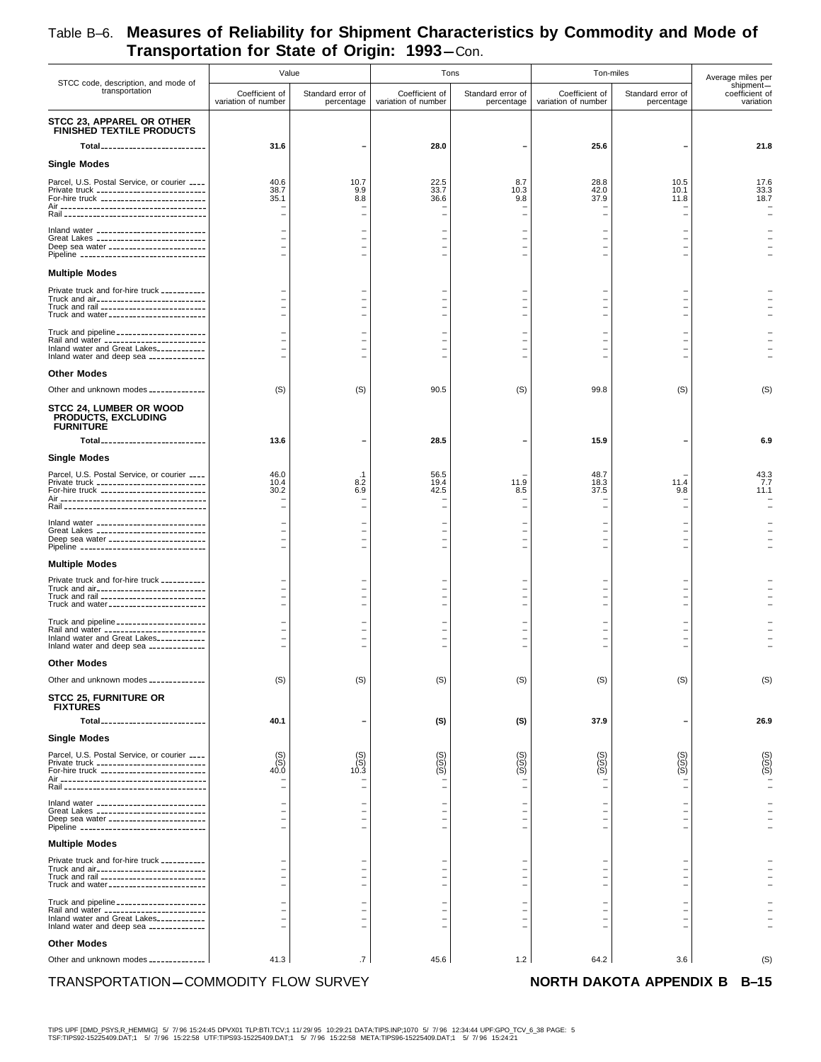# Table B–6. Measures of Reliability for Shipment Characteristics by Commodity and Mode of Transportation for State of Origin: 1993—Con.

| STCC code, description, and mode of transportation | Value | | Tons | | Ton-miles | | Average miles per shipment— |
|---|---|---|---|---|---|---|---|
| | Coefficient of variation of number | Standard error of percentage | Coefficient of variation of number | Standard error of percentage | Coefficient of variation of number | Standard error of percentage | coefficient of variation |
| **STCC 23, APPAREL OR OTHER FINISHED TEXTILE PRODUCTS** | | | | | | | |
| **Total** | **31.6** | **–** | **28.0** | **–** | **25.6** | **–** | **21.8** |
| **Single Modes** | | | | | | | |
| Parcel, U.S. Postal Service, or courier | 40.6 | 10.7 | 22.5 | 8.7 | 28.8 | 10.5 | 17.6 |
| Private truck | 38.7 | 9.9 | 33.7 | 10.3 | 42.0 | 10.1 | 33.3 |
| For-hire truck | 35.1 | 8.8 | 36.6 | 9.8 | 37.9 | 11.8 | 18.7 |
| Air | – | – | – | – | – | – | – |
| Rail | – | – | – | – | – | – | – |
| Inland water | – | – | – | – | – | – | – |
| Great Lakes | – | – | – | – | – | – | – |
| Deep sea water | – | – | – | – | – | – | – |
| Pipeline | – | – | – | – | – | – | – |
| **Multiple Modes** | | | | | | | |
| Private truck and for-hire truck | – | – | – | – | – | – | – |
| Truck and air | – | – | – | – | – | – | – |
| Truck and rail | – | – | – | – | – | – | – |
| Truck and water | – | – | – | – | – | – | – |
| Truck and pipeline | – | – | – | – | – | – | – |
| Rail and water | – | – | – | – | – | – | – |
| Inland water and Great Lakes | – | – | – | – | – | – | – |
| Inland water and deep sea | – | – | – | – | – | – | – |
| **Other Modes** | | | | | | | |
| Other and unknown modes | (S) | (S) | 90.5 | (S) | 99.8 | (S) | (S) |
| **STCC 24, LUMBER OR WOOD PRODUCTS, EXCLUDING FURNITURE** | | | | | | | |
| **Total** | **13.6** | **–** | **28.5** | **–** | **15.9** | **–** | **6.9** |
| **Single Modes** | | | | | | | |
| Parcel, U.S. Postal Service, or courier | 46.0 | .1 | 56.5 | – | 48.7 | – | 43.3 |
| Private truck | 10.4 | 8.2 | 19.4 | 11.9 | 18.3 | 11.4 | 7.7 |
| For-hire truck | 30.2 | 6.9 | 42.5 | 8.5 | 37.5 | 9.8 | 11.1 |
| Air | – | – | – | – | – | – | – |
| Rail | – | – | – | – | – | – | – |
| Inland water | – | – | – | – | – | – | – |
| Great Lakes | – | – | – | – | – | – | – |
| Deep sea water | – | – | – | – | – | – | – |
| Pipeline | – | – | – | – | – | – | – |
| **Multiple Modes** | | | | | | | |
| Private truck and for-hire truck | – | – | – | – | – | – | – |
| Truck and air | – | – | – | – | – | – | – |
| Truck and rail | – | – | – | – | – | – | – |
| Truck and water | – | – | – | – | – | – | – |
| Truck and pipeline | – | – | – | – | – | – | – |
| Rail and water | – | – | – | – | – | – | – |
| Inland water and Great Lakes | – | – | – | – | – | – | – |
| Inland water and deep sea | – | – | – | – | – | – | – |
| **Other Modes** | | | | | | | |
| Other and unknown modes | (S) | (S) | (S) | (S) | (S) | (S) | (S) |
| **STCC 25, FURNITURE OR FIXTURES** | | | | | | | |
| **Total** | **40.1** | **–** | **(S)** | **(S)** | **37.9** | **–** | **26.9** |
| **Single Modes** | | | | | | | |
| Parcel, U.S. Postal Service, or courier | (S) | (S) | (S) | (S) | (S) | (S) | (S) |
| Private truck | (S) | (S) | (S) | (S) | (S) | (S) | (S) |
| For-hire truck | 40.0 | 10.3 | (S) | (S) | (S) | (S) | (S) |
| Air | – | – | – | – | – | – | – |
| Rail | – | – | – | – | – | – | – |
| Inland water | – | – | – | – | – | – | – |
| Great Lakes | – | – | – | – | – | – | – |
| Deep sea water | – | – | – | – | – | – | – |
| Pipeline | – | – | – | – | – | – | – |
| **Multiple Modes** | | | | | | | |
| Private truck and for-hire truck | – | – | – | – | – | – | – |
| Truck and air | – | – | – | – | – | – | – |
| Truck and rail | – | – | – | – | – | – | – |
| Truck and water | – | – | – | – | – | – | – |
| Truck and pipeline | – | – | – | – | – | – | – |
| Rail and water | – | – | – | – | – | – | – |
| Inland water and Great Lakes | – | – | – | – | – | – | – |
| Inland water and deep sea | – | – | – | – | – | – | – |
| **Other Modes** | | | | | | | |
| Other and unknown modes | 41.3 | .7 | 45.6 | 1.2 | 64.2 | 3.6 | (S) |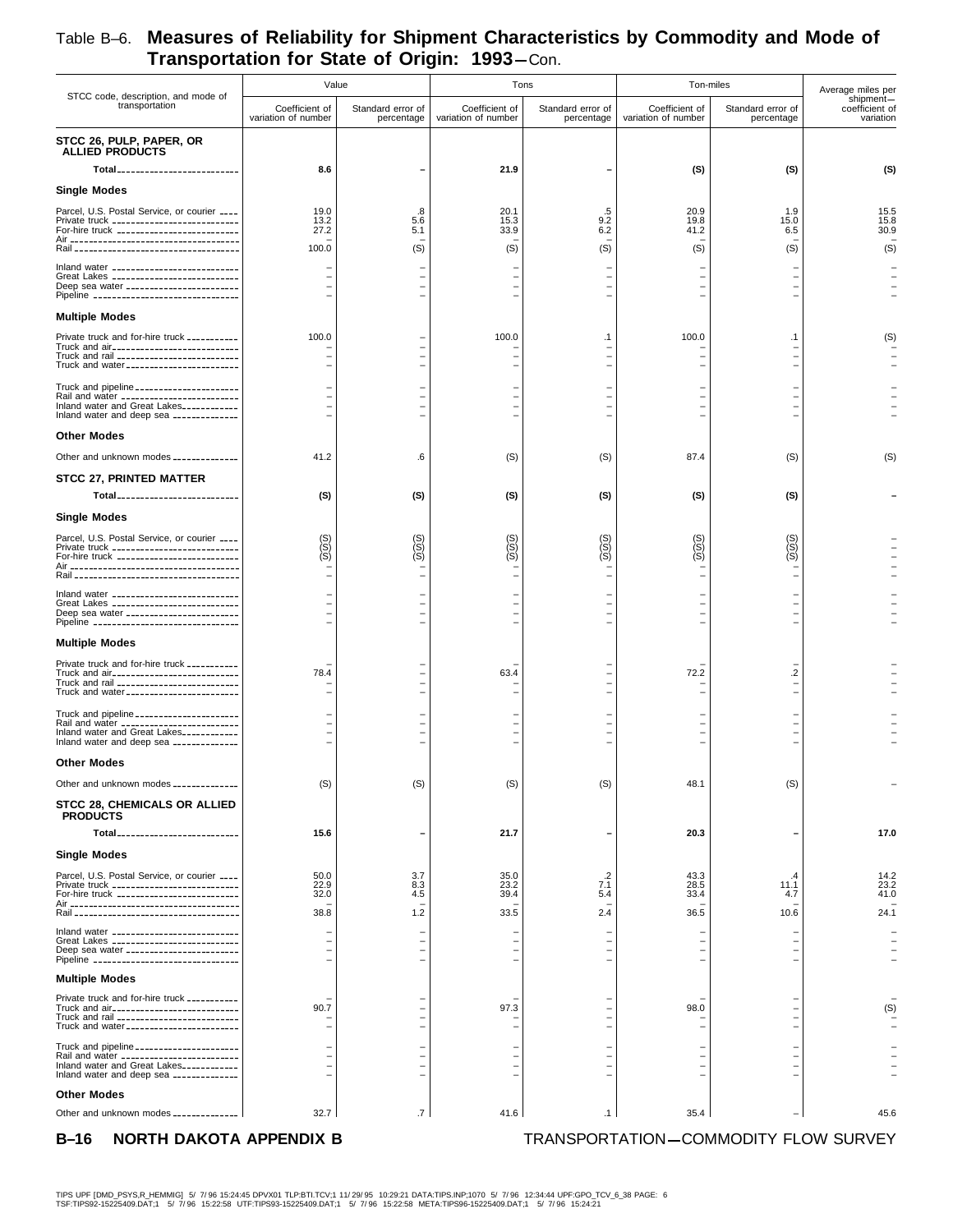# Table B–6. Measures of Reliability for Shipment Characteristics by Commodity and Mode of Transportation for State of Origin: 1993—Con.

| STCC code, description, and mode of transportation | Value | | Tons | | Ton-miles | | Average miles per shipment— |
|---|---|---|---|---|---|---|---|
| | Coefficient of variation of number | Standard error of percentage | Coefficient of variation of number | Standard error of percentage | Coefficient of variation of number | Standard error of percentage | coefficient of variation |
| **STCC 26, PULP, PAPER, OR ALLIED PRODUCTS** | | | | | | | |
| **Total** | **8.6** | **–** | **21.9** | **–** | **(S)** | **(S)** | **(S)** |
| **Single Modes** | | | | | | | |
| Parcel, U.S. Postal Service, or courier | 19.0 | .8 | 20.1 | .5 | 20.9 | 1.9 | 15.5 |
| Private truck | 13.2 | 5.6 | 15.3 | 9.2 | 19.8 | 15.0 | 15.8 |
| For-hire truck | 27.2 | 5.1 | 33.9 | 6.2 | 41.2 | 6.5 | 30.9 |
| Air | – | – | – | – | – | – | – |
| Rail | 100.0 | (S) | (S) | (S) | (S) | (S) | (S) |
| Inland water | – | – | – | – | – | – | – |
| Great Lakes | – | – | – | – | – | – | – |
| Deep sea water | – | – | – | – | – | – | – |
| Pipeline | – | – | – | – | – | – | – |
| **Multiple Modes** | | | | | | | |
| Private truck and for-hire truck | 100.0 | – | 100.0 | .1 | 100.0 | .1 | (S) |
| Truck and air | – | – | – | – | – | – | – |
| Truck and rail | – | – | – | – | – | – | – |
| Truck and water | – | – | – | – | – | – | – |
| Truck and pipeline | – | – | – | – | – | – | – |
| Rail and water | – | – | – | – | – | – | – |
| Inland water and Great Lakes | – | – | – | – | – | – | – |
| Inland water and deep sea | – | – | – | – | – | – | – |
| **Other Modes** | | | | | | | |
| Other and unknown modes | 41.2 | .6 | (S) | (S) | 87.4 | (S) | (S) |
| **STCC 27, PRINTED MATTER** | | | | | | | |
| **Total** | **(S)** | **(S)** | **(S)** | **(S)** | **(S)** | **(S)** | **–** |
| **Single Modes** | | | | | | | |
| Parcel, U.S. Postal Service, or courier | (S) | (S) | (S) | (S) | (S) | (S) | – |
| Private truck | (S) | (S) | (S) | (S) | (S) | (S) | – |
| For-hire truck | (S) | (S) | (S) | (S) | (S) | (S) | – |
| Air | – | – | – | – | – | – | – |
| Rail | – | – | – | – | – | – | – |
| Inland water | – | – | – | – | – | – | – |
| Great Lakes | – | – | – | – | – | – | – |
| Deep sea water | – | – | – | – | – | – | – |
| Pipeline | – | – | – | – | – | – | – |
| **Multiple Modes** | | | | | | | |
| Private truck and for-hire truck | – | – | – | – | – | – | – |
| Truck and air | 78.4 | – | 63.4 | – | 72.2 | .2 | – |
| Truck and rail | – | – | – | – | – | – | – |
| Truck and water | – | – | – | – | – | – | – |
| Truck and pipeline | – | – | – | – | – | – | – |
| Rail and water | – | – | – | – | – | – | – |
| Inland water and Great Lakes | – | – | – | – | – | – | – |
| Inland water and deep sea | – | – | – | – | – | – | – |
| **Other Modes** | | | | | | | |
| Other and unknown modes | (S) | (S) | (S) | (S) | 48.1 | (S) | – |
| **STCC 28, CHEMICALS OR ALLIED PRODUCTS** | | | | | | | |
| **Total** | **15.6** | **–** | **21.7** | **–** | **20.3** | **–** | **17.0** |
| **Single Modes** | | | | | | | |
| Parcel, U.S. Postal Service, or courier | 50.0 | 3.7 | 35.0 | .2 | 43.3 | .4 | 14.2 |
| Private truck | 22.9 | 8.3 | 23.2 | 7.1 | 28.5 | 11.1 | 23.2 |
| For-hire truck | 32.0 | 4.5 | 39.4 | 5.4 | 33.4 | 4.7 | 41.0 |
| Air | – | – | – | – | – | – | – |
| Rail | 38.8 | 1.2 | 33.5 | 2.4 | 36.5 | 10.6 | 24.1 |
| Inland water | – | – | – | – | – | – | – |
| Great Lakes | – | – | – | – | – | – | – |
| Deep sea water | – | – | – | – | – | – | – |
| Pipeline | – | – | – | – | – | – | – |
| **Multiple Modes** | | | | | | | |
| Private truck and for-hire truck | – | – | – | – | – | – | – |
| Truck and air | 90.7 | – | 97.3 | – | 98.0 | – | (S) |
| Truck and rail | – | – | – | – | – | – | – |
| Truck and water | – | – | – | – | – | – | – |
| Truck and pipeline | – | – | – | – | – | – | – |
| Rail and water | – | – | – | – | – | – | – |
| Inland water and Great Lakes | – | – | – | – | – | – | – |
| Inland water and deep sea | – | – | – | – | – | – | – |
| **Other Modes** | | | | | | | |
| Other and unknown modes | 32.7 | .7 | 41.6 | .1 | 35.4 | – | 45.6 |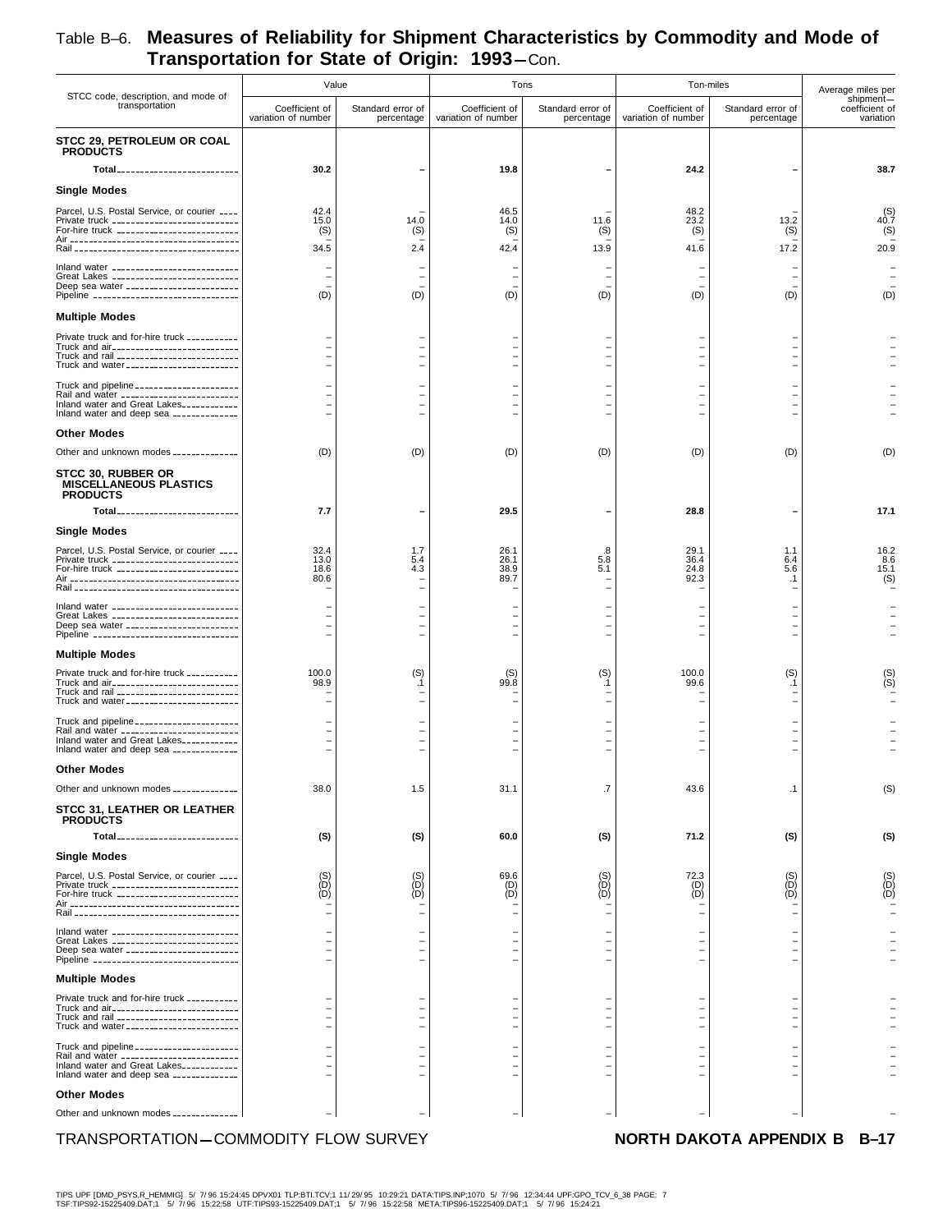# Table B–6. Measures of Reliability for Shipment Characteristics by Commodity and Mode of Transportation for State of Origin: 1993—Con.

| STCC code, description, and mode of transportation | Value | | Tons | | Ton-miles | | Average miles per shipment— |
|---|---|---|---|---|---|---|---|
| | Coefficient of variation of number | Standard error of percentage | Coefficient of variation of number | Standard error of percentage | Coefficient of variation of number | Standard error of percentage | coefficient of variation |
| **STCC 29, PETROLEUM OR COAL PRODUCTS** | | | | | | | |
| **Total** | **30.2** | **–** | **19.8** | **–** | **24.2** | **–** | **38.7** |
| **Single Modes** | | | | | | | |
| Parcel, U.S. Postal Service, or courier | 42.4 | – | 46.5 | – | 48.2 | – | (S) |
| Private truck | 15.0 | 14.0 | 14.0 | 11.6 | 23.2 | 13.2 | 40.7 |
| For-hire truck | (S) | (S) | (S) | (S) | (S) | (S) | (S) |
| Air | – | – | – | – | – | – | – |
| Rail | 34.5 | 2.4 | 42.4 | 13.9 | 41.6 | 17.2 | 20.9 |
| Inland water | – | – | – | – | – | – | – |
| Great Lakes | – | – | – | – | – | – | – |
| Deep sea water | – | – | – | – | – | – | – |
| Pipeline | (D) | (D) | (D) | (D) | (D) | (D) | (D) |
| **Multiple Modes** | | | | | | | |
| Private truck and for-hire truck | – | – | – | – | – | – | – |
| Truck and air | – | – | – | – | – | – | – |
| Truck and rail | – | – | – | – | – | – | – |
| Truck and water | – | – | – | – | – | – | – |
| Truck and pipeline | – | – | – | – | – | – | – |
| Rail and water | – | – | – | – | – | – | – |
| Inland water and Great Lakes | – | – | – | – | – | – | – |
| Inland water and deep sea | – | – | – | – | – | – | – |
| **Other Modes** | | | | | | | |
| Other and unknown modes | (D) | (D) | (D) | (D) | (D) | (D) | (D) |
| **STCC 30, RUBBER OR MISCELLANEOUS PLASTICS PRODUCTS** | | | | | | | |
| **Total** | **7.7** | **–** | **29.5** | **–** | **28.8** | **–** | **17.1** |
| **Single Modes** | | | | | | | |
| Parcel, U.S. Postal Service, or courier | 32.4 | 1.7 | 26.1 | .8 | 29.1 | 1.1 | 16.2 |
| Private truck | 13.0 | 5.4 | 26.1 | 5.8 | 36.4 | 6.4 | 8.6 |
| For-hire truck | 18.6 | 4.3 | 38.9 | 5.1 | 24.8 | 5.6 | 15.1 |
| Air | 80.6 | – | 89.7 | – | 92.3 | .1 | (S) |
| Rail | – | – | – | – | – | – | – |
| Inland water | – | – | – | – | – | – | – |
| Great Lakes | – | – | – | – | – | – | – |
| Deep sea water | – | – | – | – | – | – | – |
| Pipeline | – | – | – | – | – | – | – |
| **Multiple Modes** | | | | | | | |
| Private truck and for-hire truck | 100.0 | (S) | (S) | (S) | 100.0 | (S) | (S) |
| Truck and air | 98.9 | .1 | 99.8 | .1 | 99.6 | .1 | (S) |
| Truck and rail | – | – | – | – | – | – | – |
| Truck and water | – | – | – | – | – | – | – |
| Truck and pipeline | – | – | – | – | – | – | – |
| Rail and water | – | – | – | – | – | – | – |
| Inland water and Great Lakes | – | – | – | – | – | – | – |
| Inland water and deep sea | – | – | – | – | – | – | – |
| **Other Modes** | | | | | | | |
| Other and unknown modes | 38.0 | 1.5 | 31.1 | .7 | 43.6 | .1 | (S) |
| **STCC 31, LEATHER OR LEATHER PRODUCTS** | | | | | | | |
| **Total** | **(S)** | **(S)** | **60.0** | **(S)** | **71.2** | **(S)** | **(S)** |
| **Single Modes** | | | | | | | |
| Parcel, U.S. Postal Service, or courier | (S) | (S) | 69.6 | (S) | 72.3 | (S) | (S) |
| Private truck | (D) | (D) | (D) | (D) | (D) | (D) | (D) |
| For-hire truck | (D) | (D) | (D) | (D) | (D) | (D) | (D) |
| Air | – | – | – | – | – | – | – |
| Rail | – | – | – | – | – | – | – |
| Inland water | – | – | – | – | – | – | – |
| Great Lakes | – | – | – | – | – | – | – |
| Deep sea water | – | – | – | – | – | – | – |
| Pipeline | – | – | – | – | – | – | – |
| **Multiple Modes** | | | | | | | |
| Private truck and for-hire truck | – | – | – | – | – | – | – |
| Truck and air | – | – | – | – | – | – | – |
| Truck and rail | – | – | – | – | – | – | – |
| Truck and water | – | – | – | – | – | – | – |
| Truck and pipeline | – | – | – | – | – | – | – |
| Rail and water | – | – | – | – | – | – | – |
| Inland water and Great Lakes | – | – | – | – | – | – | – |
| Inland water and deep sea | – | – | – | – | – | – | – |
| **Other Modes** | | | | | | | |
| Other and unknown modes | – | – | – | – | – | – | – |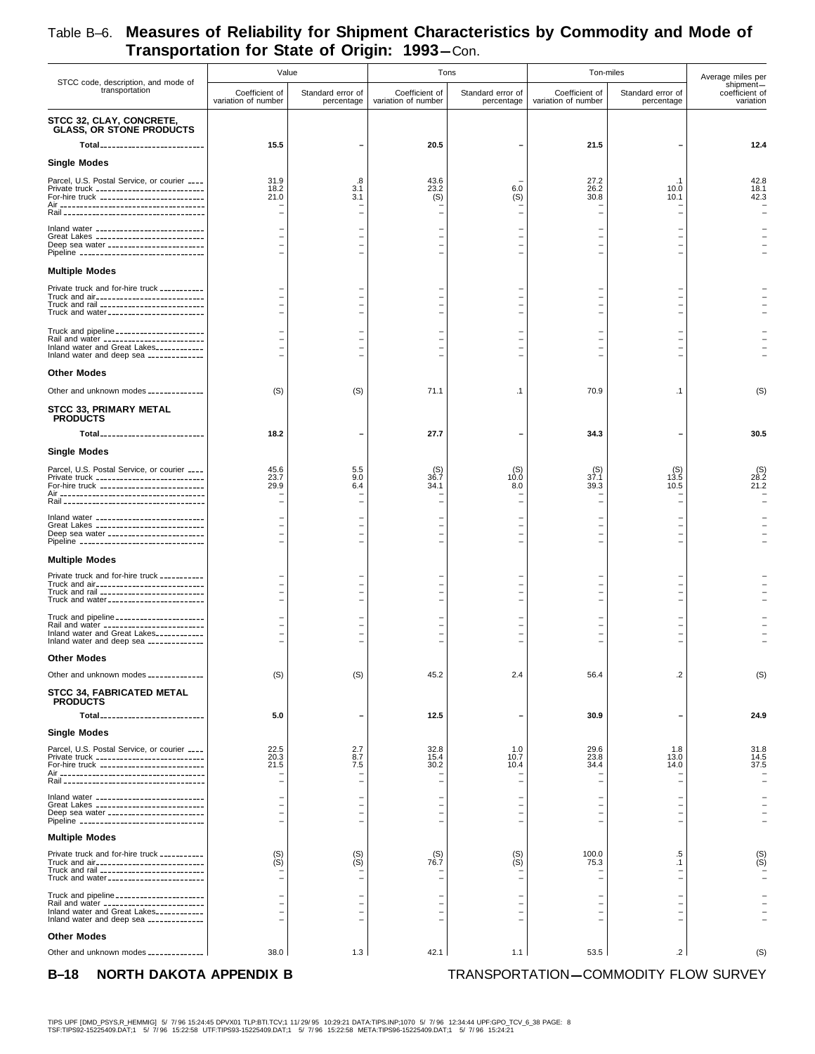## Table B–6. Measures of Reliability for Shipment Characteristics by Commodity and Mode of Transportation for State of Origin: 1993—Con.

| STCC code, description, and mode of transportation | Value | | Tons | | Ton-miles | | Average miles per shipment— |
|---|---|---|---|---|---|---|---|
| | Coefficient of variation of number | Standard error of percentage | Coefficient of variation of number | Standard error of percentage | Coefficient of variation of number | Standard error of percentage | coefficient of variation |
| **STCC 32, CLAY, CONCRETE, GLASS, OR STONE PRODUCTS** | | | | | | | |
| **Total** | **15.5** | **–** | **20.5** | **–** | **21.5** | **–** | **12.4** |
| **Single Modes** | | | | | | | |
| Parcel, U.S. Postal Service, or courier | 31.9 | .8 | 43.6 | – | 27.2 | .1 | 42.8 |
| Private truck | 18.2 | 3.1 | 23.2 | 6.0 | 26.2 | 10.0 | 18.1 |
| For-hire truck | 21.0 | 3.1 | (S) | (S) | 30.8 | 10.1 | 42.3 |
| Air | – | – | – | – | – | – | – |
| Rail | – | – | – | – | – | – | – |
| Inland water | – | – | – | – | – | – | – |
| Great Lakes | – | – | – | – | – | – | – |
| Deep sea water | – | – | – | – | – | – | – |
| Pipeline | – | – | – | – | – | – | – |
| **Multiple Modes** | | | | | | | |
| Private truck and for-hire truck | – | – | – | – | – | – | – |
| Truck and air | – | – | – | – | – | – | – |
| Truck and rail | – | – | – | – | – | – | – |
| Truck and water | – | – | – | – | – | – | – |
| Truck and pipeline | – | – | – | – | – | – | – |
| Rail and water | – | – | – | – | – | – | – |
| Inland water and Great Lakes | – | – | – | – | – | – | – |
| Inland water and deep sea | – | – | – | – | – | – | – |
| **Other Modes** | | | | | | | |
| Other and unknown modes | (S) | (S) | 71.1 | .1 | 70.9 | .1 | (S) |
| **STCC 33, PRIMARY METAL PRODUCTS** | | | | | | | |
| **Total** | **18.2** | **–** | **27.7** | **–** | **34.3** | **–** | **30.5** |
| **Single Modes** | | | | | | | |
| Parcel, U.S. Postal Service, or courier | 45.6 | 5.5 | (S) | (S) | (S) | (S) | (S) |
| Private truck | 23.7 | 9.0 | 36.7 | 10.0 | 37.1 | 13.5 | 28.2 |
| For-hire truck | 29.9 | 6.4 | 34.1 | 8.0 | 39.3 | 10.5 | 21.2 |
| Air | – | – | – | – | – | – | – |
| Rail | – | – | – | – | – | – | – |
| Inland water | – | – | – | – | – | – | – |
| Great Lakes | – | – | – | – | – | – | – |
| Deep sea water | – | – | – | – | – | – | – |
| Pipeline | – | – | – | – | – | – | – |
| **Multiple Modes** | | | | | | | |
| Private truck and for-hire truck | – | – | – | – | – | – | – |
| Truck and air | – | – | – | – | – | – | – |
| Truck and rail | – | – | – | – | – | – | – |
| Truck and water | – | – | – | – | – | – | – |
| Truck and pipeline | – | – | – | – | – | – | – |
| Rail and water | – | – | – | – | – | – | – |
| Inland water and Great Lakes | – | – | – | – | – | – | – |
| Inland water and deep sea | – | – | – | – | – | – | – |
| **Other Modes** | | | | | | | |
| Other and unknown modes | (S) | (S) | 45.2 | 2.4 | 56.4 | .2 | (S) |
| **STCC 34, FABRICATED METAL PRODUCTS** | | | | | | | |
| **Total** | **5.0** | **–** | **12.5** | **–** | **30.9** | **–** | **24.9** |
| **Single Modes** | | | | | | | |
| Parcel, U.S. Postal Service, or courier | 22.5 | 2.7 | 32.8 | 1.0 | 29.6 | 1.8 | 31.8 |
| Private truck | 20.3 | 8.7 | 15.4 | 10.7 | 23.8 | 13.0 | 14.5 |
| For-hire truck | 21.5 | 7.5 | 30.2 | 10.4 | 34.4 | 14.0 | 37.5 |
| Air | – | – | – | – | – | – | – |
| Rail | – | – | – | – | – | – | – |
| Inland water | – | – | – | – | – | – | – |
| Great Lakes | – | – | – | – | – | – | – |
| Deep sea water | – | – | – | – | – | – | – |
| Pipeline | – | – | – | – | – | – | – |
| **Multiple Modes** | | | | | | | |
| Private truck and for-hire truck | (S) | (S) | (S) | (S) | 100.0 | .5 | (S) |
| Truck and air | (S) | (S) | 76.7 | (S) | 75.3 | .1 | (S) |
| Truck and rail | – | – | – | – | – | – | – |
| Truck and water | – | – | – | – | – | – | – |
| Truck and pipeline | – | – | – | – | – | – | – |
| Rail and water | – | – | – | – | – | – | – |
| Inland water and Great Lakes | – | – | – | – | – | – | – |
| Inland water and deep sea | – | – | – | – | – | – | – |
| **Other Modes** | | | | | | | |
| Other and unknown modes | 38.0 | 1.3 | 42.1 | 1.1 | 53.5 | .2 | (S) |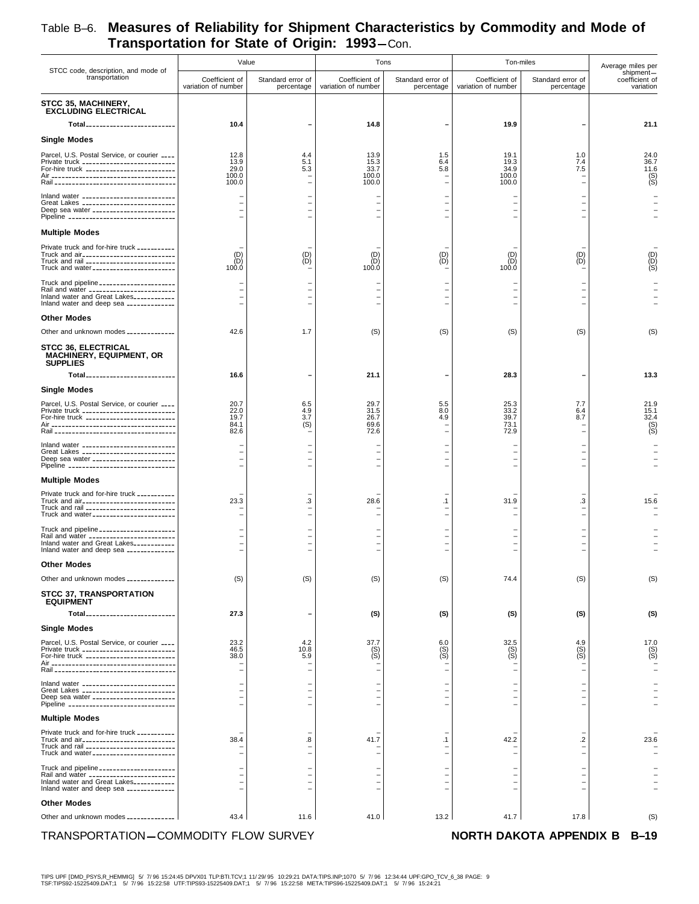# Table B–6. Measures of Reliability for Shipment Characteristics by Commodity and Mode of Transportation for State of Origin: 1993—Con.

| STCC code, description, and mode of transportation | Value | | Tons | | Ton-miles | | Average miles per shipment— |
|---|---|---|---|---|---|---|---|
| | Coefficient of variation of number | Standard error of percentage | Coefficient of variation of number | Standard error of percentage | Coefficient of variation of number | Standard error of percentage | coefficient of variation |
| **STCC 35, MACHINERY, EXCLUDING ELECTRICAL** | | | | | | | |
| **Total** | **10.4** | **–** | **14.8** | **–** | **19.9** | **–** | **21.1** |
| **Single Modes** | | | | | | | |
| Parcel, U.S. Postal Service, or courier | 12.8 | 4.4 | 13.9 | 1.5 | 19.1 | 1.0 | 24.0 |
| Private truck | 13.9 | 5.1 | 15.3 | 6.4 | 19.3 | 7.4 | 36.7 |
| For-hire truck | 29.0 | 5.3 | 33.7 | 5.8 | 34.9 | 7.5 | 11.6 |
| Air | 100.0 | – | 100.0 | – | 100.0 | – | (S) |
| Rail | 100.0 | – | 100.0 | – | 100.0 | – | (S) |
| Inland water | – | – | – | – | – | – | – |
| Great Lakes | – | – | – | – | – | – | – |
| Deep sea water | – | – | – | – | – | – | – |
| Pipeline | – | – | – | – | – | – | – |
| **Multiple Modes** | | | | | | | |
| Private truck and for-hire truck | – | – | – | – | – | – | – |
| Truck and air | (D) | (D) | (D) | (D) | (D) | (D) | (D) |
| Truck and rail | (D) | (D) | (D) | (D) | (D) | (D) | (D) |
| Truck and water | 100.0 | – | 100.0 | – | 100.0 | – | (S) |
| Truck and pipeline | – | – | – | – | – | – | – |
| Rail and water | – | – | – | – | – | – | – |
| Inland water and Great Lakes | – | – | – | – | – | – | – |
| Inland water and deep sea | – | – | – | – | – | – | – |
| **Other Modes** | | | | | | | |
| Other and unknown modes | 42.6 | 1.7 | (S) | (S) | (S) | (S) | (S) |
| **STCC 36, ELECTRICAL MACHINERY, EQUIPMENT, OR SUPPLIES** | | | | | | | |
| **Total** | **16.6** | **–** | **21.1** | **–** | **28.3** | **–** | **13.3** |
| **Single Modes** | | | | | | | |
| Parcel, U.S. Postal Service, or courier | 20.7 | 6.5 | 29.7 | 5.5 | 25.3 | 7.7 | 21.9 |
| Private truck | 22.0 | 4.9 | 31.5 | 8.0 | 33.2 | 6.4 | 15.1 |
| For-hire truck | 19.7 | 3.7 | 26.7 | 4.9 | 39.7 | 8.7 | 32.4 |
| Air | 84.1 | (S) | 69.6 | – | 73.1 | – | (S) |
| Rail | 82.6 | – | 72.6 | – | 72.9 | – | (S) |
| Inland water | – | – | – | – | – | – | – |
| Great Lakes | – | – | – | – | – | – | – |
| Deep sea water | – | – | – | – | – | – | – |
| Pipeline | – | – | – | – | – | – | – |
| **Multiple Modes** | | | | | | | |
| Private truck and for-hire truck | – | – | – | – | – | – | – |
| Truck and air | 23.3 | .3 | 28.6 | .1 | 31.9 | .3 | 15.6 |
| Truck and rail | – | – | – | – | – | – | – |
| Truck and water | – | – | – | – | – | – | – |
| Truck and pipeline | – | – | – | – | – | – | – |
| Rail and water | – | – | – | – | – | – | – |
| Inland water and Great Lakes | – | – | – | – | – | – | – |
| Inland water and deep sea | – | – | – | – | – | – | – |
| **Other Modes** | | | | | | | |
| Other and unknown modes | (S) | (S) | (S) | (S) | 74.4 | (S) | (S) |
| **STCC 37, TRANSPORTATION EQUIPMENT** | | | | | | | |
| **Total** | **27.3** | **–** | **(S)** | **(S)** | **(S)** | **(S)** | **(S)** |
| **Single Modes** | | | | | | | |
| Parcel, U.S. Postal Service, or courier | 23.2 | 4.2 | 37.7 | 6.0 | 32.5 | 4.9 | 17.0 |
| Private truck | 46.5 | 10.8 | (S) | (S) | (S) | (S) | (S) |
| For-hire truck | 38.0 | 5.9 | (S) | (S) | (S) | (S) | (S) |
| Air | – | – | – | – | – | – | – |
| Rail | – | – | – | – | – | – | – |
| Inland water | – | – | – | – | – | – | – |
| Great Lakes | – | – | – | – | – | – | – |
| Deep sea water | – | – | – | – | – | – | – |
| Pipeline | – | – | – | – | – | – | – |
| **Multiple Modes** | | | | | | | |
| Private truck and for-hire truck | – | – | – | – | – | – | – |
| Truck and air | 38.4 | .8 | 41.7 | .1 | 42.2 | .2 | 23.6 |
| Truck and rail | – | – | – | – | – | – | – |
| Truck and water | – | – | – | – | – | – | – |
| Truck and pipeline | – | – | – | – | – | – | – |
| Rail and water | – | – | – | – | – | – | – |
| Inland water and Great Lakes | – | – | – | – | – | – | – |
| Inland water and deep sea | – | – | – | – | – | – | – |
| **Other Modes** | | | | | | | |
| Other and unknown modes | 43.4 | 11.6 | 41.0 | 13.2 | 41.7 | 17.8 | (S) |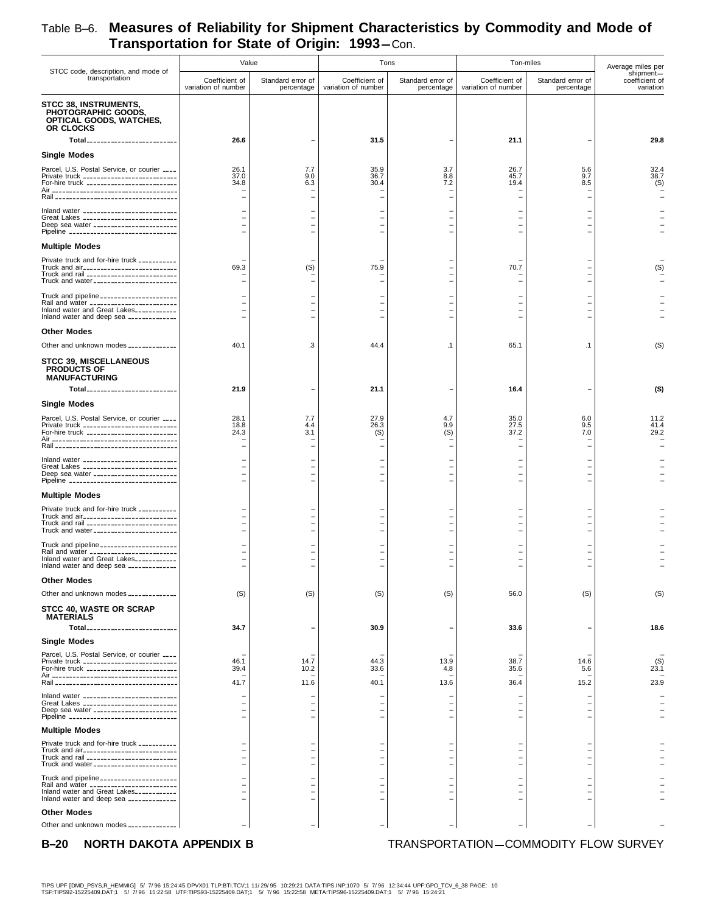# Table B–6. Measures of Reliability for Shipment Characteristics by Commodity and Mode of Transportation for State of Origin: 1993—Con.

| STCC code, description, and mode of transportation | Value | | Tons | | Ton-miles | | Average miles per shipment— |
|---|---|---|---|---|---|---|---|
| | Coefficient of variation of number | Standard error of percentage | Coefficient of variation of number | Standard error of percentage | Coefficient of variation of number | Standard error of percentage | coefficient of variation |
| **STCC 38, INSTRUMENTS, PHOTOGRAPHIC GOODS, OPTICAL GOODS, WATCHES, OR CLOCKS** | | | | | | | |
| **Total** | **26.6** | **–** | **31.5** | **–** | **21.1** | **–** | **29.8** |
| **Single Modes** | | | | | | | |
| Parcel, U.S. Postal Service, or courier | 26.1 | 7.7 | 35.9 | 3.7 | 26.7 | 5.6 | 32.4 |
| Private truck | 37.0 | 9.0 | 36.7 | 8.8 | 45.7 | 9.7 | 38.7 |
| For-hire truck | 34.8 | 6.3 | 30.4 | 7.2 | 19.4 | 8.5 | (S) |
| Air | – | – | – | – | – | – | – |
| Rail | – | – | – | – | – | – | – |
| Inland water | – | – | – | – | – | – | – |
| Great Lakes | – | – | – | – | – | – | – |
| Deep sea water | – | – | – | – | – | – | – |
| Pipeline | – | – | – | – | – | – | – |
| **Multiple Modes** | | | | | | | |
| Private truck and for-hire truck | – | – | – | – | – | – | – |
| Truck and air | 69.3 | (S) | 75.9 | – | 70.7 | – | (S) |
| Truck and rail | – | – | – | – | – | – | – |
| Truck and water | – | – | – | – | – | – | – |
| Truck and pipeline | – | – | – | – | – | – | – |
| Rail and water | – | – | – | – | – | – | – |
| Inland water and Great Lakes | – | – | – | – | – | – | – |
| Inland water and deep sea | – | – | – | – | – | – | – |
| **Other Modes** | | | | | | | |
| Other and unknown modes | 40.1 | .3 | 44.4 | .1 | 65.1 | .1 | (S) |
| **STCC 39, MISCELLANEOUS PRODUCTS OF MANUFACTURING** | | | | | | | |
| **Total** | **21.9** | **–** | **21.1** | **–** | **16.4** | **–** | **(S)** |
| **Single Modes** | | | | | | | |
| Parcel, U.S. Postal Service, or courier | 28.1 | 7.7 | 27.9 | 4.7 | 35.0 | 6.0 | 11.2 |
| Private truck | 18.8 | 4.4 | 26.3 | 9.9 | 27.5 | 9.5 | 41.4 |
| For-hire truck | 24.3 | 3.1 | (S) | (S) | 37.2 | 7.0 | 29.2 |
| Air | – | – | – | – | – | – | – |
| Rail | – | – | – | – | – | – | – |
| Inland water | – | – | – | – | – | – | – |
| Great Lakes | – | – | – | – | – | – | – |
| Deep sea water | – | – | – | – | – | – | – |
| Pipeline | – | – | – | – | – | – | – |
| **Multiple Modes** | | | | | | | |
| Private truck and for-hire truck | – | – | – | – | – | – | – |
| Truck and air | – | – | – | – | – | – | – |
| Truck and rail | – | – | – | – | – | – | – |
| Truck and water | – | – | – | – | – | – | – |
| Truck and pipeline | – | – | – | – | – | – | – |
| Rail and water | – | – | – | – | – | – | – |
| Inland water and Great Lakes | – | – | – | – | – | – | – |
| Inland water and deep sea | – | – | – | – | – | – | – |
| **Other Modes** | | | | | | | |
| Other and unknown modes | (S) | (S) | (S) | (S) | 56.0 | (S) | (S) |
| **STCC 40, WASTE OR SCRAP MATERIALS** | | | | | | | |
| **Total** | **34.7** | **–** | **30.9** | **–** | **33.6** | **–** | **18.6** |
| **Single Modes** | | | | | | | |
| Parcel, U.S. Postal Service, or courier | – | – | – | – | – | – | – |
| Private truck | 46.1 | 14.7 | 44.3 | 13.9 | 38.7 | 14.6 | (S) |
| For-hire truck | 39.4 | 10.2 | 33.6 | 4.8 | 35.6 | 5.6 | 23.1 |
| Air | – | – | – | – | – | – | – |
| Rail | 41.7 | 11.6 | 40.1 | 13.6 | 36.4 | 15.2 | 23.9 |
| Inland water | – | – | – | – | – | – | – |
| Great Lakes | – | – | – | – | – | – | – |
| Deep sea water | – | – | – | – | – | – | – |
| Pipeline | – | – | – | – | – | – | – |
| **Multiple Modes** | | | | | | | |
| Private truck and for-hire truck | – | – | – | – | – | – | – |
| Truck and air | – | – | – | – | – | – | – |
| Truck and rail | – | – | – | – | – | – | – |
| Truck and water | – | – | – | – | – | – | – |
| Truck and pipeline | – | – | – | – | – | – | – |
| Rail and water | – | – | – | – | – | – | – |
| Inland water and Great Lakes | – | – | – | – | – | – | – |
| Inland water and deep sea | – | – | – | – | – | – | – |
| **Other Modes** | | | | | | | |
| Other and unknown modes | – | – | – | – | – | – | – |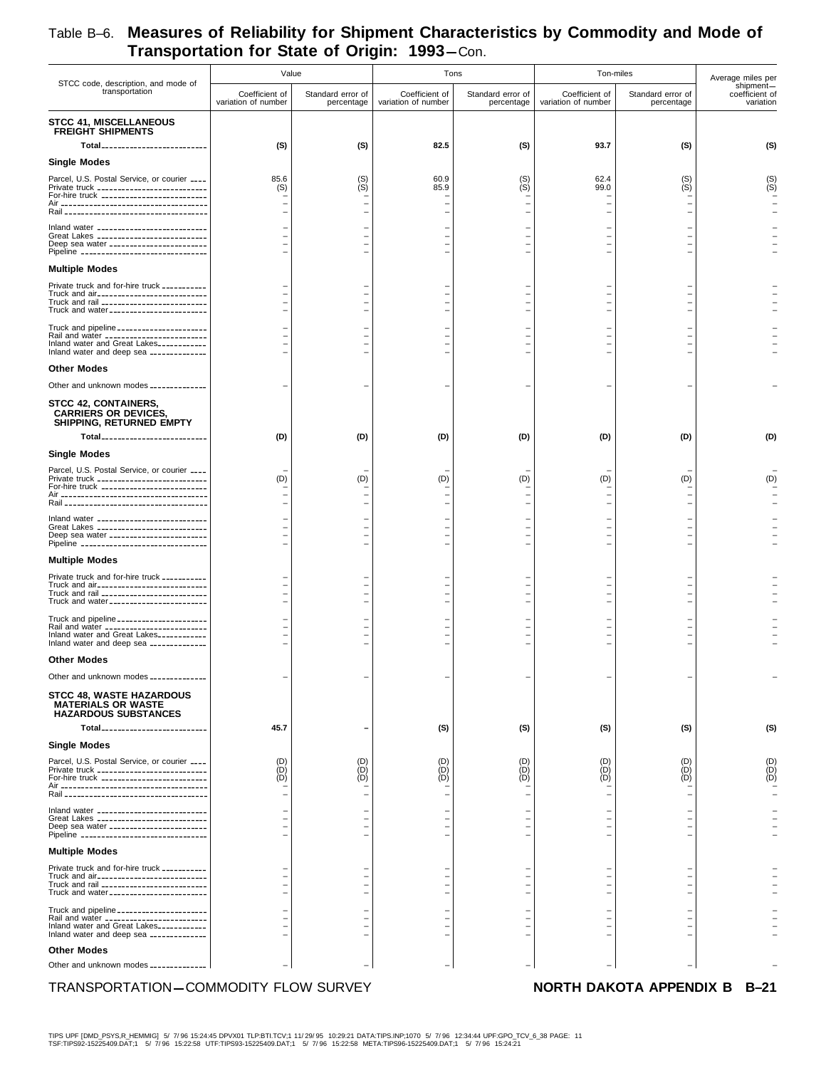# Table B–6. Measures of Reliability for Shipment Characteristics by Commodity and Mode of Transportation for State of Origin: 1993—Con.

| STCC code, description, and mode of transportation | Value | | Tons | | Ton-miles | | Average miles per shipment— |
|---|---|---|---|---|---|---|---|
| | Coefficient of variation of number | Standard error of percentage | Coefficient of variation of number | Standard error of percentage | Coefficient of variation of number | Standard error of percentage | coefficient of variation |
| **STCC 41, MISCELLANEOUS FREIGHT SHIPMENTS** | | | | | | | |
| **Total** | **(S)** | **(S)** | **82.5** | **(S)** | **93.7** | **(S)** | **(S)** |
| **Single Modes** | | | | | | | |
| Parcel, U.S. Postal Service, or courier | 85.6 | (S) | 60.9 | (S) | 62.4 | (S) | (S) |
| Private truck | (S) | (S) | 85.9 | (S) | 99.0 | (S) | (S) |
| For-hire truck | – | – | – | – | – | – | – |
| Air | – | – | – | – | – | – | – |
| Rail | – | – | – | – | – | – | – |
| Inland water | – | – | – | – | – | – | – |
| Great Lakes | – | – | – | – | – | – | – |
| Deep sea water | – | – | – | – | – | – | – |
| Pipeline | – | – | – | – | – | – | – |
| **Multiple Modes** | | | | | | | |
| Private truck and for-hire truck | – | – | – | – | – | – | – |
| Truck and air | – | – | – | – | – | – | – |
| Truck and rail | – | – | – | – | – | – | – |
| Truck and water | – | – | – | – | – | – | – |
| Truck and pipeline | – | – | – | – | – | – | – |
| Rail and water | – | – | – | – | – | – | – |
| Inland water and Great Lakes | – | – | – | – | – | – | – |
| Inland water and deep sea | – | – | – | – | – | – | – |
| **Other Modes** | | | | | | | |
| Other and unknown modes | – | – | – | – | – | – | – |
| **STCC 42, CONTAINERS, CARRIERS OR DEVICES, SHIPPING, RETURNED EMPTY** | | | | | | | |
| **Total** | **(D)** | **(D)** | **(D)** | **(D)** | **(D)** | **(D)** | **(D)** |
| **Single Modes** | | | | | | | |
| Parcel, U.S. Postal Service, or courier | – | – | – | – | – | – | – |
| Private truck | (D) | (D) | (D) | (D) | (D) | (D) | (D) |
| For-hire truck | – | – | – | – | – | – | – |
| Air | – | – | – | – | – | – | – |
| Rail | – | – | – | – | – | – | – |
| Inland water | – | – | – | – | – | – | – |
| Great Lakes | – | – | – | – | – | – | – |
| Deep sea water | – | – | – | – | – | – | – |
| Pipeline | – | – | – | – | – | – | – |
| **Multiple Modes** | | | | | | | |
| Private truck and for-hire truck | – | – | – | – | – | – | – |
| Truck and air | – | – | – | – | – | – | – |
| Truck and rail | – | – | – | – | – | – | – |
| Truck and water | – | – | – | – | – | – | – |
| Truck and pipeline | – | – | – | – | – | – | – |
| Rail and water | – | – | – | – | – | – | – |
| Inland water and Great Lakes | – | – | – | – | – | – | – |
| Inland water and deep sea | – | – | – | – | – | – | – |
| **Other Modes** | | | | | | | |
| Other and unknown modes | – | – | – | – | – | – | – |
| **STCC 48, WASTE HAZARDOUS MATERIALS OR WASTE HAZARDOUS SUBSTANCES** | | | | | | | |
| **Total** | **45.7** | **–** | **(S)** | **(S)** | **(S)** | **(S)** | **(S)** |
| **Single Modes** | | | | | | | |
| Parcel, U.S. Postal Service, or courier | (D) | (D) | (D) | (D) | (D) | (D) | (D) |
| Private truck | (D) | (D) | (D) | (D) | (D) | (D) | (D) |
| For-hire truck | (D) | (D) | (D) | (D) | (D) | (D) | (D) |
| Air | – | – | – | – | – | – | – |
| Rail | – | – | – | – | – | – | – |
| Inland water | – | – | – | – | – | – | – |
| Great Lakes | – | – | – | – | – | – | – |
| Deep sea water | – | – | – | – | – | – | – |
| Pipeline | – | – | – | – | – | – | – |
| **Multiple Modes** | | | | | | | |
| Private truck and for-hire truck | – | – | – | – | – | – | – |
| Truck and air | – | – | – | – | – | – | – |
| Truck and rail | – | – | – | – | – | – | – |
| Truck and water | – | – | – | – | – | – | – |
| Truck and pipeline | – | – | – | – | – | – | – |
| Rail and water | – | – | – | – | – | – | – |
| Inland water and Great Lakes | – | – | – | – | – | – | – |
| Inland water and deep sea | – | – | – | – | – | – | – |
| **Other Modes** | | | | | | | |
| Other and unknown modes | – | – | – | – | – | – | – |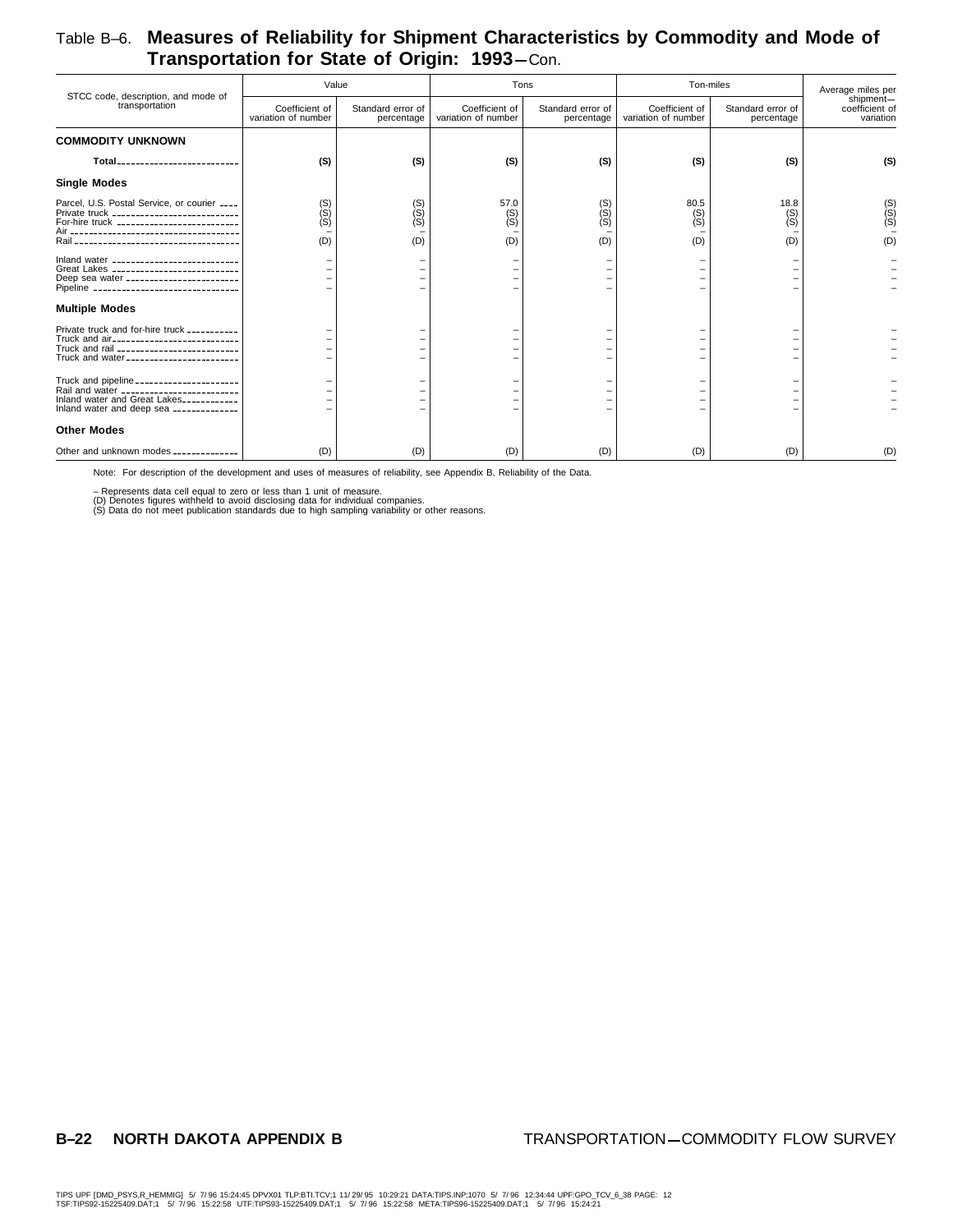# Table B–6. Measures of Reliability for Shipment Characteristics by Commodity and Mode of Transportation for State of Origin: 1993—Con.

| STCC code, description, and mode of transportation | Value | | Tons | | Ton-miles | | Average miles per shipment—coefficient of variation |
|---|---|---|---|---|---|---|---|
| | Coefficient of variation of number | Standard error of percentage | Coefficient of variation of number | Standard error of percentage | Coefficient of variation of number | Standard error of percentage | |
| **COMMODITY UNKNOWN** | | | | | | | |
| **Total** | **(S)** | **(S)** | **(S)** | **(S)** | **(S)** | **(S)** | **(S)** |
| **Single Modes** | | | | | | | |
| Parcel, U.S. Postal Service, or courier | (S) | (S) | 57.0 | (S) | 80.5 | 18.8 | (S) |
| Private truck | (S) | (S) | (S) | (S) | (S) | (S) | (S) |
| For-hire truck | (S) | (S) | (S) | (S) | (S) | (S) | (S) |
| Air | – | – | – | – | – | – | – |
| Rail | (D) | (D) | (D) | (D) | (D) | (D) | (D) |
| Inland water | – | – | – | – | – | – | – |
| Great Lakes | – | – | – | – | – | – | – |
| Deep sea water | – | – | – | – | – | – | – |
| Pipeline | – | – | – | – | – | – | – |
| **Multiple Modes** | | | | | | | |
| Private truck and for-hire truck | – | – | – | – | – | – | – |
| Truck and air | – | – | – | – | – | – | – |
| Truck and rail | – | – | – | – | – | – | – |
| Truck and water | – | – | – | – | – | – | – |
| Truck and pipeline | – | – | – | – | – | – | – |
| Rail and water | – | – | – | – | – | – | – |
| Inland water and Great Lakes | – | – | – | – | – | – | – |
| Inland water and deep sea | – | – | – | – | – | – | – |
| **Other Modes** | | | | | | | |
| Other and unknown modes | (D) | (D) | (D) | (D) | (D) | (D) | (D) |

Note: For description of the development and uses of measures of reliability, see Appendix B, Reliability of the Data.

– Represents data cell equal to zero or less than 1 unit of measure.
(D) Denotes figures withheld to avoid disclosing data for individual companies.
(S) Data do not meet publication standards due to high sampling variability or other reasons.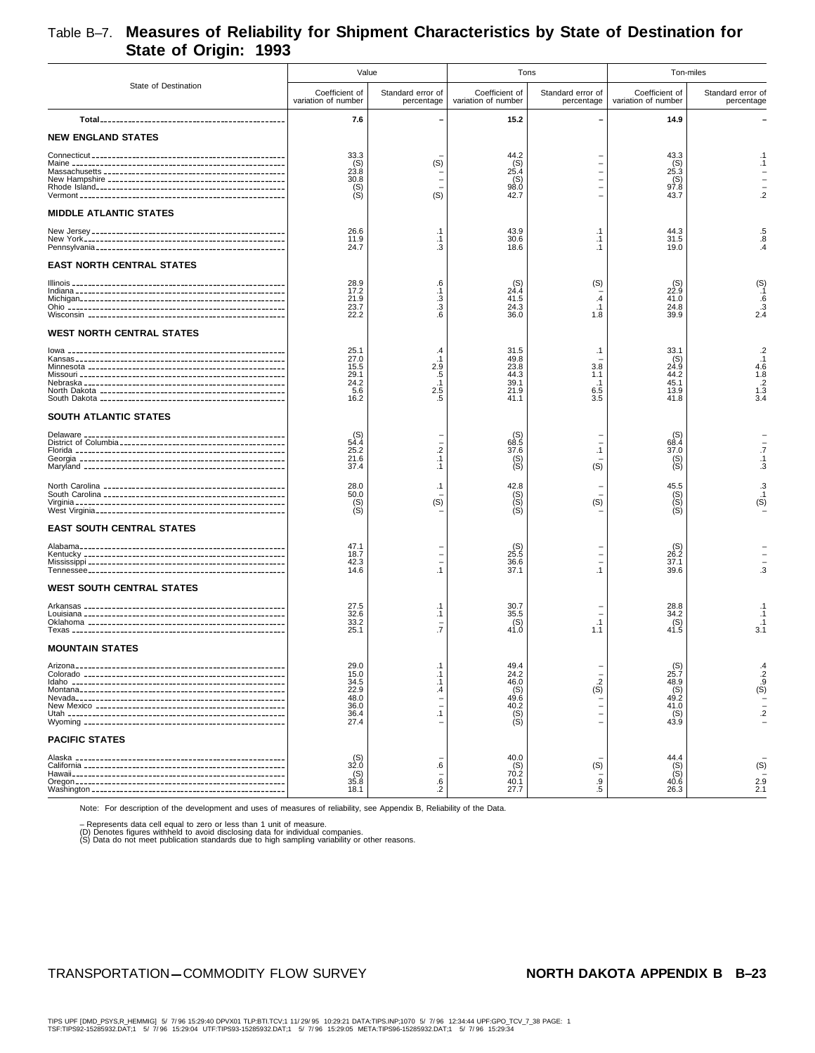# Table B–7. Measures of Reliability for Shipment Characteristics by State of Destination for State of Origin: 1993

| State of Destination | Value | | Tons | | Ton-miles | |
|---|---|---|---|---|---|---|
| | Coefficient of variation of number | Standard error of percentage | Coefficient of variation of number | Standard error of percentage | Coefficient of variation of number | Standard error of percentage |
| **Total** | **7.6** | **–** | **15.2** | **–** | **14.9** | **–** |
| **NEW ENGLAND STATES** | | | | | | |
| Connecticut | 33.3 | – | 44.2 | – | 43.3 | .1 |
| Maine | (S) | (S) | (S) | – | (S) | .1 |
| Massachusetts | 23.8 | – | 25.4 | – | 25.3 | – |
| New Hampshire | 30.8 | – | (S) | – | (S) | – |
| Rhode Island | (S) | – | 98.0 | – | 97.8 | – |
| Vermont | (S) | (S) | 42.7 | – | 43.7 | .2 |
| **MIDDLE ATLANTIC STATES** | | | | | | |
| New Jersey | 26.6 | .1 | 43.9 | .1 | 44.3 | .5 |
| New York | 11.9 | .1 | 30.6 | .1 | 31.5 | .8 |
| Pennsylvania | 24.7 | .3 | 18.6 | .1 | 19.0 | .4 |
| **EAST NORTH CENTRAL STATES** | | | | | | |
| Illinois | 28.9 | .6 | (S) | (S) | (S) | (S) |
| Indiana | 17.2 | .1 | 24.4 | – | 22.9 | .1 |
| Michigan | 21.9 | .3 | 41.5 | .4 | 41.0 | .6 |
| Ohio | 23.7 | .3 | 24.3 | .1 | 24.8 | .3 |
| Wisconsin | 22.2 | .6 | 36.0 | 1.8 | 39.9 | 2.4 |
| **WEST NORTH CENTRAL STATES** | | | | | | |
| Iowa | 25.1 | .4 | 31.5 | .1 | 33.1 | .2 |
| Kansas | 27.0 | .1 | 49.8 | – | (S) | .1 |
| Minnesota | 15.5 | 2.9 | 23.8 | 3.8 | 24.9 | 4.6 |
| Missouri | 29.1 | .5 | 44.3 | 1.1 | 44.2 | 1.8 |
| Nebraska | 24.2 | .1 | 39.1 | .1 | 45.1 | .2 |
| North Dakota | 5.6 | 2.5 | 21.9 | 6.5 | 13.9 | 1.3 |
| South Dakota | 16.2 | .5 | 41.1 | 3.5 | 41.8 | 3.4 |
| **SOUTH ATLANTIC STATES** | | | | | | |
| Delaware | (S) | – | (S) | – | (S) | – |
| District of Columbia | 54.4 | – | 68.5 | – | 68.4 | – |
| Florida | 25.2 | .2 | 37.6 | .1 | 37.0 | .7 |
| Georgia | 21.6 | .1 | (S) | – | (S) | .1 |
| Maryland | 37.4 | .1 | (S) | (S) | (S) | .3 |
| North Carolina | 28.0 | .1 | 42.8 | – | 45.5 | .3 |
| South Carolina | 50.0 | – | (S) | – | (S) | .1 |
| Virginia | (S) | (S) | (S) | (S) | (S) | (S) |
| West Virginia | (S) | – | (S) | – | (S) | – |
| **EAST SOUTH CENTRAL STATES** | | | | | | |
| Alabama | 47.1 | – | (S) | – | (S) | – |
| Kentucky | 18.7 | – | 25.5 | – | 26.2 | – |
| Mississippi | 42.3 | – | 36.6 | – | 37.1 | – |
| Tennessee | 14.6 | .1 | 37.1 | .1 | 39.6 | .3 |
| **WEST SOUTH CENTRAL STATES** | | | | | | |
| Arkansas | 27.5 | .1 | 30.7 | – | 28.8 | .1 |
| Louisiana | 32.6 | .1 | 35.5 | – | 34.2 | .1 |
| Oklahoma | 33.2 | – | (S) | .1 | (S) | .1 |
| Texas | 25.1 | .7 | 41.0 | 1.1 | 41.5 | 3.1 |
| **MOUNTAIN STATES** | | | | | | |
| Arizona | 29.0 | .1 | 49.4 | – | (S) | .4 |
| Colorado | 15.0 | .1 | 24.2 | – | 25.7 | .2 |
| Idaho | 34.5 | .1 | 46.0 | .2 | 48.9 | .9 |
| Montana | 22.9 | .4 | (S) | (S) | (S) | (S) |
| Nevada | 48.0 | – | 49.6 | – | 49.2 | – |
| New Mexico | 36.0 | – | 40.2 | – | 41.0 | – |
| Utah | 36.4 | .1 | (S) | – | (S) | .2 |
| Wyoming | 27.4 | – | (S) | – | 43.9 | – |
| **PACIFIC STATES** | | | | | | |
| Alaska | (S) | – | 40.0 | – | 44.4 | – |
| California | 32.0 | .6 | (S) | (S) | (S) | (S) |
| Hawaii | (S) | – | 70.2 | – | (S) | – |
| Oregon | 35.8 | .6 | 40.1 | .9 | 40.6 | 2.9 |
| Washington | 18.1 | .2 | 27.7 | .5 | 26.3 | 2.1 |

Note: For description of the development and uses of measures of reliability, see Appendix B, Reliability of the Data.

– Represents data cell equal to zero or less than 1 unit of measure.
(D) Denotes figures withheld to avoid disclosing data for individual companies.
(S) Data do not meet publication standards due to high sampling variability or other reasons.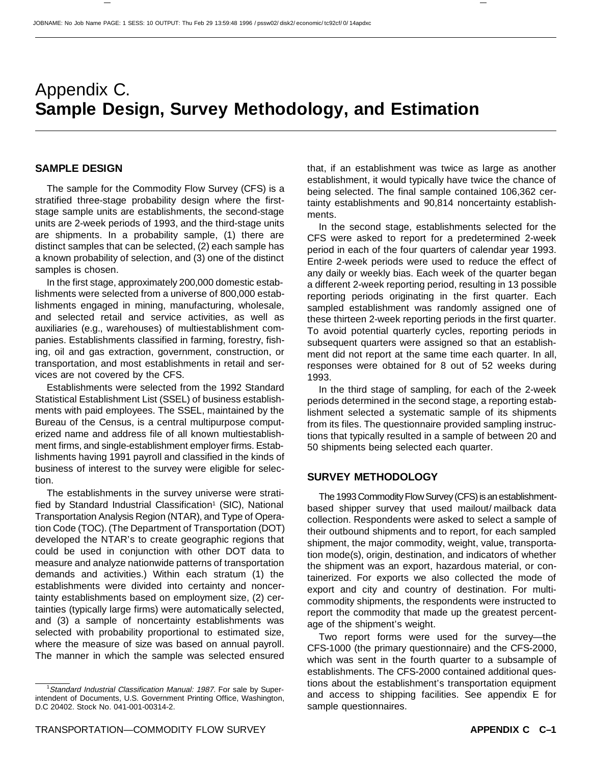# Appendix C. **Sample Design, Survey Methodology, and Estimation**

## SAMPLE DESIGN

The sample for the Commodity Flow Survey (CFS) is a stratified three-stage probability design where the first-stage sample units are establishments, the second-stage units are 2-week periods of 1993, and the third-stage units are shipments. In a probability sample, (1) there are distinct samples that can be selected, (2) each sample has a known probability of selection, and (3) one of the distinct samples is chosen.

In the first stage, approximately 200,000 domestic establishments were selected from a universe of 800,000 establishments engaged in mining, manufacturing, wholesale, and selected retail and service activities, as well as auxiliaries (e.g., warehouses) of multiestablishment companies. Establishments classified in farming, forestry, fishing, oil and gas extraction, government, construction, or transportation, and most establishments in retail and services are not covered by the CFS.

Establishments were selected from the 1992 Standard Statistical Establishment List (SSEL) of business establishments with paid employees. The SSEL, maintained by the Bureau of the Census, is a central multipurpose computerized name and address file of all known multiestablishment firms, and single-establishment employer firms. Establishments having 1991 payroll and classified in the kinds of business of interest to the survey were eligible for selection.

The establishments in the survey universe were stratified by Standard Industrial Classification[1] (SIC), National Transportation Analysis Region (NTAR), and Type of Operation Code (TOC). (The Department of Transportation (DOT) developed the NTAR's to create geographic regions that could be used in conjunction with other DOT data to measure and analyze nationwide patterns of transportation demands and activities.) Within each stratum (1) the establishments were divided into certainty and noncertainty establishments based on employment size, (2) certainties (typically large firms) were automatically selected, and (3) a sample of noncertainty establishments was selected with probability proportional to estimated size, where the measure of size was based on annual payroll. The manner in which the sample was selected ensured that, if an establishment was twice as large as another establishment, it would typically have twice the chance of being selected. The final sample contained 106,362 certainty establishments and 90,814 noncertainty establishments.

In the second stage, establishments selected for the CFS were asked to report for a predetermined 2-week period in each of the four quarters of calendar year 1993. Entire 2-week periods were used to reduce the effect of any daily or weekly bias. Each week of the quarter began a different 2-week reporting period, resulting in 13 possible reporting periods originating in the first quarter. Each sampled establishment was randomly assigned one of these thirteen 2-week reporting periods in the first quarter. To avoid potential quarterly cycles, reporting periods in subsequent quarters were assigned so that an establishment did not report at the same time each quarter. In all, responses were obtained for 8 out of 52 weeks during 1993.

In the third stage of sampling, for each of the 2-week periods determined in the second stage, a reporting establishment selected a systematic sample of its shipments from its files. The questionnaire provided sampling instructions that typically resulted in a sample of between 20 and 50 shipments being selected each quarter.

## SURVEY METHODOLOGY

The 1993 Commodity Flow Survey (CFS) is an establishment-based shipper survey that used mailout/mailback data collection. Respondents were asked to select a sample of their outbound shipments and to report, for each sampled shipment, the major commodity, weight, value, transportation mode(s), origin, destination, and indicators of whether the shipment was an export, hazardous material, or containerized. For exports we also collected the mode of export and city and country of destination. For multi-commodity shipments, the respondents were instructed to report the commodity that made up the greatest percentage of the shipment's weight.

Two report forms were used for the survey—the CFS-1000 (the primary questionnaire) and the CFS-2000, which was sent in the fourth quarter to a subsample of establishments. The CFS-2000 contained additional questions about the establishment's transportation equipment and access to shipping facilities. See appendix E for sample questionnaires.

[1] *Standard Industrial Classification Manual: 1987*. For sale by Superintendent of Documents, U.S. Government Printing Office, Washington, D.C 20402. Stock No. 041-001-00314-2.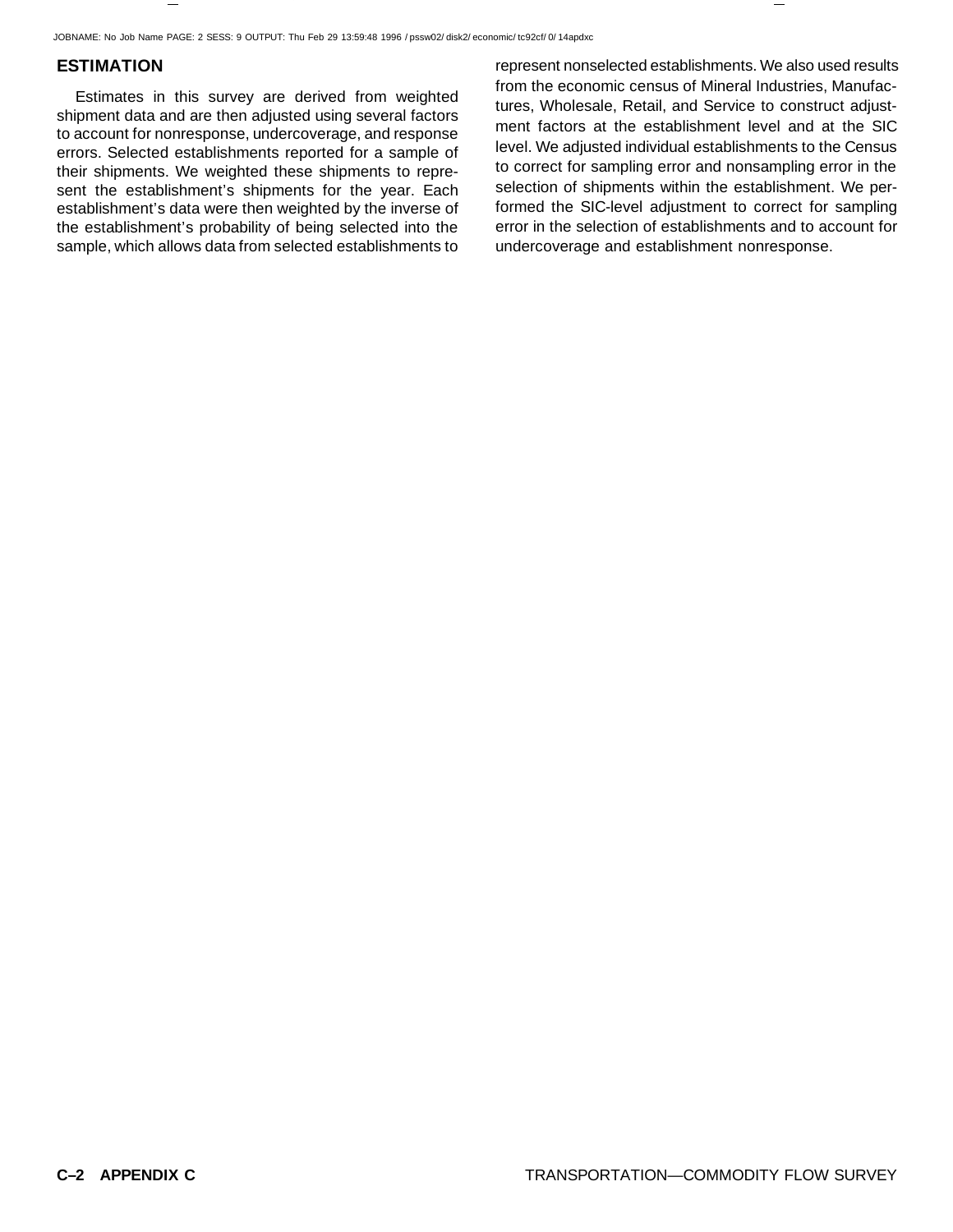## ESTIMATION

Estimates in this survey are derived from weighted shipment data and are then adjusted using several factors to account for nonresponse, undercoverage, and response errors. Selected establishments reported for a sample of their shipments. We weighted these shipments to represent the establishment's shipments for the year. Each establishment's data were then weighted by the inverse of the establishment's probability of being selected into the sample, which allows data from selected establishments to represent nonselected establishments. We also used results from the economic census of Mineral Industries, Manufactures, Wholesale, Retail, and Service to construct adjustment factors at the establishment level and at the SIC level. We adjusted individual establishments to the Census to correct for sampling error and nonsampling error in the selection of shipments within the establishment. We performed the SIC-level adjustment to correct for sampling error in the selection of establishments and to account for undercoverage and establishment nonresponse.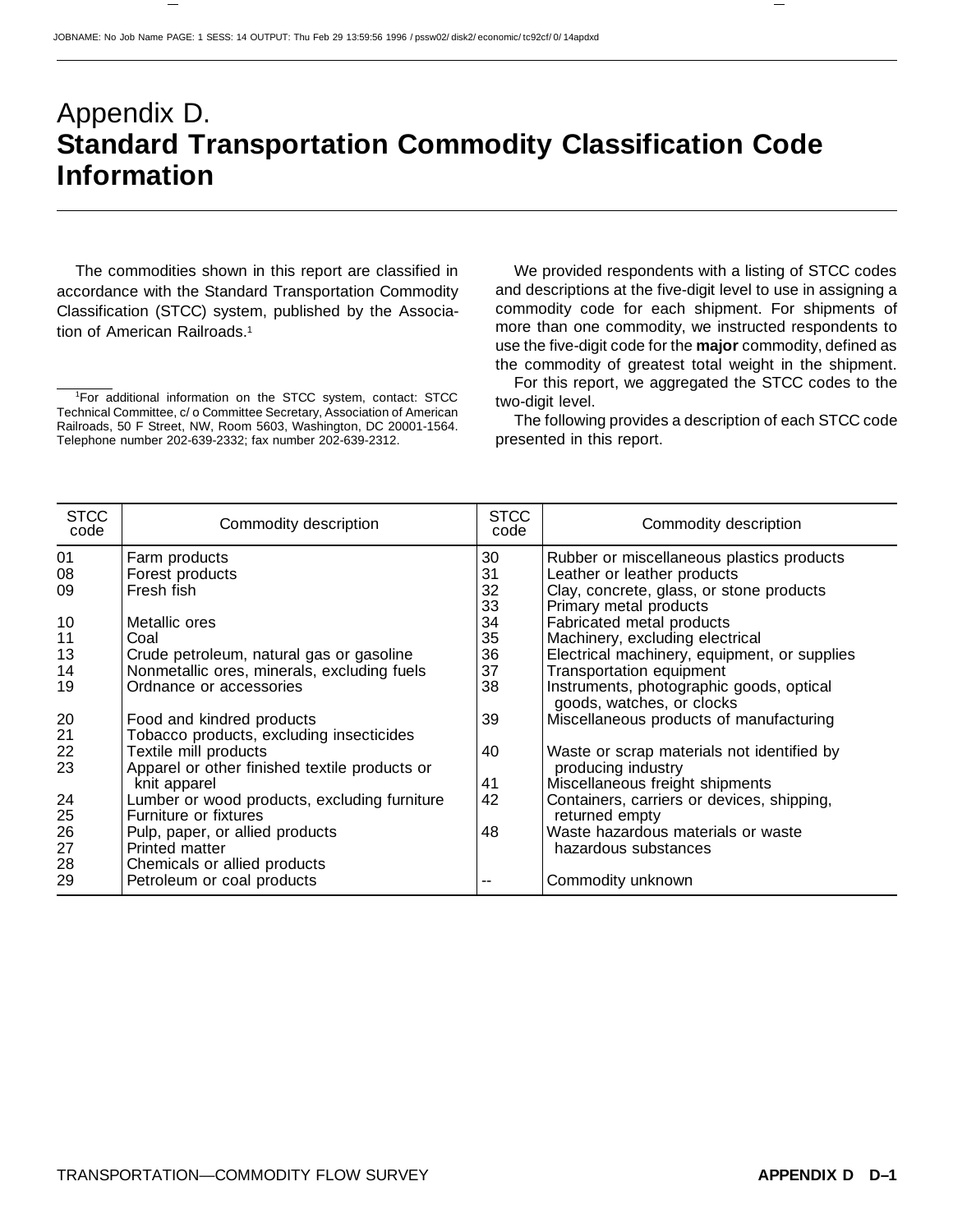# Appendix D. Standard Transportation Commodity Classification Code Information

The commodities shown in this report are classified in accordance with the Standard Transportation Commodity Classification (STCC) system, published by the Association of American Railroads.[1]

[1]For additional information on the STCC system, contact: STCC Technical Committee, c/ o Committee Secretary, Association of American Railroads, 50 F Street, NW, Room 5603, Washington, DC 20001-1564. Telephone number 202-639-2332; fax number 202-639-2312.

We provided respondents with a listing of STCC codes and descriptions at the five-digit level to use in assigning a commodity code for each shipment. For shipments of more than one commodity, we instructed respondents to use the five-digit code for the **major** commodity, defined as the commodity of greatest total weight in the shipment.

For this report, we aggregated the STCC codes to the two-digit level.

The following provides a description of each STCC code presented in this report.

| STCC code | Commodity description | STCC code | Commodity description |
|---|---|---|---|
| 01 | Farm products | 30 | Rubber or miscellaneous plastics products |
| 08 | Forest products | 31 | Leather or leather products |
| 09 | Fresh fish | 32 | Clay, concrete, glass, or stone products |
| | | 33 | Primary metal products |
| 10 | Metallic ores | 34 | Fabricated metal products |
| 11 | Coal | 35 | Machinery, excluding electrical |
| 13 | Crude petroleum, natural gas or gasoline | 36 | Electrical machinery, equipment, or supplies |
| 14 | Nonmetallic ores, minerals, excluding fuels | 37 | Transportation equipment |
| 19 | Ordnance or accessories | 38 | Instruments, photographic goods, optical goods, watches, or clocks |
| 20 | Food and kindred products | 39 | Miscellaneous products of manufacturing |
| 21 | Tobacco products, excluding insecticides | | |
| 22 | Textile mill products | 40 | Waste or scrap materials not identified by producing industry |
| 23 | Apparel or other finished textile products or knit apparel | 41 | Miscellaneous freight shipments |
| 24 | Lumber or wood products, excluding furniture | 42 | Containers, carriers or devices, shipping, returned empty |
| 25 | Furniture or fixtures | | |
| 26 | Pulp, paper, or allied products | 48 | Waste hazardous materials or waste hazardous substances |
| 27 | Printed matter | | |
| 28 | Chemicals or allied products | | |
| 29 | Petroleum or coal products | -- | Commodity unknown |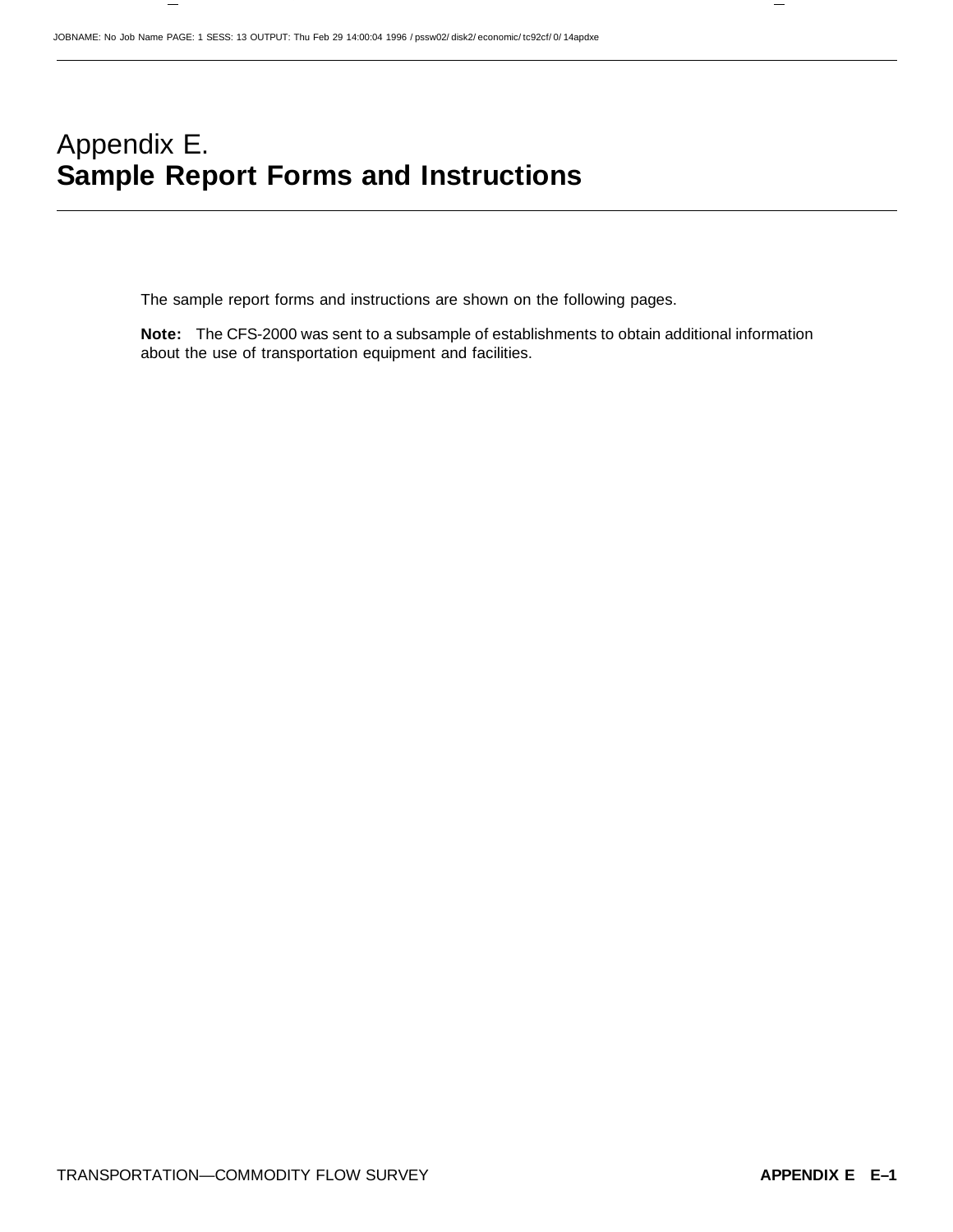# Appendix E. **Sample Report Forms and Instructions**

The sample report forms and instructions are shown on the following pages.

**Note:** The CFS-2000 was sent to a subsample of establishments to obtain additional information about the use of transportation equipment and facilities.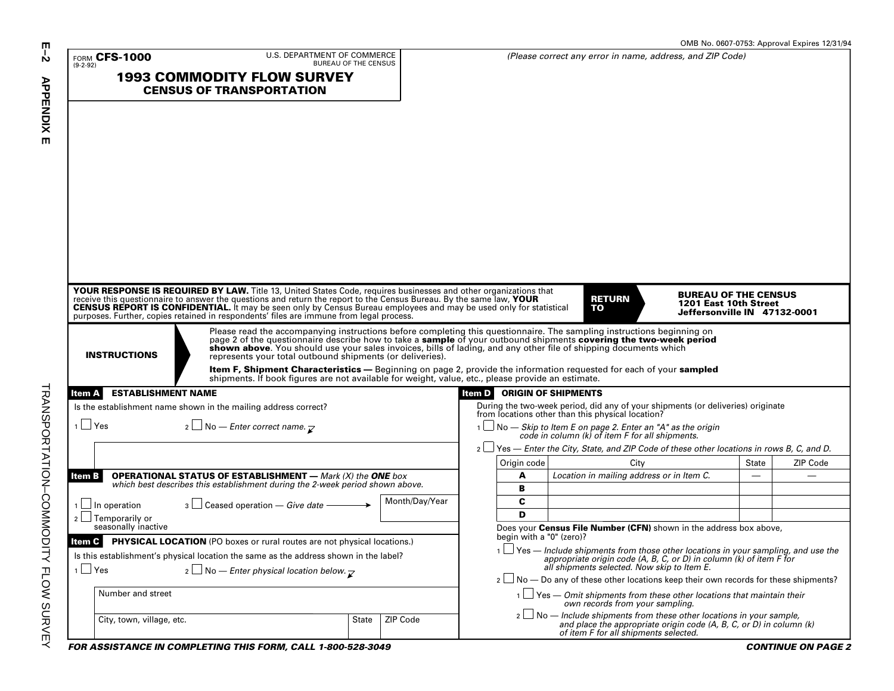OMB No. 0607-0753: Approval Expires 12/31/94

FORM **CFS-1000**
(9-2-92)

U.S. DEPARTMENT OF COMMERCE
BUREAU OF THE CENSUS

# 1993 COMMODITY FLOW SURVEY
## CENSUS OF TRANSPORTATION

*(Please correct any error in name, address, and ZIP Code)*

**YOUR RESPONSE IS REQUIRED BY LAW.** Title 13, United States Code, requires businesses and other organizations that receive this questionnaire to answer the questions and return the report to the Census Bureau. By the same law, **YOUR CENSUS REPORT IS CONFIDENTIAL.** It may be seen only by Census Bureau employees and may be used only for statistical purposes. Further, copies retained in respondents' files are immune from legal process.

**RETURN TO**

**BUREAU OF THE CENSUS**
**1201 East 10th Street**
**Jeffersonville IN 47132-0001**

**INSTRUCTIONS**

Please read the accompanying instructions before completing this questionnaire. The sampling instructions beginning on page 2 of the questionnaire describe how to take a **sample** of your outbound shipments **covering the two-week period shown above**. You should use your sales invoices, bills of lading, and any other file of shipping documents which represents your total outbound shipments (or deliveries).

**Item F, Shipment Characteristics —** Beginning on page 2, provide the information requested for each of your **sampled** shipments. If book figures are not available for weight, value, etc., please provide an estimate.

### Item A — ESTABLISHMENT NAME

Is the establishment name shown in the mailing address correct?

1 ☐ Yes    2 ☐ No — *Enter correct name.*

### Item B — OPERATIONAL STATUS OF ESTABLISHMENT — *Mark (X) the **ONE** box which best describes this establishment during the 2-week period shown above.*

1 ☐ In operation
2 ☐ Temporarily or seasonally inactive
3 ☐ Ceased operation — *Give date* → Month/Day/Year

### Item C — PHYSICAL LOCATION (PO boxes or rural routes are not physical locations.)

Is this establishment's physical location the same as the address shown in the label?

1 ☐ Yes    2 ☐ No — *Enter physical location below.*

| Number and street | | |
|---|---|---|
| City, town, village, etc. | State | ZIP Code |

### Item D — ORIGIN OF SHIPMENTS

During the two-week period, did any of your shipments (or deliveries) originate from locations other than this physical location?

1 ☐ No — *Skip to Item E on page 2. Enter an "A" as the origin code in column (k) of item F for all shipments.*

2 ☐ Yes — *Enter the City, State, and ZIP Code of these other locations in rows B, C, and D.*

| Origin code | City | State | ZIP Code |
|---|---|---|---|
| **A** | *Location in mailing address or in Item C.* | — | — |
| **B** | | | |
| **C** | | | |
| **D** | | | |

Does your **Census File Number (CFN)** shown in the address box above, begin with a "0" (zero)?

1 ☐ Yes — *Include shipments from those other locations in your sampling, and use the appropriate origin code (A, B, C, or D) in column (k) of item F for all shipments selected. Now skip to Item E.*

2 ☐ No — Do any of these other locations keep their own records for these shipments?

- 1 ☐ Yes — *Omit shipments from these other locations that maintain their own records from your sampling.*
- 2 ☐ No — *Include shipments from these other locations in your sample, and place the appropriate origin code (A, B, C, or D) in column (k) of item F for all shipments selected.*

***FOR ASSISTANCE IN COMPLETING THIS FORM, CALL 1-800-528-3049***

***CONTINUE ON PAGE 2***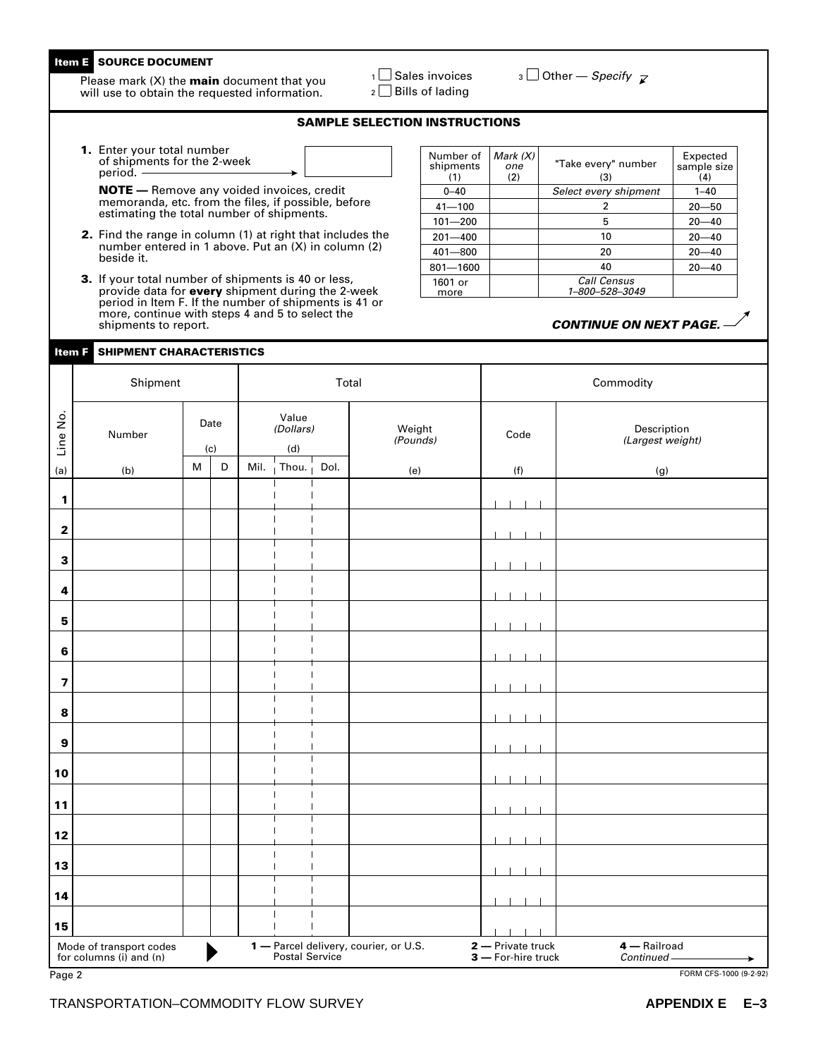**Item E** **SOURCE DOCUMENT**

Please mark (X) the **main** document that you will use to obtain the requested information.

1 ☐ Sales invoices
2 ☐ Bills of lading
3 ☐ Other — *Specify*

## SAMPLE SELECTION INSTRUCTIONS

**1.** Enter your total number of shipments for the 2-week period. ⟶ [ ]

**NOTE —** Remove any voided invoices, credit memoranda, etc. from the files, if possible, before estimating the total number of shipments.

**2.** Find the range in column (1) at right that includes the number entered in 1 above. Put an (X) in column (2) beside it.

**3.** If your total number of shipments is 40 or less, provide data for **every** shipment during the 2-week period in Item F. If the number of shipments is 41 or more, continue with steps 4 and 5 to select the shipments to report.

| Number of shipments (1) | *Mark (X) one* (2) | "Take every" number (3) | Expected sample size (4) |
|---|---|---|---|
| 0–40 | | *Select every shipment* | 1–40 |
| 41—100 | | 2 | 20—50 |
| 101—200 | | 5 | 20—40 |
| 201—400 | | 10 | 20—40 |
| 401—800 | | 20 | 20—40 |
| 801—1600 | | 40 | 20—40 |
| 1601 or more | | *Call Census 1–800–528–3049* | |

***CONTINUE ON NEXT PAGE.***

**Item F** **SHIPMENT CHARACTERISTICS**

| Line No. | Shipment | | | Total | | | | Commodity | |
|---|---|---|---|---|---|---|---|---|---|
| | Number | Date | | Value *(Dollars)* | | | Weight *(Pounds)* | Code | Description *(Largest weight)* |
| | | (c) | | (d) | | | | | |
| (a) | (b) | M | D | Mil. | Thou. | Dol. | (e) | (f) | (g) |
| **1** | | | | | | | | | |
| **2** | | | | | | | | | |
| **3** | | | | | | | | | |
| **4** | | | | | | | | | |
| **5** | | | | | | | | | |
| **6** | | | | | | | | | |
| **7** | | | | | | | | | |
| **8** | | | | | | | | | |
| **9** | | | | | | | | | |
| **10** | | | | | | | | | |
| **11** | | | | | | | | | |
| **12** | | | | | | | | | |
| **13** | | | | | | | | | |
| **14** | | | | | | | | | |
| **15** | | | | | | | | | |

Mode of transport codes for columns (i) and (n) ▶ **1 —** Parcel delivery, courier, or U.S. Postal Service **2 —** Private truck **3 —** For-hire truck **4 —** Railroad *Continued* ⟶

Page 2

FORM CFS-1000 (9-2-92)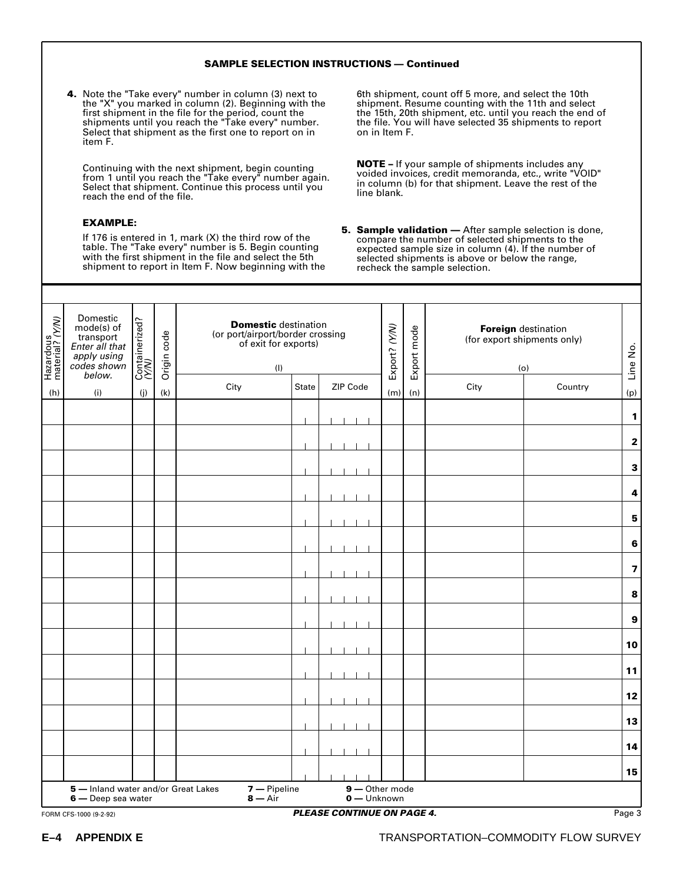## SAMPLE SELECTION INSTRUCTIONS — Continued

**4.** Note the "Take every" number in column (3) next to the "X" you marked in column (2). Beginning with the first shipment in the file for the period, count the shipments until you reach the "Take every" number. Select that shipment as the first one to report on in item F.

Continuing with the next shipment, begin counting from 1 until you reach the "Take every" number again. Select that shipment. Continue this process until you reach the end of the file.

**EXAMPLE:**

If 176 is entered in 1, mark (X) the third row of the table. The "Take every" number is 5. Begin counting with the first shipment in the file and select the 5th shipment to report in Item F. Now beginning with the 6th shipment, count off 5 more, and select the 10th shipment. Resume counting with the 11th and select the 15th, 20th shipment, etc. until you reach the end of the file. You will have selected 35 shipments to report on in Item F.

**NOTE –** If your sample of shipments includes any voided invoices, credit memoranda, etc., write "VOID" in column (b) for that shipment. Leave the rest of the line blank.

**5. Sample validation —** After sample selection is done, compare the number of selected shipments to the expected sample size in column (4). If the number of selected shipments is above or below the range, recheck the sample selection.

| Hazardous material? (Y/N) | Domestic mode(s) of transport *Enter all that apply using codes shown below.* | Containerized? (Y/N) | Origin code | **Domestic** destination (or port/airport/border crossing of exit for exports) (l) | | | Export? (Y/N) | Export mode | **Foreign** destination (for export shipments only) (o) | | Line No. |
|---|---|---|---|---|---|---|---|---|---|---|---|
| | | | | City | State | ZIP Code | | | City | Country | |
| (h) | (i) | (j) | (k) | | | | (m) | (n) | | | (p) |
| | | | | | | | | | | | **1** |
| | | | | | | | | | | | **2** |
| | | | | | | | | | | | **3** |
| | | | | | | | | | | | **4** |
| | | | | | | | | | | | **5** |
| | | | | | | | | | | | **6** |
| | | | | | | | | | | | **7** |
| | | | | | | | | | | | **8** |
| | | | | | | | | | | | **9** |
| | | | | | | | | | | | **10** |
| | | | | | | | | | | | **11** |
| | | | | | | | | | | | **12** |
| | | | | | | | | | | | **13** |
| | | | | | | | | | | | **14** |
| | | | | | | | | | | | **15** |

**5 —** Inland water and/or Great Lakes
**6 —** Deep sea water
**7 —** Pipeline
**8 —** Air
**9 —** Other mode
**0 —** Unknown

FORM CFS-1000 (9-2-92)

***PLEASE CONTINUE ON PAGE 4.***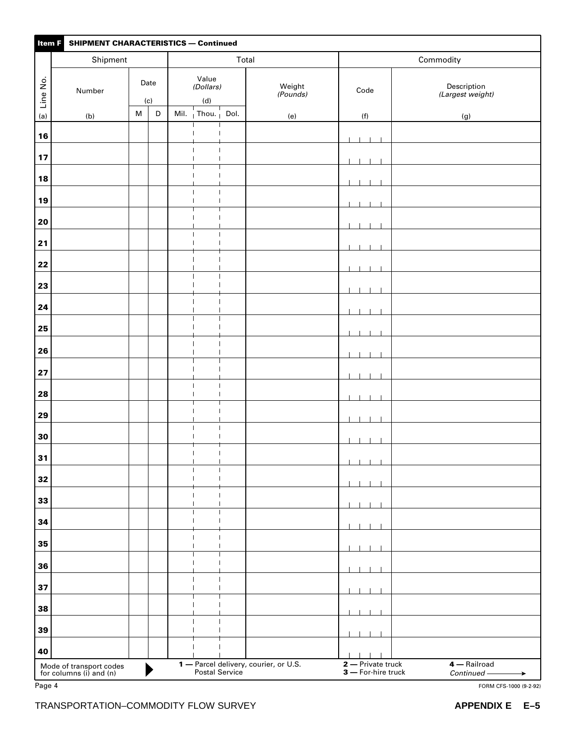**Item F SHIPMENT CHARACTERISTICS — Continued**

| Line No. | Shipment | | | Total | | | | Commodity | |
|---|---|---|---|---|---|---|---|---|---|
| | Number | Date | | Value *(Dollars)* | | | Weight *(Pounds)* | Code | Description *(Largest weight)* |
| | | (c) | | (d) | | | | | |
| (a) | (b) | M | D | Mil. | Thou. | Dol. | (e) | (f) | (g) |
| 16 | | | | | | | | | |
| 17 | | | | | | | | | |
| 18 | | | | | | | | | |
| 19 | | | | | | | | | |
| 20 | | | | | | | | | |
| 21 | | | | | | | | | |
| 22 | | | | | | | | | |
| 23 | | | | | | | | | |
| 24 | | | | | | | | | |
| 25 | | | | | | | | | |
| 26 | | | | | | | | | |
| 27 | | | | | | | | | |
| 28 | | | | | | | | | |
| 29 | | | | | | | | | |
| 30 | | | | | | | | | |
| 31 | | | | | | | | | |
| 32 | | | | | | | | | |
| 33 | | | | | | | | | |
| 34 | | | | | | | | | |
| 35 | | | | | | | | | |
| 36 | | | | | | | | | |
| 37 | | | | | | | | | |
| 38 | | | | | | | | | |
| 39 | | | | | | | | | |
| 40 | | | | | | | | | |

Mode of transport codes for columns (i) and (n) ▶ **1** — Parcel delivery, courier, or U.S. Postal Service **2** — Private truck **3** — For-hire truck **4** — Railroad *Continued* →

Page 4

FORM CFS-1000 (9-2-92)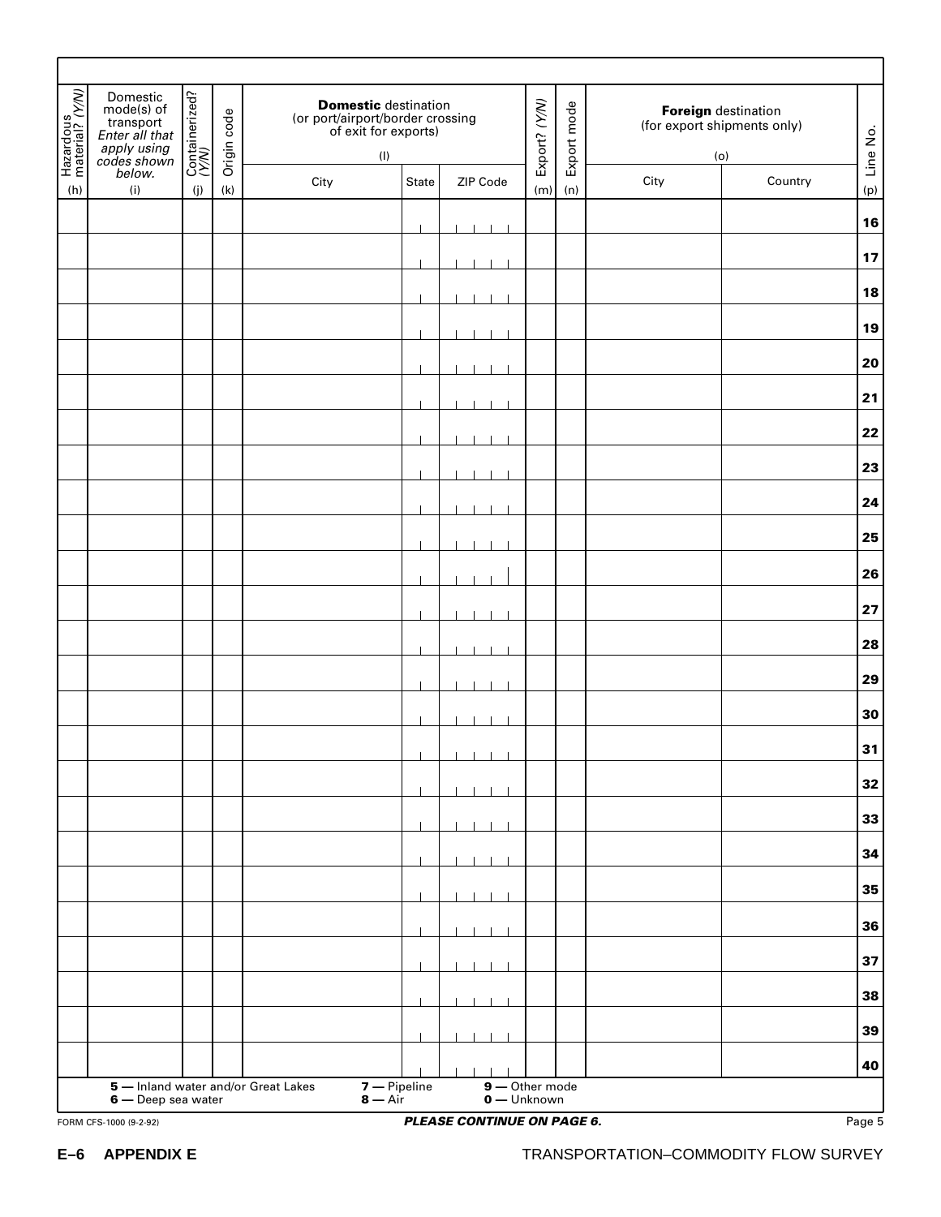| Hazardous material? (Y/N) | Domestic mode(s) of transport *Enter all that apply using codes shown below.* | Containerized? (Y/N) | Origin code | **Domestic** destination (or port/airport/border crossing of exit for exports) | | | Export? (Y/N) | Export mode | **Foreign** destination (for export shipments only) | | Line No. |
|---|---|---|---|---|---|---|---|---|---|---|---|
| | | | | (l) | | | | | (o) | | |
| | | | | City | State | ZIP Code | | | City | Country | |
| (h) | (i) | (j) | (k) | | | | (m) | (n) | | | (p) |
| | | | | | | | | | | | **16** |
| | | | | | | | | | | | **17** |
| | | | | | | | | | | | **18** |
| | | | | | | | | | | | **19** |
| | | | | | | | | | | | **20** |
| | | | | | | | | | | | **21** |
| | | | | | | | | | | | **22** |
| | | | | | | | | | | | **23** |
| | | | | | | | | | | | **24** |
| | | | | | | | | | | | **25** |
| | | | | | | | | | | | **26** |
| | | | | | | | | | | | **27** |
| | | | | | | | | | | | **28** |
| | | | | | | | | | | | **29** |
| | | | | | | | | | | | **30** |
| | | | | | | | | | | | **31** |
| | | | | | | | | | | | **32** |
| | | | | | | | | | | | **33** |
| | | | | | | | | | | | **34** |
| | | | | | | | | | | | **35** |
| | | | | | | | | | | | **36** |
| | | | | | | | | | | | **37** |
| | | | | | | | | | | | **38** |
| | | | | | | | | | | | **39** |
| | | | | | | | | | | | **40** |

**5** — Inland water and/or Great Lakes
**6** — Deep sea water
**7** — Pipeline
**8** — Air
**9** — Other mode
**0** — Unknown

FORM CFS-1000 (9-2-92)

***PLEASE CONTINUE ON PAGE 6.***

Page 5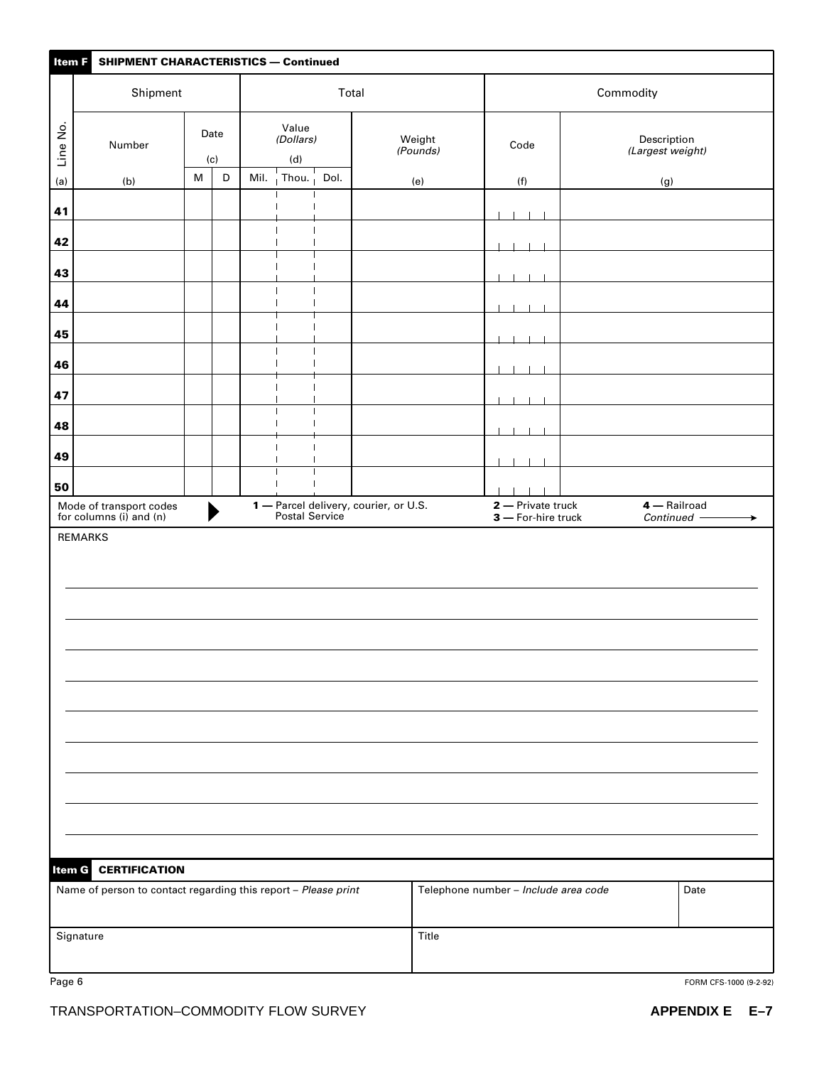**Item F** **SHIPMENT CHARACTERISTICS — Continued**

| Line No. | Shipment | | | Total | | | | Commodity | |
|---|---|---|---|---|---|---|---|---|---|
| | Number | Date (c) | | Value *(Dollars)* (d) | | | Weight *(Pounds)* | Code | Description *(Largest weight)* |
| (a) | (b) | M | D | Mil. | Thou. | Dol. | (e) | (f) | (g) |
| 41 | | | | | | | | | |
| 42 | | | | | | | | | |
| 43 | | | | | | | | | |
| 44 | | | | | | | | | |
| 45 | | | | | | | | | |
| 46 | | | | | | | | | |
| 47 | | | | | | | | | |
| 48 | | | | | | | | | |
| 49 | | | | | | | | | |
| 50 | | | | | | | | | |

Mode of transport codes for columns (i) and (n) ▶ **1** — Parcel delivery, courier, or U.S. Postal Service **2** — Private truck **3** — For-hire truck **4** — Railroad *Continued* →

REMARKS

**Item G** **CERTIFICATION**

| Name of person to contact regarding this report – *Please print* | Telephone number – *Include area code* | Date |
|---|---|---|
| Signature | Title | |

Page 6 FORM CFS-1000 (9-2-92)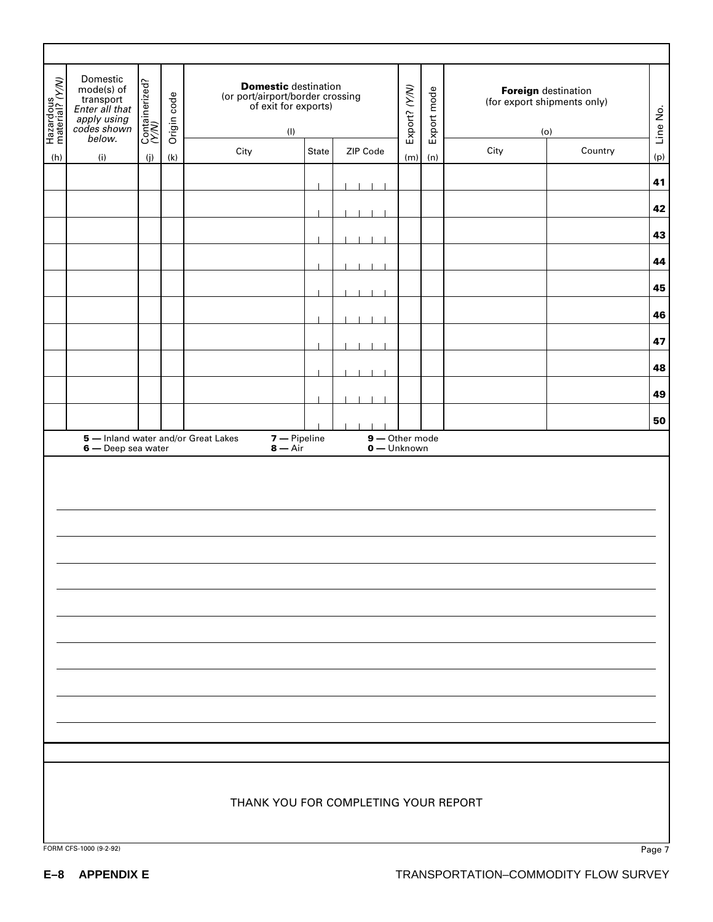| Hazardous material? (Y/N) | Domestic mode(s) of transport *Enter all that apply using codes shown below.* | Containerized? (Y/N) | Origin code | **Domestic** destination (or port/airport/border crossing of exit for exports) (l) | | | Export? (Y/N) | Export mode | **Foreign** destination (for export shipments only) (o) | | Line No. |
|---|---|---|---|---|---|---|---|---|---|---|---|
| | | | | City | State | ZIP Code | | | City | Country | |
| (h) | (i) | (j) | (k) | | | | (m) | (n) | | | (p) |
| | | | | | | | | | | | **41** |
| | | | | | | | | | | | **42** |
| | | | | | | | | | | | **43** |
| | | | | | | | | | | | **44** |
| | | | | | | | | | | | **45** |
| | | | | | | | | | | | **46** |
| | | | | | | | | | | | **47** |
| | | | | | | | | | | | **48** |
| | | | | | | | | | | | **49** |
| | | | | | | | | | | | **50** |

**5 —** Inland water and/or Great Lakes
**6 —** Deep sea water
**7 —** Pipeline
**8 —** Air
**9 —** Other mode
**0 —** Unknown

THANK YOU FOR COMPLETING YOUR REPORT

FORM CFS-1000 (9-2-92)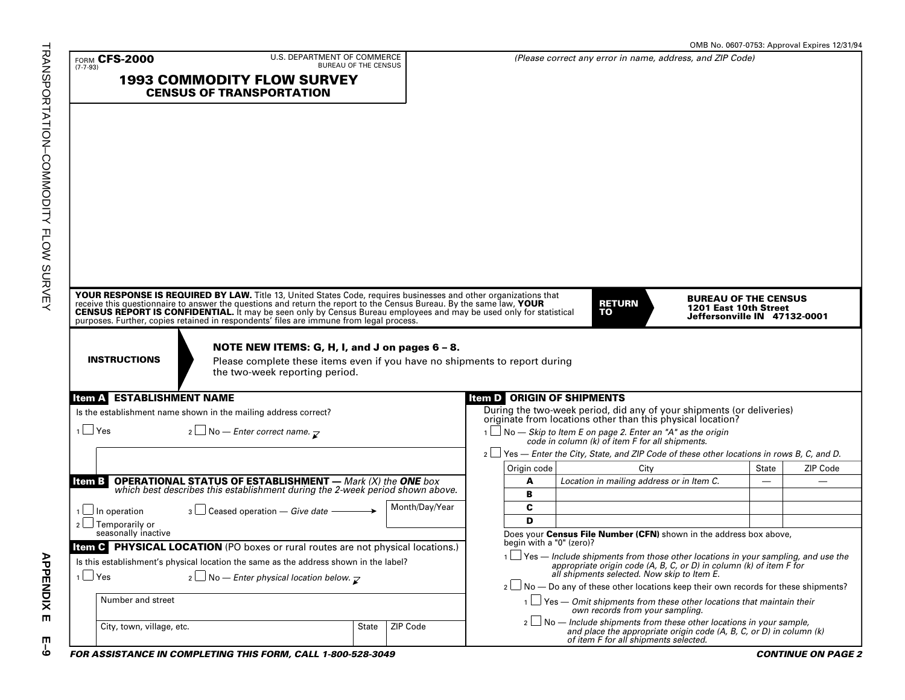OMB No. 0607-0753: Approval Expires 12/31/94

FORM **CFS-2000** (7-7-93)

U.S. DEPARTMENT OF COMMERCE
BUREAU OF THE CENSUS

# 1993 COMMODITY FLOW SURVEY
## CENSUS OF TRANSPORTATION

*(Please correct any error in name, address, and ZIP Code)*

**YOUR RESPONSE IS REQUIRED BY LAW.** Title 13, United States Code, requires businesses and other organizations that receive this questionnaire to answer the questions and return the report to the Census Bureau. By the same law, **YOUR CENSUS REPORT IS CONFIDENTIAL.** It may be seen only by Census Bureau employees and may be used only for statistical purposes. Further, copies retained in respondents' files are immune from legal process.

**RETURN TO**

**BUREAU OF THE CENSUS**
**1201 East 10th Street**
**Jeffersonville IN 47132-0001**

**INSTRUCTIONS**

**NOTE NEW ITEMS: G, H, I, and J on pages 6 – 8.**
Please complete these items even if you have no shipments to report during the two-week reporting period.

### Item A ESTABLISHMENT NAME

Is the establishment name shown in the mailing address correct?

1 ☐ Yes 2 ☐ No — *Enter correct name.*

### Item B OPERATIONAL STATUS OF ESTABLISHMENT — *Mark (X) the* ***ONE*** *box which best describes this establishment during the 2-week period shown above.*

1 ☐ In operation
2 ☐ Temporarily or seasonally inactive
3 ☐ Ceased operation — *Give date* → Month/Day/Year

### Item C PHYSICAL LOCATION (PO boxes or rural routes are not physical locations.)

Is this establishment's physical location the same as the address shown in the label?

1 ☐ Yes 2 ☐ No — *Enter physical location below.*

| Number and street | | |
|---|---|---|
| City, town, village, etc. | State | ZIP Code |

### Item D ORIGIN OF SHIPMENTS

During the two-week period, did any of your shipments (or deliveries) originate from locations other than this physical location?

1 ☐ No — *Skip to Item E on page 2. Enter an "A" as the origin code in column (k) of item F for all shipments.*

2 ☐ Yes — *Enter the City, State, and ZIP Code of these other locations in rows B, C, and D.*

| Origin code | City | State | ZIP Code |
|---|---|---|---|
| **A** | *Location in mailing address or in Item C.* | — | — |
| **B** | | | |
| **C** | | | |
| **D** | | | |

Does your **Census File Number (CFN)** shown in the address box above, begin with a "0" (zero)?

1 ☐ Yes — *Include shipments from those other locations in your sampling, and use the appropriate origin code (A, B, C, or D) in column (k) of item F for all shipments selected. Now skip to Item E.*

2 ☐ No — Do any of these other locations keep their own records for these shipments?

1 ☐ Yes — *Omit shipments from these other locations that maintain their own records from your sampling.*

2 ☐ No — *Include shipments from these other locations in your sample, and place the appropriate origin code (A, B, C, or D) in column (k) of item F for all shipments selected.*

***FOR ASSISTANCE IN COMPLETING THIS FORM, CALL 1-800-528-3049***

***CONTINUE ON PAGE 2***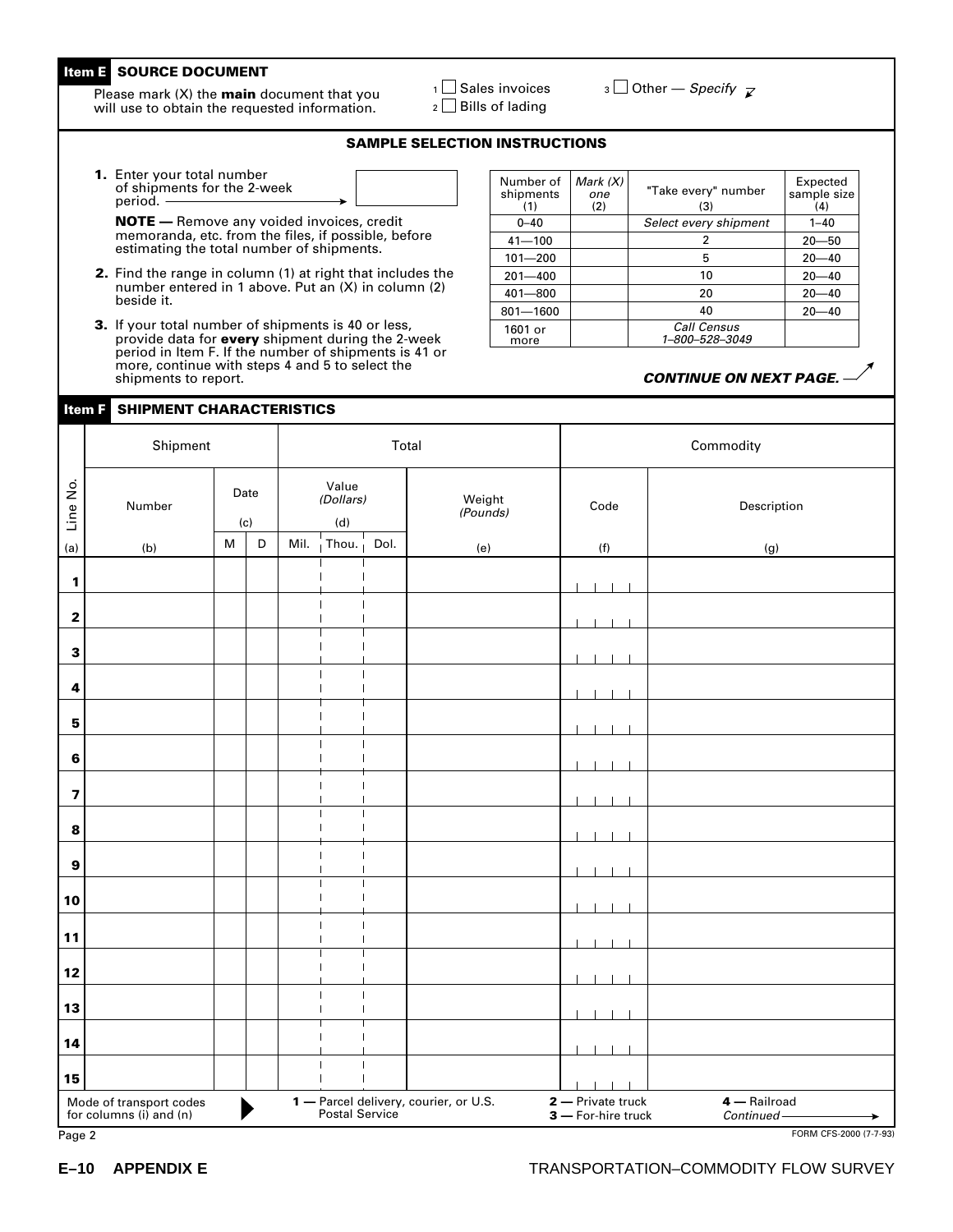## Item E SOURCE DOCUMENT

Please mark (X) the **main** document that you will use to obtain the requested information.

1 ☐ Sales invoices
2 ☐ Bills of lading
3 ☐ Other — *Specify*

### SAMPLE SELECTION INSTRUCTIONS

**1.** Enter your total number of shipments for the 2-week period. ⟶ ☐

**NOTE —** Remove any voided invoices, credit memoranda, etc. from the files, if possible, before estimating the total number of shipments.

**2.** Find the range in column (1) at right that includes the number entered in 1 above. Put an (X) in column (2) beside it.

**3.** If your total number of shipments is 40 or less, provide data for **every** shipment during the 2-week period in Item F. If the number of shipments is 41 or more, continue with steps 4 and 5 to select the shipments to report.

| Number of shipments (1) | *Mark (X) one* (2) | "Take every" number (3) | Expected sample size (4) |
|---|---|---|---|
| 0–40 | | *Select every shipment* | 1–40 |
| 41—100 | | 2 | 20—50 |
| 101—200 | | 5 | 20—40 |
| 201—400 | | 10 | 20—40 |
| 401—800 | | 20 | 20—40 |
| 801—1600 | | 40 | 20—40 |
| 1601 or more | | *Call Census 1–800–528–3049* | |

***CONTINUE ON NEXT PAGE.***

## Item F SHIPMENT CHARACTERISTICS

| Line No. | Shipment | | | Total | | | | Commodity | |
|---|---|---|---|---|---|---|---|---|---|
| | Number | Date (c) | | Value *(Dollars)* (d) | | | Weight *(Pounds)* | Code | Description |
| | | M | D | Mil. | Thou. | Dol. | | | |
| (a) | (b) | | | | | | (e) | (f) | (g) |
| 1 | | | | | | | | | |
| 2 | | | | | | | | | |
| 3 | | | | | | | | | |
| 4 | | | | | | | | | |
| 5 | | | | | | | | | |
| 6 | | | | | | | | | |
| 7 | | | | | | | | | |
| 8 | | | | | | | | | |
| 9 | | | | | | | | | |
| 10 | | | | | | | | | |
| 11 | | | | | | | | | |
| 12 | | | | | | | | | |
| 13 | | | | | | | | | |
| 14 | | | | | | | | | |
| 15 | | | | | | | | | |

Mode of transport codes for columns (i) and (n) ▶ **1 —** Parcel delivery, courier, or U.S. Postal Service **2 —** Private truck **3 —** For-hire truck **4 —** Railroad *Continued* ⟶

Page 2 FORM CFS-2000 (7-7-93)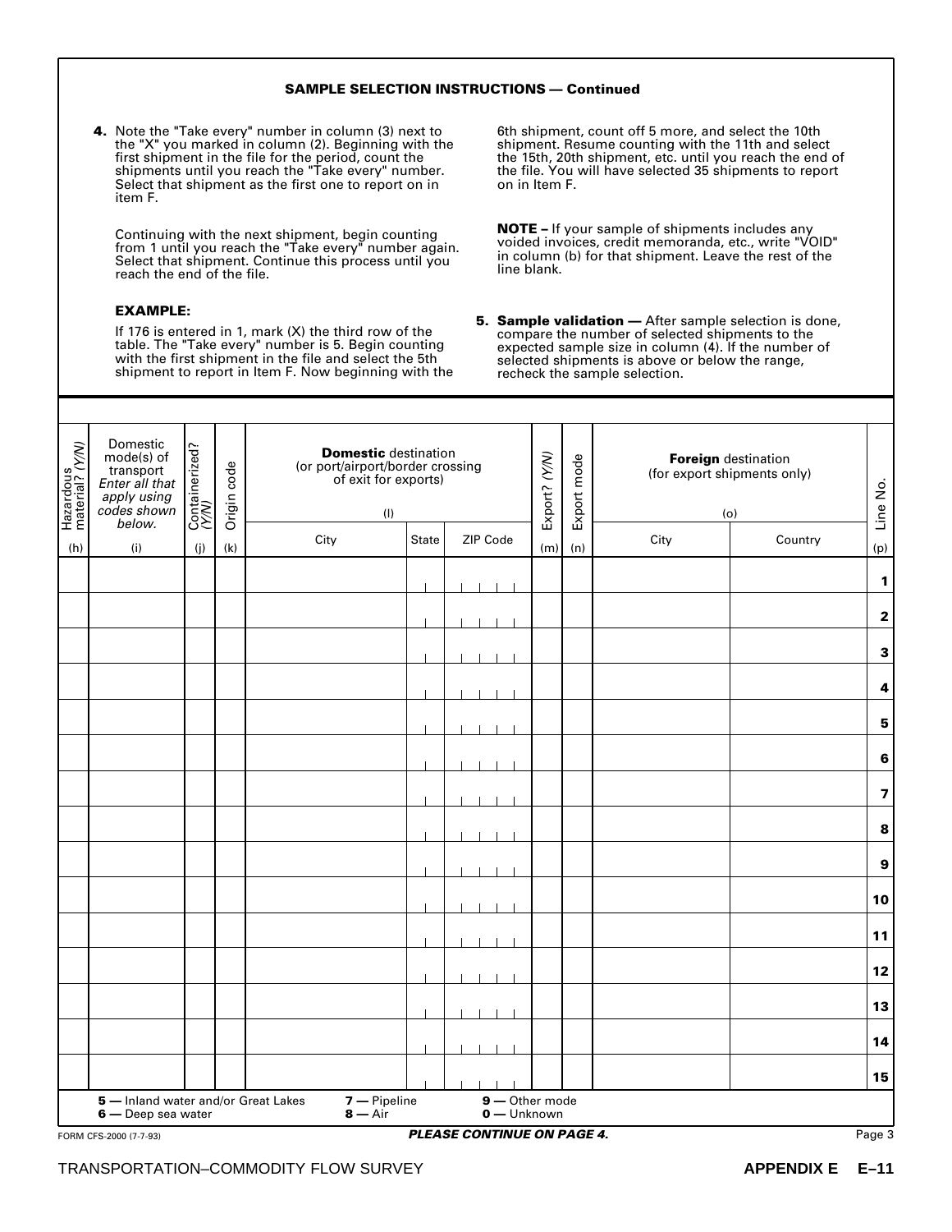## SAMPLE SELECTION INSTRUCTIONS — Continued

**4.** Note the "Take every" number in column (3) next to the "X" you marked in column (2). Beginning with the first shipment in the file for the period, count the shipments until you reach the "Take every" number. Select that shipment as the first one to report on in item F.

Continuing with the next shipment, begin counting from 1 until you reach the "Take every" number again. Select that shipment. Continue this process until you reach the end of the file.

**EXAMPLE:**

If 176 is entered in 1, mark (X) the third row of the table. The "Take every" number is 5. Begin counting with the first shipment in the file and select the 5th shipment to report in Item F. Now beginning with the 6th shipment, count off 5 more, and select the 10th shipment. Resume counting with the 11th and select the 15th, 20th shipment, etc. until you reach the end of the file. You will have selected 35 shipments to report on in Item F.

**NOTE –** If your sample of shipments includes any voided invoices, credit memoranda, etc., write "VOID" in column (b) for that shipment. Leave the rest of the line blank.

**5. Sample validation —** After sample selection is done, compare the number of selected shipments to the expected sample size in column (4). If the number of selected shipments is above or below the range, recheck the sample selection.

| Hazardous material? (Y/N) (h) | Domestic mode(s) of transport *Enter all that apply using codes shown below.* (i) | Containerized? (Y/N) (j) | Origin code (k) | **Domestic** destination (or port/airport/border crossing of exit for exports) (l) | | | Export? (Y/N) (m) | Export mode (n) | **Foreign** destination (for export shipments only) (o) | | Line No. (p) |
|---|---|---|---|---|---|---|---|---|---|---|---|
| | | | | City | State | ZIP Code | | | City | Country | |
| | | | | | | | | | | | **1** |
| | | | | | | | | | | | **2** |
| | | | | | | | | | | | **3** |
| | | | | | | | | | | | **4** |
| | | | | | | | | | | | **5** |
| | | | | | | | | | | | **6** |
| | | | | | | | | | | | **7** |
| | | | | | | | | | | | **8** |
| | | | | | | | | | | | **9** |
| | | | | | | | | | | | **10** |
| | | | | | | | | | | | **11** |
| | | | | | | | | | | | **12** |
| | | | | | | | | | | | **13** |
| | | | | | | | | | | | **14** |
| | | | | | | | | | | | **15** |

**5 —** Inland water and/or Great Lakes  
**6 —** Deep sea water  
**7 —** Pipeline  
**8 —** Air  
**9 —** Other mode  
**0 —** Unknown

FORM CFS-2000 (7-7-93)

***PLEASE CONTINUE ON PAGE 4.***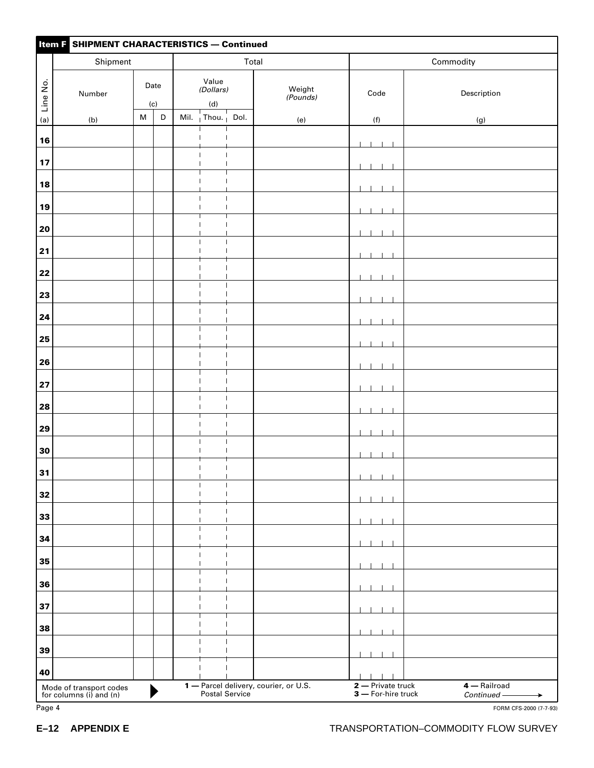## Item F SHIPMENT CHARACTERISTICS — Continued

| Line No. | Shipment | | | Total | | | | Commodity | |
|---|---|---|---|---|---|---|---|---|---|
| | Number | Date (c) | | Value *(Dollars)* (d) | | | Weight *(Pounds)* | Code | Description |
| (a) | (b) | M | D | Mil. | Thou. | Dol. | (e) | (f) | (g) |
| 16 | | | | | | | | | |
| 17 | | | | | | | | | |
| 18 | | | | | | | | | |
| 19 | | | | | | | | | |
| 20 | | | | | | | | | |
| 21 | | | | | | | | | |
| 22 | | | | | | | | | |
| 23 | | | | | | | | | |
| 24 | | | | | | | | | |
| 25 | | | | | | | | | |
| 26 | | | | | | | | | |
| 27 | | | | | | | | | |
| 28 | | | | | | | | | |
| 29 | | | | | | | | | |
| 30 | | | | | | | | | |
| 31 | | | | | | | | | |
| 32 | | | | | | | | | |
| 33 | | | | | | | | | |
| 34 | | | | | | | | | |
| 35 | | | | | | | | | |
| 36 | | | | | | | | | |
| 37 | | | | | | | | | |
| 38 | | | | | | | | | |
| 39 | | | | | | | | | |
| 40 | | | | | | | | | |

Mode of transport codes for columns (i) and (n) ▶ **1 —** Parcel delivery, courier, or U.S. Postal Service **2 —** Private truck **3 —** For-hire truck **4 —** Railroad *Continued* →

Page 4

FORM CFS-2000 (7-7-93)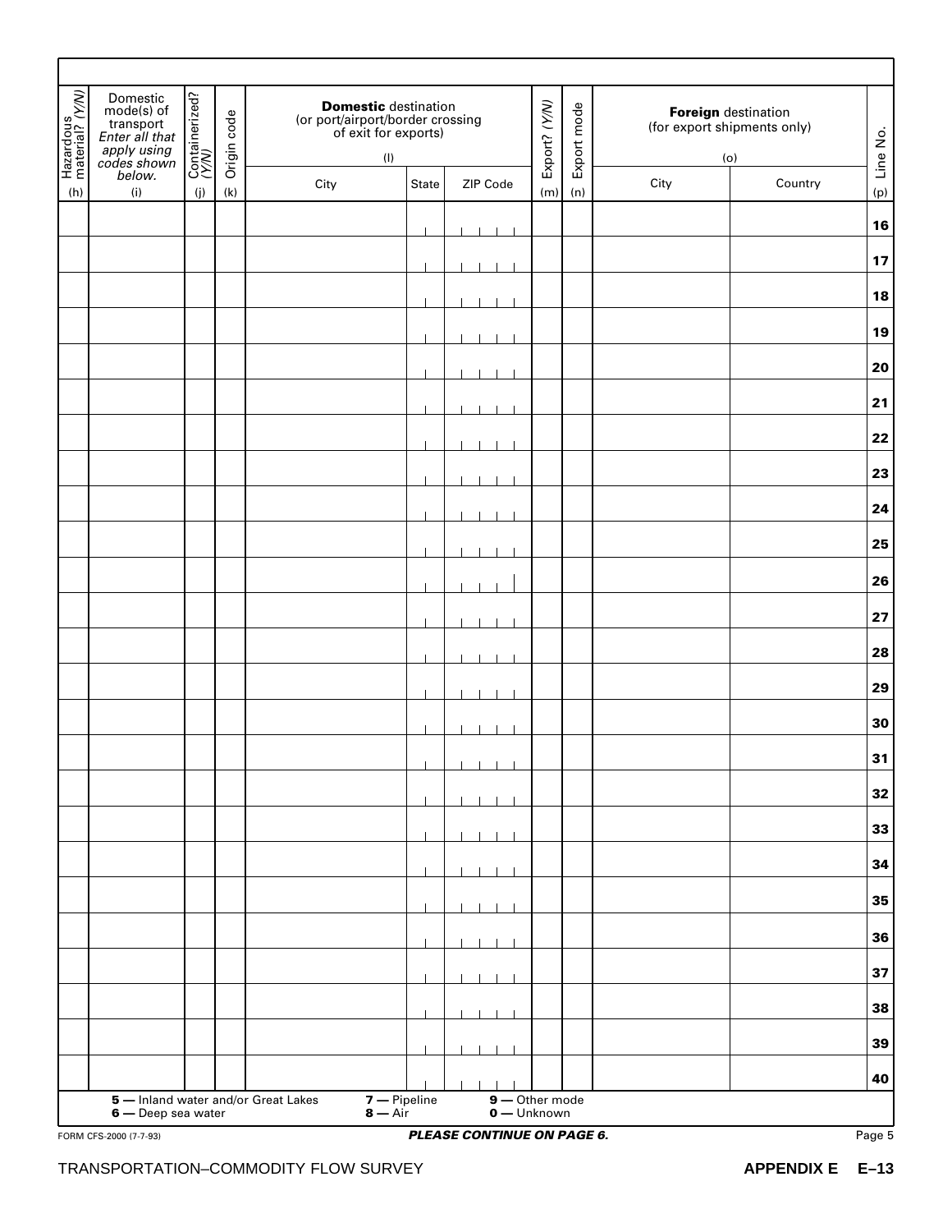| Hazardous material? *(Y/N)* (h) | Domestic mode(s) of transport *Enter all that apply using codes shown below.* (i) | Containerized? *(Y/N)* (j) | Origin code (k) | **Domestic** destination (or port/airport/border crossing of exit for exports) (l) | | | Export? *(Y/N)* (m) | Export mode (n) | **Foreign** destination (for export shipments only) (o) | | Line No. (p) |
|---|---|---|---|---|---|---|---|---|---|---|---|
| | | | | City | State | ZIP Code | | | City | Country | |
| | | | | | | | | | | | **16** |
| | | | | | | | | | | | **17** |
| | | | | | | | | | | | **18** |
| | | | | | | | | | | | **19** |
| | | | | | | | | | | | **20** |
| | | | | | | | | | | | **21** |
| | | | | | | | | | | | **22** |
| | | | | | | | | | | | **23** |
| | | | | | | | | | | | **24** |
| | | | | | | | | | | | **25** |
| | | | | | | | | | | | **26** |
| | | | | | | | | | | | **27** |
| | | | | | | | | | | | **28** |
| | | | | | | | | | | | **29** |
| | | | | | | | | | | | **30** |
| | | | | | | | | | | | **31** |
| | | | | | | | | | | | **32** |
| | | | | | | | | | | | **33** |
| | | | | | | | | | | | **34** |
| | | | | | | | | | | | **35** |
| | | | | | | | | | | | **36** |
| | | | | | | | | | | | **37** |
| | | | | | | | | | | | **38** |
| | | | | | | | | | | | **39** |
| | | | | | | | | | | | **40** |

**5** — Inland water and/or Great Lakes
**6** — Deep sea water
**7** — Pipeline
**8** — Air
**9** — Other mode
**0** — Unknown

FORM CFS-2000 (7-7-93)

***PLEASE CONTINUE ON PAGE 6.***

Page 5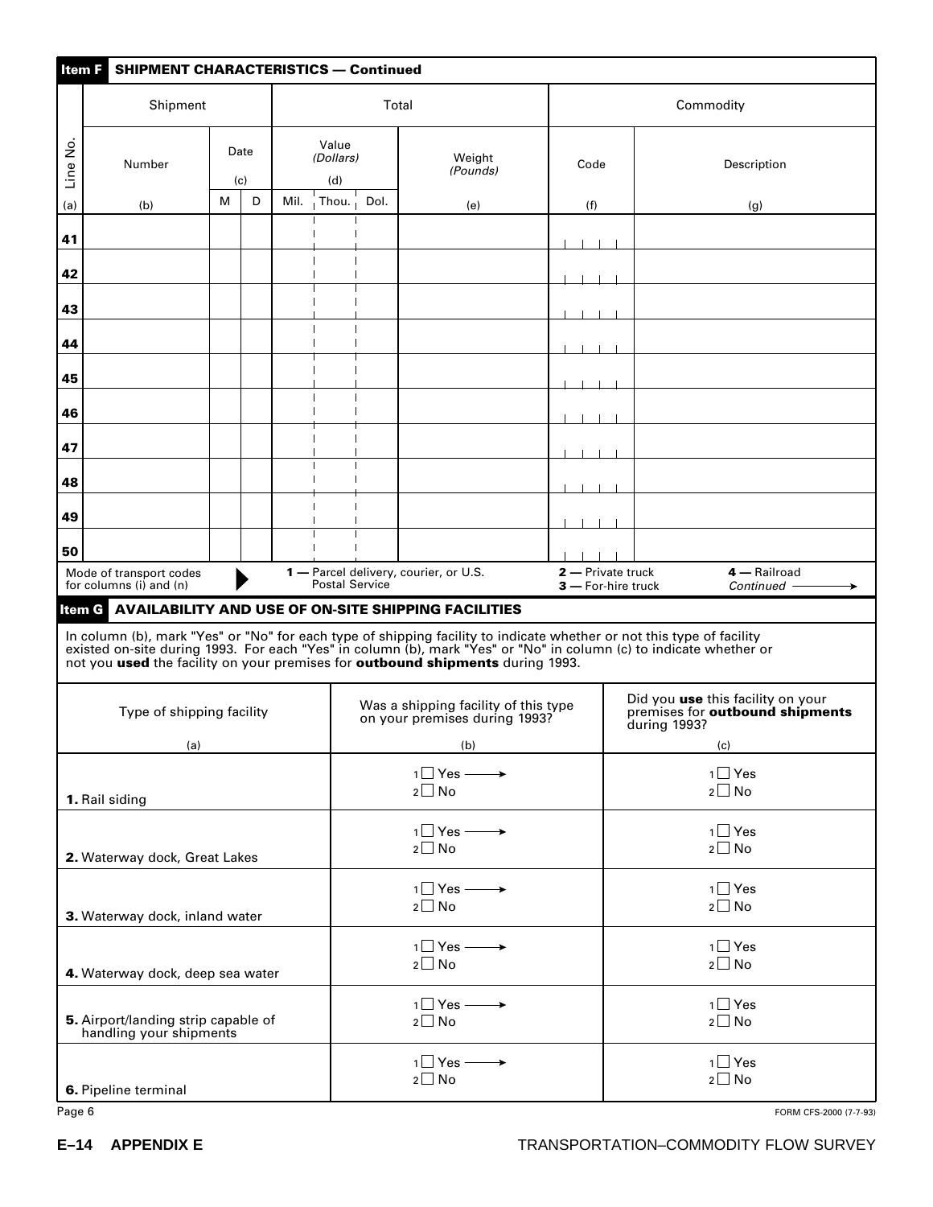## Item F SHIPMENT CHARACTERISTICS — Continued

| Line No. | Shipment | | | Total | | | | Commodity | |
|---|---|---|---|---|---|---|---|---|---|
| | Number | Date (c) | | Value *(Dollars)* (d) | | | Weight *(Pounds)* | Code | Description |
| | | M | D | Mil. | Thou. | Dol. | | | |
| (a) | (b) | | | | | | (e) | (f) | (g) |
| **41** | | | | | | | | | |
| **42** | | | | | | | | | |
| **43** | | | | | | | | | |
| **44** | | | | | | | | | |
| **45** | | | | | | | | | |
| **46** | | | | | | | | | |
| **47** | | | | | | | | | |
| **48** | | | | | | | | | |
| **49** | | | | | | | | | |
| **50** | | | | | | | | | |

Mode of transport codes for columns (i) and (n) ▶ **1 —** Parcel delivery, courier, or U.S. Postal Service **2 —** Private truck **3 —** For-hire truck **4 —** Railroad *Continued* ⟶

## Item G AVAILABILITY AND USE OF ON-SITE SHIPPING FACILITIES

In column (b), mark "Yes" or "No" for each type of shipping facility to indicate whether or not this type of facility existed on-site during 1993. For each "Yes" in column (b), mark "Yes" or "No" in column (c) to indicate whether or not you **used** the facility on your premises for **outbound shipments** during 1993.

| Type of shipping facility | Was a shipping facility of this type on your premises during 1993? | Did you **use** this facility on your premises for **outbound shipments** during 1993? |
|---|---|---|
| (a) | (b) | (c) |
| **1.** Rail siding | 1 ☐ Yes ⟶ 2 ☐ No | 1 ☐ Yes 2 ☐ No |
| **2.** Waterway dock, Great Lakes | 1 ☐ Yes ⟶ 2 ☐ No | 1 ☐ Yes 2 ☐ No |
| **3.** Waterway dock, inland water | 1 ☐ Yes ⟶ 2 ☐ No | 1 ☐ Yes 2 ☐ No |
| **4.** Waterway dock, deep sea water | 1 ☐ Yes ⟶ 2 ☐ No | 1 ☐ Yes 2 ☐ No |
| **5.** Airport/landing strip capable of handling your shipments | 1 ☐ Yes ⟶ 2 ☐ No | 1 ☐ Yes 2 ☐ No |
| **6.** Pipeline terminal | 1 ☐ Yes ⟶ 2 ☐ No | 1 ☐ Yes 2 ☐ No |

Page 6 FORM CFS-2000 (7-7-93)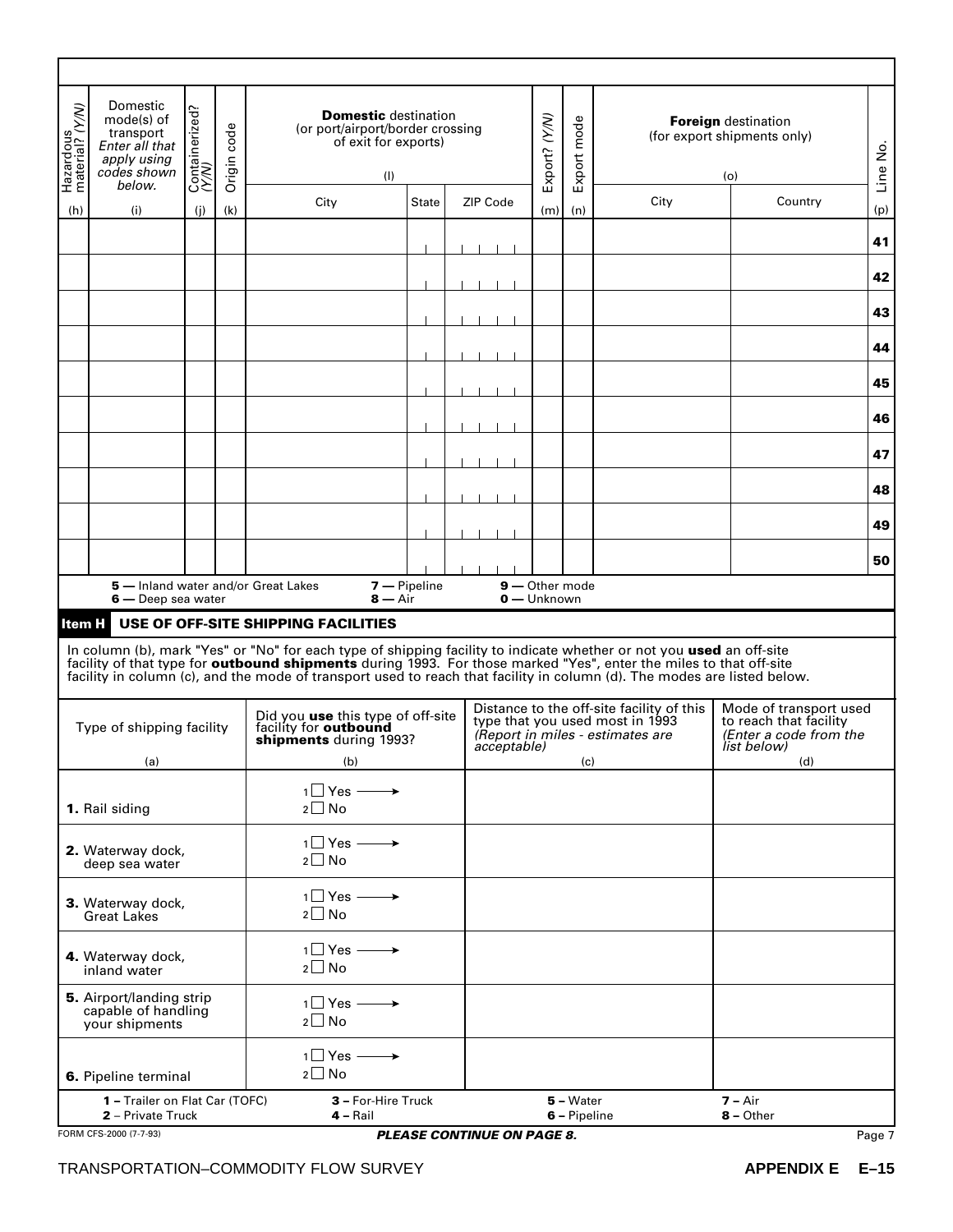| Hazardous material? (Y/N) | Domestic mode(s) of transport *Enter all that apply using codes shown below.* | Containerized? (Y/N) | Origin code | **Domestic** destination (or port/airport/border crossing of exit for exports) (l) | | | Export? (Y/N) | Export mode | **Foreign** destination (for export shipments only) (o) | | Line No. |
|---|---|---|---|---|---|---|---|---|---|---|---|
| (h) | (i) | (j) | (k) | City | State | ZIP Code | (m) | (n) | City | Country | (p) |
| | | | | | | | | | | | **41** |
| | | | | | | | | | | | **42** |
| | | | | | | | | | | | **43** |
| | | | | | | | | | | | **44** |
| | | | | | | | | | | | **45** |
| | | | | | | | | | | | **46** |
| | | | | | | | | | | | **47** |
| | | | | | | | | | | | **48** |
| | | | | | | | | | | | **49** |
| | | | | | | | | | | | **50** |

**5 —** Inland water and/or Great Lakes **7 —** Pipeline **9 —** Other mode
**6 —** Deep sea water **8 —** Air **0 —** Unknown

## Item H USE OF OFF-SITE SHIPPING FACILITIES

In column (b), mark "Yes" or "No" for each type of shipping facility to indicate whether or not you **used** an off-site facility of that type for **outbound shipments** during 1993. For those marked "Yes", enter the miles to that off-site facility in column (c), and the mode of transport used to reach that facility in column (d). The modes are listed below.

| Type of shipping facility (a) | Did you **use** this type of off-site facility for **outbound shipments** during 1993? (b) | Distance to the off-site facility of this type that you used most in 1993 *(Report in miles - estimates are acceptable)* (c) | Mode of transport used to reach that facility *(Enter a code from the list below)* (d) |
|---|---|---|---|
| **1.** Rail siding | 1 ☐ Yes → 2 ☐ No | | |
| **2.** Waterway dock, deep sea water | 1 ☐ Yes → 2 ☐ No | | |
| **3.** Waterway dock, Great Lakes | 1 ☐ Yes → 2 ☐ No | | |
| **4.** Waterway dock, inland water | 1 ☐ Yes → 2 ☐ No | | |
| **5.** Airport/landing strip capable of handling your shipments | 1 ☐ Yes → 2 ☐ No | | |
| **6.** Pipeline terminal | 1 ☐ Yes → 2 ☐ No | | |

**1 –** Trailer on Flat Car (TOFC) **3 –** For-Hire Truck **5 –** Water **7 –** Air
**2** – Private Truck **4 –** Rail **6 –** Pipeline **8 –** Other

FORM CFS-2000 (7-7-93)

***PLEASE CONTINUE ON PAGE 8.***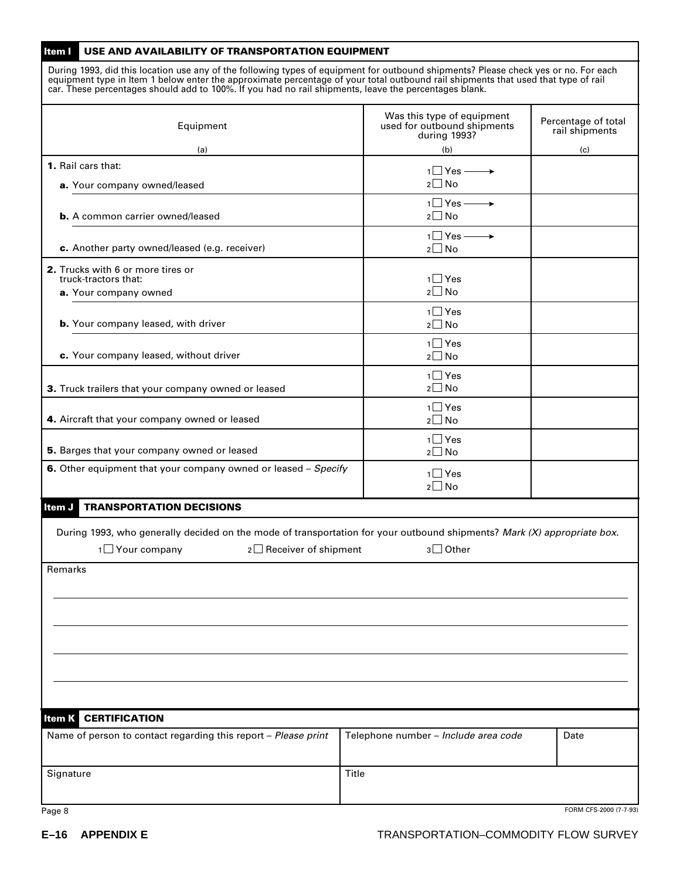## Item I USE AND AVAILABILITY OF TRANSPORTATION EQUIPMENT

During 1993, did this location use any of the following types of equipment for outbound shipments? Please check yes or no. For each equipment type in Item 1 below enter the approximate percentage of your total outbound rail shipments that used that type of rail car. These percentages should add to 100%. If you had no rail shipments, leave the percentages blank.

| Equipment<br>(a) | Was this type of equipment used for outbound shipments during 1993?<br>(b) | Percentage of total rail shipments<br>(c) |
|---|---|---|
| **1.** Rail cars that: | | |
| **a.** Your company owned/leased | 1☐ Yes ⟶ 2☐ No | |
| **b.** A common carrier owned/leased | 1☐ Yes ⟶ 2☐ No | |
| **c.** Another party owned/leased (e.g. receiver) | 1☐ Yes ⟶ 2☐ No | |
| **2.** Trucks with 6 or more tires or truck-tractors that: | | |
| **a.** Your company owned | 1☐ Yes 2☐ No | |
| **b.** Your company leased, with driver | 1☐ Yes 2☐ No | |
| **c.** Your company leased, without driver | 1☐ Yes 2☐ No | |
| **3.** Truck trailers that your company owned or leased | 1☐ Yes 2☐ No | |
| **4.** Aircraft that your company owned or leased | 1☐ Yes 2☐ No | |
| **5.** Barges that your company owned or leased | 1☐ Yes 2☐ No | |
| **6.** Other equipment that your company owned or leased – *Specify* | 1☐ Yes 2☐ No | |

## Item J TRANSPORTATION DECISIONS

During 1993, who generally decided on the mode of transportation for your outbound shipments? *Mark (X) appropriate box.*

1☐ Your company    2☐ Receiver of shipment    3☐ Other

Remarks

## Item K CERTIFICATION

| Name of person to contact regarding this report – *Please print* | Telephone number – *Include area code* | Date |
|---|---|---|
| Signature | Title | |

Page 8

FORM CFS-2000 (7-7-93)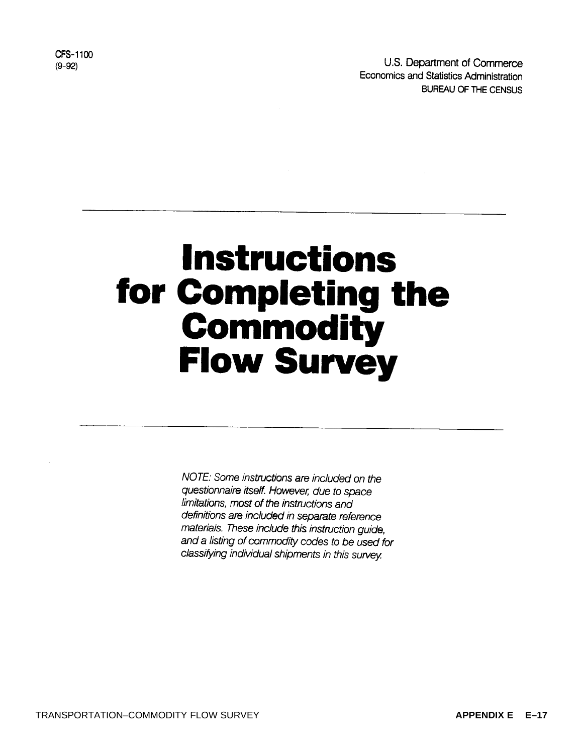CFS-1100
(9-92)

U.S. Department of Commerce
Economics and Statistics Administration
BUREAU OF THE CENSUS

# Instructions for Completing the Commodity Flow Survey

*NOTE: Some instructions are included on the questionnaire itself. However, due to space limitations, most of the instructions and definitions are included in separate reference materials. These include this instruction guide, and a listing of commodity codes to be used for classifying individual shipments in this survey.*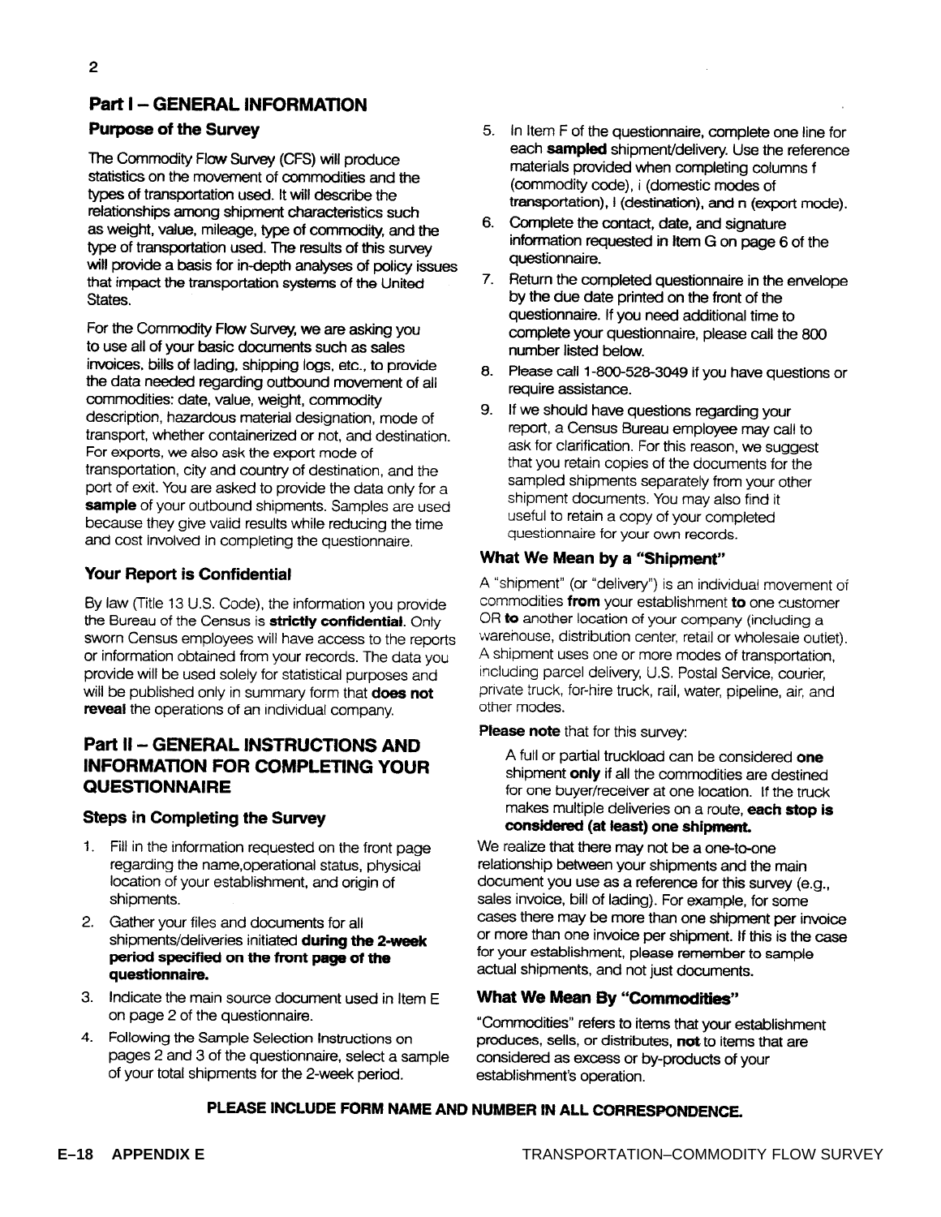## Part I – GENERAL INFORMATION

### Purpose of the Survey

The Commodity Flow Survey (CFS) will produce statistics on the movement of commodities and the types of transportation used. It will describe the relationships among shipment characteristics such as weight, value, mileage, type of commodity, and the type of transportation used. The results of this survey will provide a basis for in-depth analyses of policy issues that impact the transportation systems of the United States.

For the Commodity Flow Survey, we are asking you to use all of your basic documents such as sales invoices, bills of lading, shipping logs, etc., to provide the data needed regarding outbound movement of all commodities: date, value, weight, commodity description, hazardous material designation, mode of transport, whether containerized or not, and destination. For exports, we also ask the export mode of transportation, city and country of destination, and the port of exit. You are asked to provide the data only for a **sample** of your outbound shipments. Samples are used because they give valid results while reducing the time and cost involved in completing the questionnaire.

### Your Report is Confidential

By law (Title 13 U.S. Code), the information you provide the Bureau of the Census is **strictly confidential**. Only sworn Census employees will have access to the reports or information obtained from your records. The data you provide will be used solely for statistical purposes and will be published only in summary form that **does not reveal** the operations of an individual company.

## Part II – GENERAL INSTRUCTIONS AND INFORMATION FOR COMPLETING YOUR QUESTIONNAIRE

### Steps in Completing the Survey

1. Fill in the information requested on the front page regarding the name,operational status, physical location of your establishment, and origin of shipments.
2. Gather your files and documents for all shipments/deliveries initiated **during the 2-week period specified on the front page of the questionnaire.**
3. Indicate the main source document used in Item E on page 2 of the questionnaire.
4. Following the Sample Selection Instructions on pages 2 and 3 of the questionnaire, select a sample of your total shipments for the 2-week period.
5. In Item F of the questionnaire, complete one line for each **sampled** shipment/delivery. Use the reference materials provided when completing columns f (commodity code), i (domestic modes of transportation), l (destination), and n (export mode).
6. Complete the contact, date, and signature information requested in Item G on page 6 of the questionnaire.
7. Return the completed questionnaire in the envelope by the due date printed on the front of the questionnaire. If you need additional time to complete your questionnaire, please call the 800 number listed below.
8. Please call 1-800-528-3049 if you have questions or require assistance.
9. If we should have questions regarding your report, a Census Bureau employee may call to ask for clarification. For this reason, we suggest that you retain copies of the documents for the sampled shipments separately from your other shipment documents. You may also find it useful to retain a copy of your completed questionnaire for your own records.

### What We Mean by a "Shipment"

A "shipment" (or "delivery") is an individual movement of commodities **from** your establishment **to** one customer OR **to** another location of your company (including a warehouse, distribution center, retail or wholesale outlet). A shipment uses one or more modes of transportation, including parcel delivery, U.S. Postal Service, courier, private truck, for-hire truck, rail, water, pipeline, air, and other modes.

**Please note** that for this survey:

> A full or partial truckload can be considered **one** shipment **only** if all the commodities are destined for one buyer/receiver at one location. If the truck makes multiple deliveries on a route, **each stop is considered (at least) one shipment.**

We realize that there may not be a one-to-one relationship between your shipments and the main document you use as a reference for this survey (e.g., sales invoice, bill of lading). For example, for some cases there may be more than one shipment per invoice or more than one invoice per shipment. If this is the case for your establishment, please remember to sample actual shipments, and not just documents.

### What We Mean By "Commodities"

"Commodities" refers to items that your establishment produces, sells, or distributes, **not** to items that are considered as excess or by-products of your establishment's operation.

**PLEASE INCLUDE FORM NAME AND NUMBER IN ALL CORRESPONDENCE.**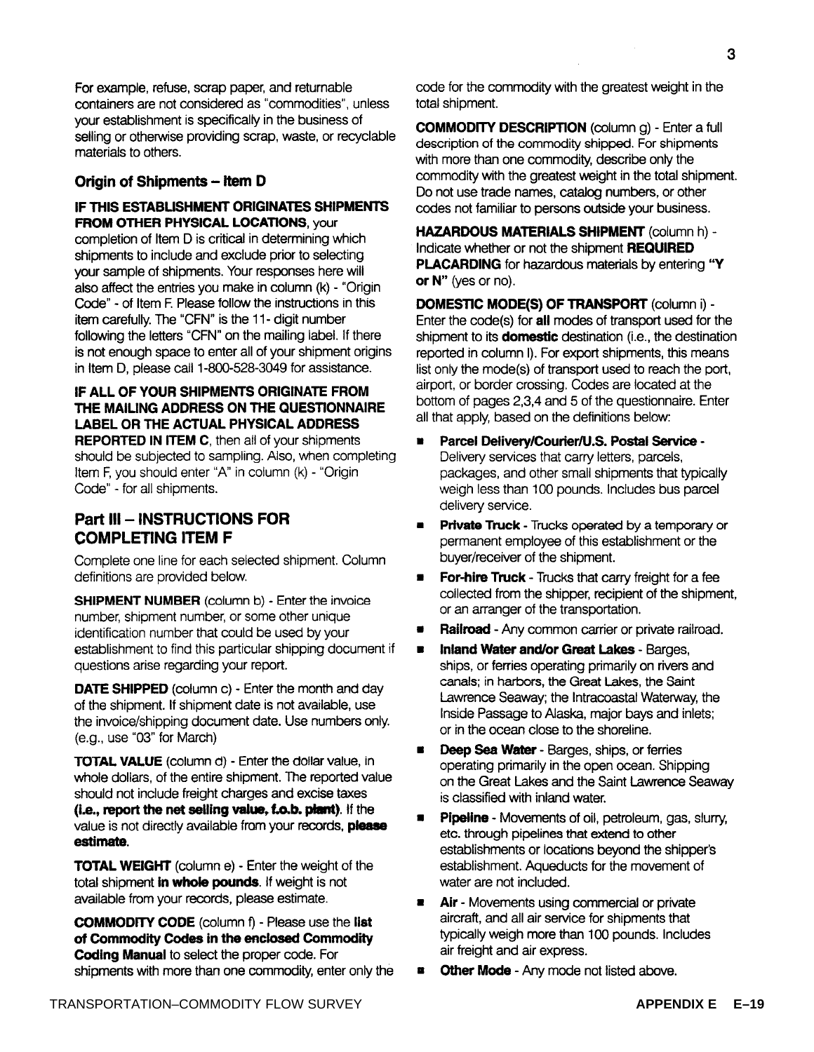For example, refuse, scrap paper, and returnable containers are not considered as "commodities", unless your establishment is specifically in the business of selling or otherwise providing scrap, waste, or recyclable materials to others.

### Origin of Shipments – Item D

**IF THIS ESTABLISHMENT ORIGINATES SHIPMENTS FROM OTHER PHYSICAL LOCATIONS**, your completion of Item D is critical in determining which shipments to include and exclude prior to selecting your sample of shipments. Your responses here will also affect the entries you make in column (k) - "Origin Code" - of Item F. Please follow the instructions in this item carefully. The "CFN" is the 11- digit number following the letters "CFN" on the mailing label. If there is not enough space to enter all of your shipment origins in Item D, please call 1-800-528-3049 for assistance.

**IF ALL OF YOUR SHIPMENTS ORIGINATE FROM THE MAILING ADDRESS ON THE QUESTIONNAIRE LABEL OR THE ACTUAL PHYSICAL ADDRESS REPORTED IN ITEM C**, then all of your shipments should be subjected to sampling. Also, when completing Item F, you should enter "A" in column (k) - "Origin Code" - for all shipments.

## Part III – INSTRUCTIONS FOR COMPLETING ITEM F

Complete one line for each selected shipment. Column definitions are provided below.

**SHIPMENT NUMBER** (column b) - Enter the invoice number, shipment number, or some other unique identification number that could be used by your establishment to find this particular shipping document if questions arise regarding your report.

**DATE SHIPPED** (column c) - Enter the month and day of the shipment. If shipment date is not available, use the invoice/shipping document date. Use numbers only. (e.g., use "03" for March)

**TOTAL VALUE** (column d) - Enter the dollar value, in whole dollars, of the entire shipment. The reported value should not include freight charges and excise taxes **(i.e., report the net selling value, f.o.b. plant)**. If the value is not directly available from your records, **please estimate**.

**TOTAL WEIGHT** (column e) - Enter the weight of the total shipment **in whole pounds**. If weight is not available from your records, please estimate.

**COMMODITY CODE** (column f) - Please use the **list of Commodity Codes in the enclosed Commodity Coding Manual** to select the proper code. For shipments with more than one commodity, enter only the code for the commodity with the greatest weight in the total shipment.

**COMMODITY DESCRIPTION** (column g) - Enter a full description of the commodity shipped. For shipments with more than one commodity, describe only the commodity with the greatest weight in the total shipment. Do not use trade names, catalog numbers, or other codes not familiar to persons outside your business.

**HAZARDOUS MATERIALS SHIPMENT** (column h) - Indicate whether or not the shipment **REQUIRED PLACARDING** for hazardous materials by entering **"Y or N"** (yes or no).

**DOMESTIC MODE(S) OF TRANSPORT** (column i) - Enter the code(s) for **all** modes of transport used for the shipment to its **domestic** destination (i.e., the destination reported in column l). For export shipments, this means list only the mode(s) of transport used to reach the port, airport, or border crossing. Codes are located at the bottom of pages 2,3,4 and 5 of the questionnaire. Enter all that apply, based on the definitions below:

- **Parcel Delivery/Courier/U.S. Postal Service** - Delivery services that carry letters, parcels, packages, and other small shipments that typically weigh less than 100 pounds. Includes bus parcel delivery service.
- **Private Truck** - Trucks operated by a temporary or permanent employee of this establishment or the buyer/receiver of the shipment.
- **For-hire Truck** - Trucks that carry freight for a fee collected from the shipper, recipient of the shipment, or an arranger of the transportation.
- **Railroad** - Any common carrier or private railroad.
- **Inland Water and/or Great Lakes** - Barges, ships, or ferries operating primarily on rivers and canals; in harbors, the Great Lakes, the Saint Lawrence Seaway; the Intracoastal Waterway, the Inside Passage to Alaska, major bays and inlets; or in the ocean close to the shoreline.
- **Deep Sea Water** - Barges, ships, or ferries operating primarily in the open ocean. Shipping on the Great Lakes and the Saint Lawrence Seaway is classified with inland water.
- **Pipeline** - Movements of oil, petroleum, gas, slurry, etc. through pipelines that extend to other establishments or locations beyond the shipper's establishment. Aqueducts for the movement of water are not included.
- **Air** - Movements using commercial or private aircraft, and all air service for shipments that typically weigh more than 100 pounds. Includes air freight and air express.
- **Other Mode** - Any mode not listed above.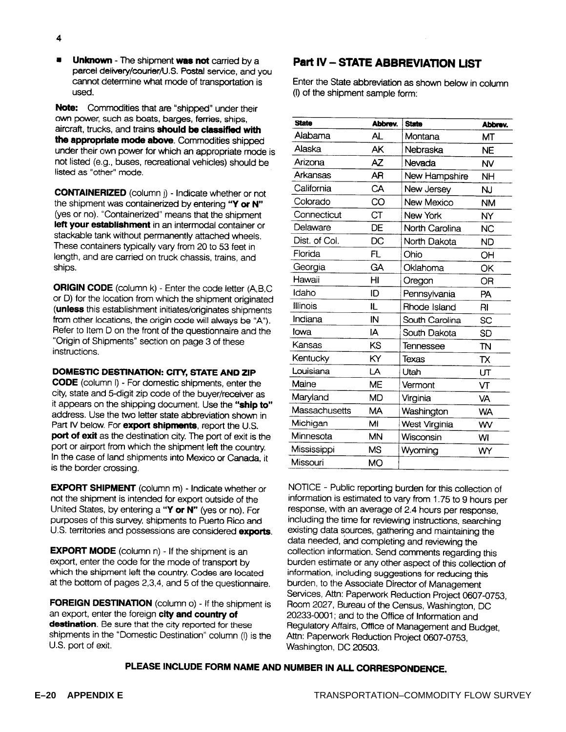- **Unknown** - The shipment **was not** carried by a parcel delivery/courier/U.S. Postal service, and you cannot determine what mode of transportation is used.

**Note:** Commodities that are "shipped" under their own power, such as boats, barges, ferries, ships, aircraft, trucks, and trains **should be classified with the appropriate mode above**. Commodities shipped under their own power for which an appropriate mode is not listed (e.g., buses, recreational vehicles) should be listed as "other" mode.

**CONTAINERIZED** (column j) - Indicate whether or not the shipment was containerized by entering **"Y or N"** (yes or no). "Containerized" means that the shipment **left your establishment** in an intermodal container or stackable tank without permanently attached wheels. These containers typically vary from 20 to 53 feet in length, and are carried on truck chassis, trains, and ships.

**ORIGIN CODE** (column k) - Enter the code letter (A,B,C or D) for the location from which the shipment originated (**unless** this establishment initiates/originates shipments from other locations, the origin code will always be "A"). Refer to Item D on the front of the questionnaire and the "Origin of Shipments" section on page 3 of these instructions.

**DOMESTIC DESTINATION: CITY, STATE AND ZIP CODE** (column l) - For domestic shipments, enter the city, state and 5-digit zip code of the buyer/receiver as it appears on the shipping document. Use the **"ship to"** address. Use the two letter state abbreviation shown in Part IV below. For **export shipments**, report the U.S. **port of exit** as the destination city. The port of exit is the port or airport from which the shipment left the country. In the case of land shipments into Mexico or Canada, it is the border crossing.

**EXPORT SHIPMENT** (column m) - Indicate whether or not the shipment is intended for export outside of the United States, by entering a **"Y or N"** (yes or no). For purposes of this survey, shipments to Puerto Rico and U.S. territories and possessions are considered **exports**.

**EXPORT MODE** (column n) - If the shipment is an export, enter the code for the mode of transport by which the shipment left the country. Codes are located at the bottom of pages 2,3,4, and 5 of the questionnaire.

**FOREIGN DESTINATION** (column o) - If the shipment is an export, enter the foreign **city and country of destination**. Be sure that the city reported for these shipments in the "Domestic Destination" column (l) is the U.S. port of exit.

## Part IV – STATE ABBREVIATION LIST

Enter the State abbreviation as shown below in column (l) of the shipment sample form:

| State | Abbrev. | State | Abbrev. |
|---|---|---|---|
| Alabama | AL | Montana | MT |
| Alaska | AK | Nebraska | NE |
| Arizona | AZ | Nevada | NV |
| Arkansas | AR | New Hampshire | NH |
| California | CA | New Jersey | NJ |
| Colorado | CO | New Mexico | NM |
| Connecticut | CT | New York | NY |
| Delaware | DE | North Carolina | NC |
| Dist. of Col. | DC | North Dakota | ND |
| Florida | FL | Ohio | OH |
| Georgia | GA | Oklahoma | OK |
| Hawaii | HI | Oregon | OR |
| Idaho | ID | Pennsylvania | PA |
| Illinois | IL | Rhode Island | RI |
| Indiana | IN | South Carolina | SC |
| Iowa | IA | South Dakota | SD |
| Kansas | KS | Tennessee | TN |
| Kentucky | KY | Texas | TX |
| Louisiana | LA | Utah | UT |
| Maine | ME | Vermont | VT |
| Maryland | MD | Virginia | VA |
| Massachusetts | MA | Washington | WA |
| Michigan | MI | West Virginia | WV |
| Minnesota | MN | Wisconsin | WI |
| Mississippi | MS | Wyoming | WY |
| Missouri | MO | | |

NOTICE - Public reporting burden for this collection of information is estimated to vary from 1.75 to 9 hours per response, with an average of 2.4 hours per response, including the time for reviewing instructions, searching existing data sources, gathering and maintaining the data needed, and completing and reviewing the collection information. Send comments regarding this burden estimate or any other aspect of this collection of information, including suggestions for reducing this burden, to the Associate Director of Management Services, Attn: Paperwork Reduction Project 0607-0753, Room 2027, Bureau of the Census, Washington, DC 20233-0001; and to the Office of Information and Regulatory Affairs, Office of Management and Budget, Attn: Paperwork Reduction Project 0607-0753, Washington, DC 20503.

**PLEASE INCLUDE FORM NAME AND NUMBER IN ALL CORRESPONDENCE.**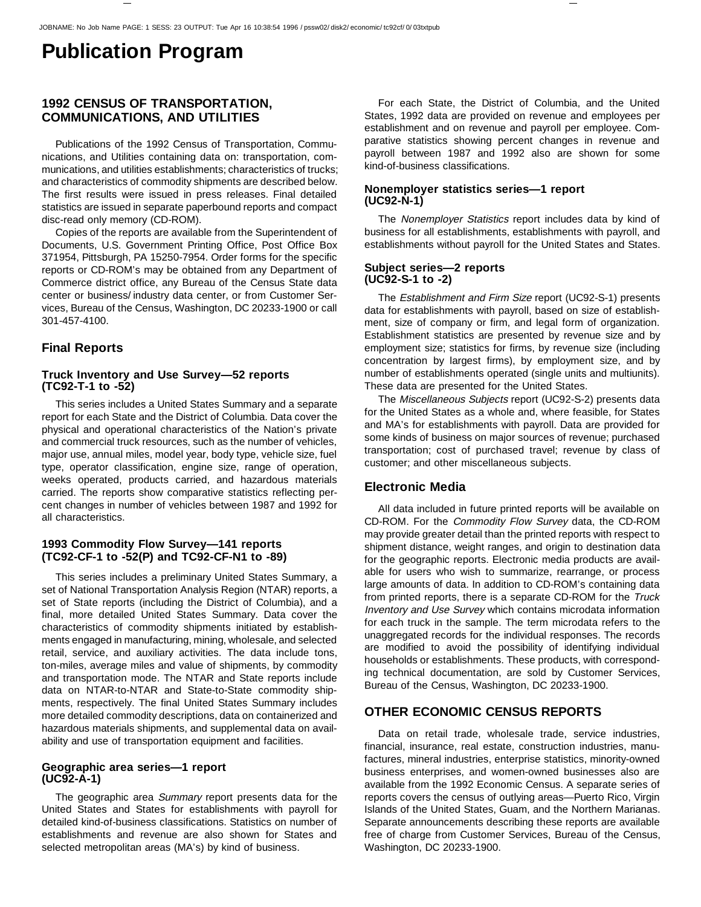# Publication Program

## 1992 CENSUS OF TRANSPORTATION, COMMUNICATIONS, AND UTILITIES

Publications of the 1992 Census of Transportation, Communications, and Utilities containing data on: transportation, communications, and utilities establishments; characteristics of trucks; and characteristics of commodity shipments are described below. The first results were issued in press releases. Final detailed statistics are issued in separate paperbound reports and compact disc-read only memory (CD-ROM).

Copies of the reports are available from the Superintendent of Documents, U.S. Government Printing Office, Post Office Box 371954, Pittsburgh, PA 15250-7954. Order forms for the specific reports or CD-ROM's may be obtained from any Department of Commerce district office, any Bureau of the Census State data center or business/ industry data center, or from Customer Services, Bureau of the Census, Washington, DC 20233-1900 or call 301-457-4100.

## Final Reports

### Truck Inventory and Use Survey—52 reports (TC92-T-1 to -52)

This series includes a United States Summary and a separate report for each State and the District of Columbia. Data cover the physical and operational characteristics of the Nation's private and commercial truck resources, such as the number of vehicles, major use, annual miles, model year, body type, vehicle size, fuel type, operator classification, engine size, range of operation, weeks operated, products carried, and hazardous materials carried. The reports show comparative statistics reflecting percent changes in number of vehicles between 1987 and 1992 for all characteristics.

### 1993 Commodity Flow Survey—141 reports (TC92-CF-1 to -52(P) and TC92-CF-N1 to -89)

This series includes a preliminary United States Summary, a set of National Transportation Analysis Region (NTAR) reports, a set of State reports (including the District of Columbia), and a final, more detailed United States Summary. Data cover the characteristics of commodity shipments initiated by establishments engaged in manufacturing, mining, wholesale, and selected retail, service, and auxiliary activities. The data include tons, ton-miles, average miles and value of shipments, by commodity and transportation mode. The NTAR and State reports include data on NTAR-to-NTAR and State-to-State commodity shipments, respectively. The final United States Summary includes more detailed commodity descriptions, data on containerized and hazardous materials shipments, and supplemental data on availability and use of transportation equipment and facilities.

### Geographic area series—1 report (UC92-A-1)

The geographic area *Summary* report presents data for the United States and States for establishments with payroll for detailed kind-of-business classifications. Statistics on number of establishments and revenue are also shown for States and selected metropolitan areas (MA's) by kind of business.

For each State, the District of Columbia, and the United States, 1992 data are provided on revenue and employees per establishment and on revenue and payroll per employee. Comparative statistics showing percent changes in revenue and payroll between 1987 and 1992 also are shown for some kind-of-business classifications.

### Nonemployer statistics series—1 report (UC92-N-1)

The *Nonemployer Statistics* report includes data by kind of business for all establishments, establishments with payroll, and establishments without payroll for the United States and States.

### Subject series—2 reports (UC92-S-1 to -2)

The *Establishment and Firm Size* report (UC92-S-1) presents data for establishments with payroll, based on size of establishment, size of company or firm, and legal form of organization. Establishment statistics are presented by revenue size and by employment size; statistics for firms, by revenue size (including concentration by largest firms), by employment size, and by number of establishments operated (single units and multiunits). These data are presented for the United States.

The *Miscellaneous Subjects* report (UC92-S-2) presents data for the United States as a whole and, where feasible, for States and MA's for establishments with payroll. Data are provided for some kinds of business on major sources of revenue; purchased transportation; cost of purchased travel; revenue by class of customer; and other miscellaneous subjects.

## Electronic Media

All data included in future printed reports will be available on CD-ROM. For the *Commodity Flow Survey* data, the CD-ROM may provide greater detail than the printed reports with respect to shipment distance, weight ranges, and origin to destination data for the geographic reports. Electronic media products are available for users who wish to summarize, rearrange, or process large amounts of data. In addition to CD-ROM's containing data from printed reports, there is a separate CD-ROM for the *Truck Inventory and Use Survey* which contains microdata information for each truck in the sample. The term microdata refers to the unaggregated records for the individual responses. The records are modified to avoid the possibility of identifying individual households or establishments. These products, with corresponding technical documentation, are sold by Customer Services, Bureau of the Census, Washington, DC 20233-1900.

## OTHER ECONOMIC CENSUS REPORTS

Data on retail trade, wholesale trade, service industries, financial, insurance, real estate, construction industries, manufactures, mineral industries, enterprise statistics, minority-owned business enterprises, and women-owned businesses also are available from the 1992 Economic Census. A separate series of reports covers the census of outlying areas—Puerto Rico, Virgin Islands of the United States, Guam, and the Northern Marianas. Separate announcements describing these reports are available free of charge from Customer Services, Bureau of the Census, Washington, DC 20233-1900.